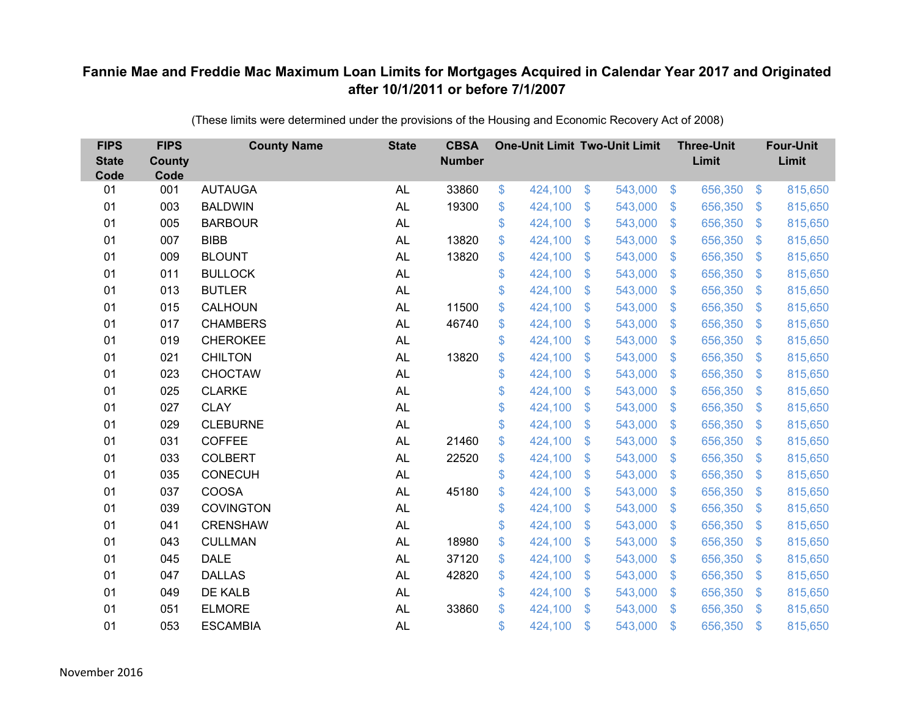# Fannie Mae and Freddie Mac Maximum Loan Limits for Mortgages Acquired in Calendar Year 2017 and Originated after 10/1/2011 or before 7/1/2007

(These limits were determined under the provisions of the Housing and Economic Recovery Act of 2008)

| FIPS State Code | FIPS County Code | County Name | State | CBSA Number | One-Unit Limit | Two-Unit Limit | Three-Unit Limit | Four-Unit Limit |
|---|---|---|---|---|---|---|---|---|
| 01 | 001 | AUTAUGA | AL | 33860 | $ 424,100 | $ 543,000 | $ 656,350 | $ 815,650 |
| 01 | 003 | BALDWIN | AL | 19300 | $ 424,100 | $ 543,000 | $ 656,350 | $ 815,650 |
| 01 | 005 | BARBOUR | AL | | $ 424,100 | $ 543,000 | $ 656,350 | $ 815,650 |
| 01 | 007 | BIBB | AL | 13820 | $ 424,100 | $ 543,000 | $ 656,350 | $ 815,650 |
| 01 | 009 | BLOUNT | AL | 13820 | $ 424,100 | $ 543,000 | $ 656,350 | $ 815,650 |
| 01 | 011 | BULLOCK | AL | | $ 424,100 | $ 543,000 | $ 656,350 | $ 815,650 |
| 01 | 013 | BUTLER | AL | | $ 424,100 | $ 543,000 | $ 656,350 | $ 815,650 |
| 01 | 015 | CALHOUN | AL | 11500 | $ 424,100 | $ 543,000 | $ 656,350 | $ 815,650 |
| 01 | 017 | CHAMBERS | AL | 46740 | $ 424,100 | $ 543,000 | $ 656,350 | $ 815,650 |
| 01 | 019 | CHEROKEE | AL | | $ 424,100 | $ 543,000 | $ 656,350 | $ 815,650 |
| 01 | 021 | CHILTON | AL | 13820 | $ 424,100 | $ 543,000 | $ 656,350 | $ 815,650 |
| 01 | 023 | CHOCTAW | AL | | $ 424,100 | $ 543,000 | $ 656,350 | $ 815,650 |
| 01 | 025 | CLARKE | AL | | $ 424,100 | $ 543,000 | $ 656,350 | $ 815,650 |
| 01 | 027 | CLAY | AL | | $ 424,100 | $ 543,000 | $ 656,350 | $ 815,650 |
| 01 | 029 | CLEBURNE | AL | | $ 424,100 | $ 543,000 | $ 656,350 | $ 815,650 |
| 01 | 031 | COFFEE | AL | 21460 | $ 424,100 | $ 543,000 | $ 656,350 | $ 815,650 |
| 01 | 033 | COLBERT | AL | 22520 | $ 424,100 | $ 543,000 | $ 656,350 | $ 815,650 |
| 01 | 035 | CONECUH | AL | | $ 424,100 | $ 543,000 | $ 656,350 | $ 815,650 |
| 01 | 037 | COOSA | AL | 45180 | $ 424,100 | $ 543,000 | $ 656,350 | $ 815,650 |
| 01 | 039 | COVINGTON | AL | | $ 424,100 | $ 543,000 | $ 656,350 | $ 815,650 |
| 01 | 041 | CRENSHAW | AL | | $ 424,100 | $ 543,000 | $ 656,350 | $ 815,650 |
| 01 | 043 | CULLMAN | AL | 18980 | $ 424,100 | $ 543,000 | $ 656,350 | $ 815,650 |
| 01 | 045 | DALE | AL | 37120 | $ 424,100 | $ 543,000 | $ 656,350 | $ 815,650 |
| 01 | 047 | DALLAS | AL | 42820 | $ 424,100 | $ 543,000 | $ 656,350 | $ 815,650 |
| 01 | 049 | DE KALB | AL | | $ 424,100 | $ 543,000 | $ 656,350 | $ 815,650 |
| 01 | 051 | ELMORE | AL | 33860 | $ 424,100 | $ 543,000 | $ 656,350 | $ 815,650 |
| 01 | 053 | ESCAMBIA | AL | | $ 424,100 | $ 543,000 | $ 656,350 | $ 815,650 |

November 2016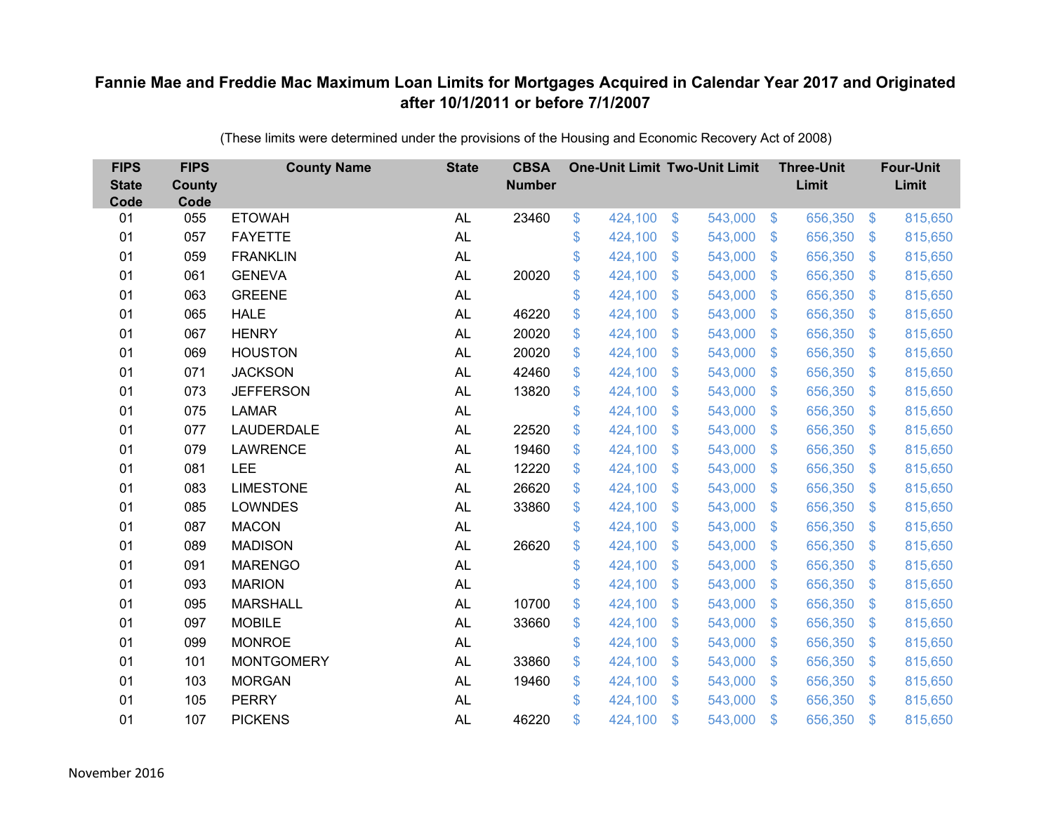**Fannie Mae and Freddie Mac Maximum Loan Limits for Mortgages Acquired in Calendar Year 2017 and Originated after 10/1/2011 or before 7/1/2007**

(These limits were determined under the provisions of the Housing and Economic Recovery Act of 2008)

| FIPS State Code | FIPS County Code | County Name | State | CBSA Number | One-Unit Limit | Two-Unit Limit | Three-Unit Limit | Four-Unit Limit |
|---|---|---|---|---|---|---|---|---|
| 01 | 055 | ETOWAH | AL | 23460 | $ 424,100 | $ 543,000 | $ 656,350 | $ 815,650 |
| 01 | 057 | FAYETTE | AL | | $ 424,100 | $ 543,000 | $ 656,350 | $ 815,650 |
| 01 | 059 | FRANKLIN | AL | | $ 424,100 | $ 543,000 | $ 656,350 | $ 815,650 |
| 01 | 061 | GENEVA | AL | 20020 | $ 424,100 | $ 543,000 | $ 656,350 | $ 815,650 |
| 01 | 063 | GREENE | AL | | $ 424,100 | $ 543,000 | $ 656,350 | $ 815,650 |
| 01 | 065 | HALE | AL | 46220 | $ 424,100 | $ 543,000 | $ 656,350 | $ 815,650 |
| 01 | 067 | HENRY | AL | 20020 | $ 424,100 | $ 543,000 | $ 656,350 | $ 815,650 |
| 01 | 069 | HOUSTON | AL | 20020 | $ 424,100 | $ 543,000 | $ 656,350 | $ 815,650 |
| 01 | 071 | JACKSON | AL | 42460 | $ 424,100 | $ 543,000 | $ 656,350 | $ 815,650 |
| 01 | 073 | JEFFERSON | AL | 13820 | $ 424,100 | $ 543,000 | $ 656,350 | $ 815,650 |
| 01 | 075 | LAMAR | AL | | $ 424,100 | $ 543,000 | $ 656,350 | $ 815,650 |
| 01 | 077 | LAUDERDALE | AL | 22520 | $ 424,100 | $ 543,000 | $ 656,350 | $ 815,650 |
| 01 | 079 | LAWRENCE | AL | 19460 | $ 424,100 | $ 543,000 | $ 656,350 | $ 815,650 |
| 01 | 081 | LEE | AL | 12220 | $ 424,100 | $ 543,000 | $ 656,350 | $ 815,650 |
| 01 | 083 | LIMESTONE | AL | 26620 | $ 424,100 | $ 543,000 | $ 656,350 | $ 815,650 |
| 01 | 085 | LOWNDES | AL | 33860 | $ 424,100 | $ 543,000 | $ 656,350 | $ 815,650 |
| 01 | 087 | MACON | AL | | $ 424,100 | $ 543,000 | $ 656,350 | $ 815,650 |
| 01 | 089 | MADISON | AL | 26620 | $ 424,100 | $ 543,000 | $ 656,350 | $ 815,650 |
| 01 | 091 | MARENGO | AL | | $ 424,100 | $ 543,000 | $ 656,350 | $ 815,650 |
| 01 | 093 | MARION | AL | | $ 424,100 | $ 543,000 | $ 656,350 | $ 815,650 |
| 01 | 095 | MARSHALL | AL | 10700 | $ 424,100 | $ 543,000 | $ 656,350 | $ 815,650 |
| 01 | 097 | MOBILE | AL | 33660 | $ 424,100 | $ 543,000 | $ 656,350 | $ 815,650 |
| 01 | 099 | MONROE | AL | | $ 424,100 | $ 543,000 | $ 656,350 | $ 815,650 |
| 01 | 101 | MONTGOMERY | AL | 33860 | $ 424,100 | $ 543,000 | $ 656,350 | $ 815,650 |
| 01 | 103 | MORGAN | AL | 19460 | $ 424,100 | $ 543,000 | $ 656,350 | $ 815,650 |
| 01 | 105 | PERRY | AL | | $ 424,100 | $ 543,000 | $ 656,350 | $ 815,650 |
| 01 | 107 | PICKENS | AL | 46220 | $ 424,100 | $ 543,000 | $ 656,350 | $ 815,650 |

November 2016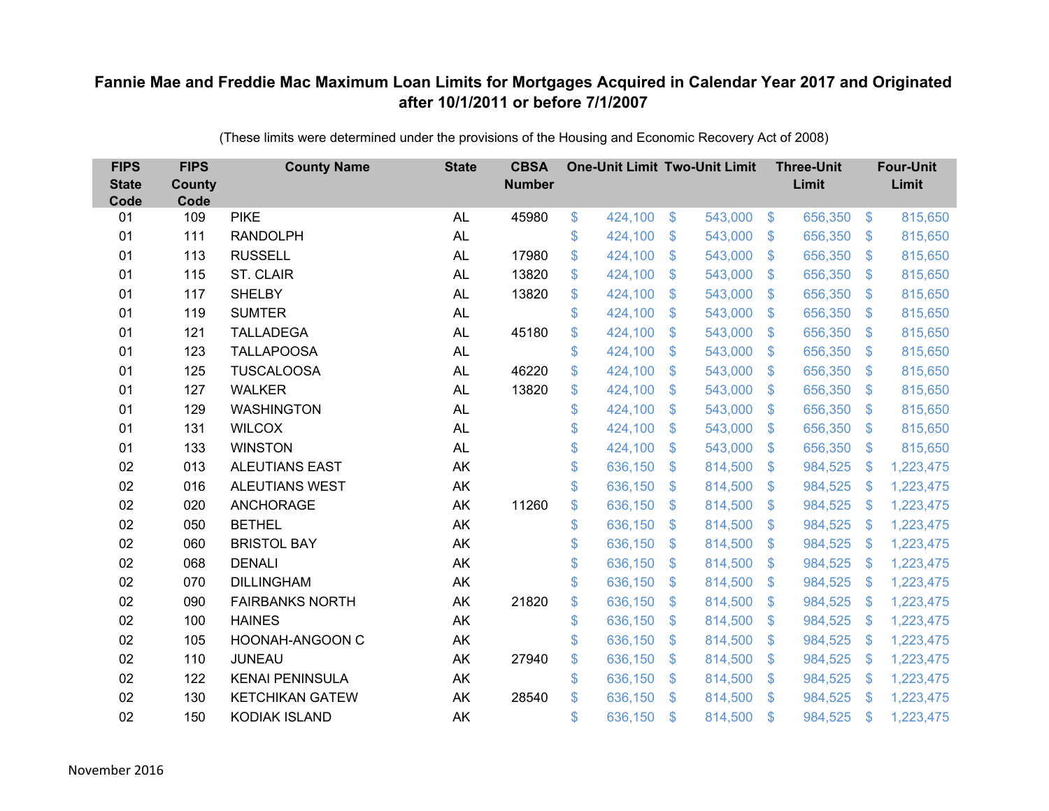**Fannie Mae and Freddie Mac Maximum Loan Limits for Mortgages Acquired in Calendar Year 2017 and Originated after 10/1/2011 or before 7/1/2007**

(These limits were determined under the provisions of the Housing and Economic Recovery Act of 2008)

| FIPS State Code | FIPS County Code | County Name | State | CBSA Number | One-Unit Limit | Two-Unit Limit | Three-Unit Limit | Four-Unit Limit |
|---|---|---|---|---|---|---|---|---|
| 01 | 109 | PIKE | AL | 45980 | $ 424,100 | $ 543,000 | $ 656,350 | $ 815,650 |
| 01 | 111 | RANDOLPH | AL | | $ 424,100 | $ 543,000 | $ 656,350 | $ 815,650 |
| 01 | 113 | RUSSELL | AL | 17980 | $ 424,100 | $ 543,000 | $ 656,350 | $ 815,650 |
| 01 | 115 | ST. CLAIR | AL | 13820 | $ 424,100 | $ 543,000 | $ 656,350 | $ 815,650 |
| 01 | 117 | SHELBY | AL | 13820 | $ 424,100 | $ 543,000 | $ 656,350 | $ 815,650 |
| 01 | 119 | SUMTER | AL | | $ 424,100 | $ 543,000 | $ 656,350 | $ 815,650 |
| 01 | 121 | TALLADEGA | AL | 45180 | $ 424,100 | $ 543,000 | $ 656,350 | $ 815,650 |
| 01 | 123 | TALLAPOOSA | AL | | $ 424,100 | $ 543,000 | $ 656,350 | $ 815,650 |
| 01 | 125 | TUSCALOOSA | AL | 46220 | $ 424,100 | $ 543,000 | $ 656,350 | $ 815,650 |
| 01 | 127 | WALKER | AL | 13820 | $ 424,100 | $ 543,000 | $ 656,350 | $ 815,650 |
| 01 | 129 | WASHINGTON | AL | | $ 424,100 | $ 543,000 | $ 656,350 | $ 815,650 |
| 01 | 131 | WILCOX | AL | | $ 424,100 | $ 543,000 | $ 656,350 | $ 815,650 |
| 01 | 133 | WINSTON | AL | | $ 424,100 | $ 543,000 | $ 656,350 | $ 815,650 |
| 02 | 013 | ALEUTIANS EAST | AK | | $ 636,150 | $ 814,500 | $ 984,525 | $ 1,223,475 |
| 02 | 016 | ALEUTIANS WEST | AK | | $ 636,150 | $ 814,500 | $ 984,525 | $ 1,223,475 |
| 02 | 020 | ANCHORAGE | AK | 11260 | $ 636,150 | $ 814,500 | $ 984,525 | $ 1,223,475 |
| 02 | 050 | BETHEL | AK | | $ 636,150 | $ 814,500 | $ 984,525 | $ 1,223,475 |
| 02 | 060 | BRISTOL BAY | AK | | $ 636,150 | $ 814,500 | $ 984,525 | $ 1,223,475 |
| 02 | 068 | DENALI | AK | | $ 636,150 | $ 814,500 | $ 984,525 | $ 1,223,475 |
| 02 | 070 | DILLINGHAM | AK | | $ 636,150 | $ 814,500 | $ 984,525 | $ 1,223,475 |
| 02 | 090 | FAIRBANKS NORTH | AK | 21820 | $ 636,150 | $ 814,500 | $ 984,525 | $ 1,223,475 |
| 02 | 100 | HAINES | AK | | $ 636,150 | $ 814,500 | $ 984,525 | $ 1,223,475 |
| 02 | 105 | HOONAH-ANGOON C | AK | | $ 636,150 | $ 814,500 | $ 984,525 | $ 1,223,475 |
| 02 | 110 | JUNEAU | AK | 27940 | $ 636,150 | $ 814,500 | $ 984,525 | $ 1,223,475 |
| 02 | 122 | KENAI PENINSULA | AK | | $ 636,150 | $ 814,500 | $ 984,525 | $ 1,223,475 |
| 02 | 130 | KETCHIKAN GATEW | AK | 28540 | $ 636,150 | $ 814,500 | $ 984,525 | $ 1,223,475 |
| 02 | 150 | KODIAK ISLAND | AK | | $ 636,150 | $ 814,500 | $ 984,525 | $ 1,223,475 |

November 2016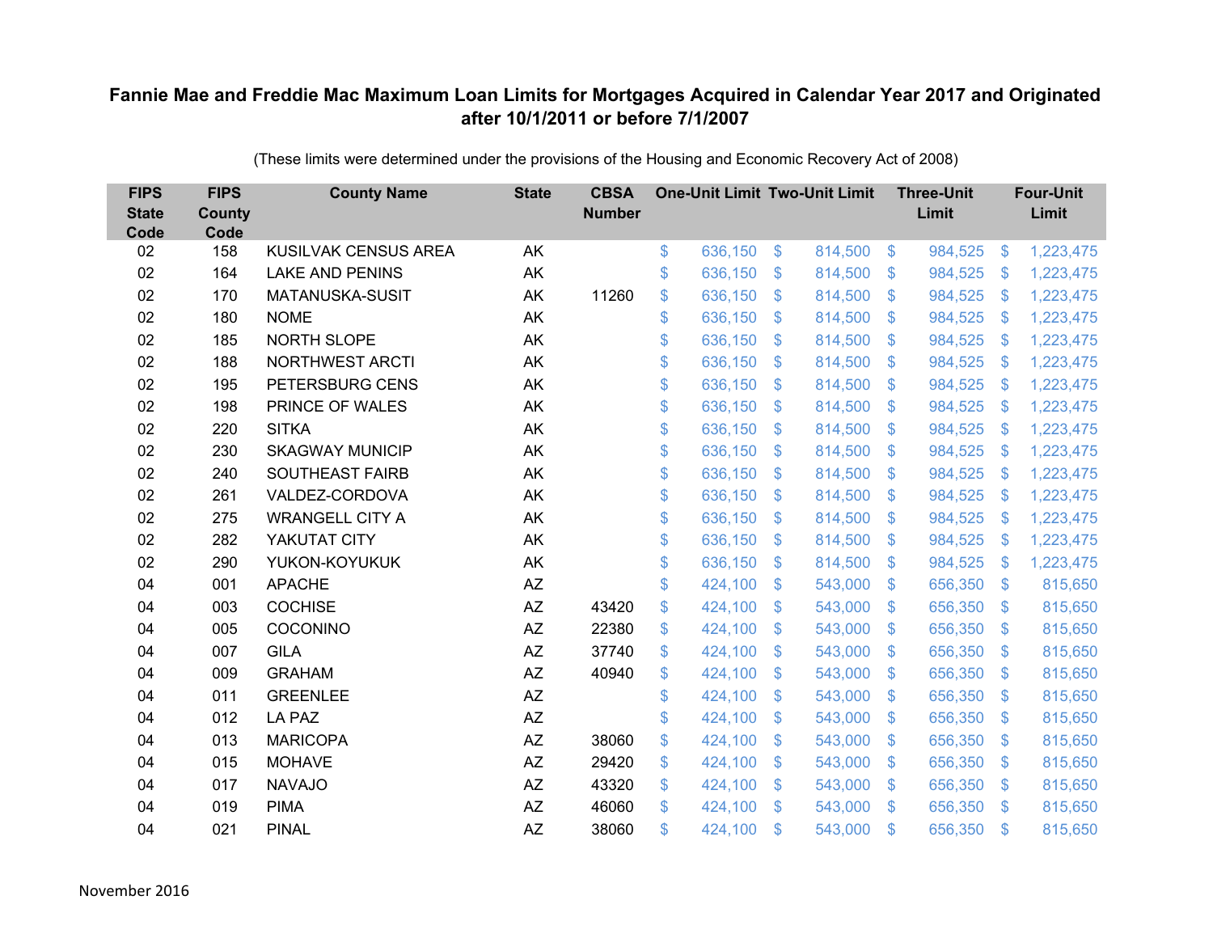**Fannie Mae and Freddie Mac Maximum Loan Limits for Mortgages Acquired in Calendar Year 2017 and Originated after 10/1/2011 or before 7/1/2007**

(These limits were determined under the provisions of the Housing and Economic Recovery Act of 2008)

| FIPS State Code | FIPS County Code | County Name | State | CBSA Number | One-Unit Limit | Two-Unit Limit | Three-Unit Limit | Four-Unit Limit |
|---|---|---|---|---|---|---|---|---|
| 02 | 158 | KUSILVAK CENSUS AREA | AK | | $ 636,150 | $ 814,500 | $ 984,525 | $ 1,223,475 |
| 02 | 164 | LAKE AND PENINS | AK | | $ 636,150 | $ 814,500 | $ 984,525 | $ 1,223,475 |
| 02 | 170 | MATANUSKA-SUSIT | AK | 11260 | $ 636,150 | $ 814,500 | $ 984,525 | $ 1,223,475 |
| 02 | 180 | NOME | AK | | $ 636,150 | $ 814,500 | $ 984,525 | $ 1,223,475 |
| 02 | 185 | NORTH SLOPE | AK | | $ 636,150 | $ 814,500 | $ 984,525 | $ 1,223,475 |
| 02 | 188 | NORTHWEST ARCTI | AK | | $ 636,150 | $ 814,500 | $ 984,525 | $ 1,223,475 |
| 02 | 195 | PETERSBURG CENS | AK | | $ 636,150 | $ 814,500 | $ 984,525 | $ 1,223,475 |
| 02 | 198 | PRINCE OF WALES | AK | | $ 636,150 | $ 814,500 | $ 984,525 | $ 1,223,475 |
| 02 | 220 | SITKA | AK | | $ 636,150 | $ 814,500 | $ 984,525 | $ 1,223,475 |
| 02 | 230 | SKAGWAY MUNICIP | AK | | $ 636,150 | $ 814,500 | $ 984,525 | $ 1,223,475 |
| 02 | 240 | SOUTHEAST FAIRB | AK | | $ 636,150 | $ 814,500 | $ 984,525 | $ 1,223,475 |
| 02 | 261 | VALDEZ-CORDOVA | AK | | $ 636,150 | $ 814,500 | $ 984,525 | $ 1,223,475 |
| 02 | 275 | WRANGELL CITY A | AK | | $ 636,150 | $ 814,500 | $ 984,525 | $ 1,223,475 |
| 02 | 282 | YAKUTAT CITY | AK | | $ 636,150 | $ 814,500 | $ 984,525 | $ 1,223,475 |
| 02 | 290 | YUKON-KOYUKUK | AK | | $ 636,150 | $ 814,500 | $ 984,525 | $ 1,223,475 |
| 04 | 001 | APACHE | AZ | | $ 424,100 | $ 543,000 | $ 656,350 | $ 815,650 |
| 04 | 003 | COCHISE | AZ | 43420 | $ 424,100 | $ 543,000 | $ 656,350 | $ 815,650 |
| 04 | 005 | COCONINO | AZ | 22380 | $ 424,100 | $ 543,000 | $ 656,350 | $ 815,650 |
| 04 | 007 | GILA | AZ | 37740 | $ 424,100 | $ 543,000 | $ 656,350 | $ 815,650 |
| 04 | 009 | GRAHAM | AZ | 40940 | $ 424,100 | $ 543,000 | $ 656,350 | $ 815,650 |
| 04 | 011 | GREENLEE | AZ | | $ 424,100 | $ 543,000 | $ 656,350 | $ 815,650 |
| 04 | 012 | LA PAZ | AZ | | $ 424,100 | $ 543,000 | $ 656,350 | $ 815,650 |
| 04 | 013 | MARICOPA | AZ | 38060 | $ 424,100 | $ 543,000 | $ 656,350 | $ 815,650 |
| 04 | 015 | MOHAVE | AZ | 29420 | $ 424,100 | $ 543,000 | $ 656,350 | $ 815,650 |
| 04 | 017 | NAVAJO | AZ | 43320 | $ 424,100 | $ 543,000 | $ 656,350 | $ 815,650 |
| 04 | 019 | PIMA | AZ | 46060 | $ 424,100 | $ 543,000 | $ 656,350 | $ 815,650 |
| 04 | 021 | PINAL | AZ | 38060 | $ 424,100 | $ 543,000 | $ 656,350 | $ 815,650 |

November 2016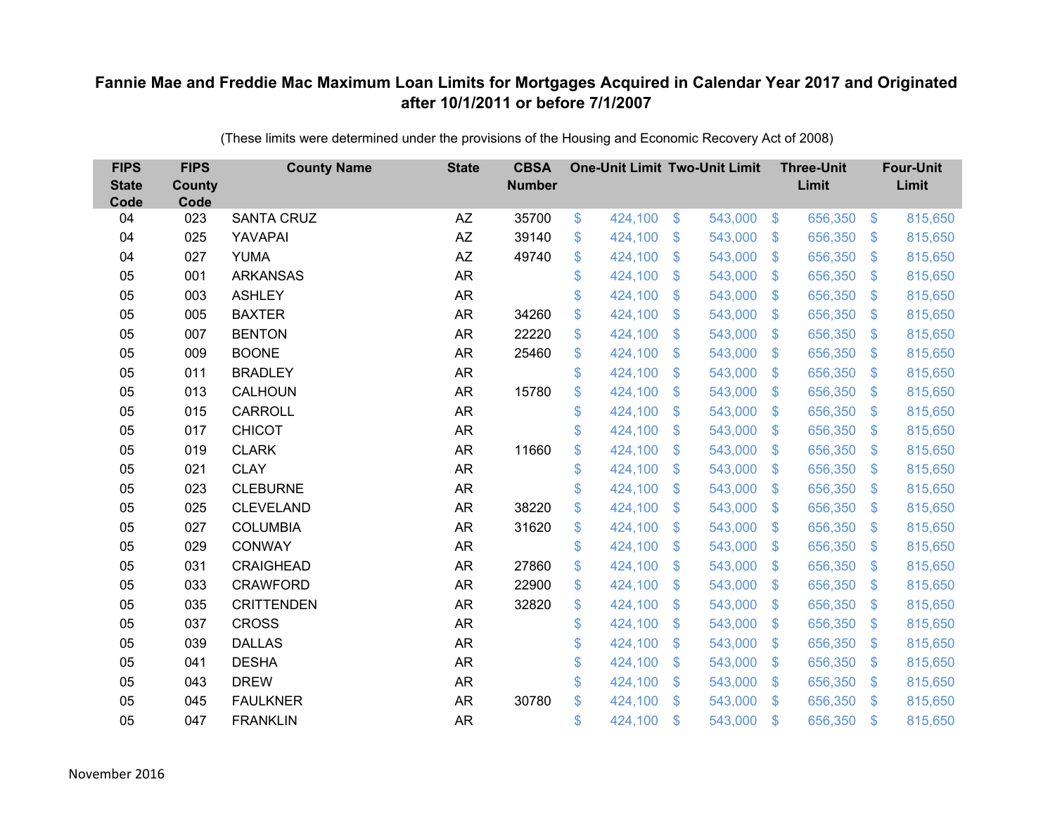## Fannie Mae and Freddie Mac Maximum Loan Limits for Mortgages Acquired in Calendar Year 2017 and Originated after 10/1/2011 or before 7/1/2007

(These limits were determined under the provisions of the Housing and Economic Recovery Act of 2008)

| FIPS State Code | FIPS County Code | County Name | State | CBSA Number | One-Unit Limit | Two-Unit Limit | Three-Unit Limit | Four-Unit Limit |
|---|---|---|---|---|---|---|---|---|
| 04 | 023 | SANTA CRUZ | AZ | 35700 | $ 424,100 | $ 543,000 | $ 656,350 | $ 815,650 |
| 04 | 025 | YAVAPAI | AZ | 39140 | $ 424,100 | $ 543,000 | $ 656,350 | $ 815,650 |
| 04 | 027 | YUMA | AZ | 49740 | $ 424,100 | $ 543,000 | $ 656,350 | $ 815,650 |
| 05 | 001 | ARKANSAS | AR | | $ 424,100 | $ 543,000 | $ 656,350 | $ 815,650 |
| 05 | 003 | ASHLEY | AR | | $ 424,100 | $ 543,000 | $ 656,350 | $ 815,650 |
| 05 | 005 | BAXTER | AR | 34260 | $ 424,100 | $ 543,000 | $ 656,350 | $ 815,650 |
| 05 | 007 | BENTON | AR | 22220 | $ 424,100 | $ 543,000 | $ 656,350 | $ 815,650 |
| 05 | 009 | BOONE | AR | 25460 | $ 424,100 | $ 543,000 | $ 656,350 | $ 815,650 |
| 05 | 011 | BRADLEY | AR | | $ 424,100 | $ 543,000 | $ 656,350 | $ 815,650 |
| 05 | 013 | CALHOUN | AR | 15780 | $ 424,100 | $ 543,000 | $ 656,350 | $ 815,650 |
| 05 | 015 | CARROLL | AR | | $ 424,100 | $ 543,000 | $ 656,350 | $ 815,650 |
| 05 | 017 | CHICOT | AR | | $ 424,100 | $ 543,000 | $ 656,350 | $ 815,650 |
| 05 | 019 | CLARK | AR | 11660 | $ 424,100 | $ 543,000 | $ 656,350 | $ 815,650 |
| 05 | 021 | CLAY | AR | | $ 424,100 | $ 543,000 | $ 656,350 | $ 815,650 |
| 05 | 023 | CLEBURNE | AR | | $ 424,100 | $ 543,000 | $ 656,350 | $ 815,650 |
| 05 | 025 | CLEVELAND | AR | 38220 | $ 424,100 | $ 543,000 | $ 656,350 | $ 815,650 |
| 05 | 027 | COLUMBIA | AR | 31620 | $ 424,100 | $ 543,000 | $ 656,350 | $ 815,650 |
| 05 | 029 | CONWAY | AR | | $ 424,100 | $ 543,000 | $ 656,350 | $ 815,650 |
| 05 | 031 | CRAIGHEAD | AR | 27860 | $ 424,100 | $ 543,000 | $ 656,350 | $ 815,650 |
| 05 | 033 | CRAWFORD | AR | 22900 | $ 424,100 | $ 543,000 | $ 656,350 | $ 815,650 |
| 05 | 035 | CRITTENDEN | AR | 32820 | $ 424,100 | $ 543,000 | $ 656,350 | $ 815,650 |
| 05 | 037 | CROSS | AR | | $ 424,100 | $ 543,000 | $ 656,350 | $ 815,650 |
| 05 | 039 | DALLAS | AR | | $ 424,100 | $ 543,000 | $ 656,350 | $ 815,650 |
| 05 | 041 | DESHA | AR | | $ 424,100 | $ 543,000 | $ 656,350 | $ 815,650 |
| 05 | 043 | DREW | AR | | $ 424,100 | $ 543,000 | $ 656,350 | $ 815,650 |
| 05 | 045 | FAULKNER | AR | 30780 | $ 424,100 | $ 543,000 | $ 656,350 | $ 815,650 |
| 05 | 047 | FRANKLIN | AR | | $ 424,100 | $ 543,000 | $ 656,350 | $ 815,650 |

November 2016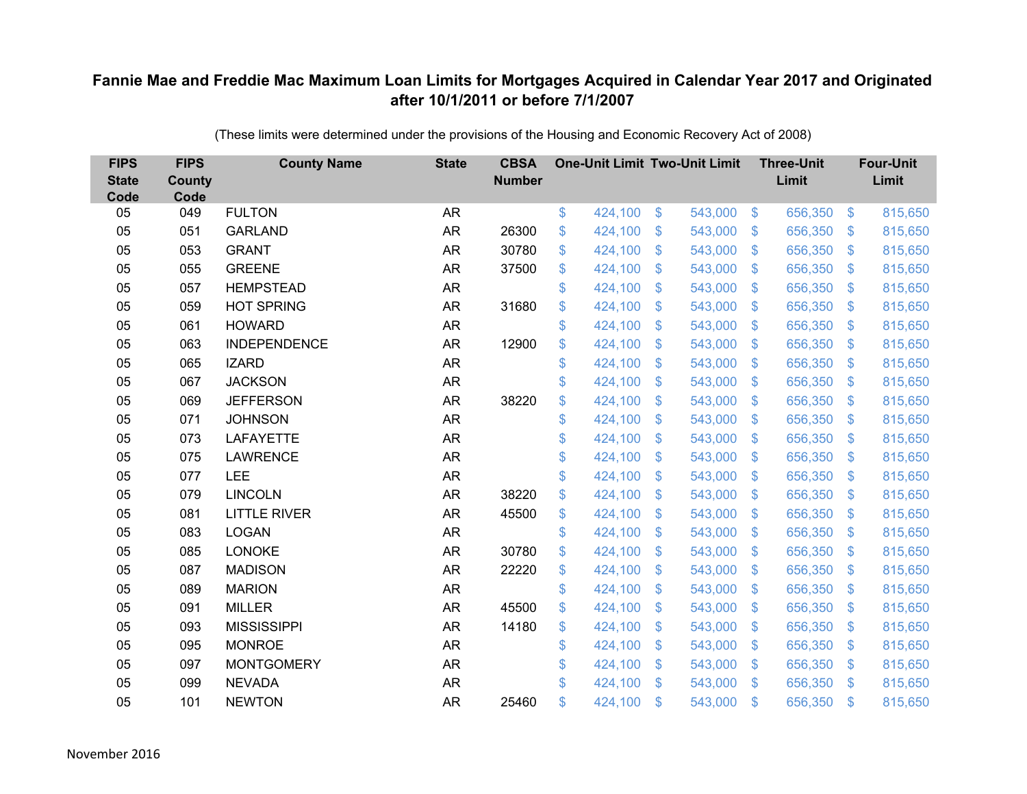**Fannie Mae and Freddie Mac Maximum Loan Limits for Mortgages Acquired in Calendar Year 2017 and Originated after 10/1/2011 or before 7/1/2007**

(These limits were determined under the provisions of the Housing and Economic Recovery Act of 2008)

| FIPS State Code | FIPS County Code | County Name | State | CBSA Number | One-Unit Limit | Two-Unit Limit | Three-Unit Limit | Four-Unit Limit |
|---|---|---|---|---|---|---|---|---|
| 05 | 049 | FULTON | AR | | $ 424,100 | $ 543,000 | $ 656,350 | $ 815,650 |
| 05 | 051 | GARLAND | AR | 26300 | $ 424,100 | $ 543,000 | $ 656,350 | $ 815,650 |
| 05 | 053 | GRANT | AR | 30780 | $ 424,100 | $ 543,000 | $ 656,350 | $ 815,650 |
| 05 | 055 | GREENE | AR | 37500 | $ 424,100 | $ 543,000 | $ 656,350 | $ 815,650 |
| 05 | 057 | HEMPSTEAD | AR | | $ 424,100 | $ 543,000 | $ 656,350 | $ 815,650 |
| 05 | 059 | HOT SPRING | AR | 31680 | $ 424,100 | $ 543,000 | $ 656,350 | $ 815,650 |
| 05 | 061 | HOWARD | AR | | $ 424,100 | $ 543,000 | $ 656,350 | $ 815,650 |
| 05 | 063 | INDEPENDENCE | AR | 12900 | $ 424,100 | $ 543,000 | $ 656,350 | $ 815,650 |
| 05 | 065 | IZARD | AR | | $ 424,100 | $ 543,000 | $ 656,350 | $ 815,650 |
| 05 | 067 | JACKSON | AR | | $ 424,100 | $ 543,000 | $ 656,350 | $ 815,650 |
| 05 | 069 | JEFFERSON | AR | 38220 | $ 424,100 | $ 543,000 | $ 656,350 | $ 815,650 |
| 05 | 071 | JOHNSON | AR | | $ 424,100 | $ 543,000 | $ 656,350 | $ 815,650 |
| 05 | 073 | LAFAYETTE | AR | | $ 424,100 | $ 543,000 | $ 656,350 | $ 815,650 |
| 05 | 075 | LAWRENCE | AR | | $ 424,100 | $ 543,000 | $ 656,350 | $ 815,650 |
| 05 | 077 | LEE | AR | | $ 424,100 | $ 543,000 | $ 656,350 | $ 815,650 |
| 05 | 079 | LINCOLN | AR | 38220 | $ 424,100 | $ 543,000 | $ 656,350 | $ 815,650 |
| 05 | 081 | LITTLE RIVER | AR | 45500 | $ 424,100 | $ 543,000 | $ 656,350 | $ 815,650 |
| 05 | 083 | LOGAN | AR | | $ 424,100 | $ 543,000 | $ 656,350 | $ 815,650 |
| 05 | 085 | LONOKE | AR | 30780 | $ 424,100 | $ 543,000 | $ 656,350 | $ 815,650 |
| 05 | 087 | MADISON | AR | 22220 | $ 424,100 | $ 543,000 | $ 656,350 | $ 815,650 |
| 05 | 089 | MARION | AR | | $ 424,100 | $ 543,000 | $ 656,350 | $ 815,650 |
| 05 | 091 | MILLER | AR | 45500 | $ 424,100 | $ 543,000 | $ 656,350 | $ 815,650 |
| 05 | 093 | MISSISSIPPI | AR | 14180 | $ 424,100 | $ 543,000 | $ 656,350 | $ 815,650 |
| 05 | 095 | MONROE | AR | | $ 424,100 | $ 543,000 | $ 656,350 | $ 815,650 |
| 05 | 097 | MONTGOMERY | AR | | $ 424,100 | $ 543,000 | $ 656,350 | $ 815,650 |
| 05 | 099 | NEVADA | AR | | $ 424,100 | $ 543,000 | $ 656,350 | $ 815,650 |
| 05 | 101 | NEWTON | AR | 25460 | $ 424,100 | $ 543,000 | $ 656,350 | $ 815,650 |

November 2016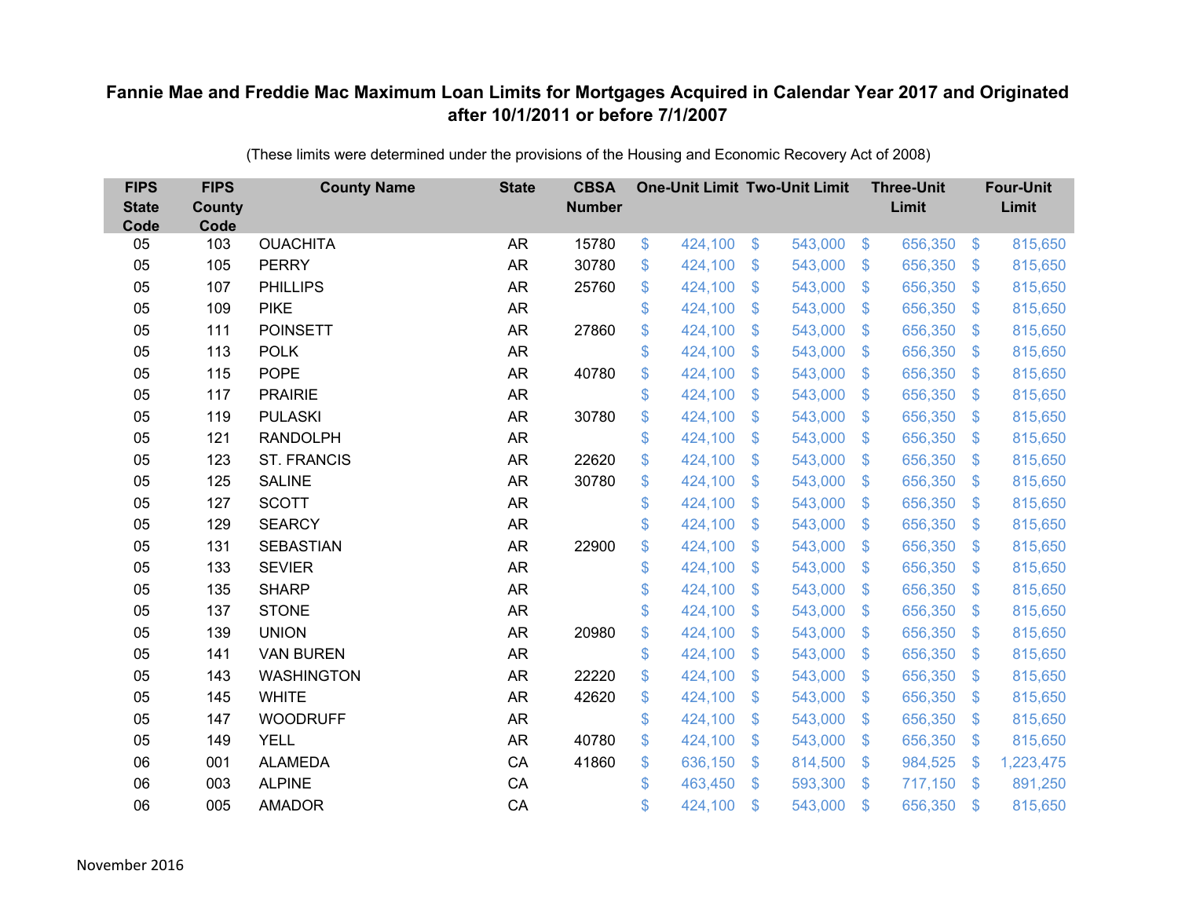# Fannie Mae and Freddie Mac Maximum Loan Limits for Mortgages Acquired in Calendar Year 2017 and Originated after 10/1/2011 or before 7/1/2007

(These limits were determined under the provisions of the Housing and Economic Recovery Act of 2008)

| FIPS State Code | FIPS County Code | County Name | State | CBSA Number | One-Unit Limit | Two-Unit Limit | Three-Unit Limit | Four-Unit Limit |
|---|---|---|---|---|---|---|---|---|
| 05 | 103 | OUACHITA | AR | 15780 | $ 424,100 | $ 543,000 | $ 656,350 | $ 815,650 |
| 05 | 105 | PERRY | AR | 30780 | $ 424,100 | $ 543,000 | $ 656,350 | $ 815,650 |
| 05 | 107 | PHILLIPS | AR | 25760 | $ 424,100 | $ 543,000 | $ 656,350 | $ 815,650 |
| 05 | 109 | PIKE | AR | | $ 424,100 | $ 543,000 | $ 656,350 | $ 815,650 |
| 05 | 111 | POINSETT | AR | 27860 | $ 424,100 | $ 543,000 | $ 656,350 | $ 815,650 |
| 05 | 113 | POLK | AR | | $ 424,100 | $ 543,000 | $ 656,350 | $ 815,650 |
| 05 | 115 | POPE | AR | 40780 | $ 424,100 | $ 543,000 | $ 656,350 | $ 815,650 |
| 05 | 117 | PRAIRIE | AR | | $ 424,100 | $ 543,000 | $ 656,350 | $ 815,650 |
| 05 | 119 | PULASKI | AR | 30780 | $ 424,100 | $ 543,000 | $ 656,350 | $ 815,650 |
| 05 | 121 | RANDOLPH | AR | | $ 424,100 | $ 543,000 | $ 656,350 | $ 815,650 |
| 05 | 123 | ST. FRANCIS | AR | 22620 | $ 424,100 | $ 543,000 | $ 656,350 | $ 815,650 |
| 05 | 125 | SALINE | AR | 30780 | $ 424,100 | $ 543,000 | $ 656,350 | $ 815,650 |
| 05 | 127 | SCOTT | AR | | $ 424,100 | $ 543,000 | $ 656,350 | $ 815,650 |
| 05 | 129 | SEARCY | AR | | $ 424,100 | $ 543,000 | $ 656,350 | $ 815,650 |
| 05 | 131 | SEBASTIAN | AR | 22900 | $ 424,100 | $ 543,000 | $ 656,350 | $ 815,650 |
| 05 | 133 | SEVIER | AR | | $ 424,100 | $ 543,000 | $ 656,350 | $ 815,650 |
| 05 | 135 | SHARP | AR | | $ 424,100 | $ 543,000 | $ 656,350 | $ 815,650 |
| 05 | 137 | STONE | AR | | $ 424,100 | $ 543,000 | $ 656,350 | $ 815,650 |
| 05 | 139 | UNION | AR | 20980 | $ 424,100 | $ 543,000 | $ 656,350 | $ 815,650 |
| 05 | 141 | VAN BUREN | AR | | $ 424,100 | $ 543,000 | $ 656,350 | $ 815,650 |
| 05 | 143 | WASHINGTON | AR | 22220 | $ 424,100 | $ 543,000 | $ 656,350 | $ 815,650 |
| 05 | 145 | WHITE | AR | 42620 | $ 424,100 | $ 543,000 | $ 656,350 | $ 815,650 |
| 05 | 147 | WOODRUFF | AR | | $ 424,100 | $ 543,000 | $ 656,350 | $ 815,650 |
| 05 | 149 | YELL | AR | 40780 | $ 424,100 | $ 543,000 | $ 656,350 | $ 815,650 |
| 06 | 001 | ALAMEDA | CA | 41860 | $ 636,150 | $ 814,500 | $ 984,525 | $ 1,223,475 |
| 06 | 003 | ALPINE | CA | | $ 463,450 | $ 593,300 | $ 717,150 | $ 891,250 |
| 06 | 005 | AMADOR | CA | | $ 424,100 | $ 543,000 | $ 656,350 | $ 815,650 |

November 2016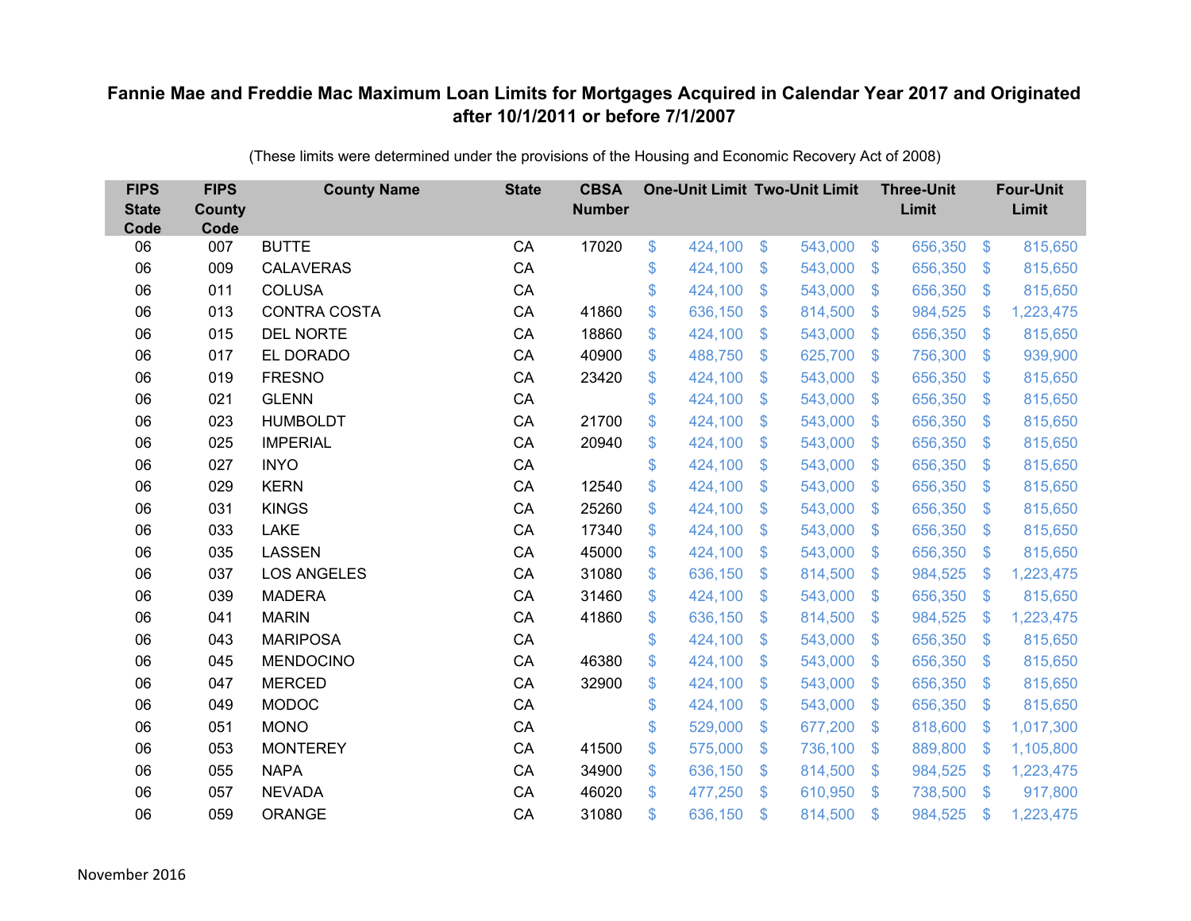# Fannie Mae and Freddie Mac Maximum Loan Limits for Mortgages Acquired in Calendar Year 2017 and Originated after 10/1/2011 or before 7/1/2007

(These limits were determined under the provisions of the Housing and Economic Recovery Act of 2008)

| FIPS State Code | FIPS County Code | County Name | State | CBSA Number | One-Unit Limit | Two-Unit Limit | Three-Unit Limit | Four-Unit Limit |
|---|---|---|---|---|---|---|---|---|
| 06 | 007 | BUTTE | CA | 17020 | $ 424,100 | $ 543,000 | $ 656,350 | $ 815,650 |
| 06 | 009 | CALAVERAS | CA | | $ 424,100 | $ 543,000 | $ 656,350 | $ 815,650 |
| 06 | 011 | COLUSA | CA | | $ 424,100 | $ 543,000 | $ 656,350 | $ 815,650 |
| 06 | 013 | CONTRA COSTA | CA | 41860 | $ 636,150 | $ 814,500 | $ 984,525 | $ 1,223,475 |
| 06 | 015 | DEL NORTE | CA | 18860 | $ 424,100 | $ 543,000 | $ 656,350 | $ 815,650 |
| 06 | 017 | EL DORADO | CA | 40900 | $ 488,750 | $ 625,700 | $ 756,300 | $ 939,900 |
| 06 | 019 | FRESNO | CA | 23420 | $ 424,100 | $ 543,000 | $ 656,350 | $ 815,650 |
| 06 | 021 | GLENN | CA | | $ 424,100 | $ 543,000 | $ 656,350 | $ 815,650 |
| 06 | 023 | HUMBOLDT | CA | 21700 | $ 424,100 | $ 543,000 | $ 656,350 | $ 815,650 |
| 06 | 025 | IMPERIAL | CA | 20940 | $ 424,100 | $ 543,000 | $ 656,350 | $ 815,650 |
| 06 | 027 | INYO | CA | | $ 424,100 | $ 543,000 | $ 656,350 | $ 815,650 |
| 06 | 029 | KERN | CA | 12540 | $ 424,100 | $ 543,000 | $ 656,350 | $ 815,650 |
| 06 | 031 | KINGS | CA | 25260 | $ 424,100 | $ 543,000 | $ 656,350 | $ 815,650 |
| 06 | 033 | LAKE | CA | 17340 | $ 424,100 | $ 543,000 | $ 656,350 | $ 815,650 |
| 06 | 035 | LASSEN | CA | 45000 | $ 424,100 | $ 543,000 | $ 656,350 | $ 815,650 |
| 06 | 037 | LOS ANGELES | CA | 31080 | $ 636,150 | $ 814,500 | $ 984,525 | $ 1,223,475 |
| 06 | 039 | MADERA | CA | 31460 | $ 424,100 | $ 543,000 | $ 656,350 | $ 815,650 |
| 06 | 041 | MARIN | CA | 41860 | $ 636,150 | $ 814,500 | $ 984,525 | $ 1,223,475 |
| 06 | 043 | MARIPOSA | CA | | $ 424,100 | $ 543,000 | $ 656,350 | $ 815,650 |
| 06 | 045 | MENDOCINO | CA | 46380 | $ 424,100 | $ 543,000 | $ 656,350 | $ 815,650 |
| 06 | 047 | MERCED | CA | 32900 | $ 424,100 | $ 543,000 | $ 656,350 | $ 815,650 |
| 06 | 049 | MODOC | CA | | $ 424,100 | $ 543,000 | $ 656,350 | $ 815,650 |
| 06 | 051 | MONO | CA | | $ 529,000 | $ 677,200 | $ 818,600 | $ 1,017,300 |
| 06 | 053 | MONTEREY | CA | 41500 | $ 575,000 | $ 736,100 | $ 889,800 | $ 1,105,800 |
| 06 | 055 | NAPA | CA | 34900 | $ 636,150 | $ 814,500 | $ 984,525 | $ 1,223,475 |
| 06 | 057 | NEVADA | CA | 46020 | $ 477,250 | $ 610,950 | $ 738,500 | $ 917,800 |
| 06 | 059 | ORANGE | CA | 31080 | $ 636,150 | $ 814,500 | $ 984,525 | $ 1,223,475 |

November 2016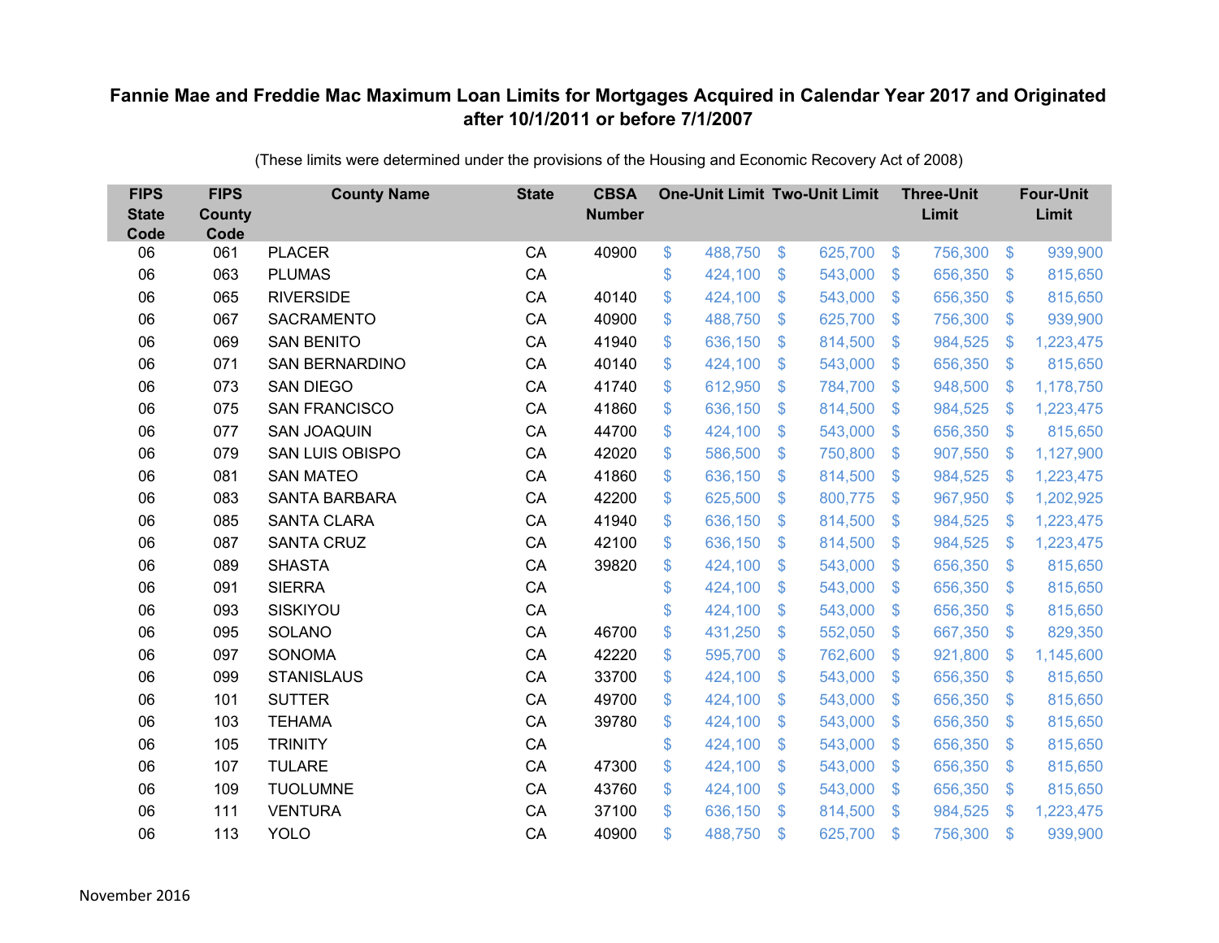**Fannie Mae and Freddie Mac Maximum Loan Limits for Mortgages Acquired in Calendar Year 2017 and Originated after 10/1/2011 or before 7/1/2007**

(These limits were determined under the provisions of the Housing and Economic Recovery Act of 2008)

| FIPS State Code | FIPS County Code | County Name | State | CBSA Number | One-Unit Limit | Two-Unit Limit | Three-Unit Limit | Four-Unit Limit |
|---|---|---|---|---|---|---|---|---|
| 06 | 061 | PLACER | CA | 40900 | $ 488,750 | $ 625,700 | $ 756,300 | $ 939,900 |
| 06 | 063 | PLUMAS | CA | | $ 424,100 | $ 543,000 | $ 656,350 | $ 815,650 |
| 06 | 065 | RIVERSIDE | CA | 40140 | $ 424,100 | $ 543,000 | $ 656,350 | $ 815,650 |
| 06 | 067 | SACRAMENTO | CA | 40900 | $ 488,750 | $ 625,700 | $ 756,300 | $ 939,900 |
| 06 | 069 | SAN BENITO | CA | 41940 | $ 636,150 | $ 814,500 | $ 984,525 | $ 1,223,475 |
| 06 | 071 | SAN BERNARDINO | CA | 40140 | $ 424,100 | $ 543,000 | $ 656,350 | $ 815,650 |
| 06 | 073 | SAN DIEGO | CA | 41740 | $ 612,950 | $ 784,700 | $ 948,500 | $ 1,178,750 |
| 06 | 075 | SAN FRANCISCO | CA | 41860 | $ 636,150 | $ 814,500 | $ 984,525 | $ 1,223,475 |
| 06 | 077 | SAN JOAQUIN | CA | 44700 | $ 424,100 | $ 543,000 | $ 656,350 | $ 815,650 |
| 06 | 079 | SAN LUIS OBISPO | CA | 42020 | $ 586,500 | $ 750,800 | $ 907,550 | $ 1,127,900 |
| 06 | 081 | SAN MATEO | CA | 41860 | $ 636,150 | $ 814,500 | $ 984,525 | $ 1,223,475 |
| 06 | 083 | SANTA BARBARA | CA | 42200 | $ 625,500 | $ 800,775 | $ 967,950 | $ 1,202,925 |
| 06 | 085 | SANTA CLARA | CA | 41940 | $ 636,150 | $ 814,500 | $ 984,525 | $ 1,223,475 |
| 06 | 087 | SANTA CRUZ | CA | 42100 | $ 636,150 | $ 814,500 | $ 984,525 | $ 1,223,475 |
| 06 | 089 | SHASTA | CA | 39820 | $ 424,100 | $ 543,000 | $ 656,350 | $ 815,650 |
| 06 | 091 | SIERRA | CA | | $ 424,100 | $ 543,000 | $ 656,350 | $ 815,650 |
| 06 | 093 | SISKIYOU | CA | | $ 424,100 | $ 543,000 | $ 656,350 | $ 815,650 |
| 06 | 095 | SOLANO | CA | 46700 | $ 431,250 | $ 552,050 | $ 667,350 | $ 829,350 |
| 06 | 097 | SONOMA | CA | 42220 | $ 595,700 | $ 762,600 | $ 921,800 | $ 1,145,600 |
| 06 | 099 | STANISLAUS | CA | 33700 | $ 424,100 | $ 543,000 | $ 656,350 | $ 815,650 |
| 06 | 101 | SUTTER | CA | 49700 | $ 424,100 | $ 543,000 | $ 656,350 | $ 815,650 |
| 06 | 103 | TEHAMA | CA | 39780 | $ 424,100 | $ 543,000 | $ 656,350 | $ 815,650 |
| 06 | 105 | TRINITY | CA | | $ 424,100 | $ 543,000 | $ 656,350 | $ 815,650 |
| 06 | 107 | TULARE | CA | 47300 | $ 424,100 | $ 543,000 | $ 656,350 | $ 815,650 |
| 06 | 109 | TUOLUMNE | CA | 43760 | $ 424,100 | $ 543,000 | $ 656,350 | $ 815,650 |
| 06 | 111 | VENTURA | CA | 37100 | $ 636,150 | $ 814,500 | $ 984,525 | $ 1,223,475 |
| 06 | 113 | YOLO | CA | 40900 | $ 488,750 | $ 625,700 | $ 756,300 | $ 939,900 |

November 2016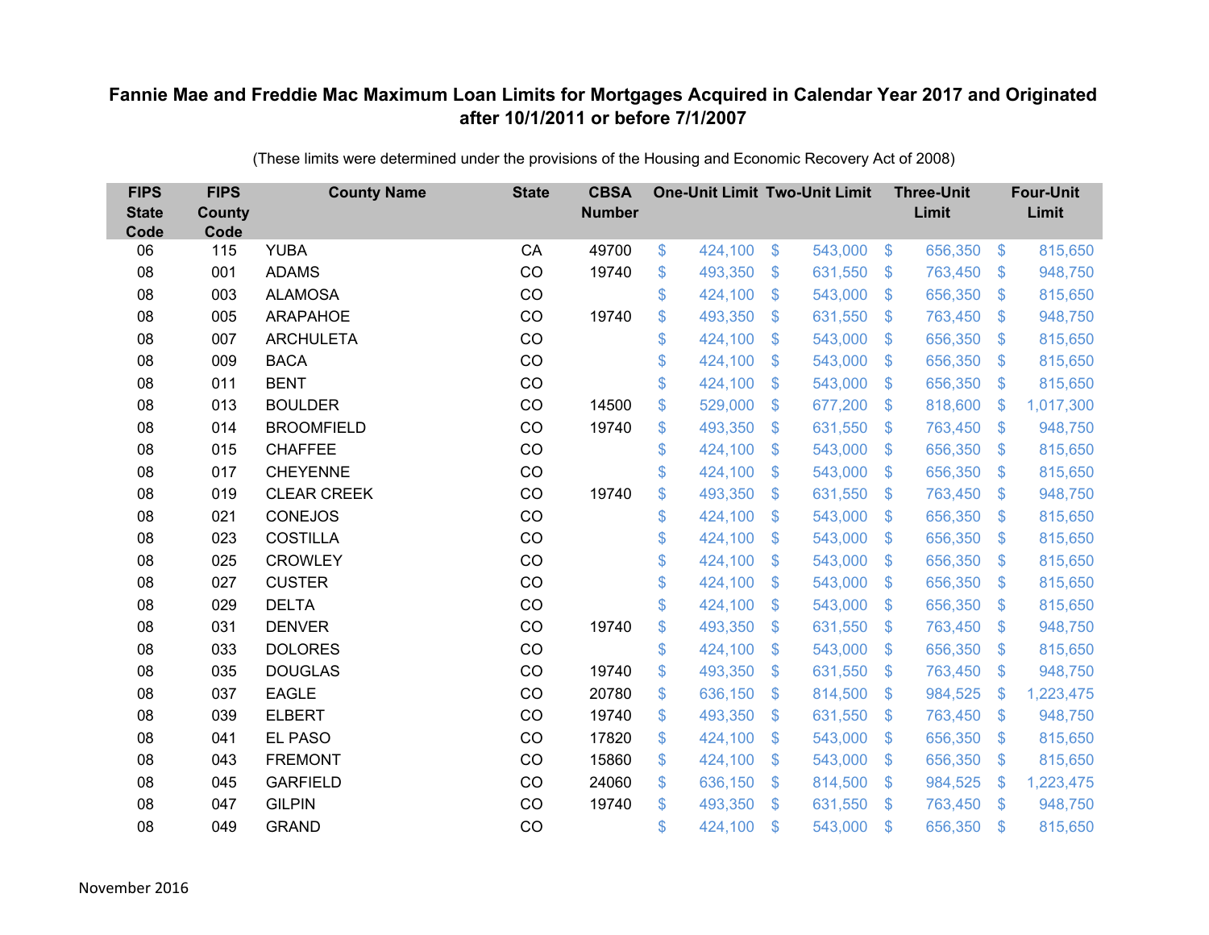# Fannie Mae and Freddie Mac Maximum Loan Limits for Mortgages Acquired in Calendar Year 2017 and Originated after 10/1/2011 or before 7/1/2007

(These limits were determined under the provisions of the Housing and Economic Recovery Act of 2008)

| FIPS State Code | FIPS County Code | County Name | State | CBSA Number | One-Unit Limit | Two-Unit Limit | Three-Unit Limit | Four-Unit Limit |
|---|---|---|---|---|---|---|---|---|
| 06 | 115 | YUBA | CA | 49700 | $ 424,100 | $ 543,000 | $ 656,350 | $ 815,650 |
| 08 | 001 | ADAMS | CO | 19740 | $ 493,350 | $ 631,550 | $ 763,450 | $ 948,750 |
| 08 | 003 | ALAMOSA | CO | | $ 424,100 | $ 543,000 | $ 656,350 | $ 815,650 |
| 08 | 005 | ARAPAHOE | CO | 19740 | $ 493,350 | $ 631,550 | $ 763,450 | $ 948,750 |
| 08 | 007 | ARCHULETA | CO | | $ 424,100 | $ 543,000 | $ 656,350 | $ 815,650 |
| 08 | 009 | BACA | CO | | $ 424,100 | $ 543,000 | $ 656,350 | $ 815,650 |
| 08 | 011 | BENT | CO | | $ 424,100 | $ 543,000 | $ 656,350 | $ 815,650 |
| 08 | 013 | BOULDER | CO | 14500 | $ 529,000 | $ 677,200 | $ 818,600 | $ 1,017,300 |
| 08 | 014 | BROOMFIELD | CO | 19740 | $ 493,350 | $ 631,550 | $ 763,450 | $ 948,750 |
| 08 | 015 | CHAFFEE | CO | | $ 424,100 | $ 543,000 | $ 656,350 | $ 815,650 |
| 08 | 017 | CHEYENNE | CO | | $ 424,100 | $ 543,000 | $ 656,350 | $ 815,650 |
| 08 | 019 | CLEAR CREEK | CO | 19740 | $ 493,350 | $ 631,550 | $ 763,450 | $ 948,750 |
| 08 | 021 | CONEJOS | CO | | $ 424,100 | $ 543,000 | $ 656,350 | $ 815,650 |
| 08 | 023 | COSTILLA | CO | | $ 424,100 | $ 543,000 | $ 656,350 | $ 815,650 |
| 08 | 025 | CROWLEY | CO | | $ 424,100 | $ 543,000 | $ 656,350 | $ 815,650 |
| 08 | 027 | CUSTER | CO | | $ 424,100 | $ 543,000 | $ 656,350 | $ 815,650 |
| 08 | 029 | DELTA | CO | | $ 424,100 | $ 543,000 | $ 656,350 | $ 815,650 |
| 08 | 031 | DENVER | CO | 19740 | $ 493,350 | $ 631,550 | $ 763,450 | $ 948,750 |
| 08 | 033 | DOLORES | CO | | $ 424,100 | $ 543,000 | $ 656,350 | $ 815,650 |
| 08 | 035 | DOUGLAS | CO | 19740 | $ 493,350 | $ 631,550 | $ 763,450 | $ 948,750 |
| 08 | 037 | EAGLE | CO | 20780 | $ 636,150 | $ 814,500 | $ 984,525 | $ 1,223,475 |
| 08 | 039 | ELBERT | CO | 19740 | $ 493,350 | $ 631,550 | $ 763,450 | $ 948,750 |
| 08 | 041 | EL PASO | CO | 17820 | $ 424,100 | $ 543,000 | $ 656,350 | $ 815,650 |
| 08 | 043 | FREMONT | CO | 15860 | $ 424,100 | $ 543,000 | $ 656,350 | $ 815,650 |
| 08 | 045 | GARFIELD | CO | 24060 | $ 636,150 | $ 814,500 | $ 984,525 | $ 1,223,475 |
| 08 | 047 | GILPIN | CO | 19740 | $ 493,350 | $ 631,550 | $ 763,450 | $ 948,750 |
| 08 | 049 | GRAND | CO | | $ 424,100 | $ 543,000 | $ 656,350 | $ 815,650 |

November 2016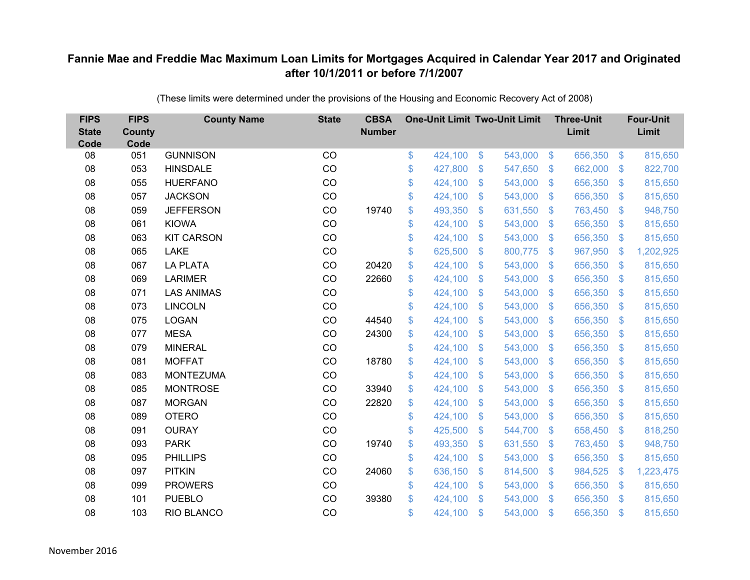## Fannie Mae and Freddie Mac Maximum Loan Limits for Mortgages Acquired in Calendar Year 2017 and Originated after 10/1/2011 or before 7/1/2007

(These limits were determined under the provisions of the Housing and Economic Recovery Act of 2008)

| FIPS State Code | FIPS County Code | County Name | State | CBSA Number | One-Unit Limit | Two-Unit Limit | Three-Unit Limit | Four-Unit Limit |
|---|---|---|---|---|---|---|---|---|
| 08 | 051 | GUNNISON | CO | | $ 424,100 | $ 543,000 | $ 656,350 | $ 815,650 |
| 08 | 053 | HINSDALE | CO | | $ 427,800 | $ 547,650 | $ 662,000 | $ 822,700 |
| 08 | 055 | HUERFANO | CO | | $ 424,100 | $ 543,000 | $ 656,350 | $ 815,650 |
| 08 | 057 | JACKSON | CO | | $ 424,100 | $ 543,000 | $ 656,350 | $ 815,650 |
| 08 | 059 | JEFFERSON | CO | 19740 | $ 493,350 | $ 631,550 | $ 763,450 | $ 948,750 |
| 08 | 061 | KIOWA | CO | | $ 424,100 | $ 543,000 | $ 656,350 | $ 815,650 |
| 08 | 063 | KIT CARSON | CO | | $ 424,100 | $ 543,000 | $ 656,350 | $ 815,650 |
| 08 | 065 | LAKE | CO | | $ 625,500 | $ 800,775 | $ 967,950 | $ 1,202,925 |
| 08 | 067 | LA PLATA | CO | 20420 | $ 424,100 | $ 543,000 | $ 656,350 | $ 815,650 |
| 08 | 069 | LARIMER | CO | 22660 | $ 424,100 | $ 543,000 | $ 656,350 | $ 815,650 |
| 08 | 071 | LAS ANIMAS | CO | | $ 424,100 | $ 543,000 | $ 656,350 | $ 815,650 |
| 08 | 073 | LINCOLN | CO | | $ 424,100 | $ 543,000 | $ 656,350 | $ 815,650 |
| 08 | 075 | LOGAN | CO | 44540 | $ 424,100 | $ 543,000 | $ 656,350 | $ 815,650 |
| 08 | 077 | MESA | CO | 24300 | $ 424,100 | $ 543,000 | $ 656,350 | $ 815,650 |
| 08 | 079 | MINERAL | CO | | $ 424,100 | $ 543,000 | $ 656,350 | $ 815,650 |
| 08 | 081 | MOFFAT | CO | 18780 | $ 424,100 | $ 543,000 | $ 656,350 | $ 815,650 |
| 08 | 083 | MONTEZUMA | CO | | $ 424,100 | $ 543,000 | $ 656,350 | $ 815,650 |
| 08 | 085 | MONTROSE | CO | 33940 | $ 424,100 | $ 543,000 | $ 656,350 | $ 815,650 |
| 08 | 087 | MORGAN | CO | 22820 | $ 424,100 | $ 543,000 | $ 656,350 | $ 815,650 |
| 08 | 089 | OTERO | CO | | $ 424,100 | $ 543,000 | $ 656,350 | $ 815,650 |
| 08 | 091 | OURAY | CO | | $ 425,500 | $ 544,700 | $ 658,450 | $ 818,250 |
| 08 | 093 | PARK | CO | 19740 | $ 493,350 | $ 631,550 | $ 763,450 | $ 948,750 |
| 08 | 095 | PHILLIPS | CO | | $ 424,100 | $ 543,000 | $ 656,350 | $ 815,650 |
| 08 | 097 | PITKIN | CO | 24060 | $ 636,150 | $ 814,500 | $ 984,525 | $ 1,223,475 |
| 08 | 099 | PROWERS | CO | | $ 424,100 | $ 543,000 | $ 656,350 | $ 815,650 |
| 08 | 101 | PUEBLO | CO | 39380 | $ 424,100 | $ 543,000 | $ 656,350 | $ 815,650 |
| 08 | 103 | RIO BLANCO | CO | | $ 424,100 | $ 543,000 | $ 656,350 | $ 815,650 |

November 2016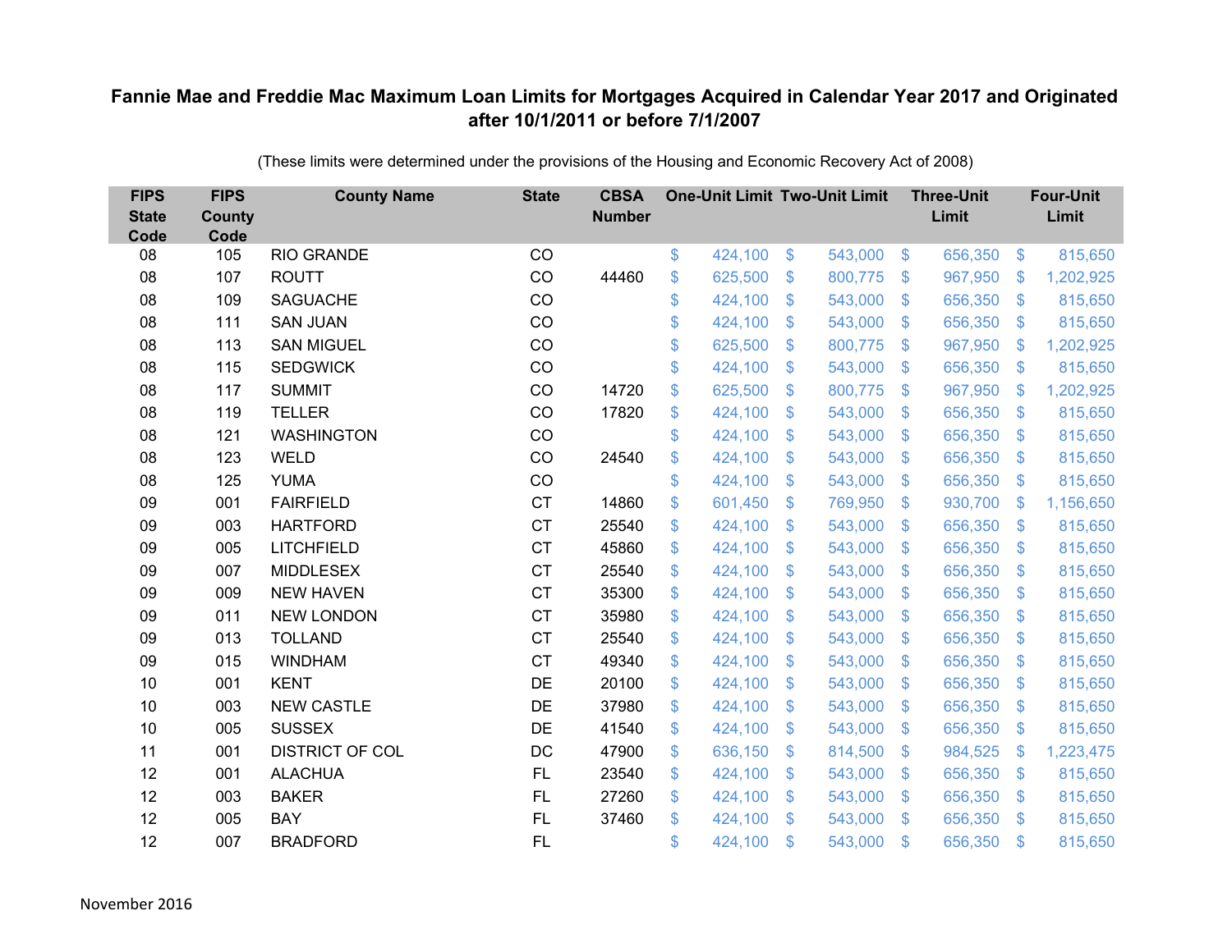# Fannie Mae and Freddie Mac Maximum Loan Limits for Mortgages Acquired in Calendar Year 2017 and Originated after 10/1/2011 or before 7/1/2007

(These limits were determined under the provisions of the Housing and Economic Recovery Act of 2008)

| FIPS State Code | FIPS County Code | County Name | State | CBSA Number | One-Unit Limit | Two-Unit Limit | Three-Unit Limit | Four-Unit Limit |
|---|---|---|---|---|---|---|---|---|
| 08 | 105 | RIO GRANDE | CO | | $ 424,100 | $ 543,000 | $ 656,350 | $ 815,650 |
| 08 | 107 | ROUTT | CO | 44460 | $ 625,500 | $ 800,775 | $ 967,950 | $ 1,202,925 |
| 08 | 109 | SAGUACHE | CO | | $ 424,100 | $ 543,000 | $ 656,350 | $ 815,650 |
| 08 | 111 | SAN JUAN | CO | | $ 424,100 | $ 543,000 | $ 656,350 | $ 815,650 |
| 08 | 113 | SAN MIGUEL | CO | | $ 625,500 | $ 800,775 | $ 967,950 | $ 1,202,925 |
| 08 | 115 | SEDGWICK | CO | | $ 424,100 | $ 543,000 | $ 656,350 | $ 815,650 |
| 08 | 117 | SUMMIT | CO | 14720 | $ 625,500 | $ 800,775 | $ 967,950 | $ 1,202,925 |
| 08 | 119 | TELLER | CO | 17820 | $ 424,100 | $ 543,000 | $ 656,350 | $ 815,650 |
| 08 | 121 | WASHINGTON | CO | | $ 424,100 | $ 543,000 | $ 656,350 | $ 815,650 |
| 08 | 123 | WELD | CO | 24540 | $ 424,100 | $ 543,000 | $ 656,350 | $ 815,650 |
| 08 | 125 | YUMA | CO | | $ 424,100 | $ 543,000 | $ 656,350 | $ 815,650 |
| 09 | 001 | FAIRFIELD | CT | 14860 | $ 601,450 | $ 769,950 | $ 930,700 | $ 1,156,650 |
| 09 | 003 | HARTFORD | CT | 25540 | $ 424,100 | $ 543,000 | $ 656,350 | $ 815,650 |
| 09 | 005 | LITCHFIELD | CT | 45860 | $ 424,100 | $ 543,000 | $ 656,350 | $ 815,650 |
| 09 | 007 | MIDDLESEX | CT | 25540 | $ 424,100 | $ 543,000 | $ 656,350 | $ 815,650 |
| 09 | 009 | NEW HAVEN | CT | 35300 | $ 424,100 | $ 543,000 | $ 656,350 | $ 815,650 |
| 09 | 011 | NEW LONDON | CT | 35980 | $ 424,100 | $ 543,000 | $ 656,350 | $ 815,650 |
| 09 | 013 | TOLLAND | CT | 25540 | $ 424,100 | $ 543,000 | $ 656,350 | $ 815,650 |
| 09 | 015 | WINDHAM | CT | 49340 | $ 424,100 | $ 543,000 | $ 656,350 | $ 815,650 |
| 10 | 001 | KENT | DE | 20100 | $ 424,100 | $ 543,000 | $ 656,350 | $ 815,650 |
| 10 | 003 | NEW CASTLE | DE | 37980 | $ 424,100 | $ 543,000 | $ 656,350 | $ 815,650 |
| 10 | 005 | SUSSEX | DE | 41540 | $ 424,100 | $ 543,000 | $ 656,350 | $ 815,650 |
| 11 | 001 | DISTRICT OF COL | DC | 47900 | $ 636,150 | $ 814,500 | $ 984,525 | $ 1,223,475 |
| 12 | 001 | ALACHUA | FL | 23540 | $ 424,100 | $ 543,000 | $ 656,350 | $ 815,650 |
| 12 | 003 | BAKER | FL | 27260 | $ 424,100 | $ 543,000 | $ 656,350 | $ 815,650 |
| 12 | 005 | BAY | FL | 37460 | $ 424,100 | $ 543,000 | $ 656,350 | $ 815,650 |
| 12 | 007 | BRADFORD | FL | | $ 424,100 | $ 543,000 | $ 656,350 | $ 815,650 |

November 2016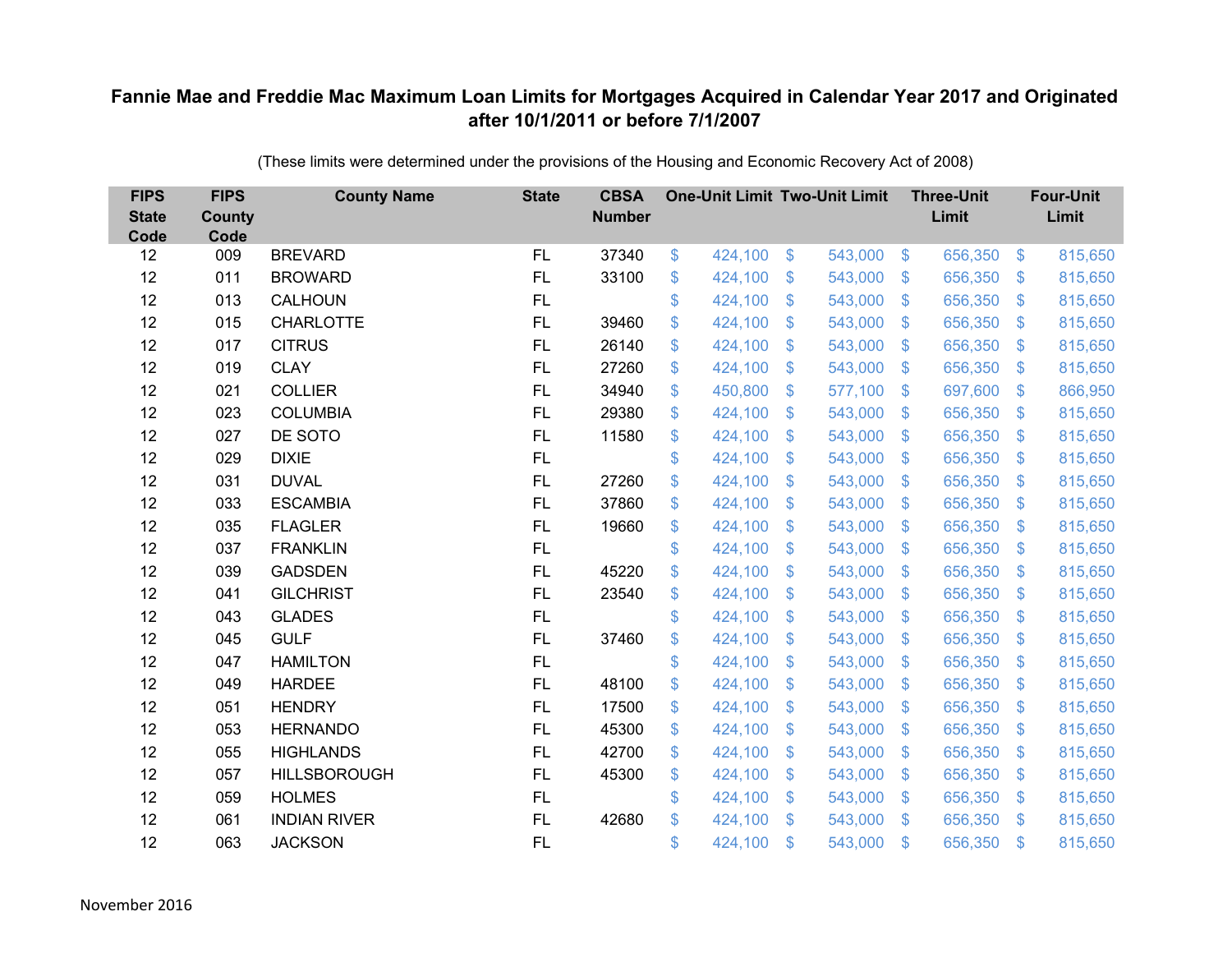## Fannie Mae and Freddie Mac Maximum Loan Limits for Mortgages Acquired in Calendar Year 2017 and Originated after 10/1/2011 or before 7/1/2007

(These limits were determined under the provisions of the Housing and Economic Recovery Act of 2008)

| FIPS State Code | FIPS County Code | County Name | State | CBSA Number | One-Unit Limit | Two-Unit Limit | Three-Unit Limit | Four-Unit Limit |
|---|---|---|---|---|---|---|---|---|
| 12 | 009 | BREVARD | FL | 37340 | $ 424,100 | $ 543,000 | $ 656,350 | $ 815,650 |
| 12 | 011 | BROWARD | FL | 33100 | $ 424,100 | $ 543,000 | $ 656,350 | $ 815,650 |
| 12 | 013 | CALHOUN | FL | | $ 424,100 | $ 543,000 | $ 656,350 | $ 815,650 |
| 12 | 015 | CHARLOTTE | FL | 39460 | $ 424,100 | $ 543,000 | $ 656,350 | $ 815,650 |
| 12 | 017 | CITRUS | FL | 26140 | $ 424,100 | $ 543,000 | $ 656,350 | $ 815,650 |
| 12 | 019 | CLAY | FL | 27260 | $ 424,100 | $ 543,000 | $ 656,350 | $ 815,650 |
| 12 | 021 | COLLIER | FL | 34940 | $ 450,800 | $ 577,100 | $ 697,600 | $ 866,950 |
| 12 | 023 | COLUMBIA | FL | 29380 | $ 424,100 | $ 543,000 | $ 656,350 | $ 815,650 |
| 12 | 027 | DE SOTO | FL | 11580 | $ 424,100 | $ 543,000 | $ 656,350 | $ 815,650 |
| 12 | 029 | DIXIE | FL | | $ 424,100 | $ 543,000 | $ 656,350 | $ 815,650 |
| 12 | 031 | DUVAL | FL | 27260 | $ 424,100 | $ 543,000 | $ 656,350 | $ 815,650 |
| 12 | 033 | ESCAMBIA | FL | 37860 | $ 424,100 | $ 543,000 | $ 656,350 | $ 815,650 |
| 12 | 035 | FLAGLER | FL | 19660 | $ 424,100 | $ 543,000 | $ 656,350 | $ 815,650 |
| 12 | 037 | FRANKLIN | FL | | $ 424,100 | $ 543,000 | $ 656,350 | $ 815,650 |
| 12 | 039 | GADSDEN | FL | 45220 | $ 424,100 | $ 543,000 | $ 656,350 | $ 815,650 |
| 12 | 041 | GILCHRIST | FL | 23540 | $ 424,100 | $ 543,000 | $ 656,350 | $ 815,650 |
| 12 | 043 | GLADES | FL | | $ 424,100 | $ 543,000 | $ 656,350 | $ 815,650 |
| 12 | 045 | GULF | FL | 37460 | $ 424,100 | $ 543,000 | $ 656,350 | $ 815,650 |
| 12 | 047 | HAMILTON | FL | | $ 424,100 | $ 543,000 | $ 656,350 | $ 815,650 |
| 12 | 049 | HARDEE | FL | 48100 | $ 424,100 | $ 543,000 | $ 656,350 | $ 815,650 |
| 12 | 051 | HENDRY | FL | 17500 | $ 424,100 | $ 543,000 | $ 656,350 | $ 815,650 |
| 12 | 053 | HERNANDO | FL | 45300 | $ 424,100 | $ 543,000 | $ 656,350 | $ 815,650 |
| 12 | 055 | HIGHLANDS | FL | 42700 | $ 424,100 | $ 543,000 | $ 656,350 | $ 815,650 |
| 12 | 057 | HILLSBOROUGH | FL | 45300 | $ 424,100 | $ 543,000 | $ 656,350 | $ 815,650 |
| 12 | 059 | HOLMES | FL | | $ 424,100 | $ 543,000 | $ 656,350 | $ 815,650 |
| 12 | 061 | INDIAN RIVER | FL | 42680 | $ 424,100 | $ 543,000 | $ 656,350 | $ 815,650 |
| 12 | 063 | JACKSON | FL | | $ 424,100 | $ 543,000 | $ 656,350 | $ 815,650 |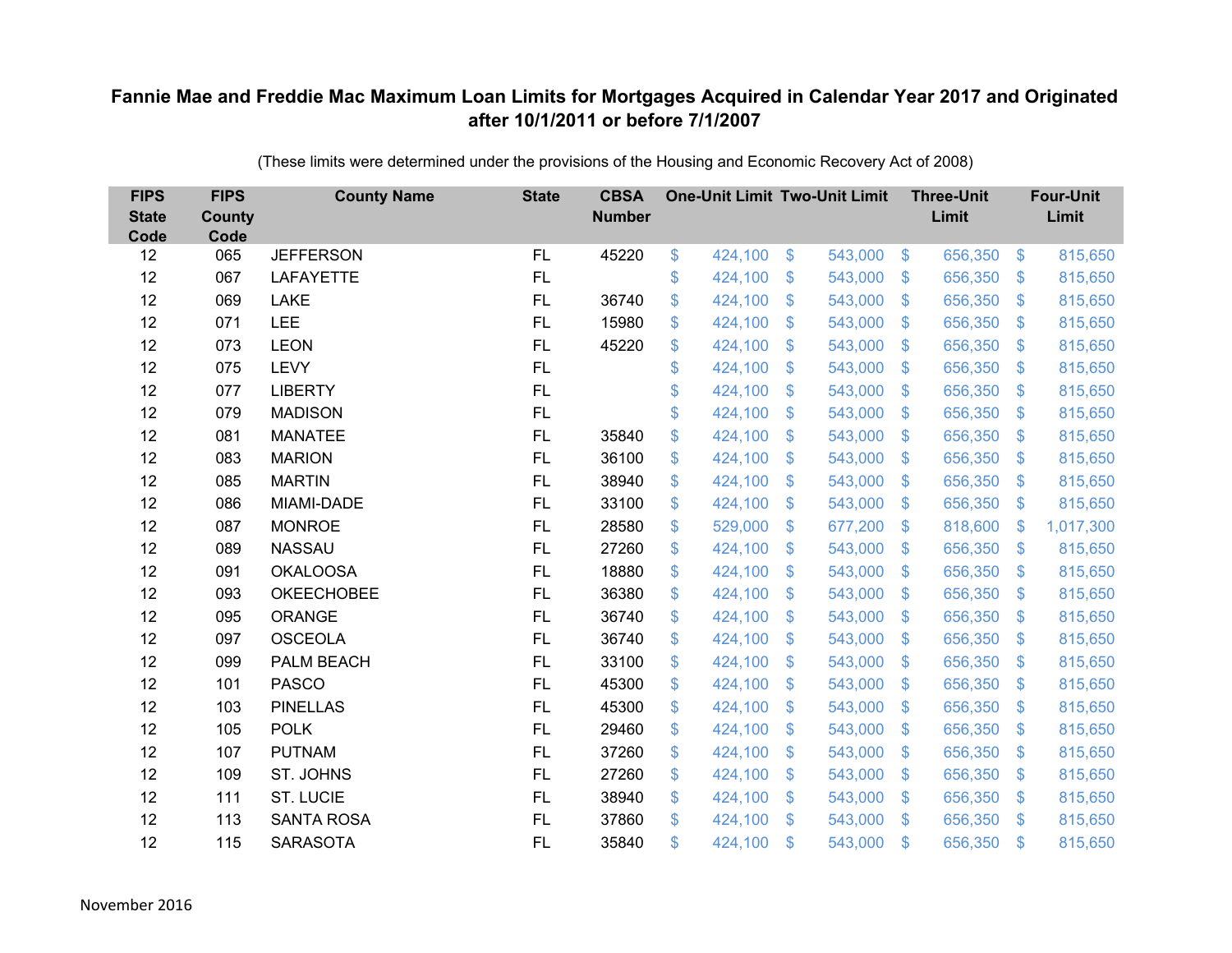**Fannie Mae and Freddie Mac Maximum Loan Limits for Mortgages Acquired in Calendar Year 2017 and Originated after 10/1/2011 or before 7/1/2007**

(These limits were determined under the provisions of the Housing and Economic Recovery Act of 2008)

| FIPS State Code | FIPS County Code | County Name | State | CBSA Number | One-Unit Limit | Two-Unit Limit | Three-Unit Limit | Four-Unit Limit |
|---|---|---|---|---|---|---|---|---|
| 12 | 065 | JEFFERSON | FL | 45220 | $ 424,100 | $ 543,000 | $ 656,350 | $ 815,650 |
| 12 | 067 | LAFAYETTE | FL | | $ 424,100 | $ 543,000 | $ 656,350 | $ 815,650 |
| 12 | 069 | LAKE | FL | 36740 | $ 424,100 | $ 543,000 | $ 656,350 | $ 815,650 |
| 12 | 071 | LEE | FL | 15980 | $ 424,100 | $ 543,000 | $ 656,350 | $ 815,650 |
| 12 | 073 | LEON | FL | 45220 | $ 424,100 | $ 543,000 | $ 656,350 | $ 815,650 |
| 12 | 075 | LEVY | FL | | $ 424,100 | $ 543,000 | $ 656,350 | $ 815,650 |
| 12 | 077 | LIBERTY | FL | | $ 424,100 | $ 543,000 | $ 656,350 | $ 815,650 |
| 12 | 079 | MADISON | FL | | $ 424,100 | $ 543,000 | $ 656,350 | $ 815,650 |
| 12 | 081 | MANATEE | FL | 35840 | $ 424,100 | $ 543,000 | $ 656,350 | $ 815,650 |
| 12 | 083 | MARION | FL | 36100 | $ 424,100 | $ 543,000 | $ 656,350 | $ 815,650 |
| 12 | 085 | MARTIN | FL | 38940 | $ 424,100 | $ 543,000 | $ 656,350 | $ 815,650 |
| 12 | 086 | MIAMI-DADE | FL | 33100 | $ 424,100 | $ 543,000 | $ 656,350 | $ 815,650 |
| 12 | 087 | MONROE | FL | 28580 | $ 529,000 | $ 677,200 | $ 818,600 | $ 1,017,300 |
| 12 | 089 | NASSAU | FL | 27260 | $ 424,100 | $ 543,000 | $ 656,350 | $ 815,650 |
| 12 | 091 | OKALOOSA | FL | 18880 | $ 424,100 | $ 543,000 | $ 656,350 | $ 815,650 |
| 12 | 093 | OKEECHOBEE | FL | 36380 | $ 424,100 | $ 543,000 | $ 656,350 | $ 815,650 |
| 12 | 095 | ORANGE | FL | 36740 | $ 424,100 | $ 543,000 | $ 656,350 | $ 815,650 |
| 12 | 097 | OSCEOLA | FL | 36740 | $ 424,100 | $ 543,000 | $ 656,350 | $ 815,650 |
| 12 | 099 | PALM BEACH | FL | 33100 | $ 424,100 | $ 543,000 | $ 656,350 | $ 815,650 |
| 12 | 101 | PASCO | FL | 45300 | $ 424,100 | $ 543,000 | $ 656,350 | $ 815,650 |
| 12 | 103 | PINELLAS | FL | 45300 | $ 424,100 | $ 543,000 | $ 656,350 | $ 815,650 |
| 12 | 105 | POLK | FL | 29460 | $ 424,100 | $ 543,000 | $ 656,350 | $ 815,650 |
| 12 | 107 | PUTNAM | FL | 37260 | $ 424,100 | $ 543,000 | $ 656,350 | $ 815,650 |
| 12 | 109 | ST. JOHNS | FL | 27260 | $ 424,100 | $ 543,000 | $ 656,350 | $ 815,650 |
| 12 | 111 | ST. LUCIE | FL | 38940 | $ 424,100 | $ 543,000 | $ 656,350 | $ 815,650 |
| 12 | 113 | SANTA ROSA | FL | 37860 | $ 424,100 | $ 543,000 | $ 656,350 | $ 815,650 |
| 12 | 115 | SARASOTA | FL | 35840 | $ 424,100 | $ 543,000 | $ 656,350 | $ 815,650 |

November 2016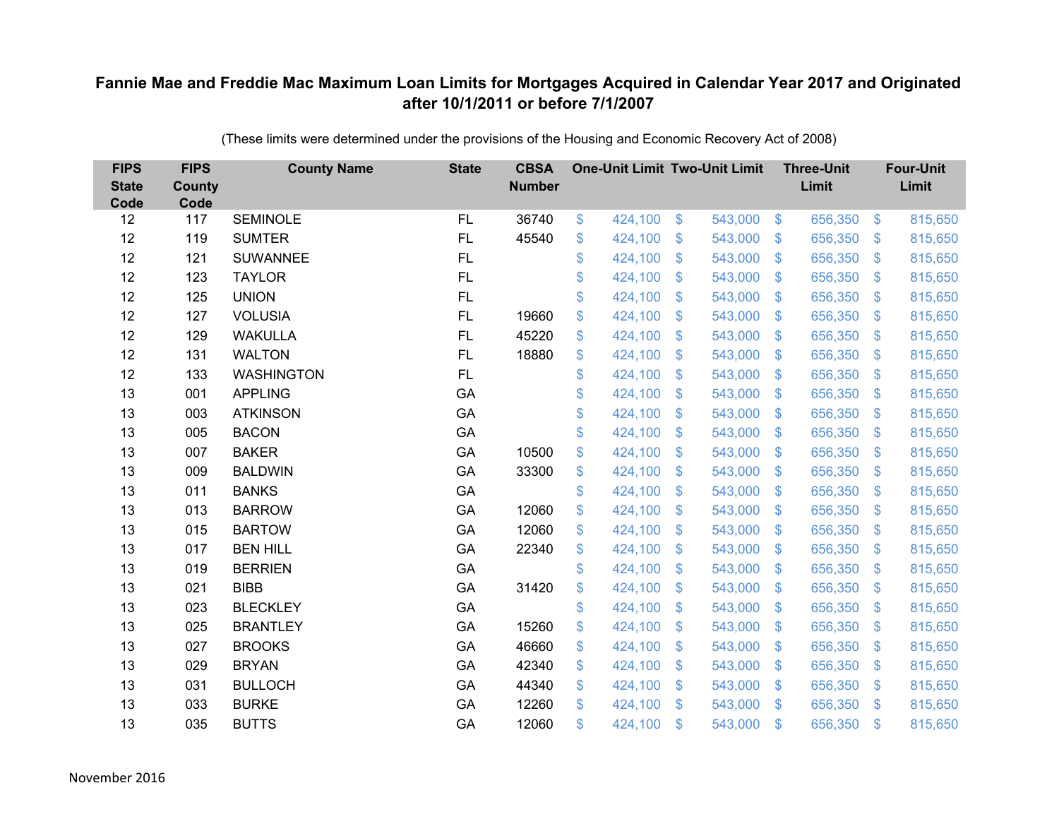# Fannie Mae and Freddie Mac Maximum Loan Limits for Mortgages Acquired in Calendar Year 2017 and Originated after 10/1/2011 or before 7/1/2007

(These limits were determined under the provisions of the Housing and Economic Recovery Act of 2008)

| FIPS State Code | FIPS County Code | County Name | State | CBSA Number | One-Unit Limit | Two-Unit Limit | Three-Unit Limit | Four-Unit Limit |
|---|---|---|---|---|---|---|---|---|
| 12 | 117 | SEMINOLE | FL | 36740 | $ 424,100 | $ 543,000 | $ 656,350 | $ 815,650 |
| 12 | 119 | SUMTER | FL | 45540 | $ 424,100 | $ 543,000 | $ 656,350 | $ 815,650 |
| 12 | 121 | SUWANNEE | FL | | $ 424,100 | $ 543,000 | $ 656,350 | $ 815,650 |
| 12 | 123 | TAYLOR | FL | | $ 424,100 | $ 543,000 | $ 656,350 | $ 815,650 |
| 12 | 125 | UNION | FL | | $ 424,100 | $ 543,000 | $ 656,350 | $ 815,650 |
| 12 | 127 | VOLUSIA | FL | 19660 | $ 424,100 | $ 543,000 | $ 656,350 | $ 815,650 |
| 12 | 129 | WAKULLA | FL | 45220 | $ 424,100 | $ 543,000 | $ 656,350 | $ 815,650 |
| 12 | 131 | WALTON | FL | 18880 | $ 424,100 | $ 543,000 | $ 656,350 | $ 815,650 |
| 12 | 133 | WASHINGTON | FL | | $ 424,100 | $ 543,000 | $ 656,350 | $ 815,650 |
| 13 | 001 | APPLING | GA | | $ 424,100 | $ 543,000 | $ 656,350 | $ 815,650 |
| 13 | 003 | ATKINSON | GA | | $ 424,100 | $ 543,000 | $ 656,350 | $ 815,650 |
| 13 | 005 | BACON | GA | | $ 424,100 | $ 543,000 | $ 656,350 | $ 815,650 |
| 13 | 007 | BAKER | GA | 10500 | $ 424,100 | $ 543,000 | $ 656,350 | $ 815,650 |
| 13 | 009 | BALDWIN | GA | 33300 | $ 424,100 | $ 543,000 | $ 656,350 | $ 815,650 |
| 13 | 011 | BANKS | GA | | $ 424,100 | $ 543,000 | $ 656,350 | $ 815,650 |
| 13 | 013 | BARROW | GA | 12060 | $ 424,100 | $ 543,000 | $ 656,350 | $ 815,650 |
| 13 | 015 | BARTOW | GA | 12060 | $ 424,100 | $ 543,000 | $ 656,350 | $ 815,650 |
| 13 | 017 | BEN HILL | GA | 22340 | $ 424,100 | $ 543,000 | $ 656,350 | $ 815,650 |
| 13 | 019 | BERRIEN | GA | | $ 424,100 | $ 543,000 | $ 656,350 | $ 815,650 |
| 13 | 021 | BIBB | GA | 31420 | $ 424,100 | $ 543,000 | $ 656,350 | $ 815,650 |
| 13 | 023 | BLECKLEY | GA | | $ 424,100 | $ 543,000 | $ 656,350 | $ 815,650 |
| 13 | 025 | BRANTLEY | GA | 15260 | $ 424,100 | $ 543,000 | $ 656,350 | $ 815,650 |
| 13 | 027 | BROOKS | GA | 46660 | $ 424,100 | $ 543,000 | $ 656,350 | $ 815,650 |
| 13 | 029 | BRYAN | GA | 42340 | $ 424,100 | $ 543,000 | $ 656,350 | $ 815,650 |
| 13 | 031 | BULLOCH | GA | 44340 | $ 424,100 | $ 543,000 | $ 656,350 | $ 815,650 |
| 13 | 033 | BURKE | GA | 12260 | $ 424,100 | $ 543,000 | $ 656,350 | $ 815,650 |
| 13 | 035 | BUTTS | GA | 12060 | $ 424,100 | $ 543,000 | $ 656,350 | $ 815,650 |

November 2016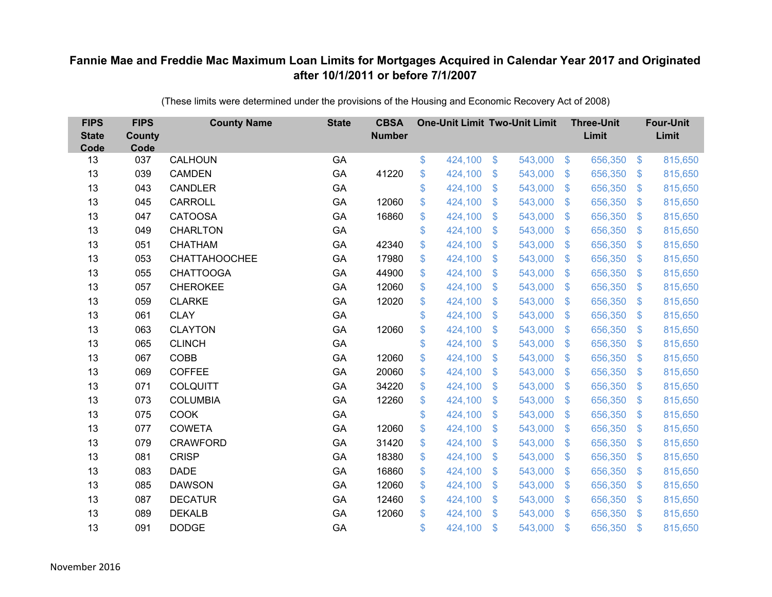# Fannie Mae and Freddie Mac Maximum Loan Limits for Mortgages Acquired in Calendar Year 2017 and Originated after 10/1/2011 or before 7/1/2007

(These limits were determined under the provisions of the Housing and Economic Recovery Act of 2008)

| FIPS State Code | FIPS County Code | County Name | State | CBSA Number | One-Unit Limit | Two-Unit Limit | Three-Unit Limit | Four-Unit Limit |
|---|---|---|---|---|---|---|---|---|
| 13 | 037 | CALHOUN | GA | | $ 424,100 | $ 543,000 | $ 656,350 | $ 815,650 |
| 13 | 039 | CAMDEN | GA | 41220 | $ 424,100 | $ 543,000 | $ 656,350 | $ 815,650 |
| 13 | 043 | CANDLER | GA | | $ 424,100 | $ 543,000 | $ 656,350 | $ 815,650 |
| 13 | 045 | CARROLL | GA | 12060 | $ 424,100 | $ 543,000 | $ 656,350 | $ 815,650 |
| 13 | 047 | CATOOSA | GA | 16860 | $ 424,100 | $ 543,000 | $ 656,350 | $ 815,650 |
| 13 | 049 | CHARLTON | GA | | $ 424,100 | $ 543,000 | $ 656,350 | $ 815,650 |
| 13 | 051 | CHATHAM | GA | 42340 | $ 424,100 | $ 543,000 | $ 656,350 | $ 815,650 |
| 13 | 053 | CHATTAHOOCHEE | GA | 17980 | $ 424,100 | $ 543,000 | $ 656,350 | $ 815,650 |
| 13 | 055 | CHATTOOGA | GA | 44900 | $ 424,100 | $ 543,000 | $ 656,350 | $ 815,650 |
| 13 | 057 | CHEROKEE | GA | 12060 | $ 424,100 | $ 543,000 | $ 656,350 | $ 815,650 |
| 13 | 059 | CLARKE | GA | 12020 | $ 424,100 | $ 543,000 | $ 656,350 | $ 815,650 |
| 13 | 061 | CLAY | GA | | $ 424,100 | $ 543,000 | $ 656,350 | $ 815,650 |
| 13 | 063 | CLAYTON | GA | 12060 | $ 424,100 | $ 543,000 | $ 656,350 | $ 815,650 |
| 13 | 065 | CLINCH | GA | | $ 424,100 | $ 543,000 | $ 656,350 | $ 815,650 |
| 13 | 067 | COBB | GA | 12060 | $ 424,100 | $ 543,000 | $ 656,350 | $ 815,650 |
| 13 | 069 | COFFEE | GA | 20060 | $ 424,100 | $ 543,000 | $ 656,350 | $ 815,650 |
| 13 | 071 | COLQUITT | GA | 34220 | $ 424,100 | $ 543,000 | $ 656,350 | $ 815,650 |
| 13 | 073 | COLUMBIA | GA | 12260 | $ 424,100 | $ 543,000 | $ 656,350 | $ 815,650 |
| 13 | 075 | COOK | GA | | $ 424,100 | $ 543,000 | $ 656,350 | $ 815,650 |
| 13 | 077 | COWETA | GA | 12060 | $ 424,100 | $ 543,000 | $ 656,350 | $ 815,650 |
| 13 | 079 | CRAWFORD | GA | 31420 | $ 424,100 | $ 543,000 | $ 656,350 | $ 815,650 |
| 13 | 081 | CRISP | GA | 18380 | $ 424,100 | $ 543,000 | $ 656,350 | $ 815,650 |
| 13 | 083 | DADE | GA | 16860 | $ 424,100 | $ 543,000 | $ 656,350 | $ 815,650 |
| 13 | 085 | DAWSON | GA | 12060 | $ 424,100 | $ 543,000 | $ 656,350 | $ 815,650 |
| 13 | 087 | DECATUR | GA | 12460 | $ 424,100 | $ 543,000 | $ 656,350 | $ 815,650 |
| 13 | 089 | DEKALB | GA | 12060 | $ 424,100 | $ 543,000 | $ 656,350 | $ 815,650 |
| 13 | 091 | DODGE | GA | | $ 424,100 | $ 543,000 | $ 656,350 | $ 815,650 |

November 2016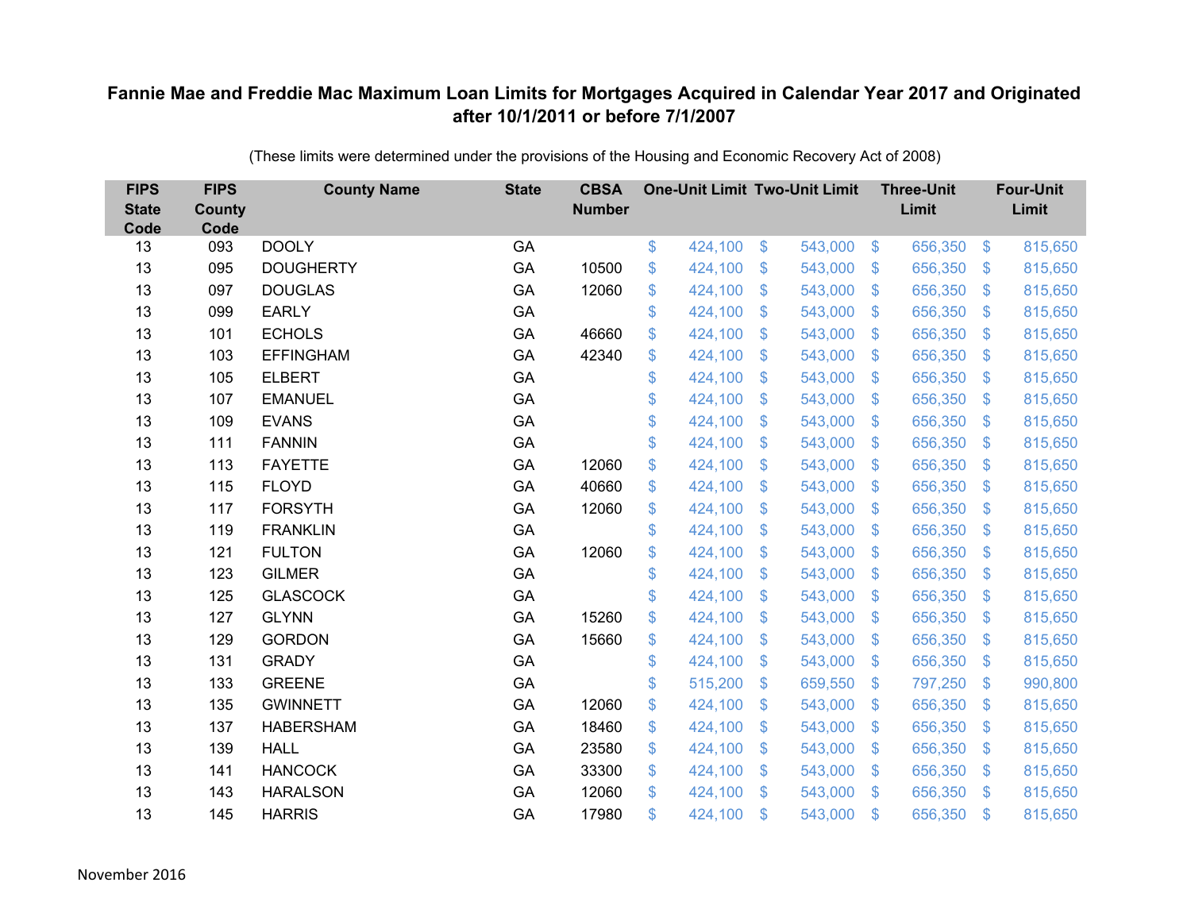# Fannie Mae and Freddie Mac Maximum Loan Limits for Mortgages Acquired in Calendar Year 2017 and Originated after 10/1/2011 or before 7/1/2007

(These limits were determined under the provisions of the Housing and Economic Recovery Act of 2008)

| FIPS State Code | FIPS County Code | County Name | State | CBSA Number | One-Unit Limit | Two-Unit Limit | Three-Unit Limit | Four-Unit Limit |
|---|---|---|---|---|---|---|---|---|
| 13 | 093 | DOOLY | GA | | $ 424,100 | $ 543,000 | $ 656,350 | $ 815,650 |
| 13 | 095 | DOUGHERTY | GA | 10500 | $ 424,100 | $ 543,000 | $ 656,350 | $ 815,650 |
| 13 | 097 | DOUGLAS | GA | 12060 | $ 424,100 | $ 543,000 | $ 656,350 | $ 815,650 |
| 13 | 099 | EARLY | GA | | $ 424,100 | $ 543,000 | $ 656,350 | $ 815,650 |
| 13 | 101 | ECHOLS | GA | 46660 | $ 424,100 | $ 543,000 | $ 656,350 | $ 815,650 |
| 13 | 103 | EFFINGHAM | GA | 42340 | $ 424,100 | $ 543,000 | $ 656,350 | $ 815,650 |
| 13 | 105 | ELBERT | GA | | $ 424,100 | $ 543,000 | $ 656,350 | $ 815,650 |
| 13 | 107 | EMANUEL | GA | | $ 424,100 | $ 543,000 | $ 656,350 | $ 815,650 |
| 13 | 109 | EVANS | GA | | $ 424,100 | $ 543,000 | $ 656,350 | $ 815,650 |
| 13 | 111 | FANNIN | GA | | $ 424,100 | $ 543,000 | $ 656,350 | $ 815,650 |
| 13 | 113 | FAYETTE | GA | 12060 | $ 424,100 | $ 543,000 | $ 656,350 | $ 815,650 |
| 13 | 115 | FLOYD | GA | 40660 | $ 424,100 | $ 543,000 | $ 656,350 | $ 815,650 |
| 13 | 117 | FORSYTH | GA | 12060 | $ 424,100 | $ 543,000 | $ 656,350 | $ 815,650 |
| 13 | 119 | FRANKLIN | GA | | $ 424,100 | $ 543,000 | $ 656,350 | $ 815,650 |
| 13 | 121 | FULTON | GA | 12060 | $ 424,100 | $ 543,000 | $ 656,350 | $ 815,650 |
| 13 | 123 | GILMER | GA | | $ 424,100 | $ 543,000 | $ 656,350 | $ 815,650 |
| 13 | 125 | GLASCOCK | GA | | $ 424,100 | $ 543,000 | $ 656,350 | $ 815,650 |
| 13 | 127 | GLYNN | GA | 15260 | $ 424,100 | $ 543,000 | $ 656,350 | $ 815,650 |
| 13 | 129 | GORDON | GA | 15660 | $ 424,100 | $ 543,000 | $ 656,350 | $ 815,650 |
| 13 | 131 | GRADY | GA | | $ 424,100 | $ 543,000 | $ 656,350 | $ 815,650 |
| 13 | 133 | GREENE | GA | | $ 515,200 | $ 659,550 | $ 797,250 | $ 990,800 |
| 13 | 135 | GWINNETT | GA | 12060 | $ 424,100 | $ 543,000 | $ 656,350 | $ 815,650 |
| 13 | 137 | HABERSHAM | GA | 18460 | $ 424,100 | $ 543,000 | $ 656,350 | $ 815,650 |
| 13 | 139 | HALL | GA | 23580 | $ 424,100 | $ 543,000 | $ 656,350 | $ 815,650 |
| 13 | 141 | HANCOCK | GA | 33300 | $ 424,100 | $ 543,000 | $ 656,350 | $ 815,650 |
| 13 | 143 | HARALSON | GA | 12060 | $ 424,100 | $ 543,000 | $ 656,350 | $ 815,650 |
| 13 | 145 | HARRIS | GA | 17980 | $ 424,100 | $ 543,000 | $ 656,350 | $ 815,650 |

November 2016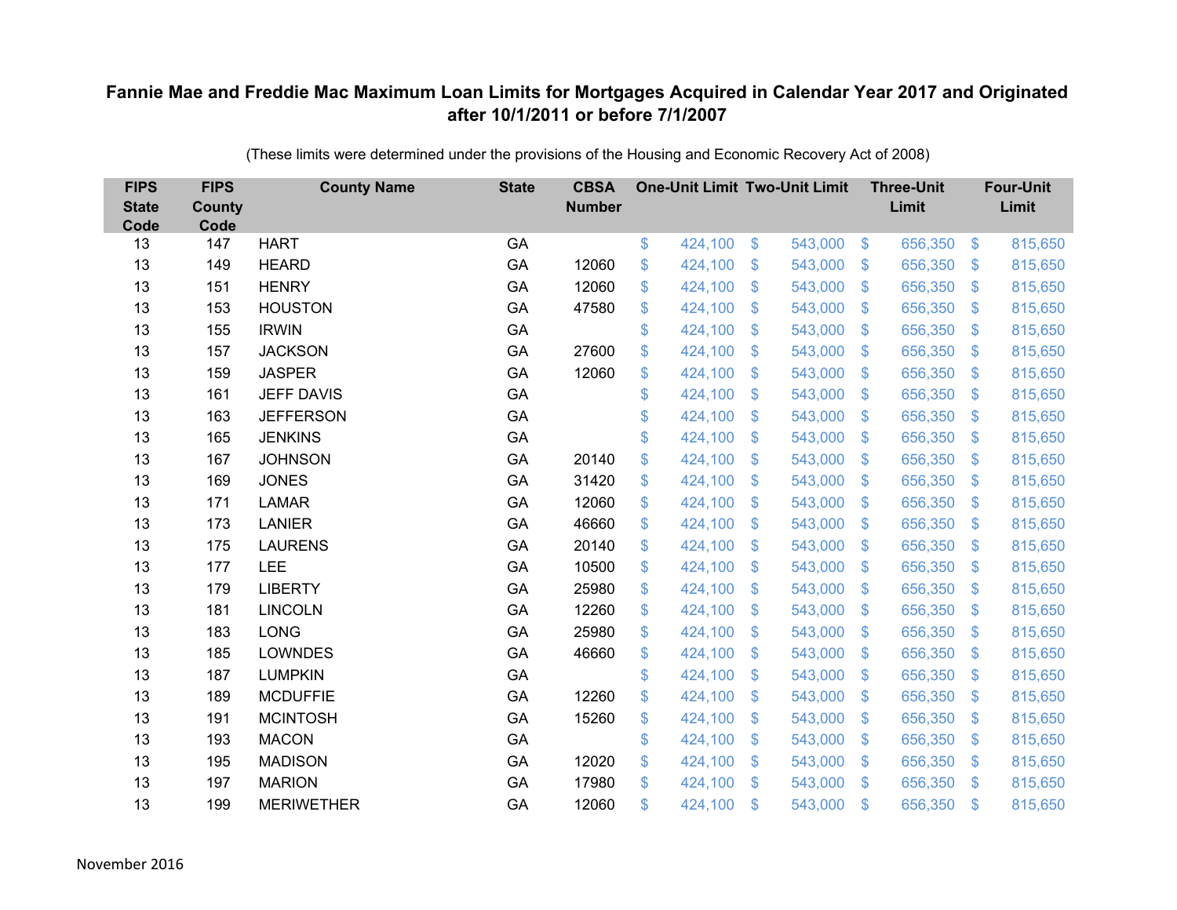# Fannie Mae and Freddie Mac Maximum Loan Limits for Mortgages Acquired in Calendar Year 2017 and Originated after 10/1/2011 or before 7/1/2007

(These limits were determined under the provisions of the Housing and Economic Recovery Act of 2008)

| FIPS State Code | FIPS County Code | County Name | State | CBSA Number | One-Unit Limit | Two-Unit Limit | Three-Unit Limit | Four-Unit Limit |
|---|---|---|---|---|---|---|---|---|
| 13 | 147 | HART | GA | | $ 424,100 | $ 543,000 | $ 656,350 | $ 815,650 |
| 13 | 149 | HEARD | GA | 12060 | $ 424,100 | $ 543,000 | $ 656,350 | $ 815,650 |
| 13 | 151 | HENRY | GA | 12060 | $ 424,100 | $ 543,000 | $ 656,350 | $ 815,650 |
| 13 | 153 | HOUSTON | GA | 47580 | $ 424,100 | $ 543,000 | $ 656,350 | $ 815,650 |
| 13 | 155 | IRWIN | GA | | $ 424,100 | $ 543,000 | $ 656,350 | $ 815,650 |
| 13 | 157 | JACKSON | GA | 27600 | $ 424,100 | $ 543,000 | $ 656,350 | $ 815,650 |
| 13 | 159 | JASPER | GA | 12060 | $ 424,100 | $ 543,000 | $ 656,350 | $ 815,650 |
| 13 | 161 | JEFF DAVIS | GA | | $ 424,100 | $ 543,000 | $ 656,350 | $ 815,650 |
| 13 | 163 | JEFFERSON | GA | | $ 424,100 | $ 543,000 | $ 656,350 | $ 815,650 |
| 13 | 165 | JENKINS | GA | | $ 424,100 | $ 543,000 | $ 656,350 | $ 815,650 |
| 13 | 167 | JOHNSON | GA | 20140 | $ 424,100 | $ 543,000 | $ 656,350 | $ 815,650 |
| 13 | 169 | JONES | GA | 31420 | $ 424,100 | $ 543,000 | $ 656,350 | $ 815,650 |
| 13 | 171 | LAMAR | GA | 12060 | $ 424,100 | $ 543,000 | $ 656,350 | $ 815,650 |
| 13 | 173 | LANIER | GA | 46660 | $ 424,100 | $ 543,000 | $ 656,350 | $ 815,650 |
| 13 | 175 | LAURENS | GA | 20140 | $ 424,100 | $ 543,000 | $ 656,350 | $ 815,650 |
| 13 | 177 | LEE | GA | 10500 | $ 424,100 | $ 543,000 | $ 656,350 | $ 815,650 |
| 13 | 179 | LIBERTY | GA | 25980 | $ 424,100 | $ 543,000 | $ 656,350 | $ 815,650 |
| 13 | 181 | LINCOLN | GA | 12260 | $ 424,100 | $ 543,000 | $ 656,350 | $ 815,650 |
| 13 | 183 | LONG | GA | 25980 | $ 424,100 | $ 543,000 | $ 656,350 | $ 815,650 |
| 13 | 185 | LOWNDES | GA | 46660 | $ 424,100 | $ 543,000 | $ 656,350 | $ 815,650 |
| 13 | 187 | LUMPKIN | GA | | $ 424,100 | $ 543,000 | $ 656,350 | $ 815,650 |
| 13 | 189 | MCDUFFIE | GA | 12260 | $ 424,100 | $ 543,000 | $ 656,350 | $ 815,650 |
| 13 | 191 | MCINTOSH | GA | 15260 | $ 424,100 | $ 543,000 | $ 656,350 | $ 815,650 |
| 13 | 193 | MACON | GA | | $ 424,100 | $ 543,000 | $ 656,350 | $ 815,650 |
| 13 | 195 | MADISON | GA | 12020 | $ 424,100 | $ 543,000 | $ 656,350 | $ 815,650 |
| 13 | 197 | MARION | GA | 17980 | $ 424,100 | $ 543,000 | $ 656,350 | $ 815,650 |
| 13 | 199 | MERIWETHER | GA | 12060 | $ 424,100 | $ 543,000 | $ 656,350 | $ 815,650 |

November 2016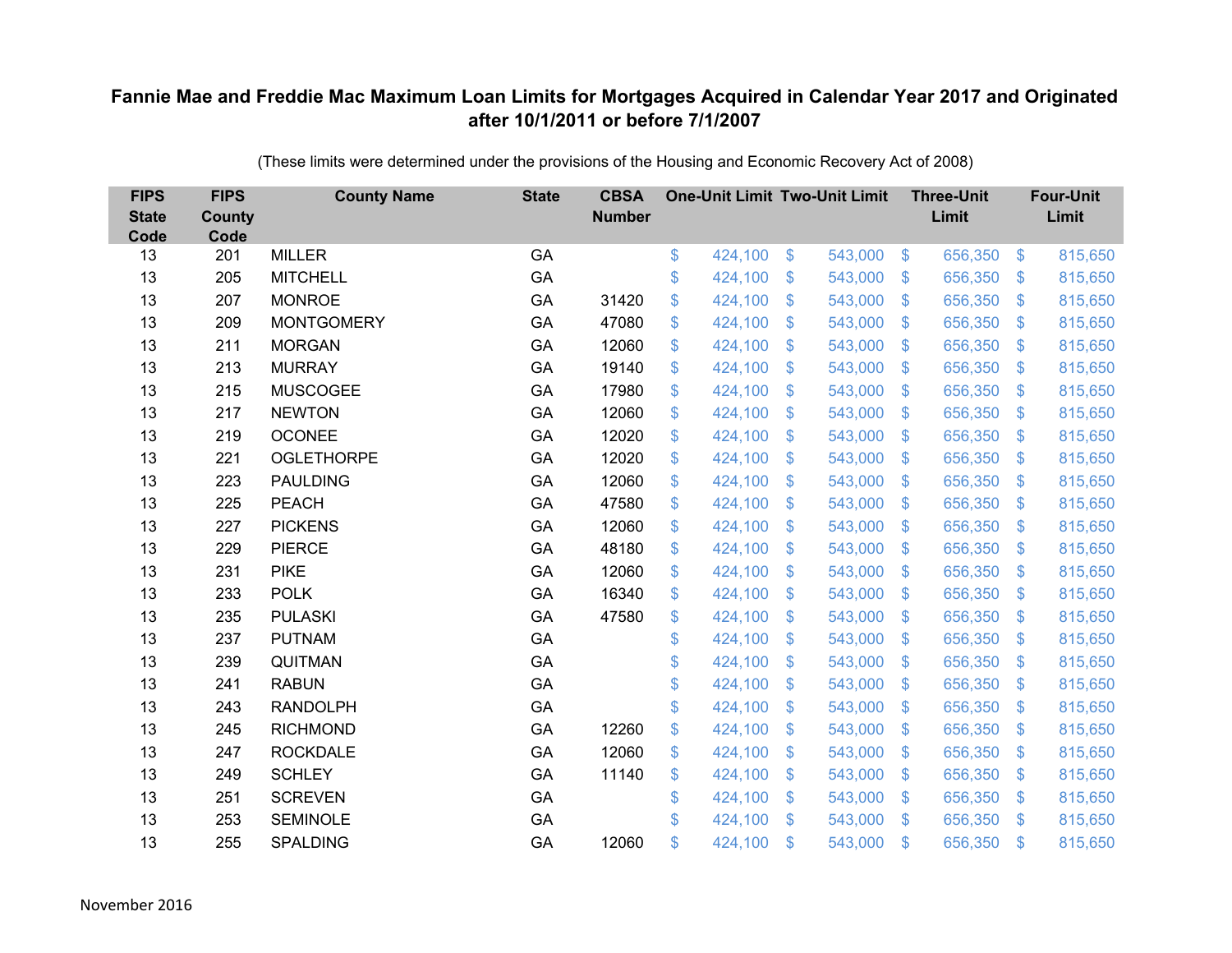# Fannie Mae and Freddie Mac Maximum Loan Limits for Mortgages Acquired in Calendar Year 2017 and Originated after 10/1/2011 or before 7/1/2007

(These limits were determined under the provisions of the Housing and Economic Recovery Act of 2008)

| FIPS State Code | FIPS County Code | County Name | State | CBSA Number | One-Unit Limit | Two-Unit Limit | Three-Unit Limit | Four-Unit Limit |
|---|---|---|---|---|---|---|---|---|
| 13 | 201 | MILLER | GA | | $ 424,100 | $ 543,000 | $ 656,350 | $ 815,650 |
| 13 | 205 | MITCHELL | GA | | $ 424,100 | $ 543,000 | $ 656,350 | $ 815,650 |
| 13 | 207 | MONROE | GA | 31420 | $ 424,100 | $ 543,000 | $ 656,350 | $ 815,650 |
| 13 | 209 | MONTGOMERY | GA | 47080 | $ 424,100 | $ 543,000 | $ 656,350 | $ 815,650 |
| 13 | 211 | MORGAN | GA | 12060 | $ 424,100 | $ 543,000 | $ 656,350 | $ 815,650 |
| 13 | 213 | MURRAY | GA | 19140 | $ 424,100 | $ 543,000 | $ 656,350 | $ 815,650 |
| 13 | 215 | MUSCOGEE | GA | 17980 | $ 424,100 | $ 543,000 | $ 656,350 | $ 815,650 |
| 13 | 217 | NEWTON | GA | 12060 | $ 424,100 | $ 543,000 | $ 656,350 | $ 815,650 |
| 13 | 219 | OCONEE | GA | 12020 | $ 424,100 | $ 543,000 | $ 656,350 | $ 815,650 |
| 13 | 221 | OGLETHORPE | GA | 12020 | $ 424,100 | $ 543,000 | $ 656,350 | $ 815,650 |
| 13 | 223 | PAULDING | GA | 12060 | $ 424,100 | $ 543,000 | $ 656,350 | $ 815,650 |
| 13 | 225 | PEACH | GA | 47580 | $ 424,100 | $ 543,000 | $ 656,350 | $ 815,650 |
| 13 | 227 | PICKENS | GA | 12060 | $ 424,100 | $ 543,000 | $ 656,350 | $ 815,650 |
| 13 | 229 | PIERCE | GA | 48180 | $ 424,100 | $ 543,000 | $ 656,350 | $ 815,650 |
| 13 | 231 | PIKE | GA | 12060 | $ 424,100 | $ 543,000 | $ 656,350 | $ 815,650 |
| 13 | 233 | POLK | GA | 16340 | $ 424,100 | $ 543,000 | $ 656,350 | $ 815,650 |
| 13 | 235 | PULASKI | GA | 47580 | $ 424,100 | $ 543,000 | $ 656,350 | $ 815,650 |
| 13 | 237 | PUTNAM | GA | | $ 424,100 | $ 543,000 | $ 656,350 | $ 815,650 |
| 13 | 239 | QUITMAN | GA | | $ 424,100 | $ 543,000 | $ 656,350 | $ 815,650 |
| 13 | 241 | RABUN | GA | | $ 424,100 | $ 543,000 | $ 656,350 | $ 815,650 |
| 13 | 243 | RANDOLPH | GA | | $ 424,100 | $ 543,000 | $ 656,350 | $ 815,650 |
| 13 | 245 | RICHMOND | GA | 12260 | $ 424,100 | $ 543,000 | $ 656,350 | $ 815,650 |
| 13 | 247 | ROCKDALE | GA | 12060 | $ 424,100 | $ 543,000 | $ 656,350 | $ 815,650 |
| 13 | 249 | SCHLEY | GA | 11140 | $ 424,100 | $ 543,000 | $ 656,350 | $ 815,650 |
| 13 | 251 | SCREVEN | GA | | $ 424,100 | $ 543,000 | $ 656,350 | $ 815,650 |
| 13 | 253 | SEMINOLE | GA | | $ 424,100 | $ 543,000 | $ 656,350 | $ 815,650 |
| 13 | 255 | SPALDING | GA | 12060 | $ 424,100 | $ 543,000 | $ 656,350 | $ 815,650 |

November 2016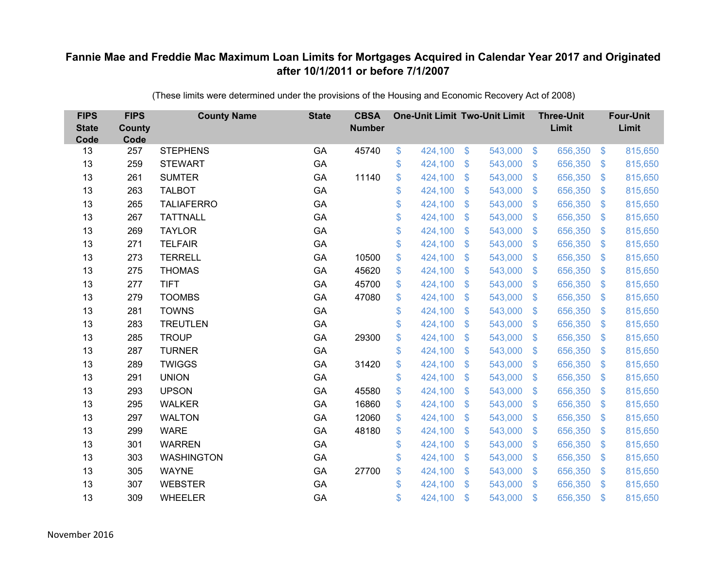**Fannie Mae and Freddie Mac Maximum Loan Limits for Mortgages Acquired in Calendar Year 2017 and Originated after 10/1/2011 or before 7/1/2007**

(These limits were determined under the provisions of the Housing and Economic Recovery Act of 2008)

| FIPS State Code | FIPS County Code | County Name | State | CBSA Number | One-Unit Limit | Two-Unit Limit | Three-Unit Limit | Four-Unit Limit |
|---|---|---|---|---|---|---|---|---|
| 13 | 257 | STEPHENS | GA | 45740 | $ 424,100 | $ 543,000 | $ 656,350 | $ 815,650 |
| 13 | 259 | STEWART | GA | | $ 424,100 | $ 543,000 | $ 656,350 | $ 815,650 |
| 13 | 261 | SUMTER | GA | 11140 | $ 424,100 | $ 543,000 | $ 656,350 | $ 815,650 |
| 13 | 263 | TALBOT | GA | | $ 424,100 | $ 543,000 | $ 656,350 | $ 815,650 |
| 13 | 265 | TALIAFERRO | GA | | $ 424,100 | $ 543,000 | $ 656,350 | $ 815,650 |
| 13 | 267 | TATTNALL | GA | | $ 424,100 | $ 543,000 | $ 656,350 | $ 815,650 |
| 13 | 269 | TAYLOR | GA | | $ 424,100 | $ 543,000 | $ 656,350 | $ 815,650 |
| 13 | 271 | TELFAIR | GA | | $ 424,100 | $ 543,000 | $ 656,350 | $ 815,650 |
| 13 | 273 | TERRELL | GA | 10500 | $ 424,100 | $ 543,000 | $ 656,350 | $ 815,650 |
| 13 | 275 | THOMAS | GA | 45620 | $ 424,100 | $ 543,000 | $ 656,350 | $ 815,650 |
| 13 | 277 | TIFT | GA | 45700 | $ 424,100 | $ 543,000 | $ 656,350 | $ 815,650 |
| 13 | 279 | TOOMBS | GA | 47080 | $ 424,100 | $ 543,000 | $ 656,350 | $ 815,650 |
| 13 | 281 | TOWNS | GA | | $ 424,100 | $ 543,000 | $ 656,350 | $ 815,650 |
| 13 | 283 | TREUTLEN | GA | | $ 424,100 | $ 543,000 | $ 656,350 | $ 815,650 |
| 13 | 285 | TROUP | GA | 29300 | $ 424,100 | $ 543,000 | $ 656,350 | $ 815,650 |
| 13 | 287 | TURNER | GA | | $ 424,100 | $ 543,000 | $ 656,350 | $ 815,650 |
| 13 | 289 | TWIGGS | GA | 31420 | $ 424,100 | $ 543,000 | $ 656,350 | $ 815,650 |
| 13 | 291 | UNION | GA | | $ 424,100 | $ 543,000 | $ 656,350 | $ 815,650 |
| 13 | 293 | UPSON | GA | 45580 | $ 424,100 | $ 543,000 | $ 656,350 | $ 815,650 |
| 13 | 295 | WALKER | GA | 16860 | $ 424,100 | $ 543,000 | $ 656,350 | $ 815,650 |
| 13 | 297 | WALTON | GA | 12060 | $ 424,100 | $ 543,000 | $ 656,350 | $ 815,650 |
| 13 | 299 | WARE | GA | 48180 | $ 424,100 | $ 543,000 | $ 656,350 | $ 815,650 |
| 13 | 301 | WARREN | GA | | $ 424,100 | $ 543,000 | $ 656,350 | $ 815,650 |
| 13 | 303 | WASHINGTON | GA | | $ 424,100 | $ 543,000 | $ 656,350 | $ 815,650 |
| 13 | 305 | WAYNE | GA | 27700 | $ 424,100 | $ 543,000 | $ 656,350 | $ 815,650 |
| 13 | 307 | WEBSTER | GA | | $ 424,100 | $ 543,000 | $ 656,350 | $ 815,650 |
| 13 | 309 | WHEELER | GA | | $ 424,100 | $ 543,000 | $ 656,350 | $ 815,650 |

November 2016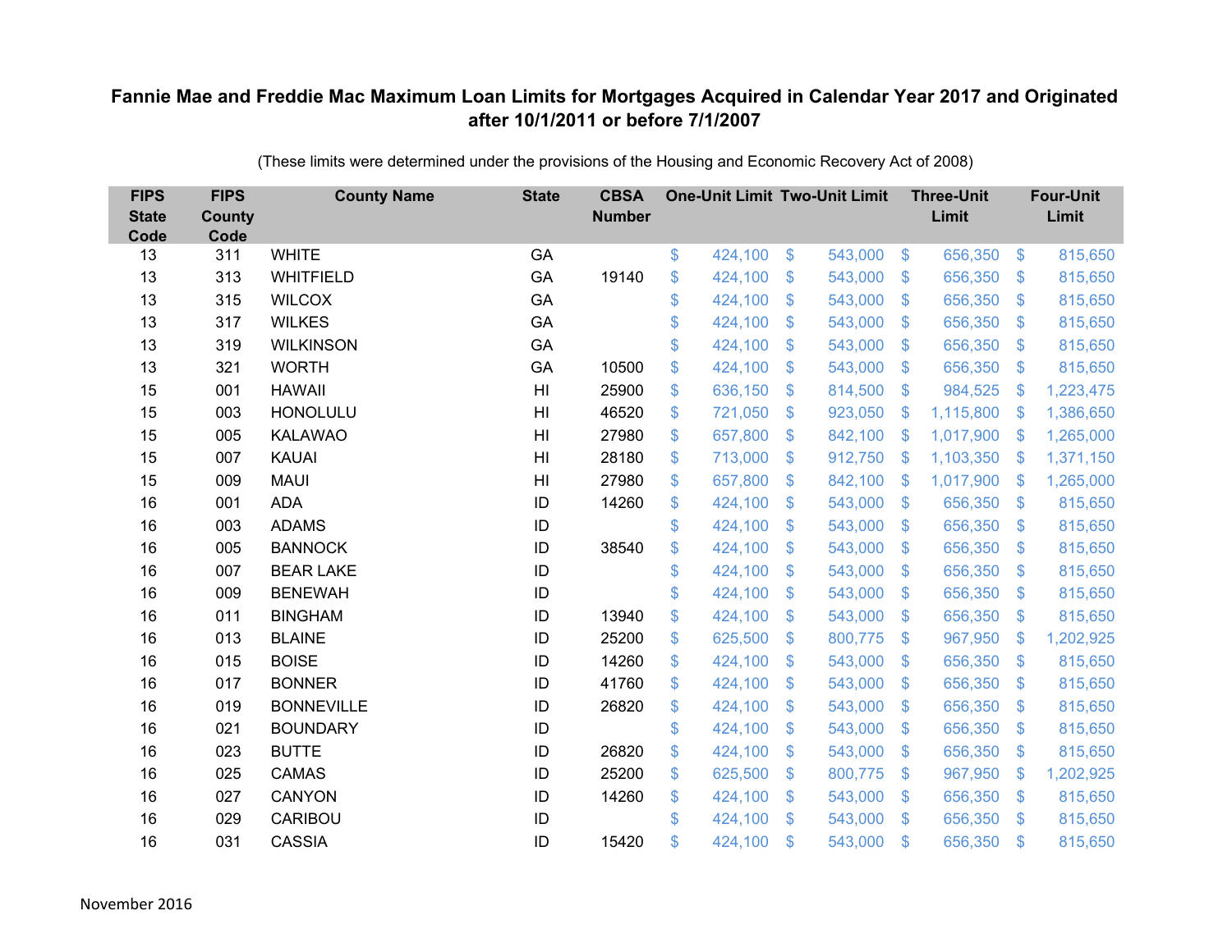# Fannie Mae and Freddie Mac Maximum Loan Limits for Mortgages Acquired in Calendar Year 2017 and Originated after 10/1/2011 or before 7/1/2007

(These limits were determined under the provisions of the Housing and Economic Recovery Act of 2008)

| FIPS State Code | FIPS County Code | County Name | State | CBSA Number | One-Unit Limit | Two-Unit Limit | Three-Unit Limit | Four-Unit Limit |
|---|---|---|---|---|---|---|---|---|
| 13 | 311 | WHITE | GA | | $ 424,100 | $ 543,000 | $ 656,350 | $ 815,650 |
| 13 | 313 | WHITFIELD | GA | 19140 | $ 424,100 | $ 543,000 | $ 656,350 | $ 815,650 |
| 13 | 315 | WILCOX | GA | | $ 424,100 | $ 543,000 | $ 656,350 | $ 815,650 |
| 13 | 317 | WILKES | GA | | $ 424,100 | $ 543,000 | $ 656,350 | $ 815,650 |
| 13 | 319 | WILKINSON | GA | | $ 424,100 | $ 543,000 | $ 656,350 | $ 815,650 |
| 13 | 321 | WORTH | GA | 10500 | $ 424,100 | $ 543,000 | $ 656,350 | $ 815,650 |
| 15 | 001 | HAWAII | HI | 25900 | $ 636,150 | $ 814,500 | $ 984,525 | $ 1,223,475 |
| 15 | 003 | HONOLULU | HI | 46520 | $ 721,050 | $ 923,050 | $ 1,115,800 | $ 1,386,650 |
| 15 | 005 | KALAWAO | HI | 27980 | $ 657,800 | $ 842,100 | $ 1,017,900 | $ 1,265,000 |
| 15 | 007 | KAUAI | HI | 28180 | $ 713,000 | $ 912,750 | $ 1,103,350 | $ 1,371,150 |
| 15 | 009 | MAUI | HI | 27980 | $ 657,800 | $ 842,100 | $ 1,017,900 | $ 1,265,000 |
| 16 | 001 | ADA | ID | 14260 | $ 424,100 | $ 543,000 | $ 656,350 | $ 815,650 |
| 16 | 003 | ADAMS | ID | | $ 424,100 | $ 543,000 | $ 656,350 | $ 815,650 |
| 16 | 005 | BANNOCK | ID | 38540 | $ 424,100 | $ 543,000 | $ 656,350 | $ 815,650 |
| 16 | 007 | BEAR LAKE | ID | | $ 424,100 | $ 543,000 | $ 656,350 | $ 815,650 |
| 16 | 009 | BENEWAH | ID | | $ 424,100 | $ 543,000 | $ 656,350 | $ 815,650 |
| 16 | 011 | BINGHAM | ID | 13940 | $ 424,100 | $ 543,000 | $ 656,350 | $ 815,650 |
| 16 | 013 | BLAINE | ID | 25200 | $ 625,500 | $ 800,775 | $ 967,950 | $ 1,202,925 |
| 16 | 015 | BOISE | ID | 14260 | $ 424,100 | $ 543,000 | $ 656,350 | $ 815,650 |
| 16 | 017 | BONNER | ID | 41760 | $ 424,100 | $ 543,000 | $ 656,350 | $ 815,650 |
| 16 | 019 | BONNEVILLE | ID | 26820 | $ 424,100 | $ 543,000 | $ 656,350 | $ 815,650 |
| 16 | 021 | BOUNDARY | ID | | $ 424,100 | $ 543,000 | $ 656,350 | $ 815,650 |
| 16 | 023 | BUTTE | ID | 26820 | $ 424,100 | $ 543,000 | $ 656,350 | $ 815,650 |
| 16 | 025 | CAMAS | ID | 25200 | $ 625,500 | $ 800,775 | $ 967,950 | $ 1,202,925 |
| 16 | 027 | CANYON | ID | 14260 | $ 424,100 | $ 543,000 | $ 656,350 | $ 815,650 |
| 16 | 029 | CARIBOU | ID | | $ 424,100 | $ 543,000 | $ 656,350 | $ 815,650 |
| 16 | 031 | CASSIA | ID | 15420 | $ 424,100 | $ 543,000 | $ 656,350 | $ 815,650 |

November 2016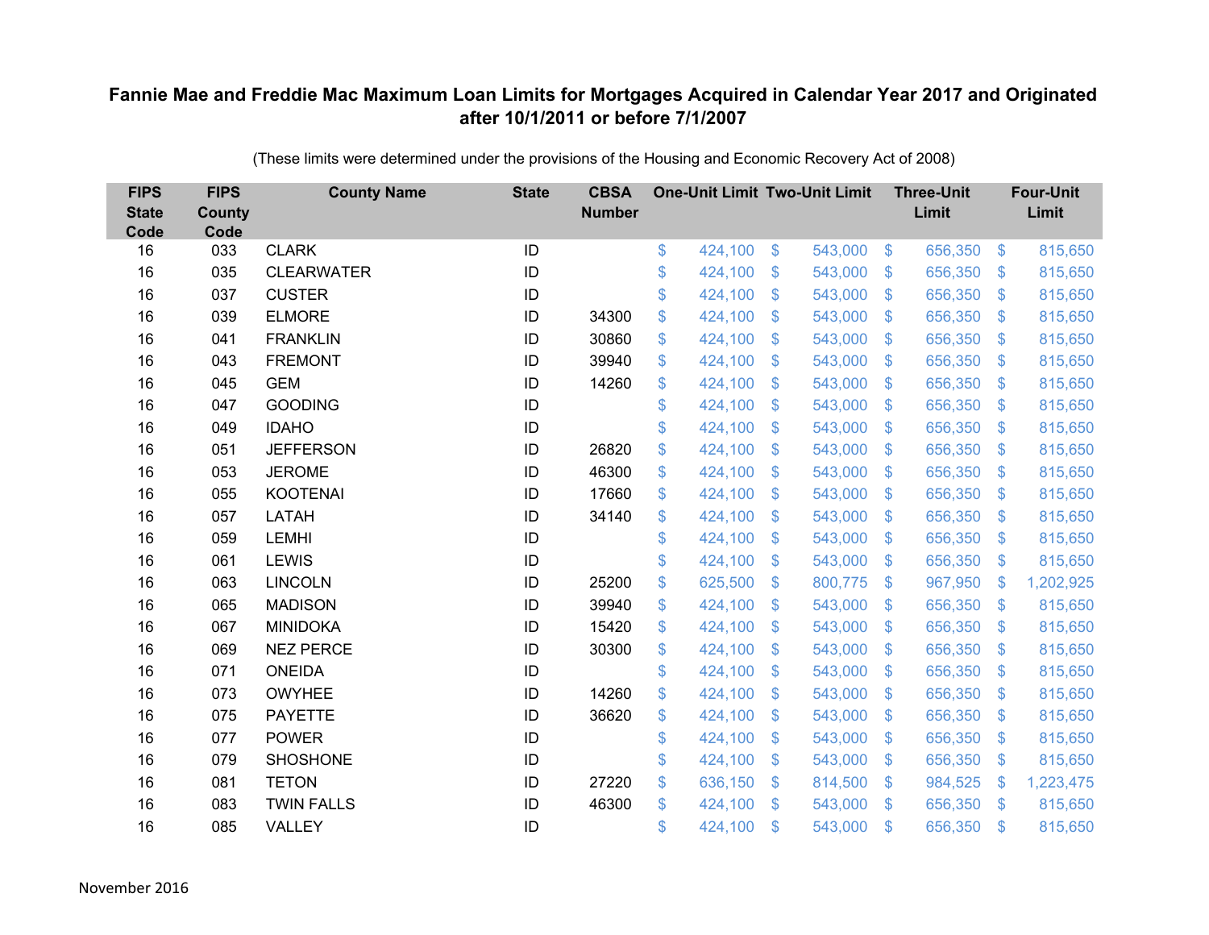# Fannie Mae and Freddie Mac Maximum Loan Limits for Mortgages Acquired in Calendar Year 2017 and Originated after 10/1/2011 or before 7/1/2007

(These limits were determined under the provisions of the Housing and Economic Recovery Act of 2008)

| FIPS State Code | FIPS County Code | County Name | State | CBSA Number | One-Unit Limit | Two-Unit Limit | Three-Unit Limit | Four-Unit Limit |
|---|---|---|---|---|---|---|---|---|
| 16 | 033 | CLARK | ID | | $ 424,100 | $ 543,000 | $ 656,350 | $ 815,650 |
| 16 | 035 | CLEARWATER | ID | | $ 424,100 | $ 543,000 | $ 656,350 | $ 815,650 |
| 16 | 037 | CUSTER | ID | | $ 424,100 | $ 543,000 | $ 656,350 | $ 815,650 |
| 16 | 039 | ELMORE | ID | 34300 | $ 424,100 | $ 543,000 | $ 656,350 | $ 815,650 |
| 16 | 041 | FRANKLIN | ID | 30860 | $ 424,100 | $ 543,000 | $ 656,350 | $ 815,650 |
| 16 | 043 | FREMONT | ID | 39940 | $ 424,100 | $ 543,000 | $ 656,350 | $ 815,650 |
| 16 | 045 | GEM | ID | 14260 | $ 424,100 | $ 543,000 | $ 656,350 | $ 815,650 |
| 16 | 047 | GOODING | ID | | $ 424,100 | $ 543,000 | $ 656,350 | $ 815,650 |
| 16 | 049 | IDAHO | ID | | $ 424,100 | $ 543,000 | $ 656,350 | $ 815,650 |
| 16 | 051 | JEFFERSON | ID | 26820 | $ 424,100 | $ 543,000 | $ 656,350 | $ 815,650 |
| 16 | 053 | JEROME | ID | 46300 | $ 424,100 | $ 543,000 | $ 656,350 | $ 815,650 |
| 16 | 055 | KOOTENAI | ID | 17660 | $ 424,100 | $ 543,000 | $ 656,350 | $ 815,650 |
| 16 | 057 | LATAH | ID | 34140 | $ 424,100 | $ 543,000 | $ 656,350 | $ 815,650 |
| 16 | 059 | LEMHI | ID | | $ 424,100 | $ 543,000 | $ 656,350 | $ 815,650 |
| 16 | 061 | LEWIS | ID | | $ 424,100 | $ 543,000 | $ 656,350 | $ 815,650 |
| 16 | 063 | LINCOLN | ID | 25200 | $ 625,500 | $ 800,775 | $ 967,950 | $ 1,202,925 |
| 16 | 065 | MADISON | ID | 39940 | $ 424,100 | $ 543,000 | $ 656,350 | $ 815,650 |
| 16 | 067 | MINIDOKA | ID | 15420 | $ 424,100 | $ 543,000 | $ 656,350 | $ 815,650 |
| 16 | 069 | NEZ PERCE | ID | 30300 | $ 424,100 | $ 543,000 | $ 656,350 | $ 815,650 |
| 16 | 071 | ONEIDA | ID | | $ 424,100 | $ 543,000 | $ 656,350 | $ 815,650 |
| 16 | 073 | OWYHEE | ID | 14260 | $ 424,100 | $ 543,000 | $ 656,350 | $ 815,650 |
| 16 | 075 | PAYETTE | ID | 36620 | $ 424,100 | $ 543,000 | $ 656,350 | $ 815,650 |
| 16 | 077 | POWER | ID | | $ 424,100 | $ 543,000 | $ 656,350 | $ 815,650 |
| 16 | 079 | SHOSHONE | ID | | $ 424,100 | $ 543,000 | $ 656,350 | $ 815,650 |
| 16 | 081 | TETON | ID | 27220 | $ 636,150 | $ 814,500 | $ 984,525 | $ 1,223,475 |
| 16 | 083 | TWIN FALLS | ID | 46300 | $ 424,100 | $ 543,000 | $ 656,350 | $ 815,650 |
| 16 | 085 | VALLEY | ID | | $ 424,100 | $ 543,000 | $ 656,350 | $ 815,650 |

November 2016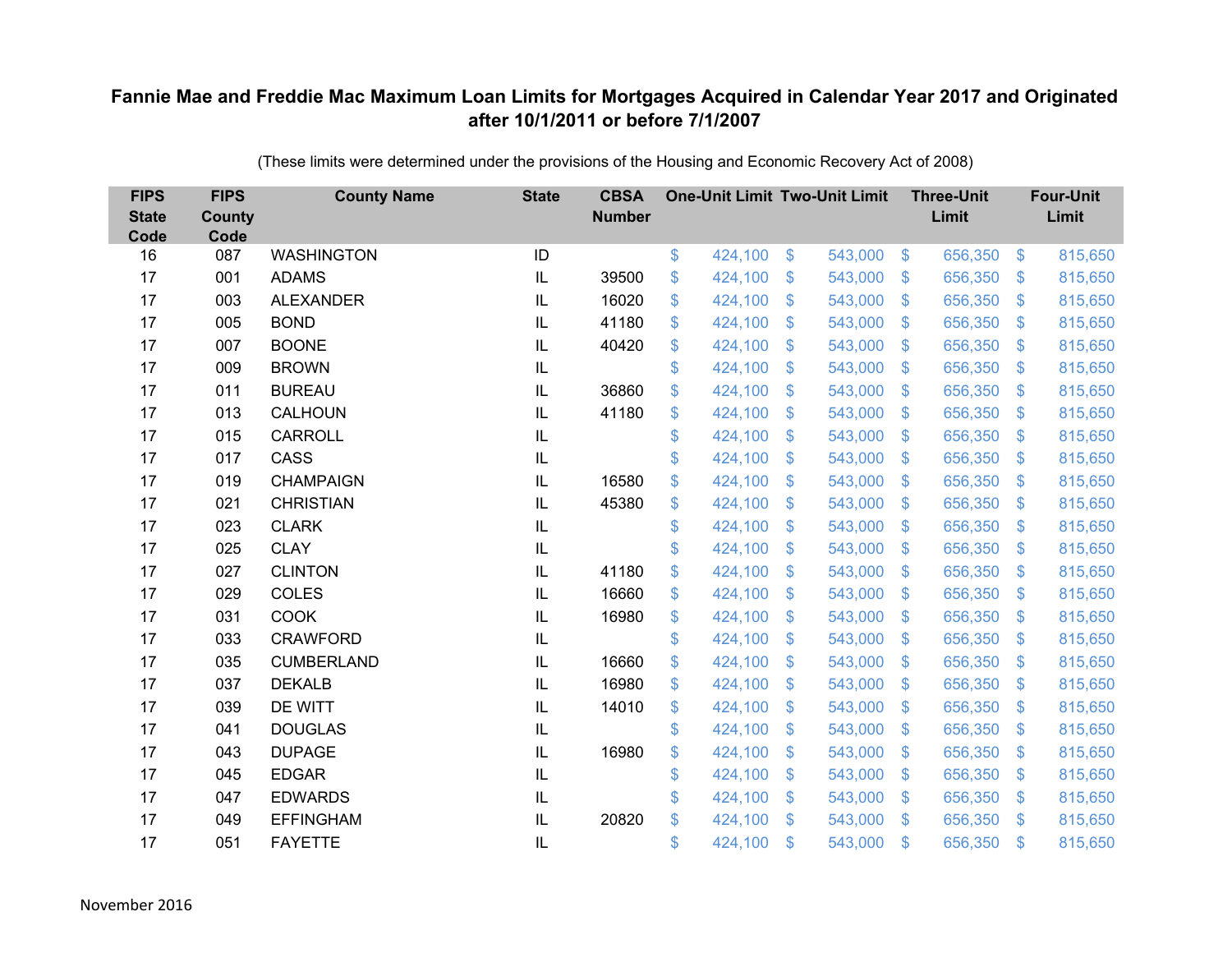## Fannie Mae and Freddie Mac Maximum Loan Limits for Mortgages Acquired in Calendar Year 2017 and Originated after 10/1/2011 or before 7/1/2007

(These limits were determined under the provisions of the Housing and Economic Recovery Act of 2008)

| FIPS State Code | FIPS County Code | County Name | State | CBSA Number | One-Unit Limit | Two-Unit Limit | Three-Unit Limit | Four-Unit Limit |
|---|---|---|---|---|---|---|---|---|
| 16 | 087 | WASHINGTON | ID | | $ 424,100 | $ 543,000 | $ 656,350 | $ 815,650 |
| 17 | 001 | ADAMS | IL | 39500 | $ 424,100 | $ 543,000 | $ 656,350 | $ 815,650 |
| 17 | 003 | ALEXANDER | IL | 16020 | $ 424,100 | $ 543,000 | $ 656,350 | $ 815,650 |
| 17 | 005 | BOND | IL | 41180 | $ 424,100 | $ 543,000 | $ 656,350 | $ 815,650 |
| 17 | 007 | BOONE | IL | 40420 | $ 424,100 | $ 543,000 | $ 656,350 | $ 815,650 |
| 17 | 009 | BROWN | IL | | $ 424,100 | $ 543,000 | $ 656,350 | $ 815,650 |
| 17 | 011 | BUREAU | IL | 36860 | $ 424,100 | $ 543,000 | $ 656,350 | $ 815,650 |
| 17 | 013 | CALHOUN | IL | 41180 | $ 424,100 | $ 543,000 | $ 656,350 | $ 815,650 |
| 17 | 015 | CARROLL | IL | | $ 424,100 | $ 543,000 | $ 656,350 | $ 815,650 |
| 17 | 017 | CASS | IL | | $ 424,100 | $ 543,000 | $ 656,350 | $ 815,650 |
| 17 | 019 | CHAMPAIGN | IL | 16580 | $ 424,100 | $ 543,000 | $ 656,350 | $ 815,650 |
| 17 | 021 | CHRISTIAN | IL | 45380 | $ 424,100 | $ 543,000 | $ 656,350 | $ 815,650 |
| 17 | 023 | CLARK | IL | | $ 424,100 | $ 543,000 | $ 656,350 | $ 815,650 |
| 17 | 025 | CLAY | IL | | $ 424,100 | $ 543,000 | $ 656,350 | $ 815,650 |
| 17 | 027 | CLINTON | IL | 41180 | $ 424,100 | $ 543,000 | $ 656,350 | $ 815,650 |
| 17 | 029 | COLES | IL | 16660 | $ 424,100 | $ 543,000 | $ 656,350 | $ 815,650 |
| 17 | 031 | COOK | IL | 16980 | $ 424,100 | $ 543,000 | $ 656,350 | $ 815,650 |
| 17 | 033 | CRAWFORD | IL | | $ 424,100 | $ 543,000 | $ 656,350 | $ 815,650 |
| 17 | 035 | CUMBERLAND | IL | 16660 | $ 424,100 | $ 543,000 | $ 656,350 | $ 815,650 |
| 17 | 037 | DEKALB | IL | 16980 | $ 424,100 | $ 543,000 | $ 656,350 | $ 815,650 |
| 17 | 039 | DE WITT | IL | 14010 | $ 424,100 | $ 543,000 | $ 656,350 | $ 815,650 |
| 17 | 041 | DOUGLAS | IL | | $ 424,100 | $ 543,000 | $ 656,350 | $ 815,650 |
| 17 | 043 | DUPAGE | IL | 16980 | $ 424,100 | $ 543,000 | $ 656,350 | $ 815,650 |
| 17 | 045 | EDGAR | IL | | $ 424,100 | $ 543,000 | $ 656,350 | $ 815,650 |
| 17 | 047 | EDWARDS | IL | | $ 424,100 | $ 543,000 | $ 656,350 | $ 815,650 |
| 17 | 049 | EFFINGHAM | IL | 20820 | $ 424,100 | $ 543,000 | $ 656,350 | $ 815,650 |
| 17 | 051 | FAYETTE | IL | | $ 424,100 | $ 543,000 | $ 656,350 | $ 815,650 |

November 2016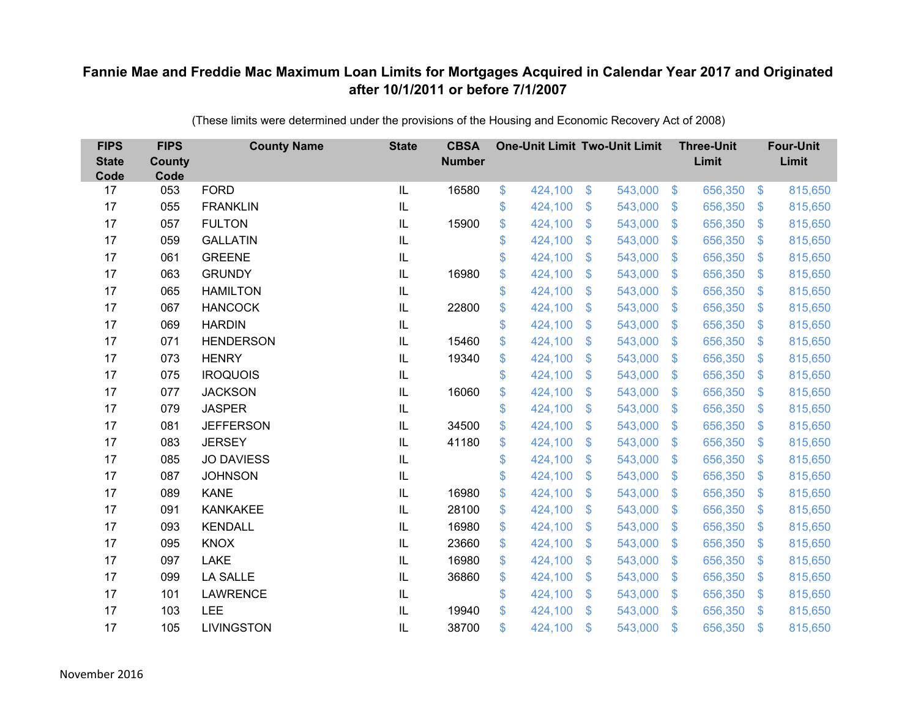**Fannie Mae and Freddie Mac Maximum Loan Limits for Mortgages Acquired in Calendar Year 2017 and Originated after 10/1/2011 or before 7/1/2007**

(These limits were determined under the provisions of the Housing and Economic Recovery Act of 2008)

| FIPS State Code | FIPS County Code | County Name | State | CBSA Number | One-Unit Limit | Two-Unit Limit | Three-Unit Limit | Four-Unit Limit |
|---|---|---|---|---|---|---|---|---|
| 17 | 053 | FORD | IL | 16580 | $ 424,100 | $ 543,000 | $ 656,350 | $ 815,650 |
| 17 | 055 | FRANKLIN | IL | | $ 424,100 | $ 543,000 | $ 656,350 | $ 815,650 |
| 17 | 057 | FULTON | IL | 15900 | $ 424,100 | $ 543,000 | $ 656,350 | $ 815,650 |
| 17 | 059 | GALLATIN | IL | | $ 424,100 | $ 543,000 | $ 656,350 | $ 815,650 |
| 17 | 061 | GREENE | IL | | $ 424,100 | $ 543,000 | $ 656,350 | $ 815,650 |
| 17 | 063 | GRUNDY | IL | 16980 | $ 424,100 | $ 543,000 | $ 656,350 | $ 815,650 |
| 17 | 065 | HAMILTON | IL | | $ 424,100 | $ 543,000 | $ 656,350 | $ 815,650 |
| 17 | 067 | HANCOCK | IL | 22800 | $ 424,100 | $ 543,000 | $ 656,350 | $ 815,650 |
| 17 | 069 | HARDIN | IL | | $ 424,100 | $ 543,000 | $ 656,350 | $ 815,650 |
| 17 | 071 | HENDERSON | IL | 15460 | $ 424,100 | $ 543,000 | $ 656,350 | $ 815,650 |
| 17 | 073 | HENRY | IL | 19340 | $ 424,100 | $ 543,000 | $ 656,350 | $ 815,650 |
| 17 | 075 | IROQUOIS | IL | | $ 424,100 | $ 543,000 | $ 656,350 | $ 815,650 |
| 17 | 077 | JACKSON | IL | 16060 | $ 424,100 | $ 543,000 | $ 656,350 | $ 815,650 |
| 17 | 079 | JASPER | IL | | $ 424,100 | $ 543,000 | $ 656,350 | $ 815,650 |
| 17 | 081 | JEFFERSON | IL | 34500 | $ 424,100 | $ 543,000 | $ 656,350 | $ 815,650 |
| 17 | 083 | JERSEY | IL | 41180 | $ 424,100 | $ 543,000 | $ 656,350 | $ 815,650 |
| 17 | 085 | JO DAVIESS | IL | | $ 424,100 | $ 543,000 | $ 656,350 | $ 815,650 |
| 17 | 087 | JOHNSON | IL | | $ 424,100 | $ 543,000 | $ 656,350 | $ 815,650 |
| 17 | 089 | KANE | IL | 16980 | $ 424,100 | $ 543,000 | $ 656,350 | $ 815,650 |
| 17 | 091 | KANKAKEE | IL | 28100 | $ 424,100 | $ 543,000 | $ 656,350 | $ 815,650 |
| 17 | 093 | KENDALL | IL | 16980 | $ 424,100 | $ 543,000 | $ 656,350 | $ 815,650 |
| 17 | 095 | KNOX | IL | 23660 | $ 424,100 | $ 543,000 | $ 656,350 | $ 815,650 |
| 17 | 097 | LAKE | IL | 16980 | $ 424,100 | $ 543,000 | $ 656,350 | $ 815,650 |
| 17 | 099 | LA SALLE | IL | 36860 | $ 424,100 | $ 543,000 | $ 656,350 | $ 815,650 |
| 17 | 101 | LAWRENCE | IL | | $ 424,100 | $ 543,000 | $ 656,350 | $ 815,650 |
| 17 | 103 | LEE | IL | 19940 | $ 424,100 | $ 543,000 | $ 656,350 | $ 815,650 |
| 17 | 105 | LIVINGSTON | IL | 38700 | $ 424,100 | $ 543,000 | $ 656,350 | $ 815,650 |

November 2016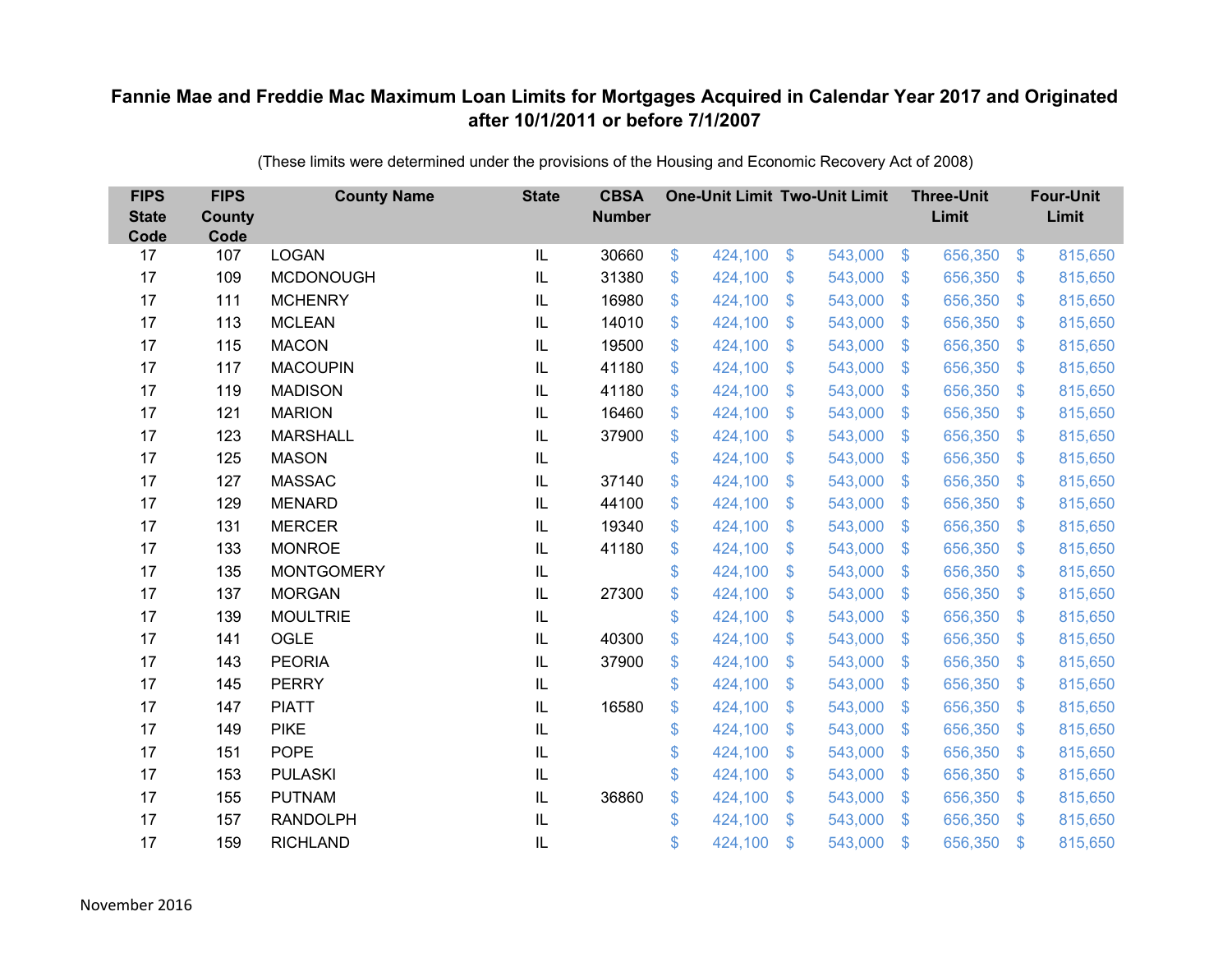## Fannie Mae and Freddie Mac Maximum Loan Limits for Mortgages Acquired in Calendar Year 2017 and Originated after 10/1/2011 or before 7/1/2007

(These limits were determined under the provisions of the Housing and Economic Recovery Act of 2008)

| FIPS State Code | FIPS County Code | County Name | State | CBSA Number | One-Unit Limit | Two-Unit Limit | Three-Unit Limit | Four-Unit Limit |
|---|---|---|---|---|---|---|---|---|
| 17 | 107 | LOGAN | IL | 30660 | $ 424,100 | $ 543,000 | $ 656,350 | $ 815,650 |
| 17 | 109 | MCDONOUGH | IL | 31380 | $ 424,100 | $ 543,000 | $ 656,350 | $ 815,650 |
| 17 | 111 | MCHENRY | IL | 16980 | $ 424,100 | $ 543,000 | $ 656,350 | $ 815,650 |
| 17 | 113 | MCLEAN | IL | 14010 | $ 424,100 | $ 543,000 | $ 656,350 | $ 815,650 |
| 17 | 115 | MACON | IL | 19500 | $ 424,100 | $ 543,000 | $ 656,350 | $ 815,650 |
| 17 | 117 | MACOUPIN | IL | 41180 | $ 424,100 | $ 543,000 | $ 656,350 | $ 815,650 |
| 17 | 119 | MADISON | IL | 41180 | $ 424,100 | $ 543,000 | $ 656,350 | $ 815,650 |
| 17 | 121 | MARION | IL | 16460 | $ 424,100 | $ 543,000 | $ 656,350 | $ 815,650 |
| 17 | 123 | MARSHALL | IL | 37900 | $ 424,100 | $ 543,000 | $ 656,350 | $ 815,650 |
| 17 | 125 | MASON | IL | | $ 424,100 | $ 543,000 | $ 656,350 | $ 815,650 |
| 17 | 127 | MASSAC | IL | 37140 | $ 424,100 | $ 543,000 | $ 656,350 | $ 815,650 |
| 17 | 129 | MENARD | IL | 44100 | $ 424,100 | $ 543,000 | $ 656,350 | $ 815,650 |
| 17 | 131 | MERCER | IL | 19340 | $ 424,100 | $ 543,000 | $ 656,350 | $ 815,650 |
| 17 | 133 | MONROE | IL | 41180 | $ 424,100 | $ 543,000 | $ 656,350 | $ 815,650 |
| 17 | 135 | MONTGOMERY | IL | | $ 424,100 | $ 543,000 | $ 656,350 | $ 815,650 |
| 17 | 137 | MORGAN | IL | 27300 | $ 424,100 | $ 543,000 | $ 656,350 | $ 815,650 |
| 17 | 139 | MOULTRIE | IL | | $ 424,100 | $ 543,000 | $ 656,350 | $ 815,650 |
| 17 | 141 | OGLE | IL | 40300 | $ 424,100 | $ 543,000 | $ 656,350 | $ 815,650 |
| 17 | 143 | PEORIA | IL | 37900 | $ 424,100 | $ 543,000 | $ 656,350 | $ 815,650 |
| 17 | 145 | PERRY | IL | | $ 424,100 | $ 543,000 | $ 656,350 | $ 815,650 |
| 17 | 147 | PIATT | IL | 16580 | $ 424,100 | $ 543,000 | $ 656,350 | $ 815,650 |
| 17 | 149 | PIKE | IL | | $ 424,100 | $ 543,000 | $ 656,350 | $ 815,650 |
| 17 | 151 | POPE | IL | | $ 424,100 | $ 543,000 | $ 656,350 | $ 815,650 |
| 17 | 153 | PULASKI | IL | | $ 424,100 | $ 543,000 | $ 656,350 | $ 815,650 |
| 17 | 155 | PUTNAM | IL | 36860 | $ 424,100 | $ 543,000 | $ 656,350 | $ 815,650 |
| 17 | 157 | RANDOLPH | IL | | $ 424,100 | $ 543,000 | $ 656,350 | $ 815,650 |
| 17 | 159 | RICHLAND | IL | | $ 424,100 | $ 543,000 | $ 656,350 | $ 815,650 |

November 2016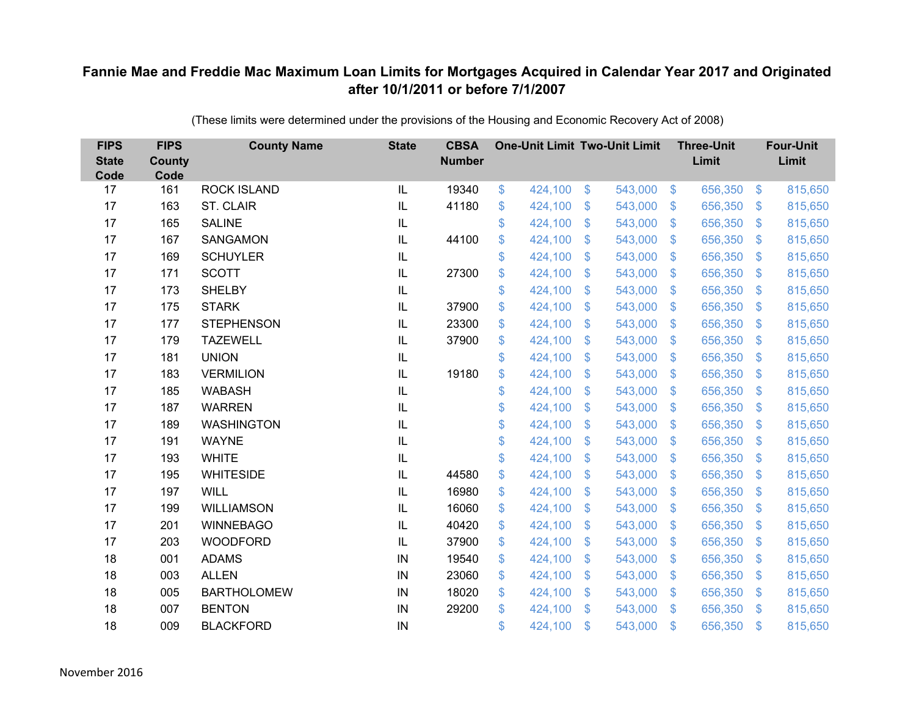# Fannie Mae and Freddie Mac Maximum Loan Limits for Mortgages Acquired in Calendar Year 2017 and Originated after 10/1/2011 or before 7/1/2007

(These limits were determined under the provisions of the Housing and Economic Recovery Act of 2008)

| FIPS State Code | FIPS County Code | County Name | State | CBSA Number | One-Unit Limit | Two-Unit Limit | Three-Unit Limit | Four-Unit Limit |
|---|---|---|---|---|---|---|---|---|
| 17 | 161 | ROCK ISLAND | IL | 19340 | $ 424,100 | $ 543,000 | $ 656,350 | $ 815,650 |
| 17 | 163 | ST. CLAIR | IL | 41180 | $ 424,100 | $ 543,000 | $ 656,350 | $ 815,650 |
| 17 | 165 | SALINE | IL | | $ 424,100 | $ 543,000 | $ 656,350 | $ 815,650 |
| 17 | 167 | SANGAMON | IL | 44100 | $ 424,100 | $ 543,000 | $ 656,350 | $ 815,650 |
| 17 | 169 | SCHUYLER | IL | | $ 424,100 | $ 543,000 | $ 656,350 | $ 815,650 |
| 17 | 171 | SCOTT | IL | 27300 | $ 424,100 | $ 543,000 | $ 656,350 | $ 815,650 |
| 17 | 173 | SHELBY | IL | | $ 424,100 | $ 543,000 | $ 656,350 | $ 815,650 |
| 17 | 175 | STARK | IL | 37900 | $ 424,100 | $ 543,000 | $ 656,350 | $ 815,650 |
| 17 | 177 | STEPHENSON | IL | 23300 | $ 424,100 | $ 543,000 | $ 656,350 | $ 815,650 |
| 17 | 179 | TAZEWELL | IL | 37900 | $ 424,100 | $ 543,000 | $ 656,350 | $ 815,650 |
| 17 | 181 | UNION | IL | | $ 424,100 | $ 543,000 | $ 656,350 | $ 815,650 |
| 17 | 183 | VERMILION | IL | 19180 | $ 424,100 | $ 543,000 | $ 656,350 | $ 815,650 |
| 17 | 185 | WABASH | IL | | $ 424,100 | $ 543,000 | $ 656,350 | $ 815,650 |
| 17 | 187 | WARREN | IL | | $ 424,100 | $ 543,000 | $ 656,350 | $ 815,650 |
| 17 | 189 | WASHINGTON | IL | | $ 424,100 | $ 543,000 | $ 656,350 | $ 815,650 |
| 17 | 191 | WAYNE | IL | | $ 424,100 | $ 543,000 | $ 656,350 | $ 815,650 |
| 17 | 193 | WHITE | IL | | $ 424,100 | $ 543,000 | $ 656,350 | $ 815,650 |
| 17 | 195 | WHITESIDE | IL | 44580 | $ 424,100 | $ 543,000 | $ 656,350 | $ 815,650 |
| 17 | 197 | WILL | IL | 16980 | $ 424,100 | $ 543,000 | $ 656,350 | $ 815,650 |
| 17 | 199 | WILLIAMSON | IL | 16060 | $ 424,100 | $ 543,000 | $ 656,350 | $ 815,650 |
| 17 | 201 | WINNEBAGO | IL | 40420 | $ 424,100 | $ 543,000 | $ 656,350 | $ 815,650 |
| 17 | 203 | WOODFORD | IL | 37900 | $ 424,100 | $ 543,000 | $ 656,350 | $ 815,650 |
| 18 | 001 | ADAMS | IN | 19540 | $ 424,100 | $ 543,000 | $ 656,350 | $ 815,650 |
| 18 | 003 | ALLEN | IN | 23060 | $ 424,100 | $ 543,000 | $ 656,350 | $ 815,650 |
| 18 | 005 | BARTHOLOMEW | IN | 18020 | $ 424,100 | $ 543,000 | $ 656,350 | $ 815,650 |
| 18 | 007 | BENTON | IN | 29200 | $ 424,100 | $ 543,000 | $ 656,350 | $ 815,650 |
| 18 | 009 | BLACKFORD | IN | | $ 424,100 | $ 543,000 | $ 656,350 | $ 815,650 |

November 2016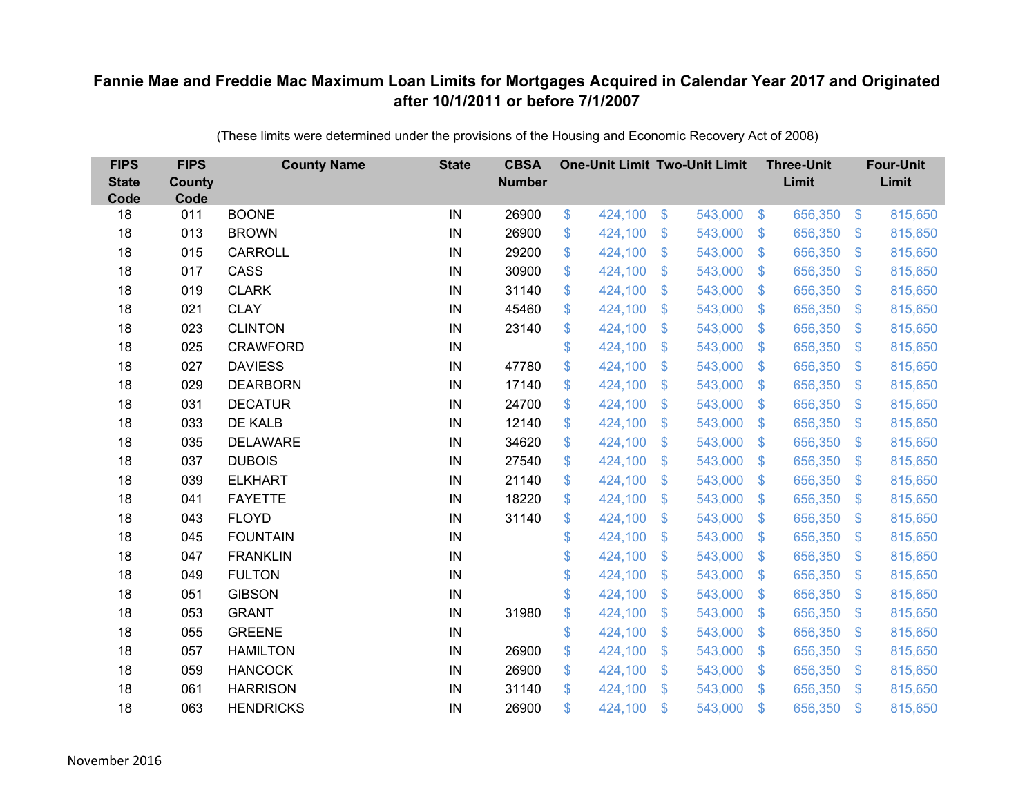# Fannie Mae and Freddie Mac Maximum Loan Limits for Mortgages Acquired in Calendar Year 2017 and Originated after 10/1/2011 or before 7/1/2007

(These limits were determined under the provisions of the Housing and Economic Recovery Act of 2008)

| FIPS State Code | FIPS County Code | County Name | State | CBSA Number | One-Unit Limit | Two-Unit Limit | Three-Unit Limit | Four-Unit Limit |
|---|---|---|---|---|---|---|---|---|
| 18 | 011 | BOONE | IN | 26900 | $ 424,100 | $ 543,000 | $ 656,350 | $ 815,650 |
| 18 | 013 | BROWN | IN | 26900 | $ 424,100 | $ 543,000 | $ 656,350 | $ 815,650 |
| 18 | 015 | CARROLL | IN | 29200 | $ 424,100 | $ 543,000 | $ 656,350 | $ 815,650 |
| 18 | 017 | CASS | IN | 30900 | $ 424,100 | $ 543,000 | $ 656,350 | $ 815,650 |
| 18 | 019 | CLARK | IN | 31140 | $ 424,100 | $ 543,000 | $ 656,350 | $ 815,650 |
| 18 | 021 | CLAY | IN | 45460 | $ 424,100 | $ 543,000 | $ 656,350 | $ 815,650 |
| 18 | 023 | CLINTON | IN | 23140 | $ 424,100 | $ 543,000 | $ 656,350 | $ 815,650 |
| 18 | 025 | CRAWFORD | IN | | $ 424,100 | $ 543,000 | $ 656,350 | $ 815,650 |
| 18 | 027 | DAVIESS | IN | 47780 | $ 424,100 | $ 543,000 | $ 656,350 | $ 815,650 |
| 18 | 029 | DEARBORN | IN | 17140 | $ 424,100 | $ 543,000 | $ 656,350 | $ 815,650 |
| 18 | 031 | DECATUR | IN | 24700 | $ 424,100 | $ 543,000 | $ 656,350 | $ 815,650 |
| 18 | 033 | DE KALB | IN | 12140 | $ 424,100 | $ 543,000 | $ 656,350 | $ 815,650 |
| 18 | 035 | DELAWARE | IN | 34620 | $ 424,100 | $ 543,000 | $ 656,350 | $ 815,650 |
| 18 | 037 | DUBOIS | IN | 27540 | $ 424,100 | $ 543,000 | $ 656,350 | $ 815,650 |
| 18 | 039 | ELKHART | IN | 21140 | $ 424,100 | $ 543,000 | $ 656,350 | $ 815,650 |
| 18 | 041 | FAYETTE | IN | 18220 | $ 424,100 | $ 543,000 | $ 656,350 | $ 815,650 |
| 18 | 043 | FLOYD | IN | 31140 | $ 424,100 | $ 543,000 | $ 656,350 | $ 815,650 |
| 18 | 045 | FOUNTAIN | IN | | $ 424,100 | $ 543,000 | $ 656,350 | $ 815,650 |
| 18 | 047 | FRANKLIN | IN | | $ 424,100 | $ 543,000 | $ 656,350 | $ 815,650 |
| 18 | 049 | FULTON | IN | | $ 424,100 | $ 543,000 | $ 656,350 | $ 815,650 |
| 18 | 051 | GIBSON | IN | | $ 424,100 | $ 543,000 | $ 656,350 | $ 815,650 |
| 18 | 053 | GRANT | IN | 31980 | $ 424,100 | $ 543,000 | $ 656,350 | $ 815,650 |
| 18 | 055 | GREENE | IN | | $ 424,100 | $ 543,000 | $ 656,350 | $ 815,650 |
| 18 | 057 | HAMILTON | IN | 26900 | $ 424,100 | $ 543,000 | $ 656,350 | $ 815,650 |
| 18 | 059 | HANCOCK | IN | 26900 | $ 424,100 | $ 543,000 | $ 656,350 | $ 815,650 |
| 18 | 061 | HARRISON | IN | 31140 | $ 424,100 | $ 543,000 | $ 656,350 | $ 815,650 |
| 18 | 063 | HENDRICKS | IN | 26900 | $ 424,100 | $ 543,000 | $ 656,350 | $ 815,650 |

November 2016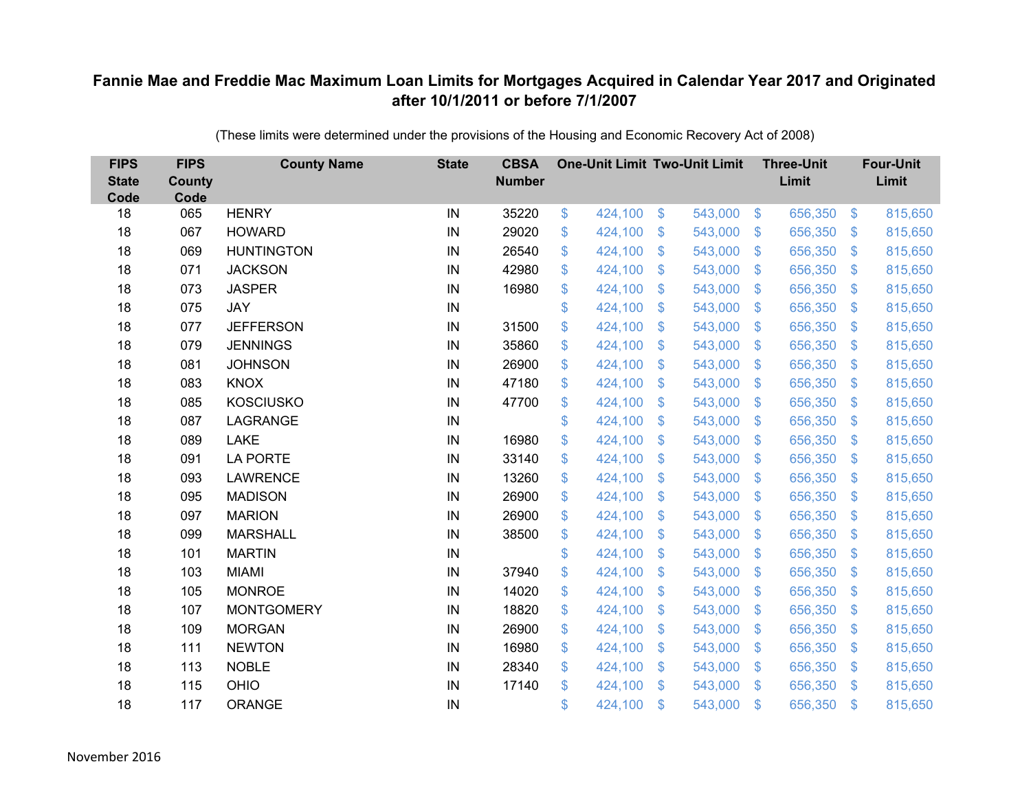# Fannie Mae and Freddie Mac Maximum Loan Limits for Mortgages Acquired in Calendar Year 2017 and Originated after 10/1/2011 or before 7/1/2007

(These limits were determined under the provisions of the Housing and Economic Recovery Act of 2008)

| FIPS State Code | FIPS County Code | County Name | State | CBSA Number | One-Unit Limit | Two-Unit Limit | Three-Unit Limit | Four-Unit Limit |
|---|---|---|---|---|---|---|---|---|
| 18 | 065 | HENRY | IN | 35220 | $ 424,100 | $ 543,000 | $ 656,350 | $ 815,650 |
| 18 | 067 | HOWARD | IN | 29020 | $ 424,100 | $ 543,000 | $ 656,350 | $ 815,650 |
| 18 | 069 | HUNTINGTON | IN | 26540 | $ 424,100 | $ 543,000 | $ 656,350 | $ 815,650 |
| 18 | 071 | JACKSON | IN | 42980 | $ 424,100 | $ 543,000 | $ 656,350 | $ 815,650 |
| 18 | 073 | JASPER | IN | 16980 | $ 424,100 | $ 543,000 | $ 656,350 | $ 815,650 |
| 18 | 075 | JAY | IN | | $ 424,100 | $ 543,000 | $ 656,350 | $ 815,650 |
| 18 | 077 | JEFFERSON | IN | 31500 | $ 424,100 | $ 543,000 | $ 656,350 | $ 815,650 |
| 18 | 079 | JENNINGS | IN | 35860 | $ 424,100 | $ 543,000 | $ 656,350 | $ 815,650 |
| 18 | 081 | JOHNSON | IN | 26900 | $ 424,100 | $ 543,000 | $ 656,350 | $ 815,650 |
| 18 | 083 | KNOX | IN | 47180 | $ 424,100 | $ 543,000 | $ 656,350 | $ 815,650 |
| 18 | 085 | KOSCIUSKO | IN | 47700 | $ 424,100 | $ 543,000 | $ 656,350 | $ 815,650 |
| 18 | 087 | LAGRANGE | IN | | $ 424,100 | $ 543,000 | $ 656,350 | $ 815,650 |
| 18 | 089 | LAKE | IN | 16980 | $ 424,100 | $ 543,000 | $ 656,350 | $ 815,650 |
| 18 | 091 | LA PORTE | IN | 33140 | $ 424,100 | $ 543,000 | $ 656,350 | $ 815,650 |
| 18 | 093 | LAWRENCE | IN | 13260 | $ 424,100 | $ 543,000 | $ 656,350 | $ 815,650 |
| 18 | 095 | MADISON | IN | 26900 | $ 424,100 | $ 543,000 | $ 656,350 | $ 815,650 |
| 18 | 097 | MARION | IN | 26900 | $ 424,100 | $ 543,000 | $ 656,350 | $ 815,650 |
| 18 | 099 | MARSHALL | IN | 38500 | $ 424,100 | $ 543,000 | $ 656,350 | $ 815,650 |
| 18 | 101 | MARTIN | IN | | $ 424,100 | $ 543,000 | $ 656,350 | $ 815,650 |
| 18 | 103 | MIAMI | IN | 37940 | $ 424,100 | $ 543,000 | $ 656,350 | $ 815,650 |
| 18 | 105 | MONROE | IN | 14020 | $ 424,100 | $ 543,000 | $ 656,350 | $ 815,650 |
| 18 | 107 | MONTGOMERY | IN | 18820 | $ 424,100 | $ 543,000 | $ 656,350 | $ 815,650 |
| 18 | 109 | MORGAN | IN | 26900 | $ 424,100 | $ 543,000 | $ 656,350 | $ 815,650 |
| 18 | 111 | NEWTON | IN | 16980 | $ 424,100 | $ 543,000 | $ 656,350 | $ 815,650 |
| 18 | 113 | NOBLE | IN | 28340 | $ 424,100 | $ 543,000 | $ 656,350 | $ 815,650 |
| 18 | 115 | OHIO | IN | 17140 | $ 424,100 | $ 543,000 | $ 656,350 | $ 815,650 |
| 18 | 117 | ORANGE | IN | | $ 424,100 | $ 543,000 | $ 656,350 | $ 815,650 |

November 2016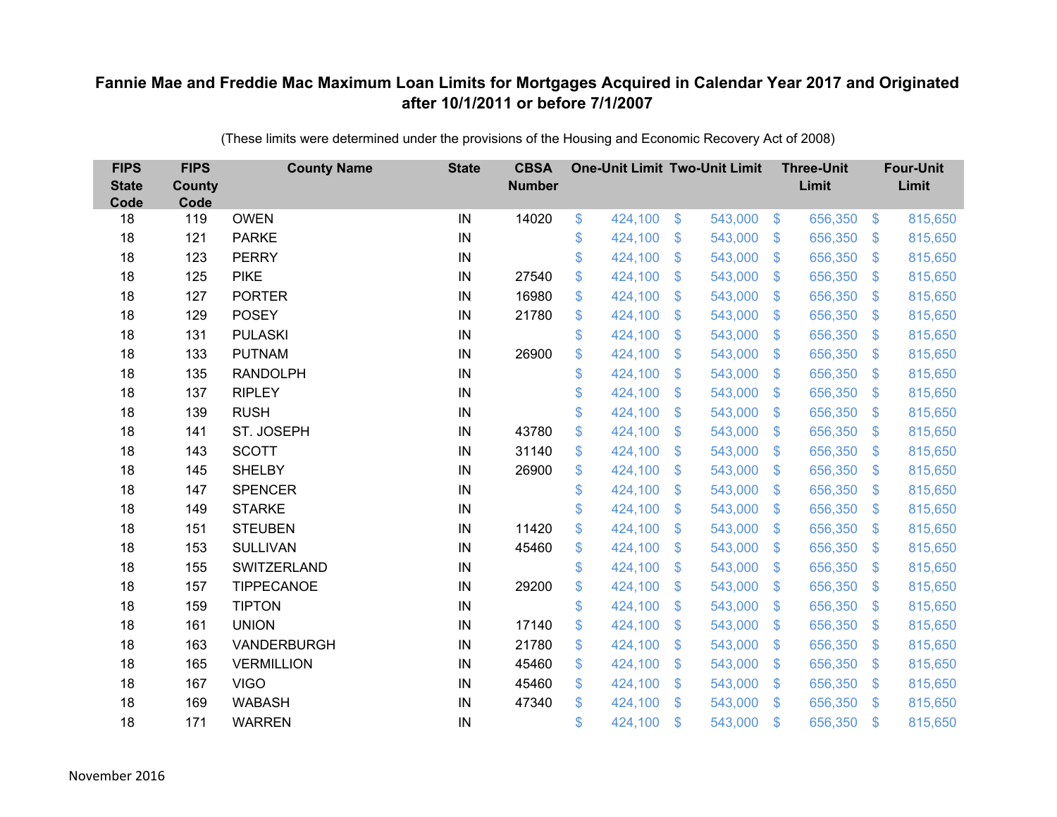# Fannie Mae and Freddie Mac Maximum Loan Limits for Mortgages Acquired in Calendar Year 2017 and Originated after 10/1/2011 or before 7/1/2007

(These limits were determined under the provisions of the Housing and Economic Recovery Act of 2008)

| FIPS State Code | FIPS County Code | County Name | State | CBSA Number | One-Unit Limit | Two-Unit Limit | Three-Unit Limit | Four-Unit Limit |
|---|---|---|---|---|---|---|---|---|
| 18 | 119 | OWEN | IN | 14020 | $ 424,100 | $ 543,000 | $ 656,350 | $ 815,650 |
| 18 | 121 | PARKE | IN | | $ 424,100 | $ 543,000 | $ 656,350 | $ 815,650 |
| 18 | 123 | PERRY | IN | | $ 424,100 | $ 543,000 | $ 656,350 | $ 815,650 |
| 18 | 125 | PIKE | IN | 27540 | $ 424,100 | $ 543,000 | $ 656,350 | $ 815,650 |
| 18 | 127 | PORTER | IN | 16980 | $ 424,100 | $ 543,000 | $ 656,350 | $ 815,650 |
| 18 | 129 | POSEY | IN | 21780 | $ 424,100 | $ 543,000 | $ 656,350 | $ 815,650 |
| 18 | 131 | PULASKI | IN | | $ 424,100 | $ 543,000 | $ 656,350 | $ 815,650 |
| 18 | 133 | PUTNAM | IN | 26900 | $ 424,100 | $ 543,000 | $ 656,350 | $ 815,650 |
| 18 | 135 | RANDOLPH | IN | | $ 424,100 | $ 543,000 | $ 656,350 | $ 815,650 |
| 18 | 137 | RIPLEY | IN | | $ 424,100 | $ 543,000 | $ 656,350 | $ 815,650 |
| 18 | 139 | RUSH | IN | | $ 424,100 | $ 543,000 | $ 656,350 | $ 815,650 |
| 18 | 141 | ST. JOSEPH | IN | 43780 | $ 424,100 | $ 543,000 | $ 656,350 | $ 815,650 |
| 18 | 143 | SCOTT | IN | 31140 | $ 424,100 | $ 543,000 | $ 656,350 | $ 815,650 |
| 18 | 145 | SHELBY | IN | 26900 | $ 424,100 | $ 543,000 | $ 656,350 | $ 815,650 |
| 18 | 147 | SPENCER | IN | | $ 424,100 | $ 543,000 | $ 656,350 | $ 815,650 |
| 18 | 149 | STARKE | IN | | $ 424,100 | $ 543,000 | $ 656,350 | $ 815,650 |
| 18 | 151 | STEUBEN | IN | 11420 | $ 424,100 | $ 543,000 | $ 656,350 | $ 815,650 |
| 18 | 153 | SULLIVAN | IN | 45460 | $ 424,100 | $ 543,000 | $ 656,350 | $ 815,650 |
| 18 | 155 | SWITZERLAND | IN | | $ 424,100 | $ 543,000 | $ 656,350 | $ 815,650 |
| 18 | 157 | TIPPECANOE | IN | 29200 | $ 424,100 | $ 543,000 | $ 656,350 | $ 815,650 |
| 18 | 159 | TIPTON | IN | | $ 424,100 | $ 543,000 | $ 656,350 | $ 815,650 |
| 18 | 161 | UNION | IN | 17140 | $ 424,100 | $ 543,000 | $ 656,350 | $ 815,650 |
| 18 | 163 | VANDERBURGH | IN | 21780 | $ 424,100 | $ 543,000 | $ 656,350 | $ 815,650 |
| 18 | 165 | VERMILLION | IN | 45460 | $ 424,100 | $ 543,000 | $ 656,350 | $ 815,650 |
| 18 | 167 | VIGO | IN | 45460 | $ 424,100 | $ 543,000 | $ 656,350 | $ 815,650 |
| 18 | 169 | WABASH | IN | 47340 | $ 424,100 | $ 543,000 | $ 656,350 | $ 815,650 |
| 18 | 171 | WARREN | IN | | $ 424,100 | $ 543,000 | $ 656,350 | $ 815,650 |

November 2016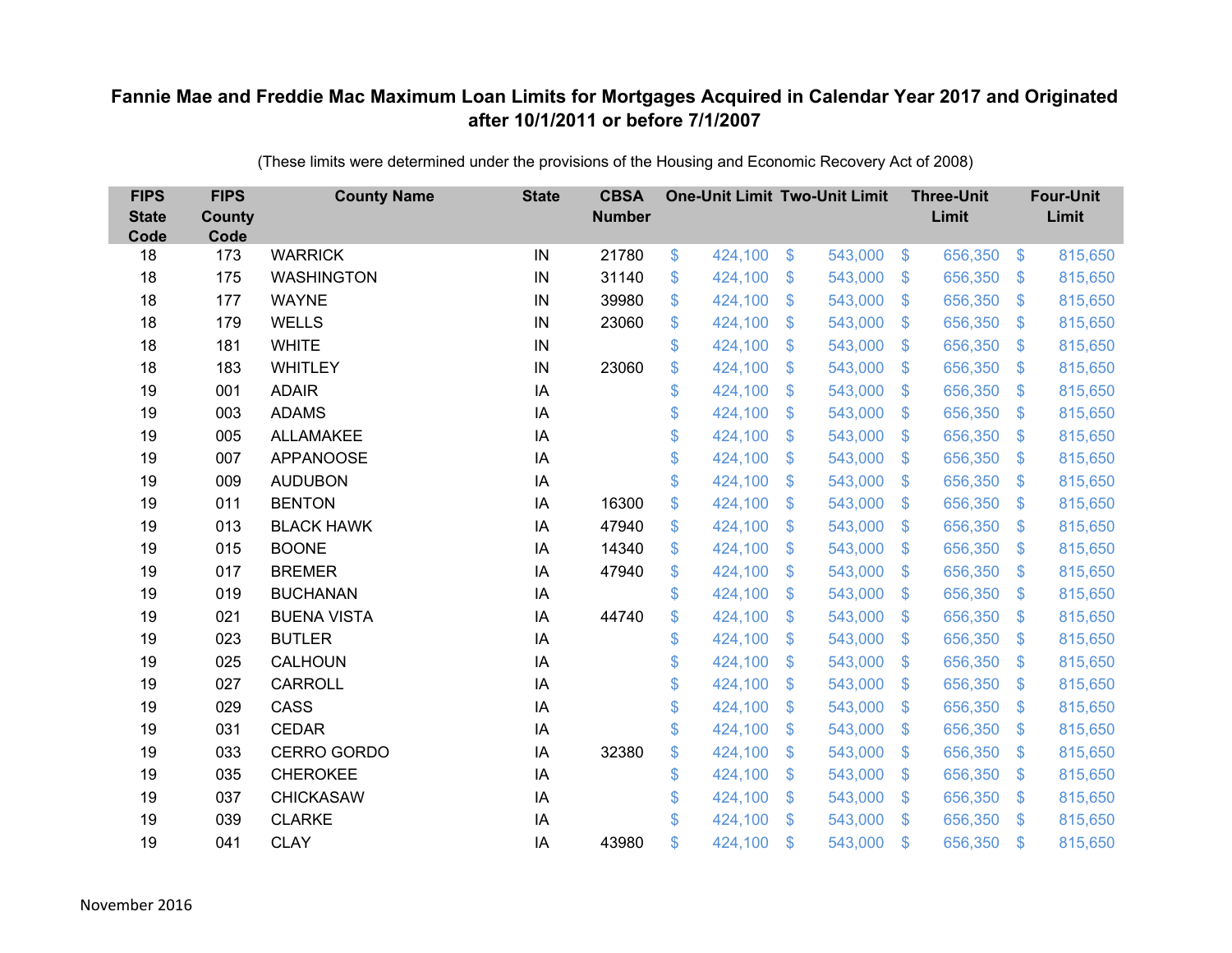**Fannie Mae and Freddie Mac Maximum Loan Limits for Mortgages Acquired in Calendar Year 2017 and Originated after 10/1/2011 or before 7/1/2007**

(These limits were determined under the provisions of the Housing and Economic Recovery Act of 2008)

| FIPS State Code | FIPS County Code | County Name | State | CBSA Number | One-Unit Limit | Two-Unit Limit | Three-Unit Limit | Four-Unit Limit |
|---|---|---|---|---|---|---|---|---|
| 18 | 173 | WARRICK | IN | 21780 | $ 424,100 | $ 543,000 | $ 656,350 | $ 815,650 |
| 18 | 175 | WASHINGTON | IN | 31140 | $ 424,100 | $ 543,000 | $ 656,350 | $ 815,650 |
| 18 | 177 | WAYNE | IN | 39980 | $ 424,100 | $ 543,000 | $ 656,350 | $ 815,650 |
| 18 | 179 | WELLS | IN | 23060 | $ 424,100 | $ 543,000 | $ 656,350 | $ 815,650 |
| 18 | 181 | WHITE | IN | | $ 424,100 | $ 543,000 | $ 656,350 | $ 815,650 |
| 18 | 183 | WHITLEY | IN | 23060 | $ 424,100 | $ 543,000 | $ 656,350 | $ 815,650 |
| 19 | 001 | ADAIR | IA | | $ 424,100 | $ 543,000 | $ 656,350 | $ 815,650 |
| 19 | 003 | ADAMS | IA | | $ 424,100 | $ 543,000 | $ 656,350 | $ 815,650 |
| 19 | 005 | ALLAMAKEE | IA | | $ 424,100 | $ 543,000 | $ 656,350 | $ 815,650 |
| 19 | 007 | APPANOOSE | IA | | $ 424,100 | $ 543,000 | $ 656,350 | $ 815,650 |
| 19 | 009 | AUDUBON | IA | | $ 424,100 | $ 543,000 | $ 656,350 | $ 815,650 |
| 19 | 011 | BENTON | IA | 16300 | $ 424,100 | $ 543,000 | $ 656,350 | $ 815,650 |
| 19 | 013 | BLACK HAWK | IA | 47940 | $ 424,100 | $ 543,000 | $ 656,350 | $ 815,650 |
| 19 | 015 | BOONE | IA | 14340 | $ 424,100 | $ 543,000 | $ 656,350 | $ 815,650 |
| 19 | 017 | BREMER | IA | 47940 | $ 424,100 | $ 543,000 | $ 656,350 | $ 815,650 |
| 19 | 019 | BUCHANAN | IA | | $ 424,100 | $ 543,000 | $ 656,350 | $ 815,650 |
| 19 | 021 | BUENA VISTA | IA | 44740 | $ 424,100 | $ 543,000 | $ 656,350 | $ 815,650 |
| 19 | 023 | BUTLER | IA | | $ 424,100 | $ 543,000 | $ 656,350 | $ 815,650 |
| 19 | 025 | CALHOUN | IA | | $ 424,100 | $ 543,000 | $ 656,350 | $ 815,650 |
| 19 | 027 | CARROLL | IA | | $ 424,100 | $ 543,000 | $ 656,350 | $ 815,650 |
| 19 | 029 | CASS | IA | | $ 424,100 | $ 543,000 | $ 656,350 | $ 815,650 |
| 19 | 031 | CEDAR | IA | | $ 424,100 | $ 543,000 | $ 656,350 | $ 815,650 |
| 19 | 033 | CERRO GORDO | IA | 32380 | $ 424,100 | $ 543,000 | $ 656,350 | $ 815,650 |
| 19 | 035 | CHEROKEE | IA | | $ 424,100 | $ 543,000 | $ 656,350 | $ 815,650 |
| 19 | 037 | CHICKASAW | IA | | $ 424,100 | $ 543,000 | $ 656,350 | $ 815,650 |
| 19 | 039 | CLARKE | IA | | $ 424,100 | $ 543,000 | $ 656,350 | $ 815,650 |
| 19 | 041 | CLAY | IA | 43980 | $ 424,100 | $ 543,000 | $ 656,350 | $ 815,650 |

November 2016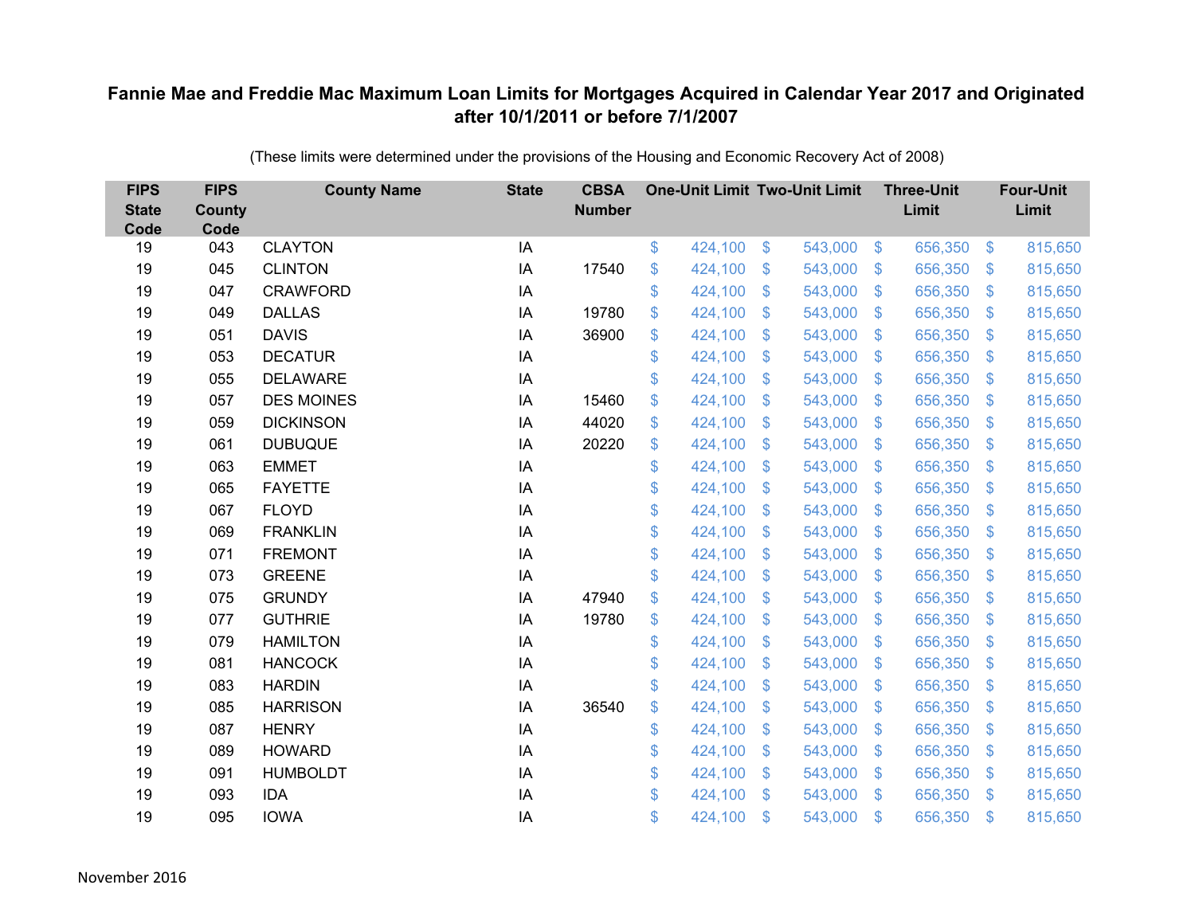# Fannie Mae and Freddie Mac Maximum Loan Limits for Mortgages Acquired in Calendar Year 2017 and Originated after 10/1/2011 or before 7/1/2007

(These limits were determined under the provisions of the Housing and Economic Recovery Act of 2008)

| FIPS State Code | FIPS County Code | County Name | State | CBSA Number | One-Unit Limit | Two-Unit Limit | Three-Unit Limit | Four-Unit Limit |
|---|---|---|---|---|---|---|---|---|
| 19 | 043 | CLAYTON | IA | | $ 424,100 | $ 543,000 | $ 656,350 | $ 815,650 |
| 19 | 045 | CLINTON | IA | 17540 | $ 424,100 | $ 543,000 | $ 656,350 | $ 815,650 |
| 19 | 047 | CRAWFORD | IA | | $ 424,100 | $ 543,000 | $ 656,350 | $ 815,650 |
| 19 | 049 | DALLAS | IA | 19780 | $ 424,100 | $ 543,000 | $ 656,350 | $ 815,650 |
| 19 | 051 | DAVIS | IA | 36900 | $ 424,100 | $ 543,000 | $ 656,350 | $ 815,650 |
| 19 | 053 | DECATUR | IA | | $ 424,100 | $ 543,000 | $ 656,350 | $ 815,650 |
| 19 | 055 | DELAWARE | IA | | $ 424,100 | $ 543,000 | $ 656,350 | $ 815,650 |
| 19 | 057 | DES MOINES | IA | 15460 | $ 424,100 | $ 543,000 | $ 656,350 | $ 815,650 |
| 19 | 059 | DICKINSON | IA | 44020 | $ 424,100 | $ 543,000 | $ 656,350 | $ 815,650 |
| 19 | 061 | DUBUQUE | IA | 20220 | $ 424,100 | $ 543,000 | $ 656,350 | $ 815,650 |
| 19 | 063 | EMMET | IA | | $ 424,100 | $ 543,000 | $ 656,350 | $ 815,650 |
| 19 | 065 | FAYETTE | IA | | $ 424,100 | $ 543,000 | $ 656,350 | $ 815,650 |
| 19 | 067 | FLOYD | IA | | $ 424,100 | $ 543,000 | $ 656,350 | $ 815,650 |
| 19 | 069 | FRANKLIN | IA | | $ 424,100 | $ 543,000 | $ 656,350 | $ 815,650 |
| 19 | 071 | FREMONT | IA | | $ 424,100 | $ 543,000 | $ 656,350 | $ 815,650 |
| 19 | 073 | GREENE | IA | | $ 424,100 | $ 543,000 | $ 656,350 | $ 815,650 |
| 19 | 075 | GRUNDY | IA | 47940 | $ 424,100 | $ 543,000 | $ 656,350 | $ 815,650 |
| 19 | 077 | GUTHRIE | IA | 19780 | $ 424,100 | $ 543,000 | $ 656,350 | $ 815,650 |
| 19 | 079 | HAMILTON | IA | | $ 424,100 | $ 543,000 | $ 656,350 | $ 815,650 |
| 19 | 081 | HANCOCK | IA | | $ 424,100 | $ 543,000 | $ 656,350 | $ 815,650 |
| 19 | 083 | HARDIN | IA | | $ 424,100 | $ 543,000 | $ 656,350 | $ 815,650 |
| 19 | 085 | HARRISON | IA | 36540 | $ 424,100 | $ 543,000 | $ 656,350 | $ 815,650 |
| 19 | 087 | HENRY | IA | | $ 424,100 | $ 543,000 | $ 656,350 | $ 815,650 |
| 19 | 089 | HOWARD | IA | | $ 424,100 | $ 543,000 | $ 656,350 | $ 815,650 |
| 19 | 091 | HUMBOLDT | IA | | $ 424,100 | $ 543,000 | $ 656,350 | $ 815,650 |
| 19 | 093 | IDA | IA | | $ 424,100 | $ 543,000 | $ 656,350 | $ 815,650 |
| 19 | 095 | IOWA | IA | | $ 424,100 | $ 543,000 | $ 656,350 | $ 815,650 |

November 2016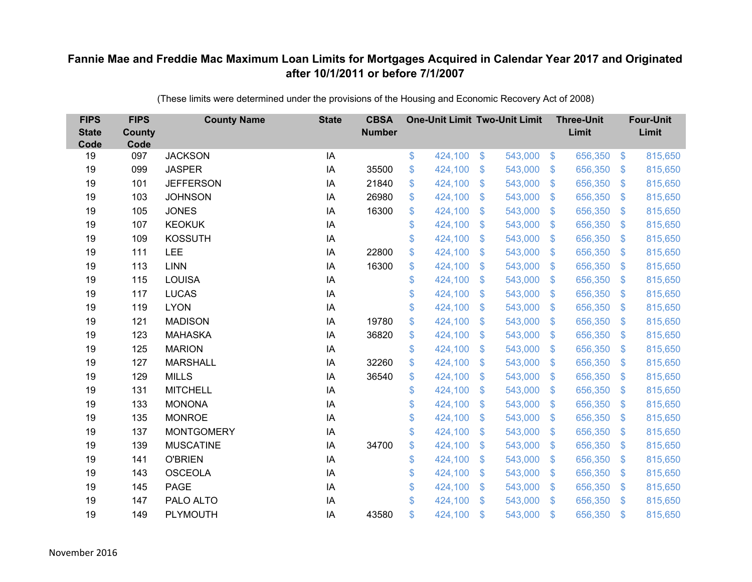# Fannie Mae and Freddie Mac Maximum Loan Limits for Mortgages Acquired in Calendar Year 2017 and Originated after 10/1/2011 or before 7/1/2007

(These limits were determined under the provisions of the Housing and Economic Recovery Act of 2008)

| FIPS State Code | FIPS County Code | County Name | State | CBSA Number | One-Unit Limit | Two-Unit Limit | Three-Unit Limit | Four-Unit Limit |
|---|---|---|---|---|---|---|---|---|
| 19 | 097 | JACKSON | IA | | $ 424,100 | $ 543,000 | $ 656,350 | $ 815,650 |
| 19 | 099 | JASPER | IA | 35500 | $ 424,100 | $ 543,000 | $ 656,350 | $ 815,650 |
| 19 | 101 | JEFFERSON | IA | 21840 | $ 424,100 | $ 543,000 | $ 656,350 | $ 815,650 |
| 19 | 103 | JOHNSON | IA | 26980 | $ 424,100 | $ 543,000 | $ 656,350 | $ 815,650 |
| 19 | 105 | JONES | IA | 16300 | $ 424,100 | $ 543,000 | $ 656,350 | $ 815,650 |
| 19 | 107 | KEOKUK | IA | | $ 424,100 | $ 543,000 | $ 656,350 | $ 815,650 |
| 19 | 109 | KOSSUTH | IA | | $ 424,100 | $ 543,000 | $ 656,350 | $ 815,650 |
| 19 | 111 | LEE | IA | 22800 | $ 424,100 | $ 543,000 | $ 656,350 | $ 815,650 |
| 19 | 113 | LINN | IA | 16300 | $ 424,100 | $ 543,000 | $ 656,350 | $ 815,650 |
| 19 | 115 | LOUISA | IA | | $ 424,100 | $ 543,000 | $ 656,350 | $ 815,650 |
| 19 | 117 | LUCAS | IA | | $ 424,100 | $ 543,000 | $ 656,350 | $ 815,650 |
| 19 | 119 | LYON | IA | | $ 424,100 | $ 543,000 | $ 656,350 | $ 815,650 |
| 19 | 121 | MADISON | IA | 19780 | $ 424,100 | $ 543,000 | $ 656,350 | $ 815,650 |
| 19 | 123 | MAHASKA | IA | 36820 | $ 424,100 | $ 543,000 | $ 656,350 | $ 815,650 |
| 19 | 125 | MARION | IA | | $ 424,100 | $ 543,000 | $ 656,350 | $ 815,650 |
| 19 | 127 | MARSHALL | IA | 32260 | $ 424,100 | $ 543,000 | $ 656,350 | $ 815,650 |
| 19 | 129 | MILLS | IA | 36540 | $ 424,100 | $ 543,000 | $ 656,350 | $ 815,650 |
| 19 | 131 | MITCHELL | IA | | $ 424,100 | $ 543,000 | $ 656,350 | $ 815,650 |
| 19 | 133 | MONONA | IA | | $ 424,100 | $ 543,000 | $ 656,350 | $ 815,650 |
| 19 | 135 | MONROE | IA | | $ 424,100 | $ 543,000 | $ 656,350 | $ 815,650 |
| 19 | 137 | MONTGOMERY | IA | | $ 424,100 | $ 543,000 | $ 656,350 | $ 815,650 |
| 19 | 139 | MUSCATINE | IA | 34700 | $ 424,100 | $ 543,000 | $ 656,350 | $ 815,650 |
| 19 | 141 | O'BRIEN | IA | | $ 424,100 | $ 543,000 | $ 656,350 | $ 815,650 |
| 19 | 143 | OSCEOLA | IA | | $ 424,100 | $ 543,000 | $ 656,350 | $ 815,650 |
| 19 | 145 | PAGE | IA | | $ 424,100 | $ 543,000 | $ 656,350 | $ 815,650 |
| 19 | 147 | PALO ALTO | IA | | $ 424,100 | $ 543,000 | $ 656,350 | $ 815,650 |
| 19 | 149 | PLYMOUTH | IA | 43580 | $ 424,100 | $ 543,000 | $ 656,350 | $ 815,650 |

November 2016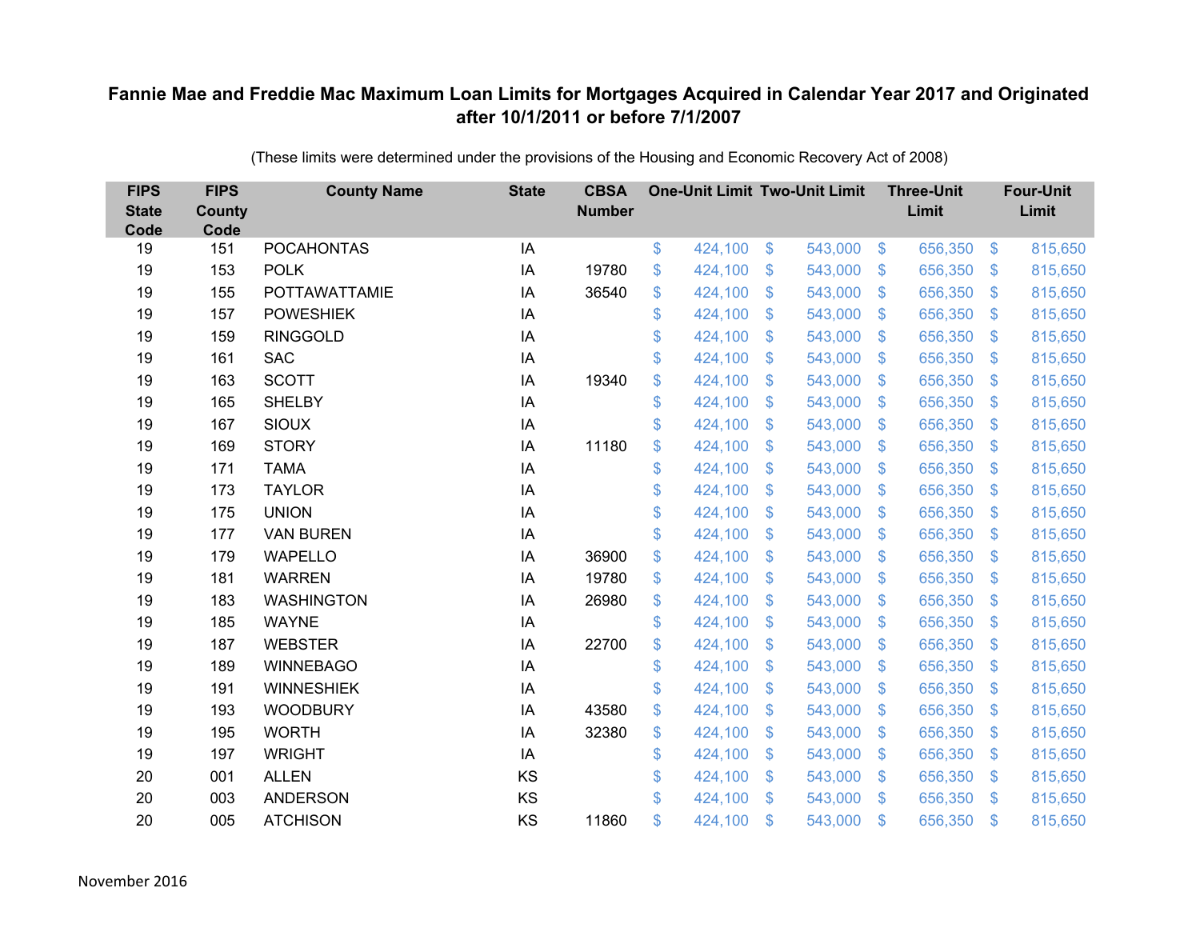# Fannie Mae and Freddie Mac Maximum Loan Limits for Mortgages Acquired in Calendar Year 2017 and Originated after 10/1/2011 or before 7/1/2007

(These limits were determined under the provisions of the Housing and Economic Recovery Act of 2008)

| FIPS State Code | FIPS County Code | County Name | State | CBSA Number | One-Unit Limit | Two-Unit Limit | Three-Unit Limit | Four-Unit Limit |
|---|---|---|---|---|---|---|---|---|
| 19 | 151 | POCAHONTAS | IA | | $ 424,100 | $ 543,000 | $ 656,350 | $ 815,650 |
| 19 | 153 | POLK | IA | 19780 | $ 424,100 | $ 543,000 | $ 656,350 | $ 815,650 |
| 19 | 155 | POTTAWATTAMIE | IA | 36540 | $ 424,100 | $ 543,000 | $ 656,350 | $ 815,650 |
| 19 | 157 | POWESHIEK | IA | | $ 424,100 | $ 543,000 | $ 656,350 | $ 815,650 |
| 19 | 159 | RINGGOLD | IA | | $ 424,100 | $ 543,000 | $ 656,350 | $ 815,650 |
| 19 | 161 | SAC | IA | | $ 424,100 | $ 543,000 | $ 656,350 | $ 815,650 |
| 19 | 163 | SCOTT | IA | 19340 | $ 424,100 | $ 543,000 | $ 656,350 | $ 815,650 |
| 19 | 165 | SHELBY | IA | | $ 424,100 | $ 543,000 | $ 656,350 | $ 815,650 |
| 19 | 167 | SIOUX | IA | | $ 424,100 | $ 543,000 | $ 656,350 | $ 815,650 |
| 19 | 169 | STORY | IA | 11180 | $ 424,100 | $ 543,000 | $ 656,350 | $ 815,650 |
| 19 | 171 | TAMA | IA | | $ 424,100 | $ 543,000 | $ 656,350 | $ 815,650 |
| 19 | 173 | TAYLOR | IA | | $ 424,100 | $ 543,000 | $ 656,350 | $ 815,650 |
| 19 | 175 | UNION | IA | | $ 424,100 | $ 543,000 | $ 656,350 | $ 815,650 |
| 19 | 177 | VAN BUREN | IA | | $ 424,100 | $ 543,000 | $ 656,350 | $ 815,650 |
| 19 | 179 | WAPELLO | IA | 36900 | $ 424,100 | $ 543,000 | $ 656,350 | $ 815,650 |
| 19 | 181 | WARREN | IA | 19780 | $ 424,100 | $ 543,000 | $ 656,350 | $ 815,650 |
| 19 | 183 | WASHINGTON | IA | 26980 | $ 424,100 | $ 543,000 | $ 656,350 | $ 815,650 |
| 19 | 185 | WAYNE | IA | | $ 424,100 | $ 543,000 | $ 656,350 | $ 815,650 |
| 19 | 187 | WEBSTER | IA | 22700 | $ 424,100 | $ 543,000 | $ 656,350 | $ 815,650 |
| 19 | 189 | WINNEBAGO | IA | | $ 424,100 | $ 543,000 | $ 656,350 | $ 815,650 |
| 19 | 191 | WINNESHIEK | IA | | $ 424,100 | $ 543,000 | $ 656,350 | $ 815,650 |
| 19 | 193 | WOODBURY | IA | 43580 | $ 424,100 | $ 543,000 | $ 656,350 | $ 815,650 |
| 19 | 195 | WORTH | IA | 32380 | $ 424,100 | $ 543,000 | $ 656,350 | $ 815,650 |
| 19 | 197 | WRIGHT | IA | | $ 424,100 | $ 543,000 | $ 656,350 | $ 815,650 |
| 20 | 001 | ALLEN | KS | | $ 424,100 | $ 543,000 | $ 656,350 | $ 815,650 |
| 20 | 003 | ANDERSON | KS | | $ 424,100 | $ 543,000 | $ 656,350 | $ 815,650 |
| 20 | 005 | ATCHISON | KS | 11860 | $ 424,100 | $ 543,000 | $ 656,350 | $ 815,650 |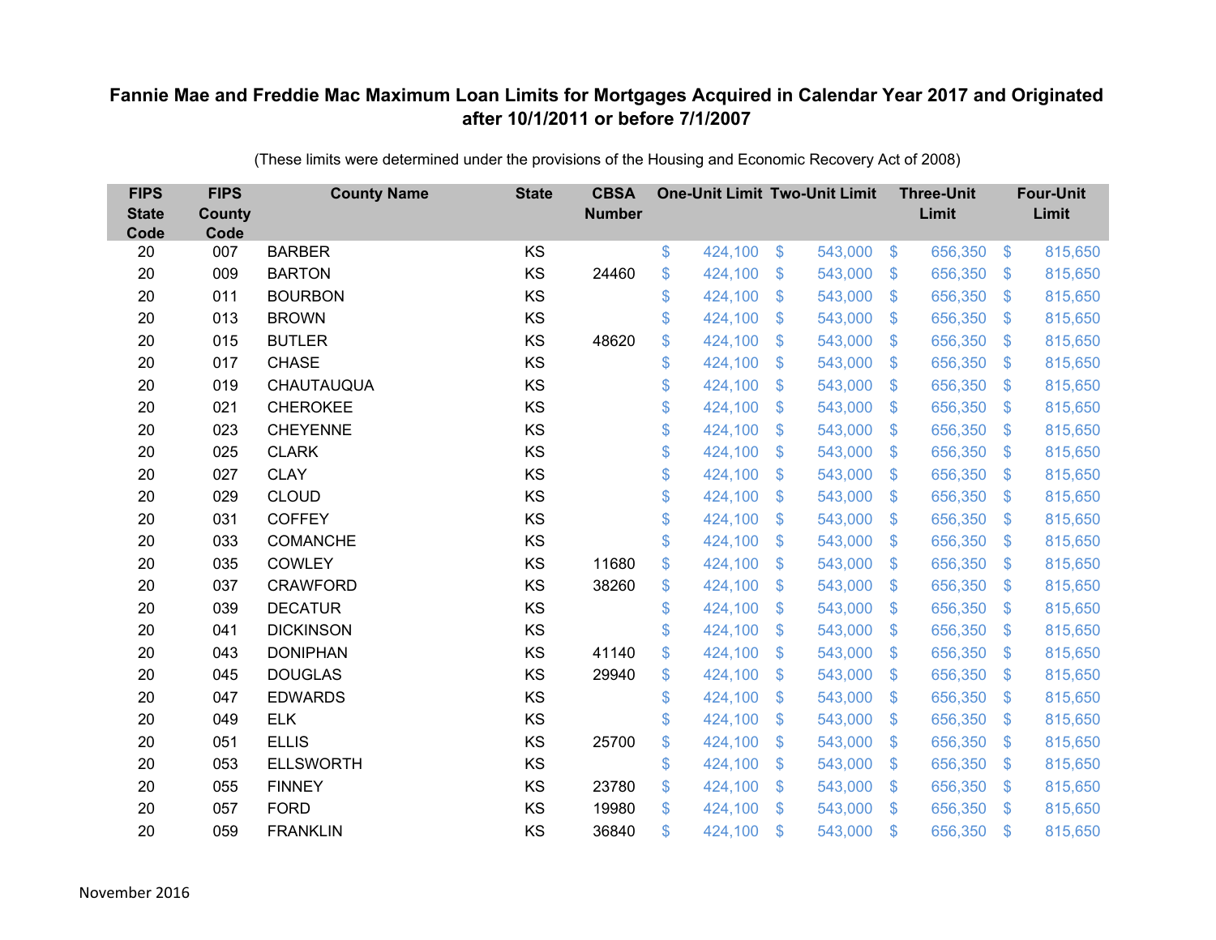**Fannie Mae and Freddie Mac Maximum Loan Limits for Mortgages Acquired in Calendar Year 2017 and Originated after 10/1/2011 or before 7/1/2007**

(These limits were determined under the provisions of the Housing and Economic Recovery Act of 2008)

| FIPS State Code | FIPS County Code | County Name | State | CBSA Number | One-Unit Limit | Two-Unit Limit | Three-Unit Limit | Four-Unit Limit |
|---|---|---|---|---|---|---|---|---|
| 20 | 007 | BARBER | KS | | $ 424,100 | $ 543,000 | $ 656,350 | $ 815,650 |
| 20 | 009 | BARTON | KS | 24460 | $ 424,100 | $ 543,000 | $ 656,350 | $ 815,650 |
| 20 | 011 | BOURBON | KS | | $ 424,100 | $ 543,000 | $ 656,350 | $ 815,650 |
| 20 | 013 | BROWN | KS | | $ 424,100 | $ 543,000 | $ 656,350 | $ 815,650 |
| 20 | 015 | BUTLER | KS | 48620 | $ 424,100 | $ 543,000 | $ 656,350 | $ 815,650 |
| 20 | 017 | CHASE | KS | | $ 424,100 | $ 543,000 | $ 656,350 | $ 815,650 |
| 20 | 019 | CHAUTAUQUA | KS | | $ 424,100 | $ 543,000 | $ 656,350 | $ 815,650 |
| 20 | 021 | CHEROKEE | KS | | $ 424,100 | $ 543,000 | $ 656,350 | $ 815,650 |
| 20 | 023 | CHEYENNE | KS | | $ 424,100 | $ 543,000 | $ 656,350 | $ 815,650 |
| 20 | 025 | CLARK | KS | | $ 424,100 | $ 543,000 | $ 656,350 | $ 815,650 |
| 20 | 027 | CLAY | KS | | $ 424,100 | $ 543,000 | $ 656,350 | $ 815,650 |
| 20 | 029 | CLOUD | KS | | $ 424,100 | $ 543,000 | $ 656,350 | $ 815,650 |
| 20 | 031 | COFFEY | KS | | $ 424,100 | $ 543,000 | $ 656,350 | $ 815,650 |
| 20 | 033 | COMANCHE | KS | | $ 424,100 | $ 543,000 | $ 656,350 | $ 815,650 |
| 20 | 035 | COWLEY | KS | 11680 | $ 424,100 | $ 543,000 | $ 656,350 | $ 815,650 |
| 20 | 037 | CRAWFORD | KS | 38260 | $ 424,100 | $ 543,000 | $ 656,350 | $ 815,650 |
| 20 | 039 | DECATUR | KS | | $ 424,100 | $ 543,000 | $ 656,350 | $ 815,650 |
| 20 | 041 | DICKINSON | KS | | $ 424,100 | $ 543,000 | $ 656,350 | $ 815,650 |
| 20 | 043 | DONIPHAN | KS | 41140 | $ 424,100 | $ 543,000 | $ 656,350 | $ 815,650 |
| 20 | 045 | DOUGLAS | KS | 29940 | $ 424,100 | $ 543,000 | $ 656,350 | $ 815,650 |
| 20 | 047 | EDWARDS | KS | | $ 424,100 | $ 543,000 | $ 656,350 | $ 815,650 |
| 20 | 049 | ELK | KS | | $ 424,100 | $ 543,000 | $ 656,350 | $ 815,650 |
| 20 | 051 | ELLIS | KS | 25700 | $ 424,100 | $ 543,000 | $ 656,350 | $ 815,650 |
| 20 | 053 | ELLSWORTH | KS | | $ 424,100 | $ 543,000 | $ 656,350 | $ 815,650 |
| 20 | 055 | FINNEY | KS | 23780 | $ 424,100 | $ 543,000 | $ 656,350 | $ 815,650 |
| 20 | 057 | FORD | KS | 19980 | $ 424,100 | $ 543,000 | $ 656,350 | $ 815,650 |
| 20 | 059 | FRANKLIN | KS | 36840 | $ 424,100 | $ 543,000 | $ 656,350 | $ 815,650 |

November 2016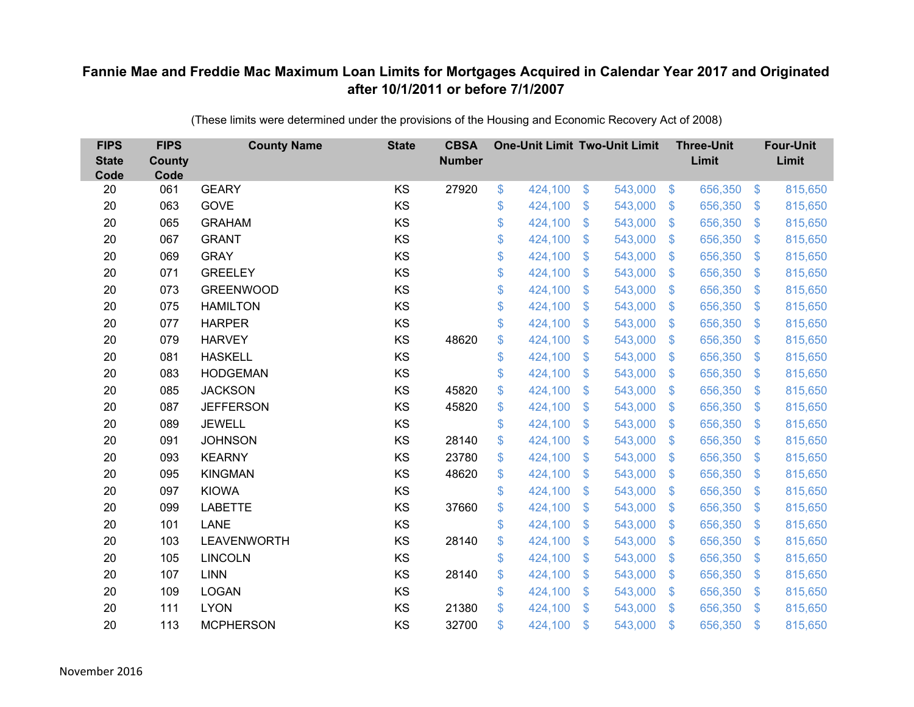# Fannie Mae and Freddie Mac Maximum Loan Limits for Mortgages Acquired in Calendar Year 2017 and Originated after 10/1/2011 or before 7/1/2007

(These limits were determined under the provisions of the Housing and Economic Recovery Act of 2008)

| FIPS State Code | FIPS County Code | County Name | State | CBSA Number | One-Unit Limit | Two-Unit Limit | Three-Unit Limit | Four-Unit Limit |
|---|---|---|---|---|---|---|---|---|
| 20 | 061 | GEARY | KS | 27920 | $ 424,100 | $ 543,000 | $ 656,350 | $ 815,650 |
| 20 | 063 | GOVE | KS | | $ 424,100 | $ 543,000 | $ 656,350 | $ 815,650 |
| 20 | 065 | GRAHAM | KS | | $ 424,100 | $ 543,000 | $ 656,350 | $ 815,650 |
| 20 | 067 | GRANT | KS | | $ 424,100 | $ 543,000 | $ 656,350 | $ 815,650 |
| 20 | 069 | GRAY | KS | | $ 424,100 | $ 543,000 | $ 656,350 | $ 815,650 |
| 20 | 071 | GREELEY | KS | | $ 424,100 | $ 543,000 | $ 656,350 | $ 815,650 |
| 20 | 073 | GREENWOOD | KS | | $ 424,100 | $ 543,000 | $ 656,350 | $ 815,650 |
| 20 | 075 | HAMILTON | KS | | $ 424,100 | $ 543,000 | $ 656,350 | $ 815,650 |
| 20 | 077 | HARPER | KS | | $ 424,100 | $ 543,000 | $ 656,350 | $ 815,650 |
| 20 | 079 | HARVEY | KS | 48620 | $ 424,100 | $ 543,000 | $ 656,350 | $ 815,650 |
| 20 | 081 | HASKELL | KS | | $ 424,100 | $ 543,000 | $ 656,350 | $ 815,650 |
| 20 | 083 | HODGEMAN | KS | | $ 424,100 | $ 543,000 | $ 656,350 | $ 815,650 |
| 20 | 085 | JACKSON | KS | 45820 | $ 424,100 | $ 543,000 | $ 656,350 | $ 815,650 |
| 20 | 087 | JEFFERSON | KS | 45820 | $ 424,100 | $ 543,000 | $ 656,350 | $ 815,650 |
| 20 | 089 | JEWELL | KS | | $ 424,100 | $ 543,000 | $ 656,350 | $ 815,650 |
| 20 | 091 | JOHNSON | KS | 28140 | $ 424,100 | $ 543,000 | $ 656,350 | $ 815,650 |
| 20 | 093 | KEARNY | KS | 23780 | $ 424,100 | $ 543,000 | $ 656,350 | $ 815,650 |
| 20 | 095 | KINGMAN | KS | 48620 | $ 424,100 | $ 543,000 | $ 656,350 | $ 815,650 |
| 20 | 097 | KIOWA | KS | | $ 424,100 | $ 543,000 | $ 656,350 | $ 815,650 |
| 20 | 099 | LABETTE | KS | 37660 | $ 424,100 | $ 543,000 | $ 656,350 | $ 815,650 |
| 20 | 101 | LANE | KS | | $ 424,100 | $ 543,000 | $ 656,350 | $ 815,650 |
| 20 | 103 | LEAVENWORTH | KS | 28140 | $ 424,100 | $ 543,000 | $ 656,350 | $ 815,650 |
| 20 | 105 | LINCOLN | KS | | $ 424,100 | $ 543,000 | $ 656,350 | $ 815,650 |
| 20 | 107 | LINN | KS | 28140 | $ 424,100 | $ 543,000 | $ 656,350 | $ 815,650 |
| 20 | 109 | LOGAN | KS | | $ 424,100 | $ 543,000 | $ 656,350 | $ 815,650 |
| 20 | 111 | LYON | KS | 21380 | $ 424,100 | $ 543,000 | $ 656,350 | $ 815,650 |
| 20 | 113 | MCPHERSON | KS | 32700 | $ 424,100 | $ 543,000 | $ 656,350 | $ 815,650 |

November 2016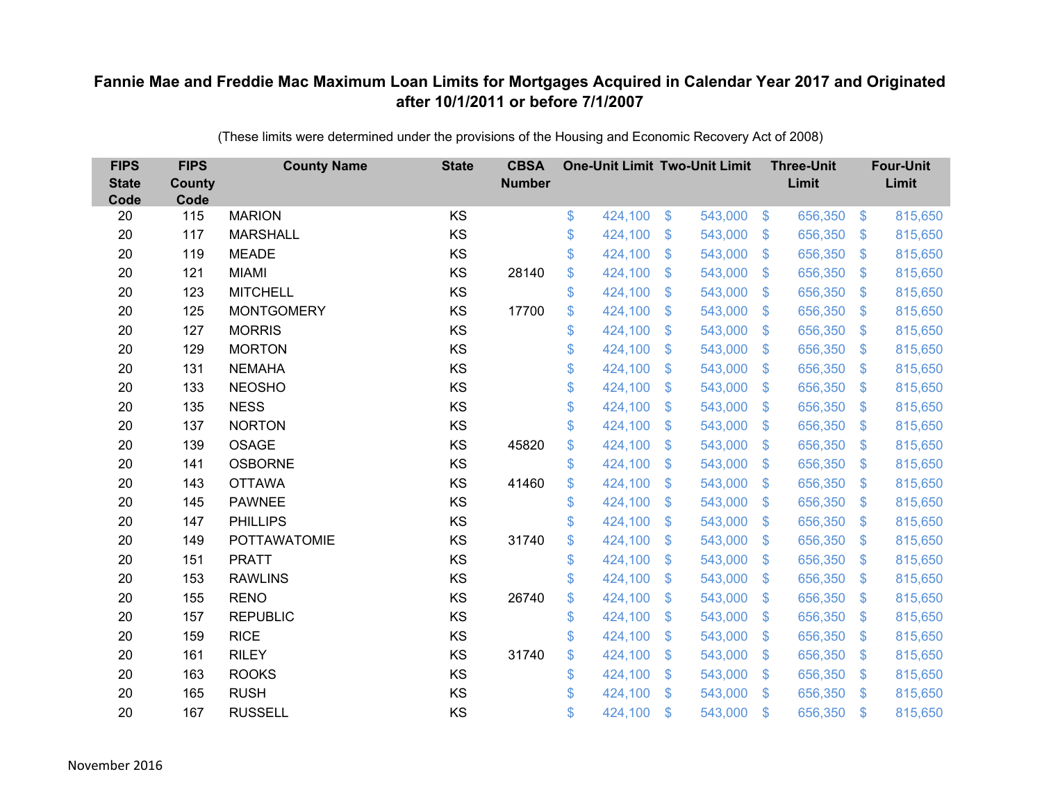# Fannie Mae and Freddie Mac Maximum Loan Limits for Mortgages Acquired in Calendar Year 2017 and Originated after 10/1/2011 or before 7/1/2007

(These limits were determined under the provisions of the Housing and Economic Recovery Act of 2008)

| FIPS State Code | FIPS County Code | County Name | State | CBSA Number | One-Unit Limit | Two-Unit Limit | Three-Unit Limit | Four-Unit Limit |
|---|---|---|---|---|---|---|---|---|
| 20 | 115 | MARION | KS | | $ 424,100 | $ 543,000 | $ 656,350 | $ 815,650 |
| 20 | 117 | MARSHALL | KS | | $ 424,100 | $ 543,000 | $ 656,350 | $ 815,650 |
| 20 | 119 | MEADE | KS | | $ 424,100 | $ 543,000 | $ 656,350 | $ 815,650 |
| 20 | 121 | MIAMI | KS | 28140 | $ 424,100 | $ 543,000 | $ 656,350 | $ 815,650 |
| 20 | 123 | MITCHELL | KS | | $ 424,100 | $ 543,000 | $ 656,350 | $ 815,650 |
| 20 | 125 | MONTGOMERY | KS | 17700 | $ 424,100 | $ 543,000 | $ 656,350 | $ 815,650 |
| 20 | 127 | MORRIS | KS | | $ 424,100 | $ 543,000 | $ 656,350 | $ 815,650 |
| 20 | 129 | MORTON | KS | | $ 424,100 | $ 543,000 | $ 656,350 | $ 815,650 |
| 20 | 131 | NEMAHA | KS | | $ 424,100 | $ 543,000 | $ 656,350 | $ 815,650 |
| 20 | 133 | NEOSHO | KS | | $ 424,100 | $ 543,000 | $ 656,350 | $ 815,650 |
| 20 | 135 | NESS | KS | | $ 424,100 | $ 543,000 | $ 656,350 | $ 815,650 |
| 20 | 137 | NORTON | KS | | $ 424,100 | $ 543,000 | $ 656,350 | $ 815,650 |
| 20 | 139 | OSAGE | KS | 45820 | $ 424,100 | $ 543,000 | $ 656,350 | $ 815,650 |
| 20 | 141 | OSBORNE | KS | | $ 424,100 | $ 543,000 | $ 656,350 | $ 815,650 |
| 20 | 143 | OTTAWA | KS | 41460 | $ 424,100 | $ 543,000 | $ 656,350 | $ 815,650 |
| 20 | 145 | PAWNEE | KS | | $ 424,100 | $ 543,000 | $ 656,350 | $ 815,650 |
| 20 | 147 | PHILLIPS | KS | | $ 424,100 | $ 543,000 | $ 656,350 | $ 815,650 |
| 20 | 149 | POTTAWATOMIE | KS | 31740 | $ 424,100 | $ 543,000 | $ 656,350 | $ 815,650 |
| 20 | 151 | PRATT | KS | | $ 424,100 | $ 543,000 | $ 656,350 | $ 815,650 |
| 20 | 153 | RAWLINS | KS | | $ 424,100 | $ 543,000 | $ 656,350 | $ 815,650 |
| 20 | 155 | RENO | KS | 26740 | $ 424,100 | $ 543,000 | $ 656,350 | $ 815,650 |
| 20 | 157 | REPUBLIC | KS | | $ 424,100 | $ 543,000 | $ 656,350 | $ 815,650 |
| 20 | 159 | RICE | KS | | $ 424,100 | $ 543,000 | $ 656,350 | $ 815,650 |
| 20 | 161 | RILEY | KS | 31740 | $ 424,100 | $ 543,000 | $ 656,350 | $ 815,650 |
| 20 | 163 | ROOKS | KS | | $ 424,100 | $ 543,000 | $ 656,350 | $ 815,650 |
| 20 | 165 | RUSH | KS | | $ 424,100 | $ 543,000 | $ 656,350 | $ 815,650 |
| 20 | 167 | RUSSELL | KS | | $ 424,100 | $ 543,000 | $ 656,350 | $ 815,650 |

November 2016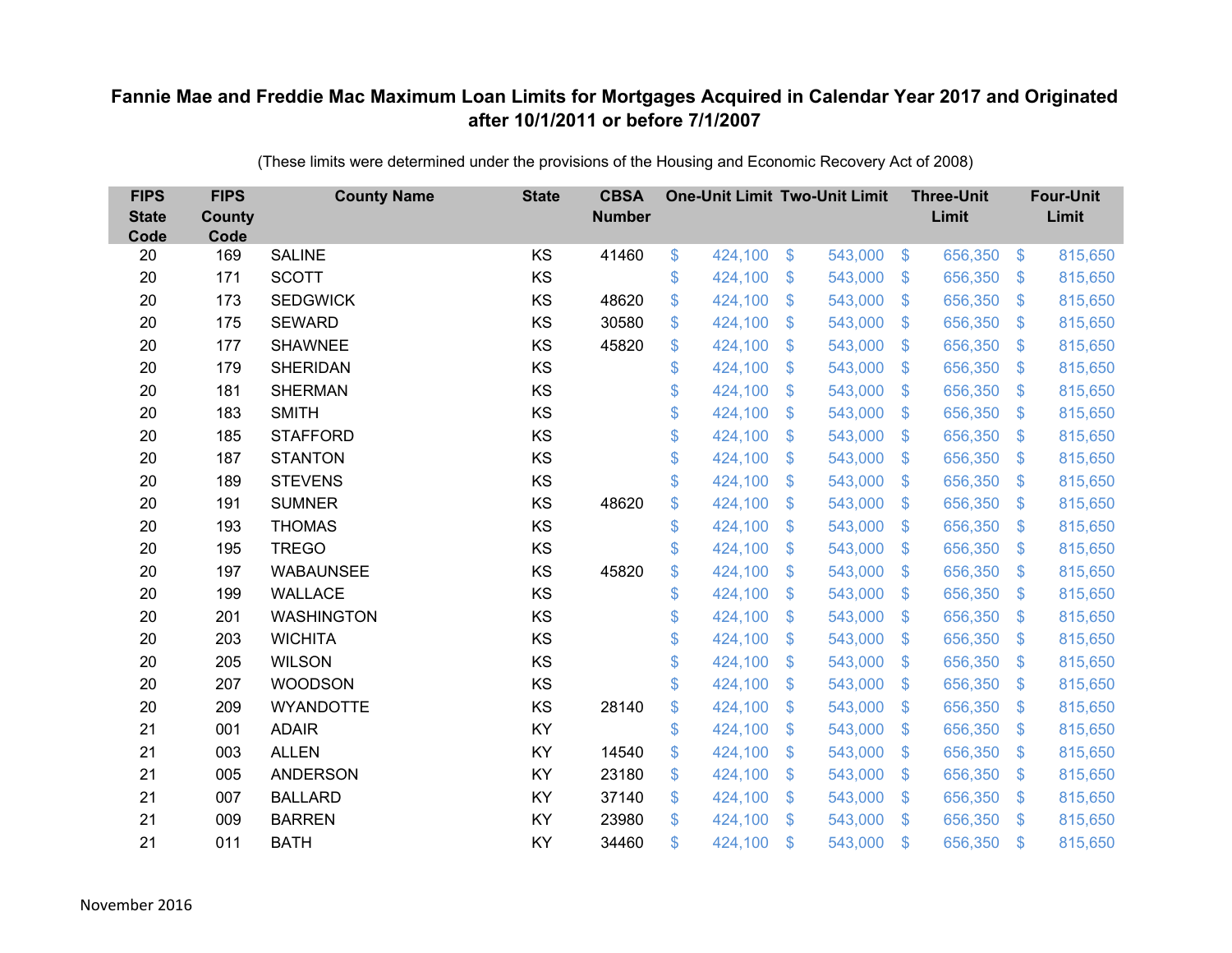# Fannie Mae and Freddie Mac Maximum Loan Limits for Mortgages Acquired in Calendar Year 2017 and Originated after 10/1/2011 or before 7/1/2007

(These limits were determined under the provisions of the Housing and Economic Recovery Act of 2008)

| FIPS State Code | FIPS County Code | County Name | State | CBSA Number | One-Unit Limit | Two-Unit Limit | Three-Unit Limit | Four-Unit Limit |
|---|---|---|---|---|---|---|---|---|
| 20 | 169 | SALINE | KS | 41460 | $ 424,100 | $ 543,000 | $ 656,350 | $ 815,650 |
| 20 | 171 | SCOTT | KS | | $ 424,100 | $ 543,000 | $ 656,350 | $ 815,650 |
| 20 | 173 | SEDGWICK | KS | 48620 | $ 424,100 | $ 543,000 | $ 656,350 | $ 815,650 |
| 20 | 175 | SEWARD | KS | 30580 | $ 424,100 | $ 543,000 | $ 656,350 | $ 815,650 |
| 20 | 177 | SHAWNEE | KS | 45820 | $ 424,100 | $ 543,000 | $ 656,350 | $ 815,650 |
| 20 | 179 | SHERIDAN | KS | | $ 424,100 | $ 543,000 | $ 656,350 | $ 815,650 |
| 20 | 181 | SHERMAN | KS | | $ 424,100 | $ 543,000 | $ 656,350 | $ 815,650 |
| 20 | 183 | SMITH | KS | | $ 424,100 | $ 543,000 | $ 656,350 | $ 815,650 |
| 20 | 185 | STAFFORD | KS | | $ 424,100 | $ 543,000 | $ 656,350 | $ 815,650 |
| 20 | 187 | STANTON | KS | | $ 424,100 | $ 543,000 | $ 656,350 | $ 815,650 |
| 20 | 189 | STEVENS | KS | | $ 424,100 | $ 543,000 | $ 656,350 | $ 815,650 |
| 20 | 191 | SUMNER | KS | 48620 | $ 424,100 | $ 543,000 | $ 656,350 | $ 815,650 |
| 20 | 193 | THOMAS | KS | | $ 424,100 | $ 543,000 | $ 656,350 | $ 815,650 |
| 20 | 195 | TREGO | KS | | $ 424,100 | $ 543,000 | $ 656,350 | $ 815,650 |
| 20 | 197 | WABAUNSEE | KS | 45820 | $ 424,100 | $ 543,000 | $ 656,350 | $ 815,650 |
| 20 | 199 | WALLACE | KS | | $ 424,100 | $ 543,000 | $ 656,350 | $ 815,650 |
| 20 | 201 | WASHINGTON | KS | | $ 424,100 | $ 543,000 | $ 656,350 | $ 815,650 |
| 20 | 203 | WICHITA | KS | | $ 424,100 | $ 543,000 | $ 656,350 | $ 815,650 |
| 20 | 205 | WILSON | KS | | $ 424,100 | $ 543,000 | $ 656,350 | $ 815,650 |
| 20 | 207 | WOODSON | KS | | $ 424,100 | $ 543,000 | $ 656,350 | $ 815,650 |
| 20 | 209 | WYANDOTTE | KS | 28140 | $ 424,100 | $ 543,000 | $ 656,350 | $ 815,650 |
| 21 | 001 | ADAIR | KY | | $ 424,100 | $ 543,000 | $ 656,350 | $ 815,650 |
| 21 | 003 | ALLEN | KY | 14540 | $ 424,100 | $ 543,000 | $ 656,350 | $ 815,650 |
| 21 | 005 | ANDERSON | KY | 23180 | $ 424,100 | $ 543,000 | $ 656,350 | $ 815,650 |
| 21 | 007 | BALLARD | KY | 37140 | $ 424,100 | $ 543,000 | $ 656,350 | $ 815,650 |
| 21 | 009 | BARREN | KY | 23980 | $ 424,100 | $ 543,000 | $ 656,350 | $ 815,650 |
| 21 | 011 | BATH | KY | 34460 | $ 424,100 | $ 543,000 | $ 656,350 | $ 815,650 |

November 2016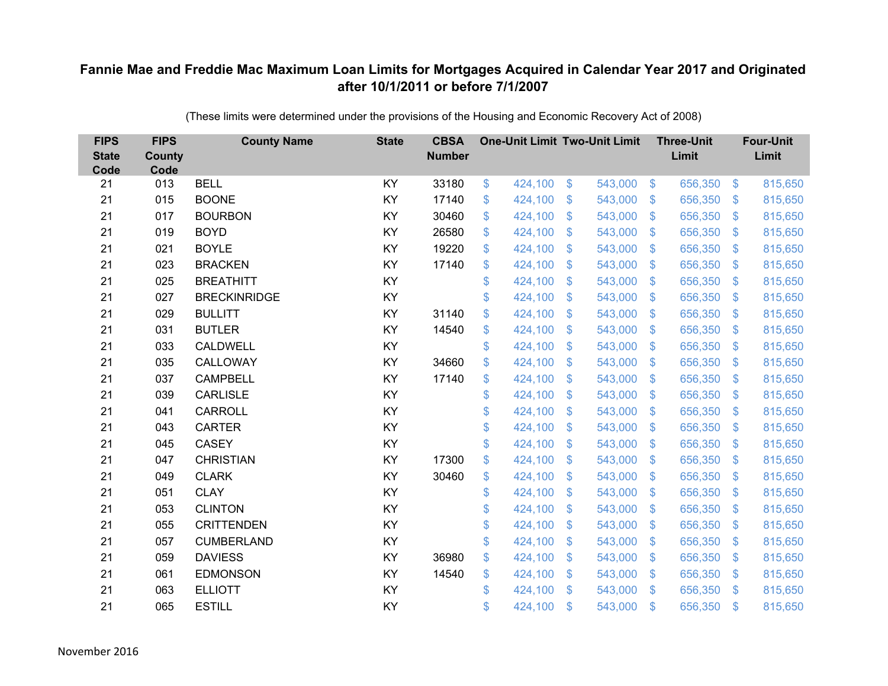# Fannie Mae and Freddie Mac Maximum Loan Limits for Mortgages Acquired in Calendar Year 2017 and Originated after 10/1/2011 or before 7/1/2007

(These limits were determined under the provisions of the Housing and Economic Recovery Act of 2008)

| FIPS State Code | FIPS County Code | County Name | State | CBSA Number | One-Unit Limit | Two-Unit Limit | Three-Unit Limit | Four-Unit Limit |
|---|---|---|---|---|---|---|---|---|
| 21 | 013 | BELL | KY | 33180 | $ 424,100 | $ 543,000 | $ 656,350 | $ 815,650 |
| 21 | 015 | BOONE | KY | 17140 | $ 424,100 | $ 543,000 | $ 656,350 | $ 815,650 |
| 21 | 017 | BOURBON | KY | 30460 | $ 424,100 | $ 543,000 | $ 656,350 | $ 815,650 |
| 21 | 019 | BOYD | KY | 26580 | $ 424,100 | $ 543,000 | $ 656,350 | $ 815,650 |
| 21 | 021 | BOYLE | KY | 19220 | $ 424,100 | $ 543,000 | $ 656,350 | $ 815,650 |
| 21 | 023 | BRACKEN | KY | 17140 | $ 424,100 | $ 543,000 | $ 656,350 | $ 815,650 |
| 21 | 025 | BREATHITT | KY | | $ 424,100 | $ 543,000 | $ 656,350 | $ 815,650 |
| 21 | 027 | BRECKINRIDGE | KY | | $ 424,100 | $ 543,000 | $ 656,350 | $ 815,650 |
| 21 | 029 | BULLITT | KY | 31140 | $ 424,100 | $ 543,000 | $ 656,350 | $ 815,650 |
| 21 | 031 | BUTLER | KY | 14540 | $ 424,100 | $ 543,000 | $ 656,350 | $ 815,650 |
| 21 | 033 | CALDWELL | KY | | $ 424,100 | $ 543,000 | $ 656,350 | $ 815,650 |
| 21 | 035 | CALLOWAY | KY | 34660 | $ 424,100 | $ 543,000 | $ 656,350 | $ 815,650 |
| 21 | 037 | CAMPBELL | KY | 17140 | $ 424,100 | $ 543,000 | $ 656,350 | $ 815,650 |
| 21 | 039 | CARLISLE | KY | | $ 424,100 | $ 543,000 | $ 656,350 | $ 815,650 |
| 21 | 041 | CARROLL | KY | | $ 424,100 | $ 543,000 | $ 656,350 | $ 815,650 |
| 21 | 043 | CARTER | KY | | $ 424,100 | $ 543,000 | $ 656,350 | $ 815,650 |
| 21 | 045 | CASEY | KY | | $ 424,100 | $ 543,000 | $ 656,350 | $ 815,650 |
| 21 | 047 | CHRISTIAN | KY | 17300 | $ 424,100 | $ 543,000 | $ 656,350 | $ 815,650 |
| 21 | 049 | CLARK | KY | 30460 | $ 424,100 | $ 543,000 | $ 656,350 | $ 815,650 |
| 21 | 051 | CLAY | KY | | $ 424,100 | $ 543,000 | $ 656,350 | $ 815,650 |
| 21 | 053 | CLINTON | KY | | $ 424,100 | $ 543,000 | $ 656,350 | $ 815,650 |
| 21 | 055 | CRITTENDEN | KY | | $ 424,100 | $ 543,000 | $ 656,350 | $ 815,650 |
| 21 | 057 | CUMBERLAND | KY | | $ 424,100 | $ 543,000 | $ 656,350 | $ 815,650 |
| 21 | 059 | DAVIESS | KY | 36980 | $ 424,100 | $ 543,000 | $ 656,350 | $ 815,650 |
| 21 | 061 | EDMONSON | KY | 14540 | $ 424,100 | $ 543,000 | $ 656,350 | $ 815,650 |
| 21 | 063 | ELLIOTT | KY | | $ 424,100 | $ 543,000 | $ 656,350 | $ 815,650 |
| 21 | 065 | ESTILL | KY | | $ 424,100 | $ 543,000 | $ 656,350 | $ 815,650 |

November 2016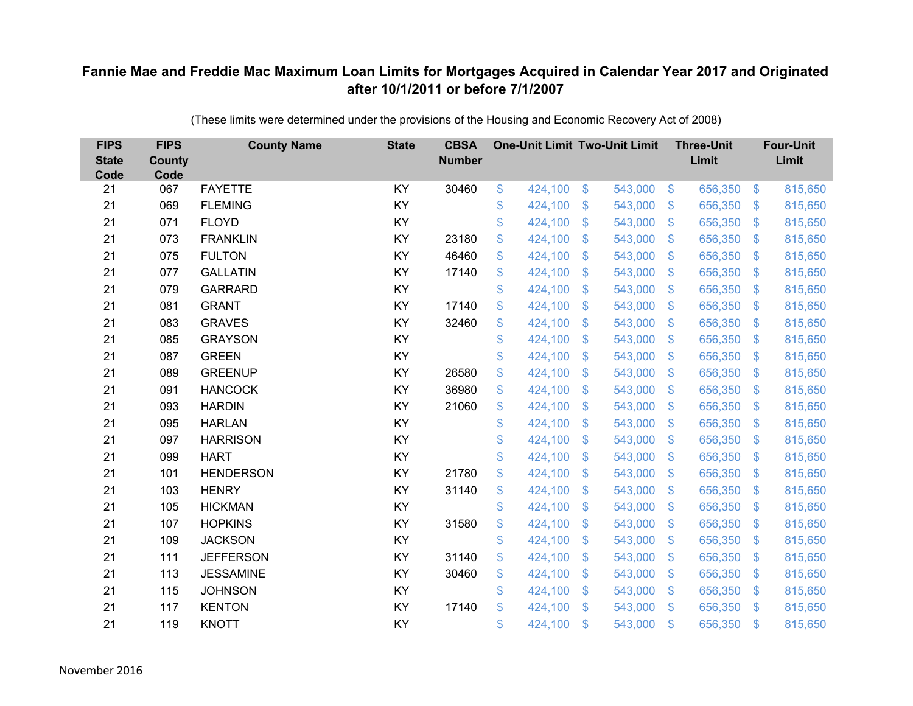# Fannie Mae and Freddie Mac Maximum Loan Limits for Mortgages Acquired in Calendar Year 2017 and Originated after 10/1/2011 or before 7/1/2007

(These limits were determined under the provisions of the Housing and Economic Recovery Act of 2008)

| FIPS State Code | FIPS County Code | County Name | State | CBSA Number | One-Unit Limit | Two-Unit Limit | Three-Unit Limit | Four-Unit Limit |
|---|---|---|---|---|---|---|---|---|
| 21 | 067 | FAYETTE | KY | 30460 | $ 424,100 | $ 543,000 | $ 656,350 | $ 815,650 |
| 21 | 069 | FLEMING | KY | | $ 424,100 | $ 543,000 | $ 656,350 | $ 815,650 |
| 21 | 071 | FLOYD | KY | | $ 424,100 | $ 543,000 | $ 656,350 | $ 815,650 |
| 21 | 073 | FRANKLIN | KY | 23180 | $ 424,100 | $ 543,000 | $ 656,350 | $ 815,650 |
| 21 | 075 | FULTON | KY | 46460 | $ 424,100 | $ 543,000 | $ 656,350 | $ 815,650 |
| 21 | 077 | GALLATIN | KY | 17140 | $ 424,100 | $ 543,000 | $ 656,350 | $ 815,650 |
| 21 | 079 | GARRARD | KY | | $ 424,100 | $ 543,000 | $ 656,350 | $ 815,650 |
| 21 | 081 | GRANT | KY | 17140 | $ 424,100 | $ 543,000 | $ 656,350 | $ 815,650 |
| 21 | 083 | GRAVES | KY | 32460 | $ 424,100 | $ 543,000 | $ 656,350 | $ 815,650 |
| 21 | 085 | GRAYSON | KY | | $ 424,100 | $ 543,000 | $ 656,350 | $ 815,650 |
| 21 | 087 | GREEN | KY | | $ 424,100 | $ 543,000 | $ 656,350 | $ 815,650 |
| 21 | 089 | GREENUP | KY | 26580 | $ 424,100 | $ 543,000 | $ 656,350 | $ 815,650 |
| 21 | 091 | HANCOCK | KY | 36980 | $ 424,100 | $ 543,000 | $ 656,350 | $ 815,650 |
| 21 | 093 | HARDIN | KY | 21060 | $ 424,100 | $ 543,000 | $ 656,350 | $ 815,650 |
| 21 | 095 | HARLAN | KY | | $ 424,100 | $ 543,000 | $ 656,350 | $ 815,650 |
| 21 | 097 | HARRISON | KY | | $ 424,100 | $ 543,000 | $ 656,350 | $ 815,650 |
| 21 | 099 | HART | KY | | $ 424,100 | $ 543,000 | $ 656,350 | $ 815,650 |
| 21 | 101 | HENDERSON | KY | 21780 | $ 424,100 | $ 543,000 | $ 656,350 | $ 815,650 |
| 21 | 103 | HENRY | KY | 31140 | $ 424,100 | $ 543,000 | $ 656,350 | $ 815,650 |
| 21 | 105 | HICKMAN | KY | | $ 424,100 | $ 543,000 | $ 656,350 | $ 815,650 |
| 21 | 107 | HOPKINS | KY | 31580 | $ 424,100 | $ 543,000 | $ 656,350 | $ 815,650 |
| 21 | 109 | JACKSON | KY | | $ 424,100 | $ 543,000 | $ 656,350 | $ 815,650 |
| 21 | 111 | JEFFERSON | KY | 31140 | $ 424,100 | $ 543,000 | $ 656,350 | $ 815,650 |
| 21 | 113 | JESSAMINE | KY | 30460 | $ 424,100 | $ 543,000 | $ 656,350 | $ 815,650 |
| 21 | 115 | JOHNSON | KY | | $ 424,100 | $ 543,000 | $ 656,350 | $ 815,650 |
| 21 | 117 | KENTON | KY | 17140 | $ 424,100 | $ 543,000 | $ 656,350 | $ 815,650 |
| 21 | 119 | KNOTT | KY | | $ 424,100 | $ 543,000 | $ 656,350 | $ 815,650 |

November 2016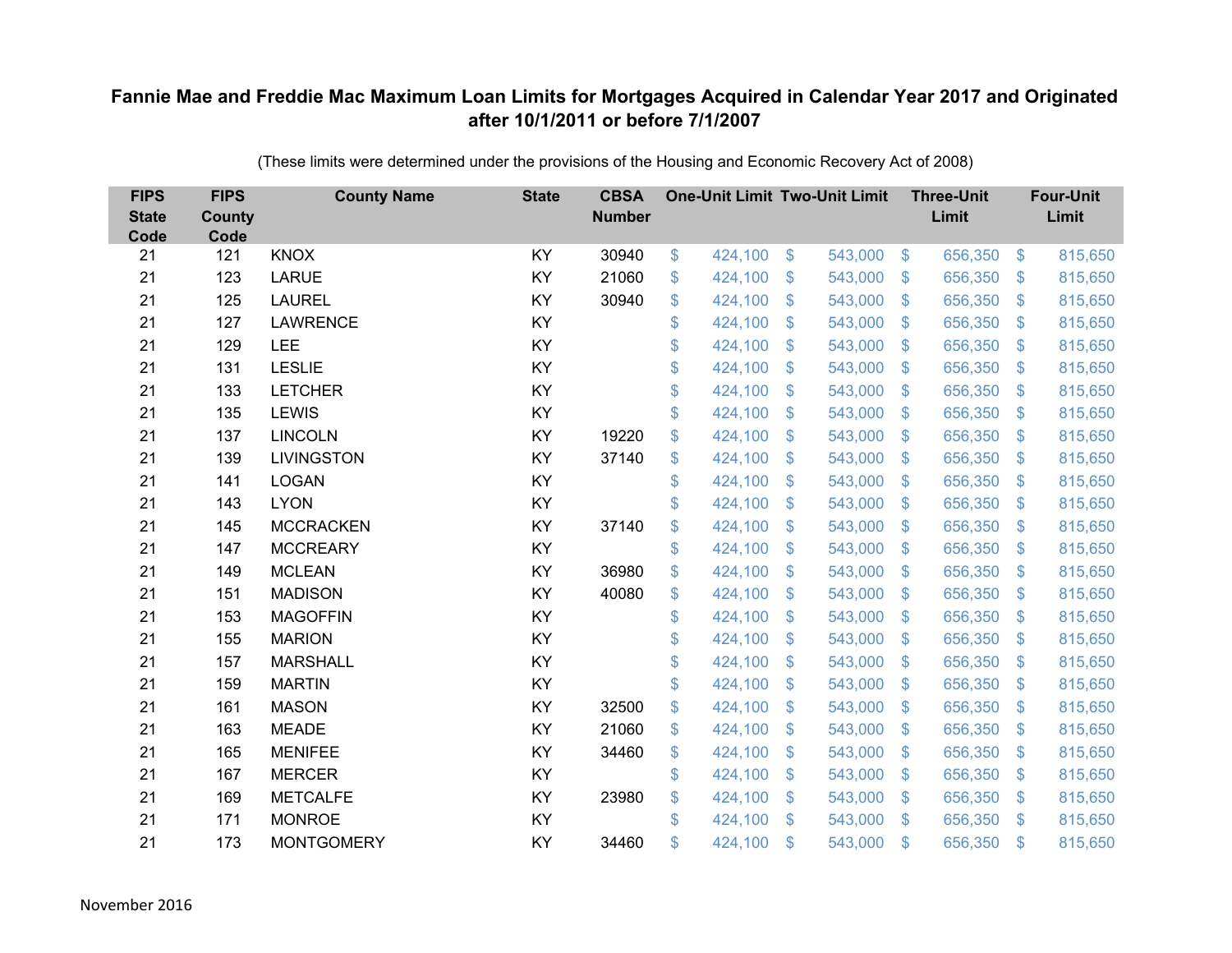# Fannie Mae and Freddie Mac Maximum Loan Limits for Mortgages Acquired in Calendar Year 2017 and Originated after 10/1/2011 or before 7/1/2007

(These limits were determined under the provisions of the Housing and Economic Recovery Act of 2008)

| FIPS State Code | FIPS County Code | County Name | State | CBSA Number | One-Unit Limit | Two-Unit Limit | Three-Unit Limit | Four-Unit Limit |
|---|---|---|---|---|---|---|---|---|
| 21 | 121 | KNOX | KY | 30940 | $ 424,100 | $ 543,000 | $ 656,350 | $ 815,650 |
| 21 | 123 | LARUE | KY | 21060 | $ 424,100 | $ 543,000 | $ 656,350 | $ 815,650 |
| 21 | 125 | LAUREL | KY | 30940 | $ 424,100 | $ 543,000 | $ 656,350 | $ 815,650 |
| 21 | 127 | LAWRENCE | KY | | $ 424,100 | $ 543,000 | $ 656,350 | $ 815,650 |
| 21 | 129 | LEE | KY | | $ 424,100 | $ 543,000 | $ 656,350 | $ 815,650 |
| 21 | 131 | LESLIE | KY | | $ 424,100 | $ 543,000 | $ 656,350 | $ 815,650 |
| 21 | 133 | LETCHER | KY | | $ 424,100 | $ 543,000 | $ 656,350 | $ 815,650 |
| 21 | 135 | LEWIS | KY | | $ 424,100 | $ 543,000 | $ 656,350 | $ 815,650 |
| 21 | 137 | LINCOLN | KY | 19220 | $ 424,100 | $ 543,000 | $ 656,350 | $ 815,650 |
| 21 | 139 | LIVINGSTON | KY | 37140 | $ 424,100 | $ 543,000 | $ 656,350 | $ 815,650 |
| 21 | 141 | LOGAN | KY | | $ 424,100 | $ 543,000 | $ 656,350 | $ 815,650 |
| 21 | 143 | LYON | KY | | $ 424,100 | $ 543,000 | $ 656,350 | $ 815,650 |
| 21 | 145 | MCCRACKEN | KY | 37140 | $ 424,100 | $ 543,000 | $ 656,350 | $ 815,650 |
| 21 | 147 | MCCREARY | KY | | $ 424,100 | $ 543,000 | $ 656,350 | $ 815,650 |
| 21 | 149 | MCLEAN | KY | 36980 | $ 424,100 | $ 543,000 | $ 656,350 | $ 815,650 |
| 21 | 151 | MADISON | KY | 40080 | $ 424,100 | $ 543,000 | $ 656,350 | $ 815,650 |
| 21 | 153 | MAGOFFIN | KY | | $ 424,100 | $ 543,000 | $ 656,350 | $ 815,650 |
| 21 | 155 | MARION | KY | | $ 424,100 | $ 543,000 | $ 656,350 | $ 815,650 |
| 21 | 157 | MARSHALL | KY | | $ 424,100 | $ 543,000 | $ 656,350 | $ 815,650 |
| 21 | 159 | MARTIN | KY | | $ 424,100 | $ 543,000 | $ 656,350 | $ 815,650 |
| 21 | 161 | MASON | KY | 32500 | $ 424,100 | $ 543,000 | $ 656,350 | $ 815,650 |
| 21 | 163 | MEADE | KY | 21060 | $ 424,100 | $ 543,000 | $ 656,350 | $ 815,650 |
| 21 | 165 | MENIFEE | KY | 34460 | $ 424,100 | $ 543,000 | $ 656,350 | $ 815,650 |
| 21 | 167 | MERCER | KY | | $ 424,100 | $ 543,000 | $ 656,350 | $ 815,650 |
| 21 | 169 | METCALFE | KY | 23980 | $ 424,100 | $ 543,000 | $ 656,350 | $ 815,650 |
| 21 | 171 | MONROE | KY | | $ 424,100 | $ 543,000 | $ 656,350 | $ 815,650 |
| 21 | 173 | MONTGOMERY | KY | 34460 | $ 424,100 | $ 543,000 | $ 656,350 | $ 815,650 |

November 2016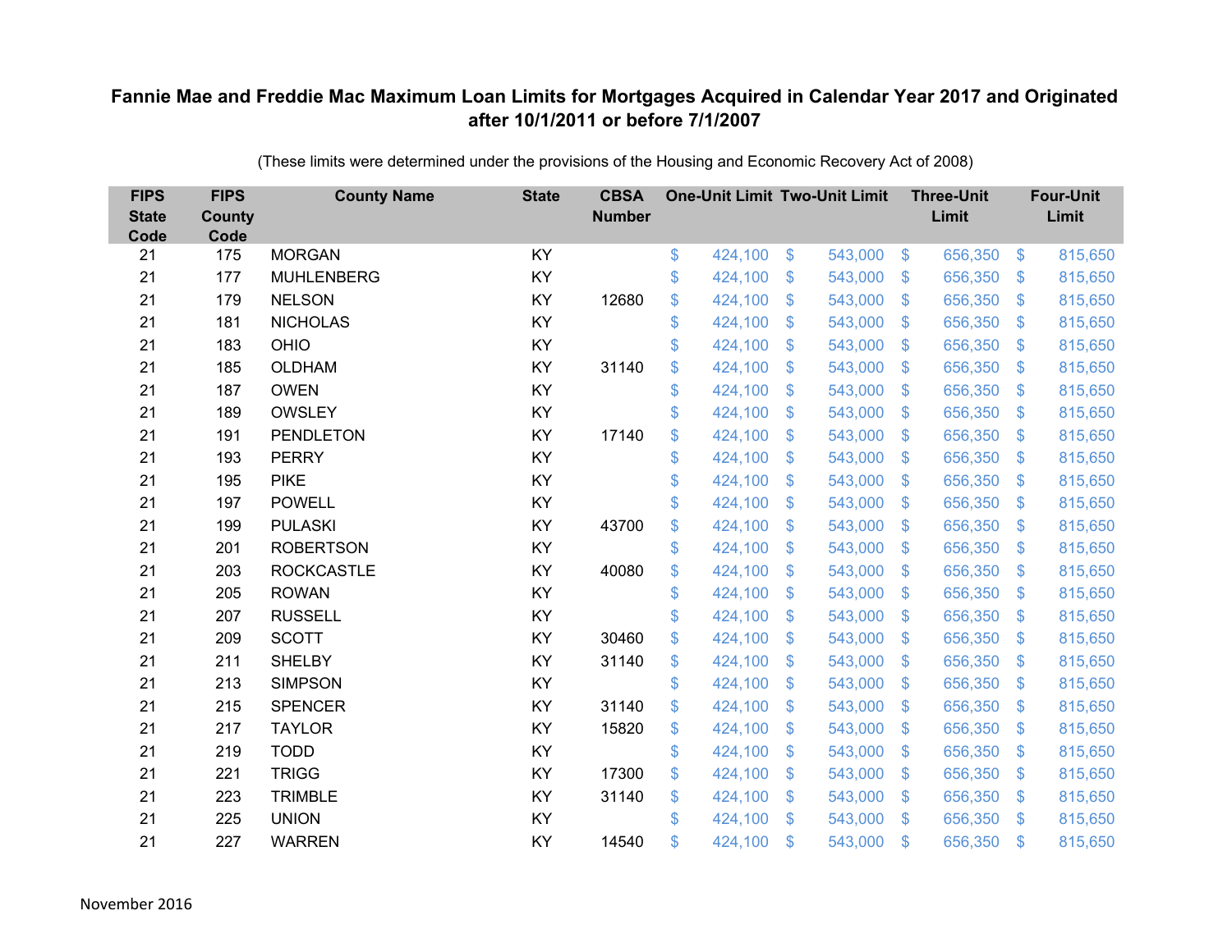# Fannie Mae and Freddie Mac Maximum Loan Limits for Mortgages Acquired in Calendar Year 2017 and Originated after 10/1/2011 or before 7/1/2007

(These limits were determined under the provisions of the Housing and Economic Recovery Act of 2008)

| FIPS State Code | FIPS County Code | County Name | State | CBSA Number | One-Unit Limit | Two-Unit Limit | Three-Unit Limit | Four-Unit Limit |
|---|---|---|---|---|---|---|---|---|
| 21 | 175 | MORGAN | KY | | $ 424,100 | $ 543,000 | $ 656,350 | $ 815,650 |
| 21 | 177 | MUHLENBERG | KY | | $ 424,100 | $ 543,000 | $ 656,350 | $ 815,650 |
| 21 | 179 | NELSON | KY | 12680 | $ 424,100 | $ 543,000 | $ 656,350 | $ 815,650 |
| 21 | 181 | NICHOLAS | KY | | $ 424,100 | $ 543,000 | $ 656,350 | $ 815,650 |
| 21 | 183 | OHIO | KY | | $ 424,100 | $ 543,000 | $ 656,350 | $ 815,650 |
| 21 | 185 | OLDHAM | KY | 31140 | $ 424,100 | $ 543,000 | $ 656,350 | $ 815,650 |
| 21 | 187 | OWEN | KY | | $ 424,100 | $ 543,000 | $ 656,350 | $ 815,650 |
| 21 | 189 | OWSLEY | KY | | $ 424,100 | $ 543,000 | $ 656,350 | $ 815,650 |
| 21 | 191 | PENDLETON | KY | 17140 | $ 424,100 | $ 543,000 | $ 656,350 | $ 815,650 |
| 21 | 193 | PERRY | KY | | $ 424,100 | $ 543,000 | $ 656,350 | $ 815,650 |
| 21 | 195 | PIKE | KY | | $ 424,100 | $ 543,000 | $ 656,350 | $ 815,650 |
| 21 | 197 | POWELL | KY | | $ 424,100 | $ 543,000 | $ 656,350 | $ 815,650 |
| 21 | 199 | PULASKI | KY | 43700 | $ 424,100 | $ 543,000 | $ 656,350 | $ 815,650 |
| 21 | 201 | ROBERTSON | KY | | $ 424,100 | $ 543,000 | $ 656,350 | $ 815,650 |
| 21 | 203 | ROCKCASTLE | KY | 40080 | $ 424,100 | $ 543,000 | $ 656,350 | $ 815,650 |
| 21 | 205 | ROWAN | KY | | $ 424,100 | $ 543,000 | $ 656,350 | $ 815,650 |
| 21 | 207 | RUSSELL | KY | | $ 424,100 | $ 543,000 | $ 656,350 | $ 815,650 |
| 21 | 209 | SCOTT | KY | 30460 | $ 424,100 | $ 543,000 | $ 656,350 | $ 815,650 |
| 21 | 211 | SHELBY | KY | 31140 | $ 424,100 | $ 543,000 | $ 656,350 | $ 815,650 |
| 21 | 213 | SIMPSON | KY | | $ 424,100 | $ 543,000 | $ 656,350 | $ 815,650 |
| 21 | 215 | SPENCER | KY | 31140 | $ 424,100 | $ 543,000 | $ 656,350 | $ 815,650 |
| 21 | 217 | TAYLOR | KY | 15820 | $ 424,100 | $ 543,000 | $ 656,350 | $ 815,650 |
| 21 | 219 | TODD | KY | | $ 424,100 | $ 543,000 | $ 656,350 | $ 815,650 |
| 21 | 221 | TRIGG | KY | 17300 | $ 424,100 | $ 543,000 | $ 656,350 | $ 815,650 |
| 21 | 223 | TRIMBLE | KY | 31140 | $ 424,100 | $ 543,000 | $ 656,350 | $ 815,650 |
| 21 | 225 | UNION | KY | | $ 424,100 | $ 543,000 | $ 656,350 | $ 815,650 |
| 21 | 227 | WARREN | KY | 14540 | $ 424,100 | $ 543,000 | $ 656,350 | $ 815,650 |

November 2016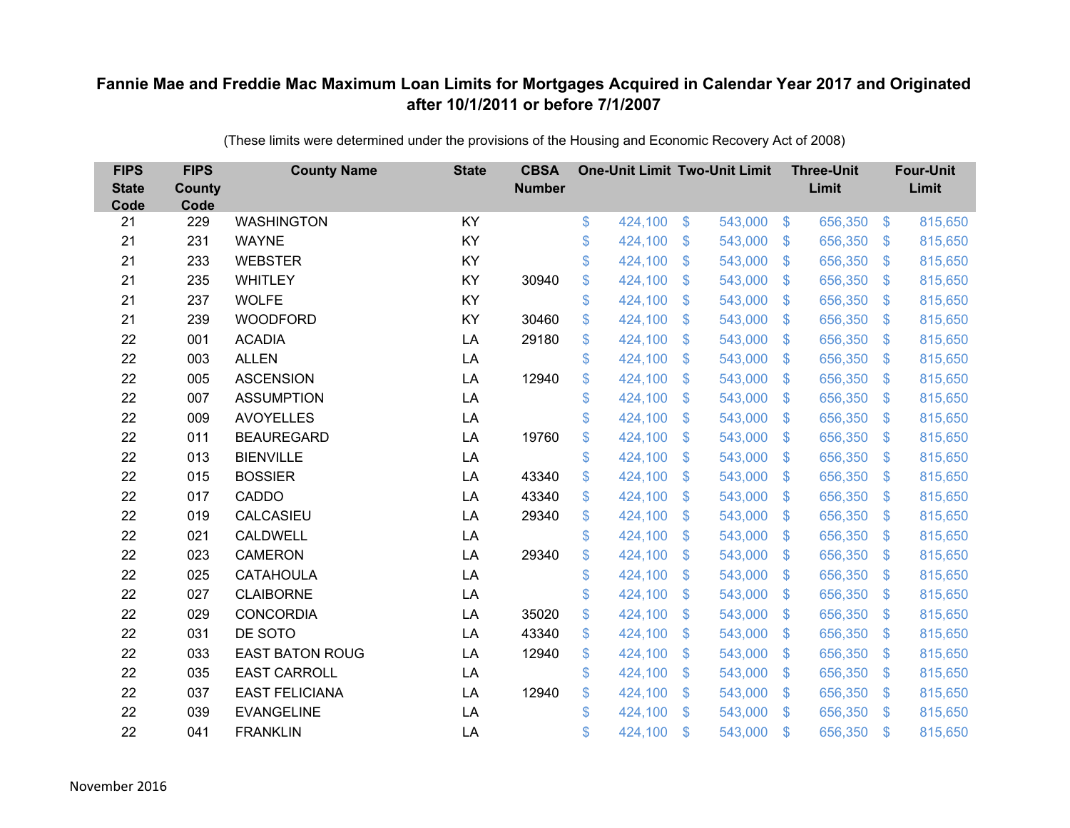# Fannie Mae and Freddie Mac Maximum Loan Limits for Mortgages Acquired in Calendar Year 2017 and Originated after 10/1/2011 or before 7/1/2007

(These limits were determined under the provisions of the Housing and Economic Recovery Act of 2008)

| FIPS State Code | FIPS County Code | County Name | State | CBSA Number | One-Unit Limit | Two-Unit Limit | Three-Unit Limit | Four-Unit Limit |
|---|---|---|---|---|---|---|---|---|
| 21 | 229 | WASHINGTON | KY | | $ 424,100 | $ 543,000 | $ 656,350 | $ 815,650 |
| 21 | 231 | WAYNE | KY | | $ 424,100 | $ 543,000 | $ 656,350 | $ 815,650 |
| 21 | 233 | WEBSTER | KY | | $ 424,100 | $ 543,000 | $ 656,350 | $ 815,650 |
| 21 | 235 | WHITLEY | KY | 30940 | $ 424,100 | $ 543,000 | $ 656,350 | $ 815,650 |
| 21 | 237 | WOLFE | KY | | $ 424,100 | $ 543,000 | $ 656,350 | $ 815,650 |
| 21 | 239 | WOODFORD | KY | 30460 | $ 424,100 | $ 543,000 | $ 656,350 | $ 815,650 |
| 22 | 001 | ACADIA | LA | 29180 | $ 424,100 | $ 543,000 | $ 656,350 | $ 815,650 |
| 22 | 003 | ALLEN | LA | | $ 424,100 | $ 543,000 | $ 656,350 | $ 815,650 |
| 22 | 005 | ASCENSION | LA | 12940 | $ 424,100 | $ 543,000 | $ 656,350 | $ 815,650 |
| 22 | 007 | ASSUMPTION | LA | | $ 424,100 | $ 543,000 | $ 656,350 | $ 815,650 |
| 22 | 009 | AVOYELLES | LA | | $ 424,100 | $ 543,000 | $ 656,350 | $ 815,650 |
| 22 | 011 | BEAUREGARD | LA | 19760 | $ 424,100 | $ 543,000 | $ 656,350 | $ 815,650 |
| 22 | 013 | BIENVILLE | LA | | $ 424,100 | $ 543,000 | $ 656,350 | $ 815,650 |
| 22 | 015 | BOSSIER | LA | 43340 | $ 424,100 | $ 543,000 | $ 656,350 | $ 815,650 |
| 22 | 017 | CADDO | LA | 43340 | $ 424,100 | $ 543,000 | $ 656,350 | $ 815,650 |
| 22 | 019 | CALCASIEU | LA | 29340 | $ 424,100 | $ 543,000 | $ 656,350 | $ 815,650 |
| 22 | 021 | CALDWELL | LA | | $ 424,100 | $ 543,000 | $ 656,350 | $ 815,650 |
| 22 | 023 | CAMERON | LA | 29340 | $ 424,100 | $ 543,000 | $ 656,350 | $ 815,650 |
| 22 | 025 | CATAHOULA | LA | | $ 424,100 | $ 543,000 | $ 656,350 | $ 815,650 |
| 22 | 027 | CLAIBORNE | LA | | $ 424,100 | $ 543,000 | $ 656,350 | $ 815,650 |
| 22 | 029 | CONCORDIA | LA | 35020 | $ 424,100 | $ 543,000 | $ 656,350 | $ 815,650 |
| 22 | 031 | DE SOTO | LA | 43340 | $ 424,100 | $ 543,000 | $ 656,350 | $ 815,650 |
| 22 | 033 | EAST BATON ROUG | LA | 12940 | $ 424,100 | $ 543,000 | $ 656,350 | $ 815,650 |
| 22 | 035 | EAST CARROLL | LA | | $ 424,100 | $ 543,000 | $ 656,350 | $ 815,650 |
| 22 | 037 | EAST FELICIANA | LA | 12940 | $ 424,100 | $ 543,000 | $ 656,350 | $ 815,650 |
| 22 | 039 | EVANGELINE | LA | | $ 424,100 | $ 543,000 | $ 656,350 | $ 815,650 |
| 22 | 041 | FRANKLIN | LA | | $ 424,100 | $ 543,000 | $ 656,350 | $ 815,650 |

November 2016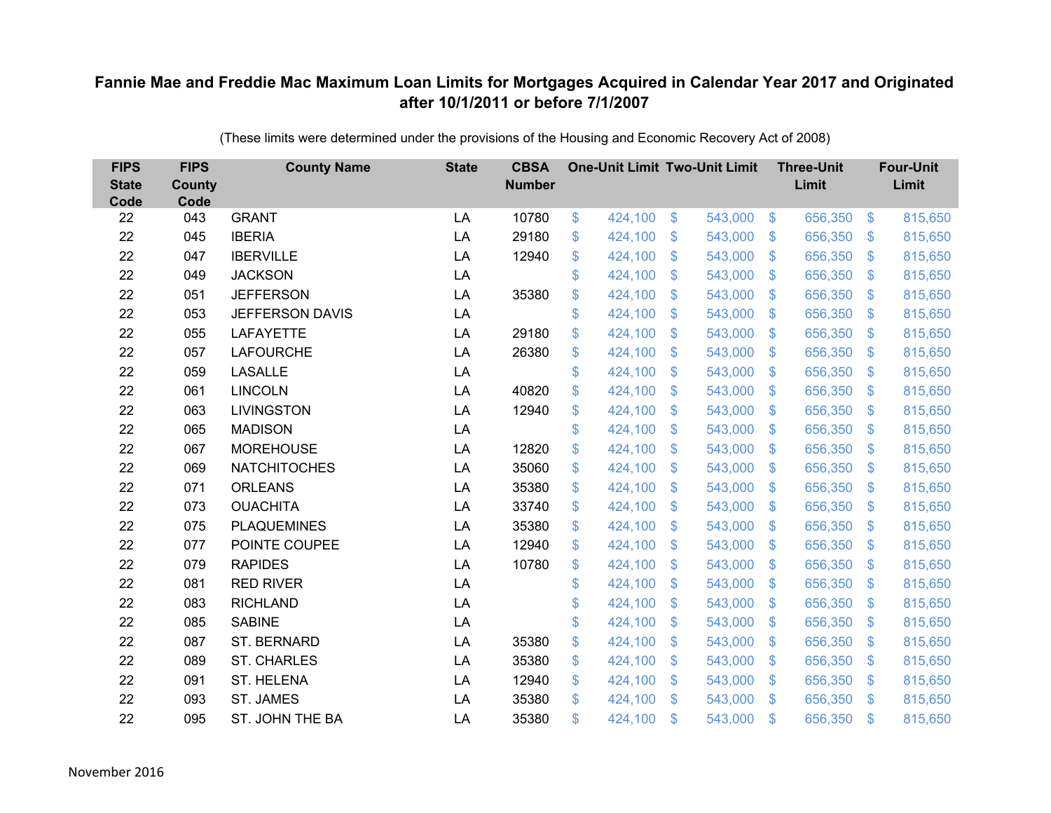# Fannie Mae and Freddie Mac Maximum Loan Limits for Mortgages Acquired in Calendar Year 2017 and Originated after 10/1/2011 or before 7/1/2007

(These limits were determined under the provisions of the Housing and Economic Recovery Act of 2008)

| FIPS State Code | FIPS County Code | County Name | State | CBSA Number | One-Unit Limit | Two-Unit Limit | Three-Unit Limit | Four-Unit Limit |
|---|---|---|---|---|---|---|---|---|
| 22 | 043 | GRANT | LA | 10780 | $ 424,100 | $ 543,000 | $ 656,350 | $ 815,650 |
| 22 | 045 | IBERIA | LA | 29180 | $ 424,100 | $ 543,000 | $ 656,350 | $ 815,650 |
| 22 | 047 | IBERVILLE | LA | 12940 | $ 424,100 | $ 543,000 | $ 656,350 | $ 815,650 |
| 22 | 049 | JACKSON | LA | | $ 424,100 | $ 543,000 | $ 656,350 | $ 815,650 |
| 22 | 051 | JEFFERSON | LA | 35380 | $ 424,100 | $ 543,000 | $ 656,350 | $ 815,650 |
| 22 | 053 | JEFFERSON DAVIS | LA | | $ 424,100 | $ 543,000 | $ 656,350 | $ 815,650 |
| 22 | 055 | LAFAYETTE | LA | 29180 | $ 424,100 | $ 543,000 | $ 656,350 | $ 815,650 |
| 22 | 057 | LAFOURCHE | LA | 26380 | $ 424,100 | $ 543,000 | $ 656,350 | $ 815,650 |
| 22 | 059 | LASALLE | LA | | $ 424,100 | $ 543,000 | $ 656,350 | $ 815,650 |
| 22 | 061 | LINCOLN | LA | 40820 | $ 424,100 | $ 543,000 | $ 656,350 | $ 815,650 |
| 22 | 063 | LIVINGSTON | LA | 12940 | $ 424,100 | $ 543,000 | $ 656,350 | $ 815,650 |
| 22 | 065 | MADISON | LA | | $ 424,100 | $ 543,000 | $ 656,350 | $ 815,650 |
| 22 | 067 | MOREHOUSE | LA | 12820 | $ 424,100 | $ 543,000 | $ 656,350 | $ 815,650 |
| 22 | 069 | NATCHITOCHES | LA | 35060 | $ 424,100 | $ 543,000 | $ 656,350 | $ 815,650 |
| 22 | 071 | ORLEANS | LA | 35380 | $ 424,100 | $ 543,000 | $ 656,350 | $ 815,650 |
| 22 | 073 | OUACHITA | LA | 33740 | $ 424,100 | $ 543,000 | $ 656,350 | $ 815,650 |
| 22 | 075 | PLAQUEMINES | LA | 35380 | $ 424,100 | $ 543,000 | $ 656,350 | $ 815,650 |
| 22 | 077 | POINTE COUPEE | LA | 12940 | $ 424,100 | $ 543,000 | $ 656,350 | $ 815,650 |
| 22 | 079 | RAPIDES | LA | 10780 | $ 424,100 | $ 543,000 | $ 656,350 | $ 815,650 |
| 22 | 081 | RED RIVER | LA | | $ 424,100 | $ 543,000 | $ 656,350 | $ 815,650 |
| 22 | 083 | RICHLAND | LA | | $ 424,100 | $ 543,000 | $ 656,350 | $ 815,650 |
| 22 | 085 | SABINE | LA | | $ 424,100 | $ 543,000 | $ 656,350 | $ 815,650 |
| 22 | 087 | ST. BERNARD | LA | 35380 | $ 424,100 | $ 543,000 | $ 656,350 | $ 815,650 |
| 22 | 089 | ST. CHARLES | LA | 35380 | $ 424,100 | $ 543,000 | $ 656,350 | $ 815,650 |
| 22 | 091 | ST. HELENA | LA | 12940 | $ 424,100 | $ 543,000 | $ 656,350 | $ 815,650 |
| 22 | 093 | ST. JAMES | LA | 35380 | $ 424,100 | $ 543,000 | $ 656,350 | $ 815,650 |
| 22 | 095 | ST. JOHN THE BA | LA | 35380 | $ 424,100 | $ 543,000 | $ 656,350 | $ 815,650 |

November 2016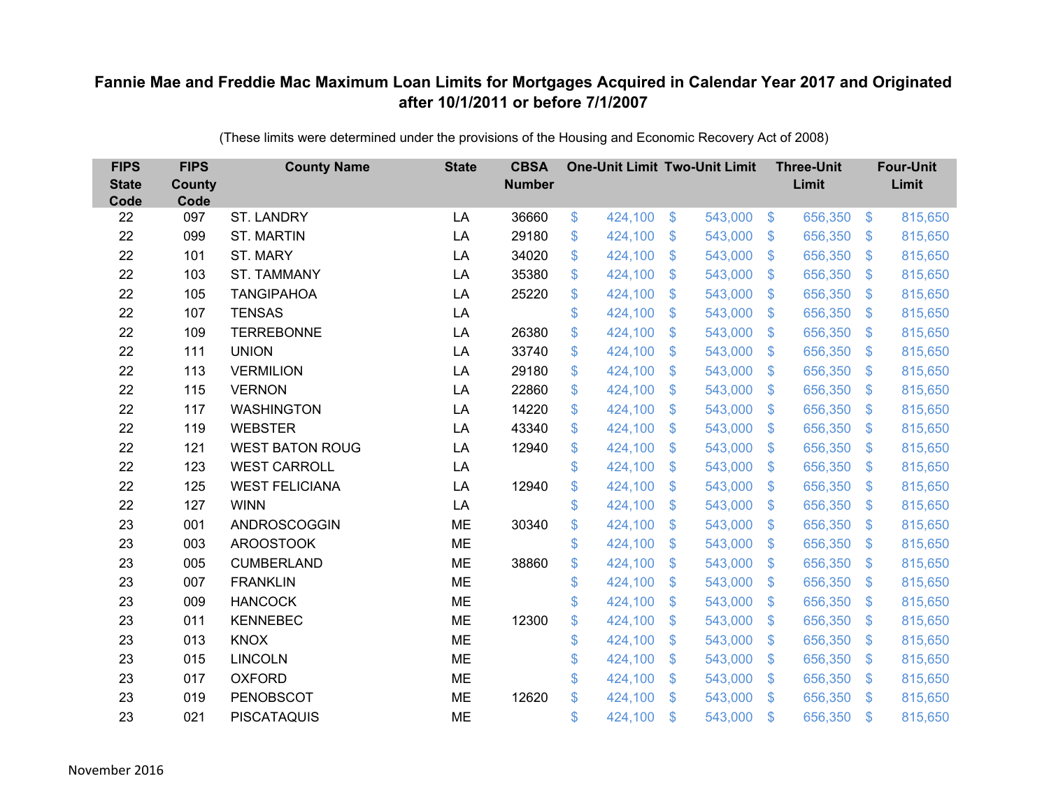# Fannie Mae and Freddie Mac Maximum Loan Limits for Mortgages Acquired in Calendar Year 2017 and Originated after 10/1/2011 or before 7/1/2007

(These limits were determined under the provisions of the Housing and Economic Recovery Act of 2008)

| FIPS State Code | FIPS County Code | County Name | State | CBSA Number | One-Unit Limit | Two-Unit Limit | Three-Unit Limit | Four-Unit Limit |
|---|---|---|---|---|---|---|---|---|
| 22 | 097 | ST. LANDRY | LA | 36660 | $ 424,100 | $ 543,000 | $ 656,350 | $ 815,650 |
| 22 | 099 | ST. MARTIN | LA | 29180 | $ 424,100 | $ 543,000 | $ 656,350 | $ 815,650 |
| 22 | 101 | ST. MARY | LA | 34020 | $ 424,100 | $ 543,000 | $ 656,350 | $ 815,650 |
| 22 | 103 | ST. TAMMANY | LA | 35380 | $ 424,100 | $ 543,000 | $ 656,350 | $ 815,650 |
| 22 | 105 | TANGIPAHOA | LA | 25220 | $ 424,100 | $ 543,000 | $ 656,350 | $ 815,650 |
| 22 | 107 | TENSAS | LA | | $ 424,100 | $ 543,000 | $ 656,350 | $ 815,650 |
| 22 | 109 | TERREBONNE | LA | 26380 | $ 424,100 | $ 543,000 | $ 656,350 | $ 815,650 |
| 22 | 111 | UNION | LA | 33740 | $ 424,100 | $ 543,000 | $ 656,350 | $ 815,650 |
| 22 | 113 | VERMILION | LA | 29180 | $ 424,100 | $ 543,000 | $ 656,350 | $ 815,650 |
| 22 | 115 | VERNON | LA | 22860 | $ 424,100 | $ 543,000 | $ 656,350 | $ 815,650 |
| 22 | 117 | WASHINGTON | LA | 14220 | $ 424,100 | $ 543,000 | $ 656,350 | $ 815,650 |
| 22 | 119 | WEBSTER | LA | 43340 | $ 424,100 | $ 543,000 | $ 656,350 | $ 815,650 |
| 22 | 121 | WEST BATON ROUG | LA | 12940 | $ 424,100 | $ 543,000 | $ 656,350 | $ 815,650 |
| 22 | 123 | WEST CARROLL | LA | | $ 424,100 | $ 543,000 | $ 656,350 | $ 815,650 |
| 22 | 125 | WEST FELICIANA | LA | 12940 | $ 424,100 | $ 543,000 | $ 656,350 | $ 815,650 |
| 22 | 127 | WINN | LA | | $ 424,100 | $ 543,000 | $ 656,350 | $ 815,650 |
| 23 | 001 | ANDROSCOGGIN | ME | 30340 | $ 424,100 | $ 543,000 | $ 656,350 | $ 815,650 |
| 23 | 003 | AROOSTOOK | ME | | $ 424,100 | $ 543,000 | $ 656,350 | $ 815,650 |
| 23 | 005 | CUMBERLAND | ME | 38860 | $ 424,100 | $ 543,000 | $ 656,350 | $ 815,650 |
| 23 | 007 | FRANKLIN | ME | | $ 424,100 | $ 543,000 | $ 656,350 | $ 815,650 |
| 23 | 009 | HANCOCK | ME | | $ 424,100 | $ 543,000 | $ 656,350 | $ 815,650 |
| 23 | 011 | KENNEBEC | ME | 12300 | $ 424,100 | $ 543,000 | $ 656,350 | $ 815,650 |
| 23 | 013 | KNOX | ME | | $ 424,100 | $ 543,000 | $ 656,350 | $ 815,650 |
| 23 | 015 | LINCOLN | ME | | $ 424,100 | $ 543,000 | $ 656,350 | $ 815,650 |
| 23 | 017 | OXFORD | ME | | $ 424,100 | $ 543,000 | $ 656,350 | $ 815,650 |
| 23 | 019 | PENOBSCOT | ME | 12620 | $ 424,100 | $ 543,000 | $ 656,350 | $ 815,650 |
| 23 | 021 | PISCATAQUIS | ME | | $ 424,100 | $ 543,000 | $ 656,350 | $ 815,650 |

November 2016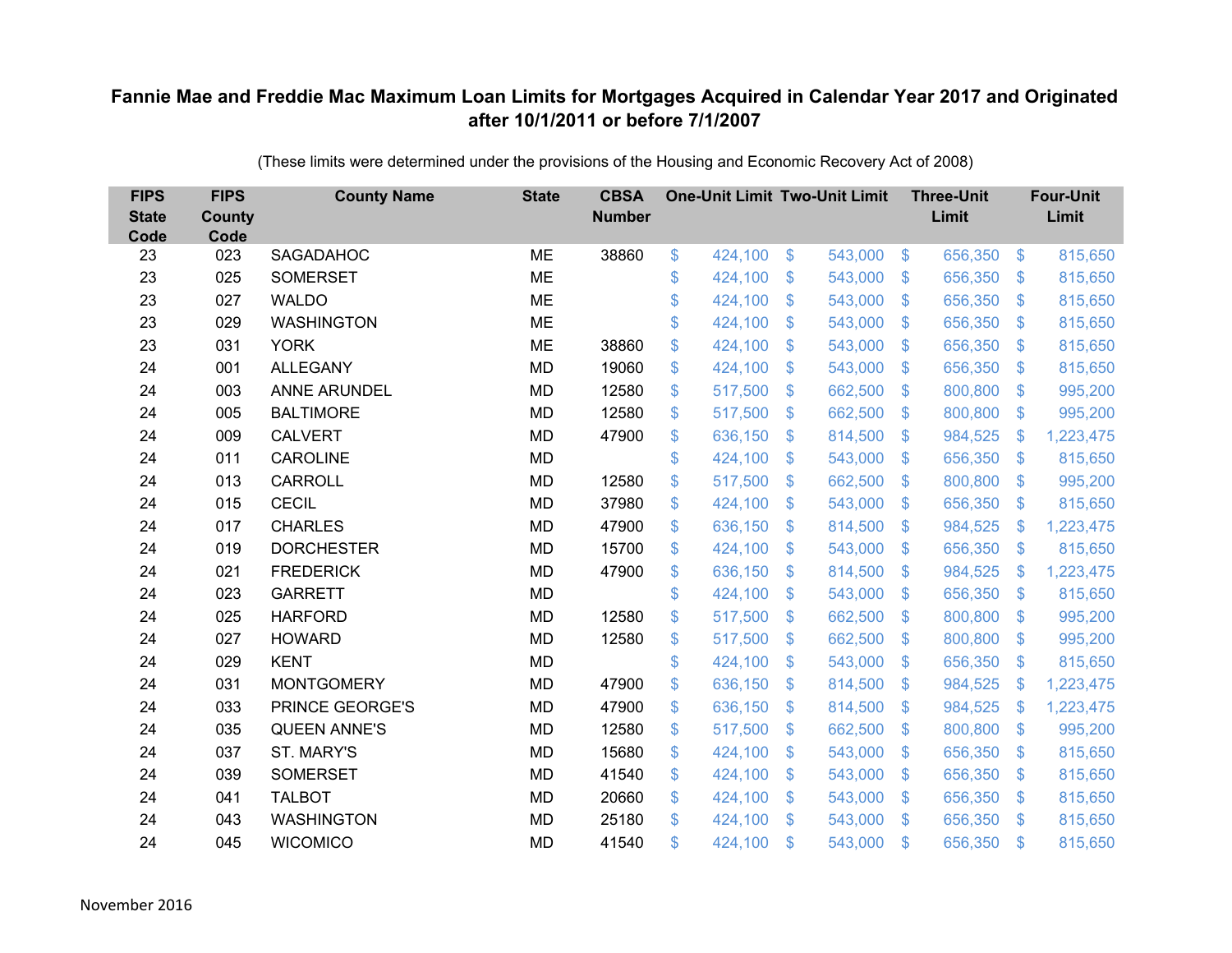# Fannie Mae and Freddie Mac Maximum Loan Limits for Mortgages Acquired in Calendar Year 2017 and Originated after 10/1/2011 or before 7/1/2007

(These limits were determined under the provisions of the Housing and Economic Recovery Act of 2008)

| FIPS State Code | FIPS County Code | County Name | State | CBSA Number | One-Unit Limit | Two-Unit Limit | Three-Unit Limit | Four-Unit Limit |
|---|---|---|---|---|---|---|---|---|
| 23 | 023 | SAGADAHOC | ME | 38860 | $ 424,100 | $ 543,000 | $ 656,350 | $ 815,650 |
| 23 | 025 | SOMERSET | ME | | $ 424,100 | $ 543,000 | $ 656,350 | $ 815,650 |
| 23 | 027 | WALDO | ME | | $ 424,100 | $ 543,000 | $ 656,350 | $ 815,650 |
| 23 | 029 | WASHINGTON | ME | | $ 424,100 | $ 543,000 | $ 656,350 | $ 815,650 |
| 23 | 031 | YORK | ME | 38860 | $ 424,100 | $ 543,000 | $ 656,350 | $ 815,650 |
| 24 | 001 | ALLEGANY | MD | 19060 | $ 424,100 | $ 543,000 | $ 656,350 | $ 815,650 |
| 24 | 003 | ANNE ARUNDEL | MD | 12580 | $ 517,500 | $ 662,500 | $ 800,800 | $ 995,200 |
| 24 | 005 | BALTIMORE | MD | 12580 | $ 517,500 | $ 662,500 | $ 800,800 | $ 995,200 |
| 24 | 009 | CALVERT | MD | 47900 | $ 636,150 | $ 814,500 | $ 984,525 | $ 1,223,475 |
| 24 | 011 | CAROLINE | MD | | $ 424,100 | $ 543,000 | $ 656,350 | $ 815,650 |
| 24 | 013 | CARROLL | MD | 12580 | $ 517,500 | $ 662,500 | $ 800,800 | $ 995,200 |
| 24 | 015 | CECIL | MD | 37980 | $ 424,100 | $ 543,000 | $ 656,350 | $ 815,650 |
| 24 | 017 | CHARLES | MD | 47900 | $ 636,150 | $ 814,500 | $ 984,525 | $ 1,223,475 |
| 24 | 019 | DORCHESTER | MD | 15700 | $ 424,100 | $ 543,000 | $ 656,350 | $ 815,650 |
| 24 | 021 | FREDERICK | MD | 47900 | $ 636,150 | $ 814,500 | $ 984,525 | $ 1,223,475 |
| 24 | 023 | GARRETT | MD | | $ 424,100 | $ 543,000 | $ 656,350 | $ 815,650 |
| 24 | 025 | HARFORD | MD | 12580 | $ 517,500 | $ 662,500 | $ 800,800 | $ 995,200 |
| 24 | 027 | HOWARD | MD | 12580 | $ 517,500 | $ 662,500 | $ 800,800 | $ 995,200 |
| 24 | 029 | KENT | MD | | $ 424,100 | $ 543,000 | $ 656,350 | $ 815,650 |
| 24 | 031 | MONTGOMERY | MD | 47900 | $ 636,150 | $ 814,500 | $ 984,525 | $ 1,223,475 |
| 24 | 033 | PRINCE GEORGE'S | MD | 47900 | $ 636,150 | $ 814,500 | $ 984,525 | $ 1,223,475 |
| 24 | 035 | QUEEN ANNE'S | MD | 12580 | $ 517,500 | $ 662,500 | $ 800,800 | $ 995,200 |
| 24 | 037 | ST. MARY'S | MD | 15680 | $ 424,100 | $ 543,000 | $ 656,350 | $ 815,650 |
| 24 | 039 | SOMERSET | MD | 41540 | $ 424,100 | $ 543,000 | $ 656,350 | $ 815,650 |
| 24 | 041 | TALBOT | MD | 20660 | $ 424,100 | $ 543,000 | $ 656,350 | $ 815,650 |
| 24 | 043 | WASHINGTON | MD | 25180 | $ 424,100 | $ 543,000 | $ 656,350 | $ 815,650 |
| 24 | 045 | WICOMICO | MD | 41540 | $ 424,100 | $ 543,000 | $ 656,350 | $ 815,650 |

November 2016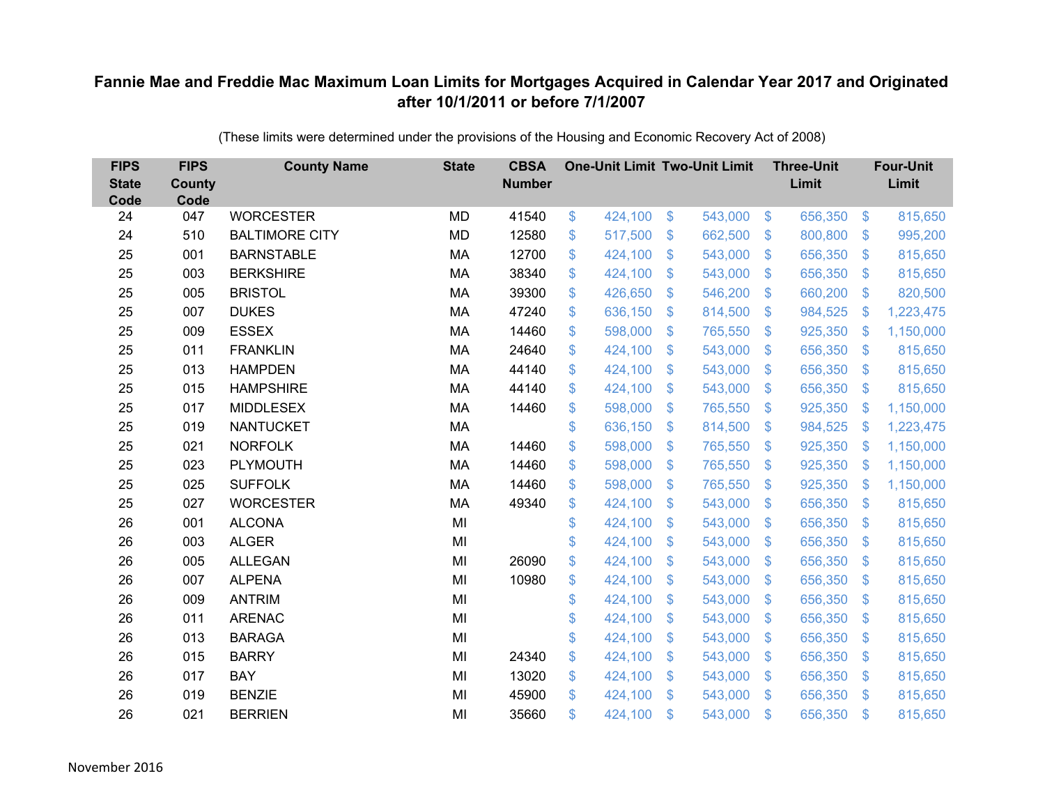# Fannie Mae and Freddie Mac Maximum Loan Limits for Mortgages Acquired in Calendar Year 2017 and Originated after 10/1/2011 or before 7/1/2007

(These limits were determined under the provisions of the Housing and Economic Recovery Act of 2008)

| FIPS State Code | FIPS County Code | County Name | State | CBSA Number | One-Unit Limit | Two-Unit Limit | Three-Unit Limit | Four-Unit Limit |
|---|---|---|---|---|---|---|---|---|
| 24 | 047 | WORCESTER | MD | 41540 | $ 424,100 | $ 543,000 | $ 656,350 | $ 815,650 |
| 24 | 510 | BALTIMORE CITY | MD | 12580 | $ 517,500 | $ 662,500 | $ 800,800 | $ 995,200 |
| 25 | 001 | BARNSTABLE | MA | 12700 | $ 424,100 | $ 543,000 | $ 656,350 | $ 815,650 |
| 25 | 003 | BERKSHIRE | MA | 38340 | $ 424,100 | $ 543,000 | $ 656,350 | $ 815,650 |
| 25 | 005 | BRISTOL | MA | 39300 | $ 426,650 | $ 546,200 | $ 660,200 | $ 820,500 |
| 25 | 007 | DUKES | MA | 47240 | $ 636,150 | $ 814,500 | $ 984,525 | $ 1,223,475 |
| 25 | 009 | ESSEX | MA | 14460 | $ 598,000 | $ 765,550 | $ 925,350 | $ 1,150,000 |
| 25 | 011 | FRANKLIN | MA | 24640 | $ 424,100 | $ 543,000 | $ 656,350 | $ 815,650 |
| 25 | 013 | HAMPDEN | MA | 44140 | $ 424,100 | $ 543,000 | $ 656,350 | $ 815,650 |
| 25 | 015 | HAMPSHIRE | MA | 44140 | $ 424,100 | $ 543,000 | $ 656,350 | $ 815,650 |
| 25 | 017 | MIDDLESEX | MA | 14460 | $ 598,000 | $ 765,550 | $ 925,350 | $ 1,150,000 |
| 25 | 019 | NANTUCKET | MA | | $ 636,150 | $ 814,500 | $ 984,525 | $ 1,223,475 |
| 25 | 021 | NORFOLK | MA | 14460 | $ 598,000 | $ 765,550 | $ 925,350 | $ 1,150,000 |
| 25 | 023 | PLYMOUTH | MA | 14460 | $ 598,000 | $ 765,550 | $ 925,350 | $ 1,150,000 |
| 25 | 025 | SUFFOLK | MA | 14460 | $ 598,000 | $ 765,550 | $ 925,350 | $ 1,150,000 |
| 25 | 027 | WORCESTER | MA | 49340 | $ 424,100 | $ 543,000 | $ 656,350 | $ 815,650 |
| 26 | 001 | ALCONA | MI | | $ 424,100 | $ 543,000 | $ 656,350 | $ 815,650 |
| 26 | 003 | ALGER | MI | | $ 424,100 | $ 543,000 | $ 656,350 | $ 815,650 |
| 26 | 005 | ALLEGAN | MI | 26090 | $ 424,100 | $ 543,000 | $ 656,350 | $ 815,650 |
| 26 | 007 | ALPENA | MI | 10980 | $ 424,100 | $ 543,000 | $ 656,350 | $ 815,650 |
| 26 | 009 | ANTRIM | MI | | $ 424,100 | $ 543,000 | $ 656,350 | $ 815,650 |
| 26 | 011 | ARENAC | MI | | $ 424,100 | $ 543,000 | $ 656,350 | $ 815,650 |
| 26 | 013 | BARAGA | MI | | $ 424,100 | $ 543,000 | $ 656,350 | $ 815,650 |
| 26 | 015 | BARRY | MI | 24340 | $ 424,100 | $ 543,000 | $ 656,350 | $ 815,650 |
| 26 | 017 | BAY | MI | 13020 | $ 424,100 | $ 543,000 | $ 656,350 | $ 815,650 |
| 26 | 019 | BENZIE | MI | 45900 | $ 424,100 | $ 543,000 | $ 656,350 | $ 815,650 |
| 26 | 021 | BERRIEN | MI | 35660 | $ 424,100 | $ 543,000 | $ 656,350 | $ 815,650 |

November 2016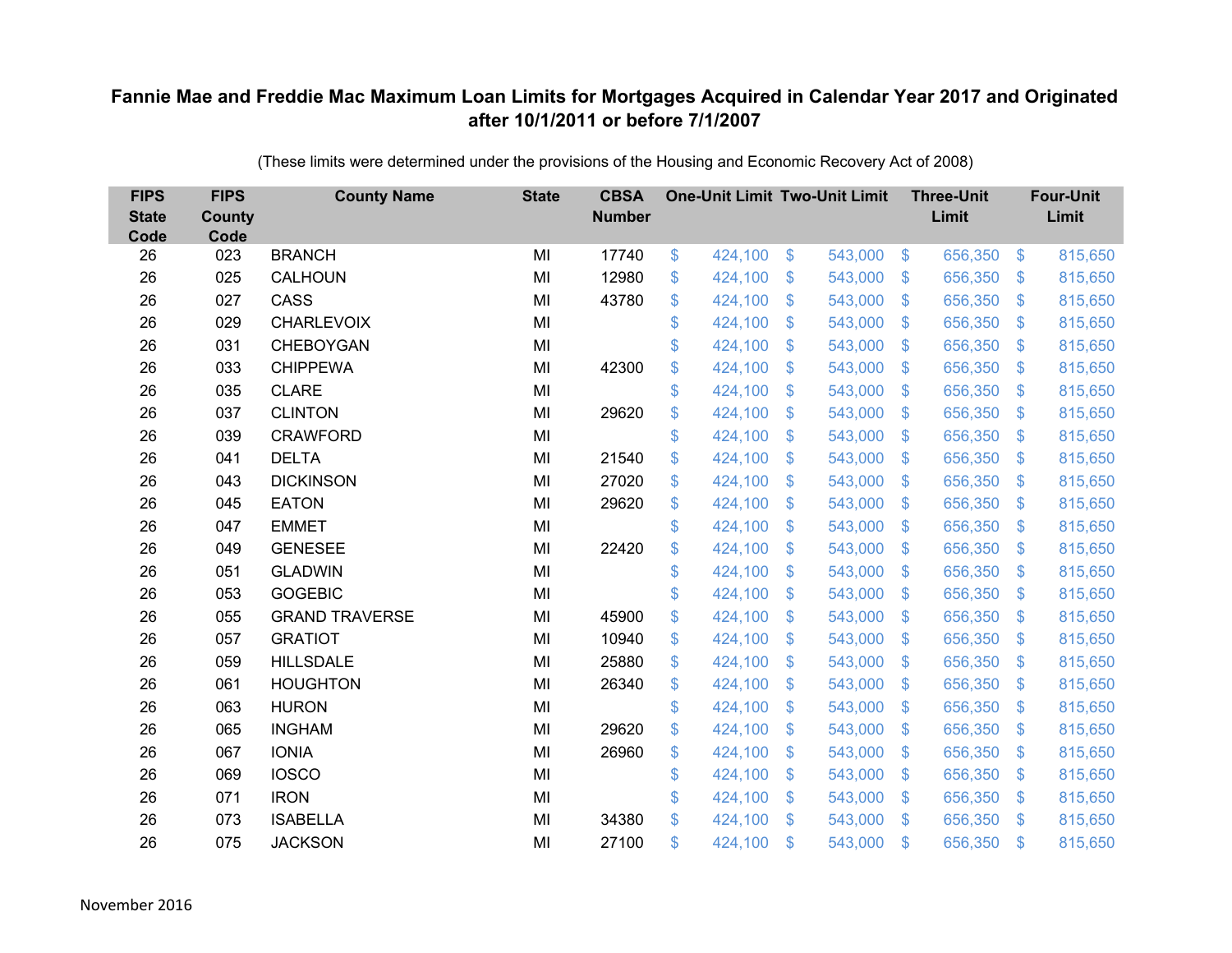## Fannie Mae and Freddie Mac Maximum Loan Limits for Mortgages Acquired in Calendar Year 2017 and Originated after 10/1/2011 or before 7/1/2007

(These limits were determined under the provisions of the Housing and Economic Recovery Act of 2008)

| FIPS State Code | FIPS County Code | County Name | State | CBSA Number | One-Unit Limit | Two-Unit Limit | Three-Unit Limit | Four-Unit Limit |
|---|---|---|---|---|---|---|---|---|
| 26 | 023 | BRANCH | MI | 17740 | $ 424,100 | $ 543,000 | $ 656,350 | $ 815,650 |
| 26 | 025 | CALHOUN | MI | 12980 | $ 424,100 | $ 543,000 | $ 656,350 | $ 815,650 |
| 26 | 027 | CASS | MI | 43780 | $ 424,100 | $ 543,000 | $ 656,350 | $ 815,650 |
| 26 | 029 | CHARLEVOIX | MI | | $ 424,100 | $ 543,000 | $ 656,350 | $ 815,650 |
| 26 | 031 | CHEBOYGAN | MI | | $ 424,100 | $ 543,000 | $ 656,350 | $ 815,650 |
| 26 | 033 | CHIPPEWA | MI | 42300 | $ 424,100 | $ 543,000 | $ 656,350 | $ 815,650 |
| 26 | 035 | CLARE | MI | | $ 424,100 | $ 543,000 | $ 656,350 | $ 815,650 |
| 26 | 037 | CLINTON | MI | 29620 | $ 424,100 | $ 543,000 | $ 656,350 | $ 815,650 |
| 26 | 039 | CRAWFORD | MI | | $ 424,100 | $ 543,000 | $ 656,350 | $ 815,650 |
| 26 | 041 | DELTA | MI | 21540 | $ 424,100 | $ 543,000 | $ 656,350 | $ 815,650 |
| 26 | 043 | DICKINSON | MI | 27020 | $ 424,100 | $ 543,000 | $ 656,350 | $ 815,650 |
| 26 | 045 | EATON | MI | 29620 | $ 424,100 | $ 543,000 | $ 656,350 | $ 815,650 |
| 26 | 047 | EMMET | MI | | $ 424,100 | $ 543,000 | $ 656,350 | $ 815,650 |
| 26 | 049 | GENESEE | MI | 22420 | $ 424,100 | $ 543,000 | $ 656,350 | $ 815,650 |
| 26 | 051 | GLADWIN | MI | | $ 424,100 | $ 543,000 | $ 656,350 | $ 815,650 |
| 26 | 053 | GOGEBIC | MI | | $ 424,100 | $ 543,000 | $ 656,350 | $ 815,650 |
| 26 | 055 | GRAND TRAVERSE | MI | 45900 | $ 424,100 | $ 543,000 | $ 656,350 | $ 815,650 |
| 26 | 057 | GRATIOT | MI | 10940 | $ 424,100 | $ 543,000 | $ 656,350 | $ 815,650 |
| 26 | 059 | HILLSDALE | MI | 25880 | $ 424,100 | $ 543,000 | $ 656,350 | $ 815,650 |
| 26 | 061 | HOUGHTON | MI | 26340 | $ 424,100 | $ 543,000 | $ 656,350 | $ 815,650 |
| 26 | 063 | HURON | MI | | $ 424,100 | $ 543,000 | $ 656,350 | $ 815,650 |
| 26 | 065 | INGHAM | MI | 29620 | $ 424,100 | $ 543,000 | $ 656,350 | $ 815,650 |
| 26 | 067 | IONIA | MI | 26960 | $ 424,100 | $ 543,000 | $ 656,350 | $ 815,650 |
| 26 | 069 | IOSCO | MI | | $ 424,100 | $ 543,000 | $ 656,350 | $ 815,650 |
| 26 | 071 | IRON | MI | | $ 424,100 | $ 543,000 | $ 656,350 | $ 815,650 |
| 26 | 073 | ISABELLA | MI | 34380 | $ 424,100 | $ 543,000 | $ 656,350 | $ 815,650 |
| 26 | 075 | JACKSON | MI | 27100 | $ 424,100 | $ 543,000 | $ 656,350 | $ 815,650 |

November 2016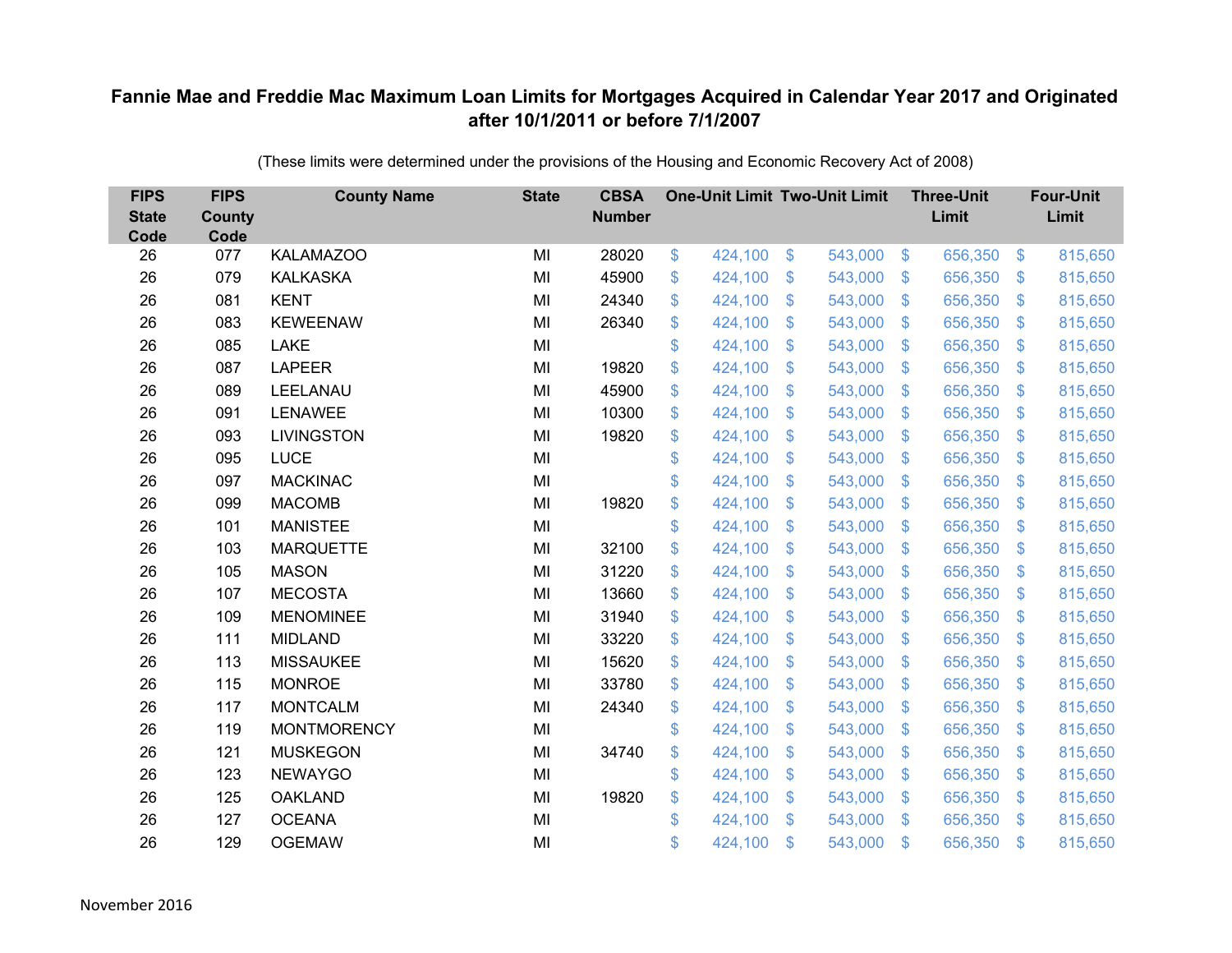# Fannie Mae and Freddie Mac Maximum Loan Limits for Mortgages Acquired in Calendar Year 2017 and Originated after 10/1/2011 or before 7/1/2007

(These limits were determined under the provisions of the Housing and Economic Recovery Act of 2008)

| FIPS State Code | FIPS County Code | County Name | State | CBSA Number | One-Unit Limit | Two-Unit Limit | Three-Unit Limit | Four-Unit Limit |
|---|---|---|---|---|---|---|---|---|
| 26 | 077 | KALAMAZOO | MI | 28020 | $ 424,100 | $ 543,000 | $ 656,350 | $ 815,650 |
| 26 | 079 | KALKASKA | MI | 45900 | $ 424,100 | $ 543,000 | $ 656,350 | $ 815,650 |
| 26 | 081 | KENT | MI | 24340 | $ 424,100 | $ 543,000 | $ 656,350 | $ 815,650 |
| 26 | 083 | KEWEENAW | MI | 26340 | $ 424,100 | $ 543,000 | $ 656,350 | $ 815,650 |
| 26 | 085 | LAKE | MI | | $ 424,100 | $ 543,000 | $ 656,350 | $ 815,650 |
| 26 | 087 | LAPEER | MI | 19820 | $ 424,100 | $ 543,000 | $ 656,350 | $ 815,650 |
| 26 | 089 | LEELANAU | MI | 45900 | $ 424,100 | $ 543,000 | $ 656,350 | $ 815,650 |
| 26 | 091 | LENAWEE | MI | 10300 | $ 424,100 | $ 543,000 | $ 656,350 | $ 815,650 |
| 26 | 093 | LIVINGSTON | MI | 19820 | $ 424,100 | $ 543,000 | $ 656,350 | $ 815,650 |
| 26 | 095 | LUCE | MI | | $ 424,100 | $ 543,000 | $ 656,350 | $ 815,650 |
| 26 | 097 | MACKINAC | MI | | $ 424,100 | $ 543,000 | $ 656,350 | $ 815,650 |
| 26 | 099 | MACOMB | MI | 19820 | $ 424,100 | $ 543,000 | $ 656,350 | $ 815,650 |
| 26 | 101 | MANISTEE | MI | | $ 424,100 | $ 543,000 | $ 656,350 | $ 815,650 |
| 26 | 103 | MARQUETTE | MI | 32100 | $ 424,100 | $ 543,000 | $ 656,350 | $ 815,650 |
| 26 | 105 | MASON | MI | 31220 | $ 424,100 | $ 543,000 | $ 656,350 | $ 815,650 |
| 26 | 107 | MECOSTA | MI | 13660 | $ 424,100 | $ 543,000 | $ 656,350 | $ 815,650 |
| 26 | 109 | MENOMINEE | MI | 31940 | $ 424,100 | $ 543,000 | $ 656,350 | $ 815,650 |
| 26 | 111 | MIDLAND | MI | 33220 | $ 424,100 | $ 543,000 | $ 656,350 | $ 815,650 |
| 26 | 113 | MISSAUKEE | MI | 15620 | $ 424,100 | $ 543,000 | $ 656,350 | $ 815,650 |
| 26 | 115 | MONROE | MI | 33780 | $ 424,100 | $ 543,000 | $ 656,350 | $ 815,650 |
| 26 | 117 | MONTCALM | MI | 24340 | $ 424,100 | $ 543,000 | $ 656,350 | $ 815,650 |
| 26 | 119 | MONTMORENCY | MI | | $ 424,100 | $ 543,000 | $ 656,350 | $ 815,650 |
| 26 | 121 | MUSKEGON | MI | 34740 | $ 424,100 | $ 543,000 | $ 656,350 | $ 815,650 |
| 26 | 123 | NEWAYGO | MI | | $ 424,100 | $ 543,000 | $ 656,350 | $ 815,650 |
| 26 | 125 | OAKLAND | MI | 19820 | $ 424,100 | $ 543,000 | $ 656,350 | $ 815,650 |
| 26 | 127 | OCEANA | MI | | $ 424,100 | $ 543,000 | $ 656,350 | $ 815,650 |
| 26 | 129 | OGEMAW | MI | | $ 424,100 | $ 543,000 | $ 656,350 | $ 815,650 |

November 2016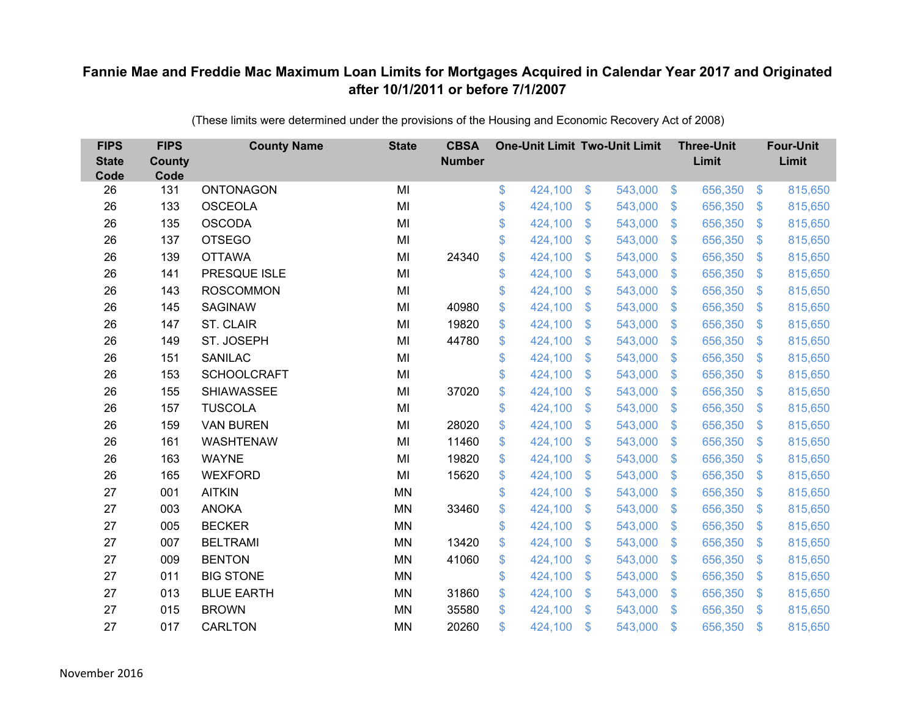# Fannie Mae and Freddie Mac Maximum Loan Limits for Mortgages Acquired in Calendar Year 2017 and Originated after 10/1/2011 or before 7/1/2007

(These limits were determined under the provisions of the Housing and Economic Recovery Act of 2008)

| FIPS State Code | FIPS County Code | County Name | State | CBSA Number | One-Unit Limit | Two-Unit Limit | Three-Unit Limit | Four-Unit Limit |
|---|---|---|---|---|---|---|---|---|
| 26 | 131 | ONTONAGON | MI | | $ 424,100 | $ 543,000 | $ 656,350 | $ 815,650 |
| 26 | 133 | OSCEOLA | MI | | $ 424,100 | $ 543,000 | $ 656,350 | $ 815,650 |
| 26 | 135 | OSCODA | MI | | $ 424,100 | $ 543,000 | $ 656,350 | $ 815,650 |
| 26 | 137 | OTSEGO | MI | | $ 424,100 | $ 543,000 | $ 656,350 | $ 815,650 |
| 26 | 139 | OTTAWA | MI | 24340 | $ 424,100 | $ 543,000 | $ 656,350 | $ 815,650 |
| 26 | 141 | PRESQUE ISLE | MI | | $ 424,100 | $ 543,000 | $ 656,350 | $ 815,650 |
| 26 | 143 | ROSCOMMON | MI | | $ 424,100 | $ 543,000 | $ 656,350 | $ 815,650 |
| 26 | 145 | SAGINAW | MI | 40980 | $ 424,100 | $ 543,000 | $ 656,350 | $ 815,650 |
| 26 | 147 | ST. CLAIR | MI | 19820 | $ 424,100 | $ 543,000 | $ 656,350 | $ 815,650 |
| 26 | 149 | ST. JOSEPH | MI | 44780 | $ 424,100 | $ 543,000 | $ 656,350 | $ 815,650 |
| 26 | 151 | SANILAC | MI | | $ 424,100 | $ 543,000 | $ 656,350 | $ 815,650 |
| 26 | 153 | SCHOOLCRAFT | MI | | $ 424,100 | $ 543,000 | $ 656,350 | $ 815,650 |
| 26 | 155 | SHIAWASSEE | MI | 37020 | $ 424,100 | $ 543,000 | $ 656,350 | $ 815,650 |
| 26 | 157 | TUSCOLA | MI | | $ 424,100 | $ 543,000 | $ 656,350 | $ 815,650 |
| 26 | 159 | VAN BUREN | MI | 28020 | $ 424,100 | $ 543,000 | $ 656,350 | $ 815,650 |
| 26 | 161 | WASHTENAW | MI | 11460 | $ 424,100 | $ 543,000 | $ 656,350 | $ 815,650 |
| 26 | 163 | WAYNE | MI | 19820 | $ 424,100 | $ 543,000 | $ 656,350 | $ 815,650 |
| 26 | 165 | WEXFORD | MI | 15620 | $ 424,100 | $ 543,000 | $ 656,350 | $ 815,650 |
| 27 | 001 | AITKIN | MN | | $ 424,100 | $ 543,000 | $ 656,350 | $ 815,650 |
| 27 | 003 | ANOKA | MN | 33460 | $ 424,100 | $ 543,000 | $ 656,350 | $ 815,650 |
| 27 | 005 | BECKER | MN | | $ 424,100 | $ 543,000 | $ 656,350 | $ 815,650 |
| 27 | 007 | BELTRAMI | MN | 13420 | $ 424,100 | $ 543,000 | $ 656,350 | $ 815,650 |
| 27 | 009 | BENTON | MN | 41060 | $ 424,100 | $ 543,000 | $ 656,350 | $ 815,650 |
| 27 | 011 | BIG STONE | MN | | $ 424,100 | $ 543,000 | $ 656,350 | $ 815,650 |
| 27 | 013 | BLUE EARTH | MN | 31860 | $ 424,100 | $ 543,000 | $ 656,350 | $ 815,650 |
| 27 | 015 | BROWN | MN | 35580 | $ 424,100 | $ 543,000 | $ 656,350 | $ 815,650 |
| 27 | 017 | CARLTON | MN | 20260 | $ 424,100 | $ 543,000 | $ 656,350 | $ 815,650 |

November 2016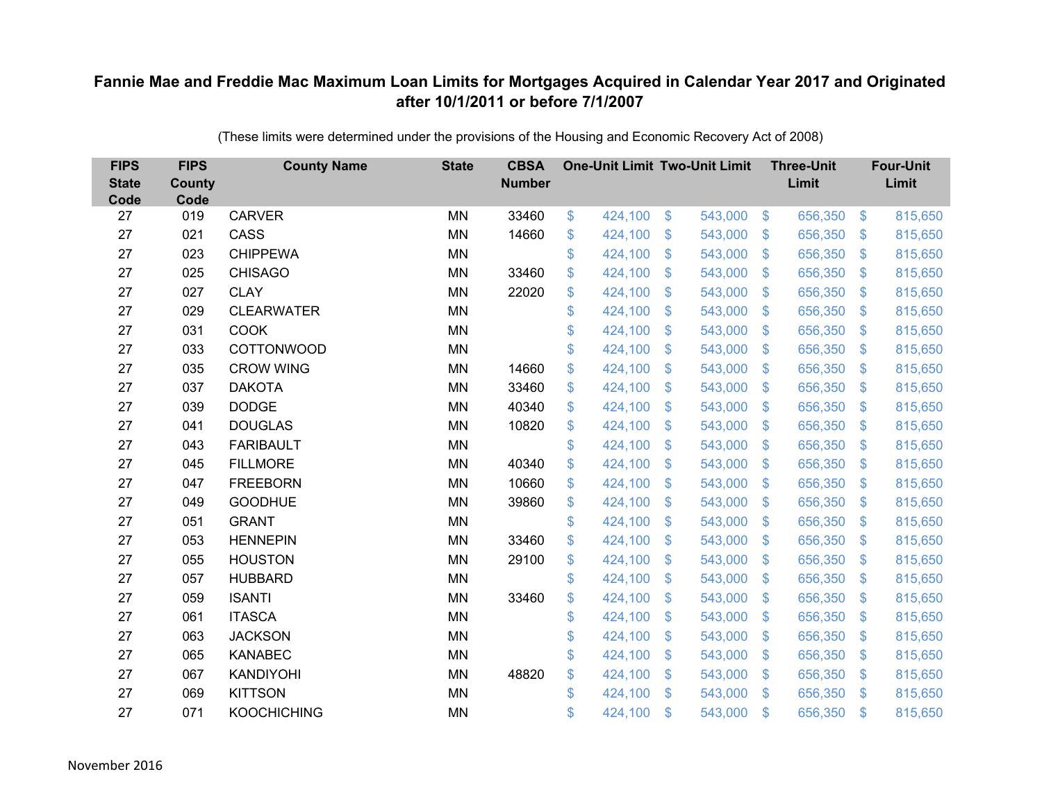# Fannie Mae and Freddie Mac Maximum Loan Limits for Mortgages Acquired in Calendar Year 2017 and Originated after 10/1/2011 or before 7/1/2007

(These limits were determined under the provisions of the Housing and Economic Recovery Act of 2008)

| FIPS State Code | FIPS County Code | County Name | State | CBSA Number | One-Unit Limit | Two-Unit Limit | Three-Unit Limit | Four-Unit Limit |
|---|---|---|---|---|---|---|---|---|
| 27 | 019 | CARVER | MN | 33460 | $ 424,100 | $ 543,000 | $ 656,350 | $ 815,650 |
| 27 | 021 | CASS | MN | 14660 | $ 424,100 | $ 543,000 | $ 656,350 | $ 815,650 |
| 27 | 023 | CHIPPEWA | MN | | $ 424,100 | $ 543,000 | $ 656,350 | $ 815,650 |
| 27 | 025 | CHISAGO | MN | 33460 | $ 424,100 | $ 543,000 | $ 656,350 | $ 815,650 |
| 27 | 027 | CLAY | MN | 22020 | $ 424,100 | $ 543,000 | $ 656,350 | $ 815,650 |
| 27 | 029 | CLEARWATER | MN | | $ 424,100 | $ 543,000 | $ 656,350 | $ 815,650 |
| 27 | 031 | COOK | MN | | $ 424,100 | $ 543,000 | $ 656,350 | $ 815,650 |
| 27 | 033 | COTTONWOOD | MN | | $ 424,100 | $ 543,000 | $ 656,350 | $ 815,650 |
| 27 | 035 | CROW WING | MN | 14660 | $ 424,100 | $ 543,000 | $ 656,350 | $ 815,650 |
| 27 | 037 | DAKOTA | MN | 33460 | $ 424,100 | $ 543,000 | $ 656,350 | $ 815,650 |
| 27 | 039 | DODGE | MN | 40340 | $ 424,100 | $ 543,000 | $ 656,350 | $ 815,650 |
| 27 | 041 | DOUGLAS | MN | 10820 | $ 424,100 | $ 543,000 | $ 656,350 | $ 815,650 |
| 27 | 043 | FARIBAULT | MN | | $ 424,100 | $ 543,000 | $ 656,350 | $ 815,650 |
| 27 | 045 | FILLMORE | MN | 40340 | $ 424,100 | $ 543,000 | $ 656,350 | $ 815,650 |
| 27 | 047 | FREEBORN | MN | 10660 | $ 424,100 | $ 543,000 | $ 656,350 | $ 815,650 |
| 27 | 049 | GOODHUE | MN | 39860 | $ 424,100 | $ 543,000 | $ 656,350 | $ 815,650 |
| 27 | 051 | GRANT | MN | | $ 424,100 | $ 543,000 | $ 656,350 | $ 815,650 |
| 27 | 053 | HENNEPIN | MN | 33460 | $ 424,100 | $ 543,000 | $ 656,350 | $ 815,650 |
| 27 | 055 | HOUSTON | MN | 29100 | $ 424,100 | $ 543,000 | $ 656,350 | $ 815,650 |
| 27 | 057 | HUBBARD | MN | | $ 424,100 | $ 543,000 | $ 656,350 | $ 815,650 |
| 27 | 059 | ISANTI | MN | 33460 | $ 424,100 | $ 543,000 | $ 656,350 | $ 815,650 |
| 27 | 061 | ITASCA | MN | | $ 424,100 | $ 543,000 | $ 656,350 | $ 815,650 |
| 27 | 063 | JACKSON | MN | | $ 424,100 | $ 543,000 | $ 656,350 | $ 815,650 |
| 27 | 065 | KANABEC | MN | | $ 424,100 | $ 543,000 | $ 656,350 | $ 815,650 |
| 27 | 067 | KANDIYOHI | MN | 48820 | $ 424,100 | $ 543,000 | $ 656,350 | $ 815,650 |
| 27 | 069 | KITTSON | MN | | $ 424,100 | $ 543,000 | $ 656,350 | $ 815,650 |
| 27 | 071 | KOOCHICHING | MN | | $ 424,100 | $ 543,000 | $ 656,350 | $ 815,650 |

November 2016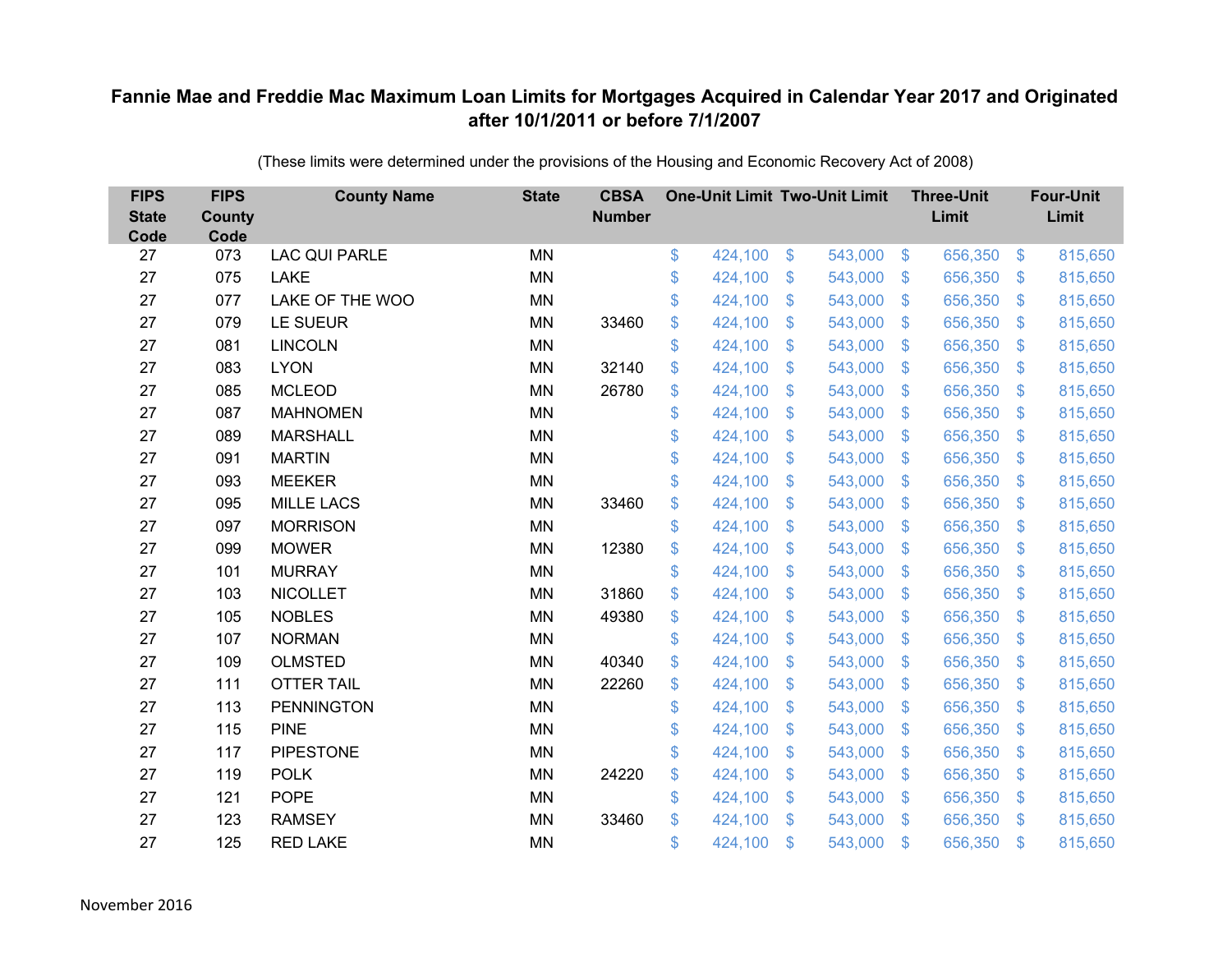# Fannie Mae and Freddie Mac Maximum Loan Limits for Mortgages Acquired in Calendar Year 2017 and Originated after 10/1/2011 or before 7/1/2007

(These limits were determined under the provisions of the Housing and Economic Recovery Act of 2008)

| FIPS State Code | FIPS County Code | County Name | State | CBSA Number | One-Unit Limit | Two-Unit Limit | Three-Unit Limit | Four-Unit Limit |
|---|---|---|---|---|---|---|---|---|
| 27 | 073 | LAC QUI PARLE | MN | | $ 424,100 | $ 543,000 | $ 656,350 | $ 815,650 |
| 27 | 075 | LAKE | MN | | $ 424,100 | $ 543,000 | $ 656,350 | $ 815,650 |
| 27 | 077 | LAKE OF THE WOO | MN | | $ 424,100 | $ 543,000 | $ 656,350 | $ 815,650 |
| 27 | 079 | LE SUEUR | MN | 33460 | $ 424,100 | $ 543,000 | $ 656,350 | $ 815,650 |
| 27 | 081 | LINCOLN | MN | | $ 424,100 | $ 543,000 | $ 656,350 | $ 815,650 |
| 27 | 083 | LYON | MN | 32140 | $ 424,100 | $ 543,000 | $ 656,350 | $ 815,650 |
| 27 | 085 | MCLEOD | MN | 26780 | $ 424,100 | $ 543,000 | $ 656,350 | $ 815,650 |
| 27 | 087 | MAHNOMEN | MN | | $ 424,100 | $ 543,000 | $ 656,350 | $ 815,650 |
| 27 | 089 | MARSHALL | MN | | $ 424,100 | $ 543,000 | $ 656,350 | $ 815,650 |
| 27 | 091 | MARTIN | MN | | $ 424,100 | $ 543,000 | $ 656,350 | $ 815,650 |
| 27 | 093 | MEEKER | MN | | $ 424,100 | $ 543,000 | $ 656,350 | $ 815,650 |
| 27 | 095 | MILLE LACS | MN | 33460 | $ 424,100 | $ 543,000 | $ 656,350 | $ 815,650 |
| 27 | 097 | MORRISON | MN | | $ 424,100 | $ 543,000 | $ 656,350 | $ 815,650 |
| 27 | 099 | MOWER | MN | 12380 | $ 424,100 | $ 543,000 | $ 656,350 | $ 815,650 |
| 27 | 101 | MURRAY | MN | | $ 424,100 | $ 543,000 | $ 656,350 | $ 815,650 |
| 27 | 103 | NICOLLET | MN | 31860 | $ 424,100 | $ 543,000 | $ 656,350 | $ 815,650 |
| 27 | 105 | NOBLES | MN | 49380 | $ 424,100 | $ 543,000 | $ 656,350 | $ 815,650 |
| 27 | 107 | NORMAN | MN | | $ 424,100 | $ 543,000 | $ 656,350 | $ 815,650 |
| 27 | 109 | OLMSTED | MN | 40340 | $ 424,100 | $ 543,000 | $ 656,350 | $ 815,650 |
| 27 | 111 | OTTER TAIL | MN | 22260 | $ 424,100 | $ 543,000 | $ 656,350 | $ 815,650 |
| 27 | 113 | PENNINGTON | MN | | $ 424,100 | $ 543,000 | $ 656,350 | $ 815,650 |
| 27 | 115 | PINE | MN | | $ 424,100 | $ 543,000 | $ 656,350 | $ 815,650 |
| 27 | 117 | PIPESTONE | MN | | $ 424,100 | $ 543,000 | $ 656,350 | $ 815,650 |
| 27 | 119 | POLK | MN | 24220 | $ 424,100 | $ 543,000 | $ 656,350 | $ 815,650 |
| 27 | 121 | POPE | MN | | $ 424,100 | $ 543,000 | $ 656,350 | $ 815,650 |
| 27 | 123 | RAMSEY | MN | 33460 | $ 424,100 | $ 543,000 | $ 656,350 | $ 815,650 |
| 27 | 125 | RED LAKE | MN | | $ 424,100 | $ 543,000 | $ 656,350 | $ 815,650 |

November 2016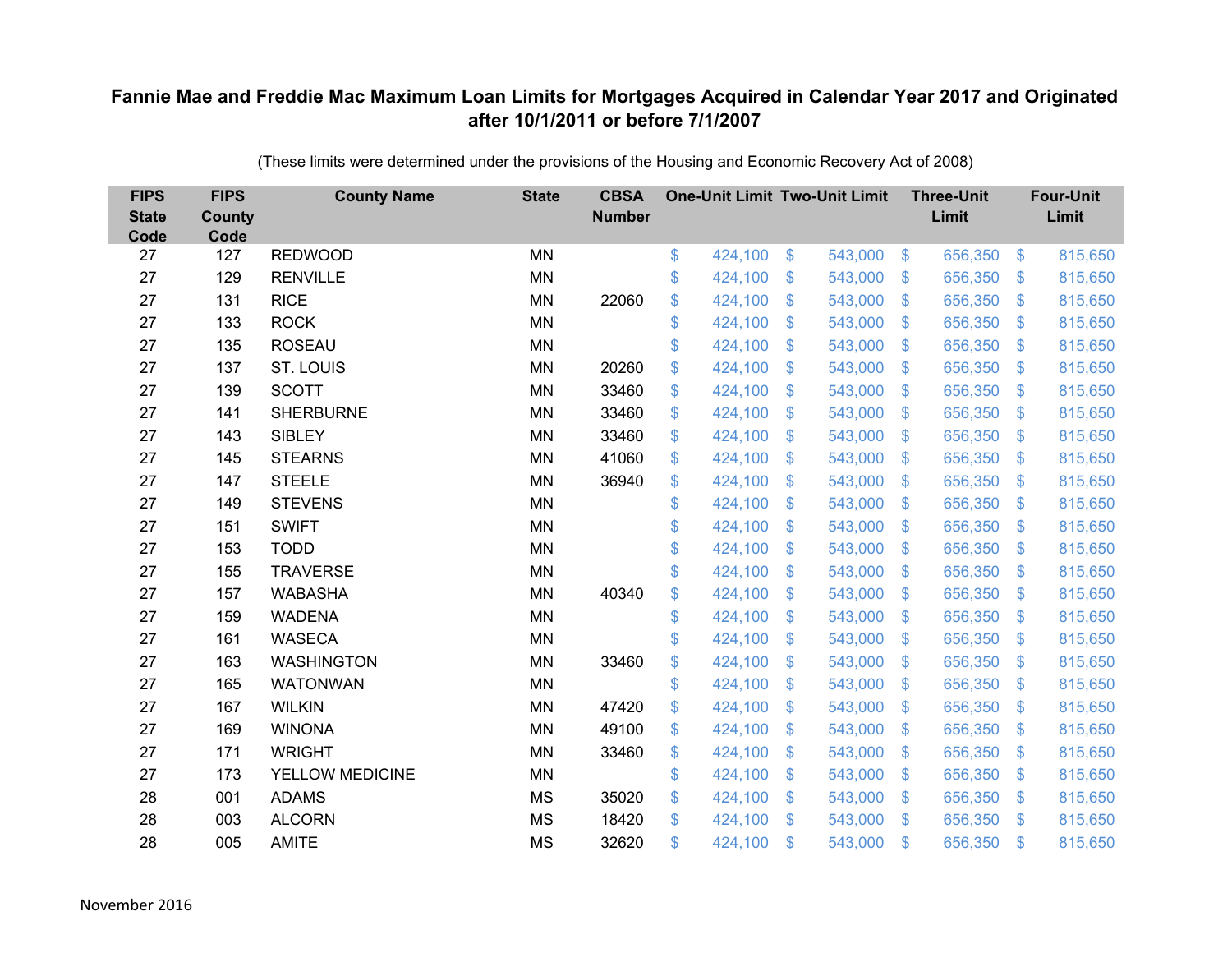# Fannie Mae and Freddie Mac Maximum Loan Limits for Mortgages Acquired in Calendar Year 2017 and Originated after 10/1/2011 or before 7/1/2007

(These limits were determined under the provisions of the Housing and Economic Recovery Act of 2008)

| FIPS State Code | FIPS County Code | County Name | State | CBSA Number | One-Unit Limit | Two-Unit Limit | Three-Unit Limit | Four-Unit Limit |
|---|---|---|---|---|---|---|---|---|
| 27 | 127 | REDWOOD | MN | | $ 424,100 | $ 543,000 | $ 656,350 | $ 815,650 |
| 27 | 129 | RENVILLE | MN | | $ 424,100 | $ 543,000 | $ 656,350 | $ 815,650 |
| 27 | 131 | RICE | MN | 22060 | $ 424,100 | $ 543,000 | $ 656,350 | $ 815,650 |
| 27 | 133 | ROCK | MN | | $ 424,100 | $ 543,000 | $ 656,350 | $ 815,650 |
| 27 | 135 | ROSEAU | MN | | $ 424,100 | $ 543,000 | $ 656,350 | $ 815,650 |
| 27 | 137 | ST. LOUIS | MN | 20260 | $ 424,100 | $ 543,000 | $ 656,350 | $ 815,650 |
| 27 | 139 | SCOTT | MN | 33460 | $ 424,100 | $ 543,000 | $ 656,350 | $ 815,650 |
| 27 | 141 | SHERBURNE | MN | 33460 | $ 424,100 | $ 543,000 | $ 656,350 | $ 815,650 |
| 27 | 143 | SIBLEY | MN | 33460 | $ 424,100 | $ 543,000 | $ 656,350 | $ 815,650 |
| 27 | 145 | STEARNS | MN | 41060 | $ 424,100 | $ 543,000 | $ 656,350 | $ 815,650 |
| 27 | 147 | STEELE | MN | 36940 | $ 424,100 | $ 543,000 | $ 656,350 | $ 815,650 |
| 27 | 149 | STEVENS | MN | | $ 424,100 | $ 543,000 | $ 656,350 | $ 815,650 |
| 27 | 151 | SWIFT | MN | | $ 424,100 | $ 543,000 | $ 656,350 | $ 815,650 |
| 27 | 153 | TODD | MN | | $ 424,100 | $ 543,000 | $ 656,350 | $ 815,650 |
| 27 | 155 | TRAVERSE | MN | | $ 424,100 | $ 543,000 | $ 656,350 | $ 815,650 |
| 27 | 157 | WABASHA | MN | 40340 | $ 424,100 | $ 543,000 | $ 656,350 | $ 815,650 |
| 27 | 159 | WADENA | MN | | $ 424,100 | $ 543,000 | $ 656,350 | $ 815,650 |
| 27 | 161 | WASECA | MN | | $ 424,100 | $ 543,000 | $ 656,350 | $ 815,650 |
| 27 | 163 | WASHINGTON | MN | 33460 | $ 424,100 | $ 543,000 | $ 656,350 | $ 815,650 |
| 27 | 165 | WATONWAN | MN | | $ 424,100 | $ 543,000 | $ 656,350 | $ 815,650 |
| 27 | 167 | WILKIN | MN | 47420 | $ 424,100 | $ 543,000 | $ 656,350 | $ 815,650 |
| 27 | 169 | WINONA | MN | 49100 | $ 424,100 | $ 543,000 | $ 656,350 | $ 815,650 |
| 27 | 171 | WRIGHT | MN | 33460 | $ 424,100 | $ 543,000 | $ 656,350 | $ 815,650 |
| 27 | 173 | YELLOW MEDICINE | MN | | $ 424,100 | $ 543,000 | $ 656,350 | $ 815,650 |
| 28 | 001 | ADAMS | MS | 35020 | $ 424,100 | $ 543,000 | $ 656,350 | $ 815,650 |
| 28 | 003 | ALCORN | MS | 18420 | $ 424,100 | $ 543,000 | $ 656,350 | $ 815,650 |
| 28 | 005 | AMITE | MS | 32620 | $ 424,100 | $ 543,000 | $ 656,350 | $ 815,650 |

November 2016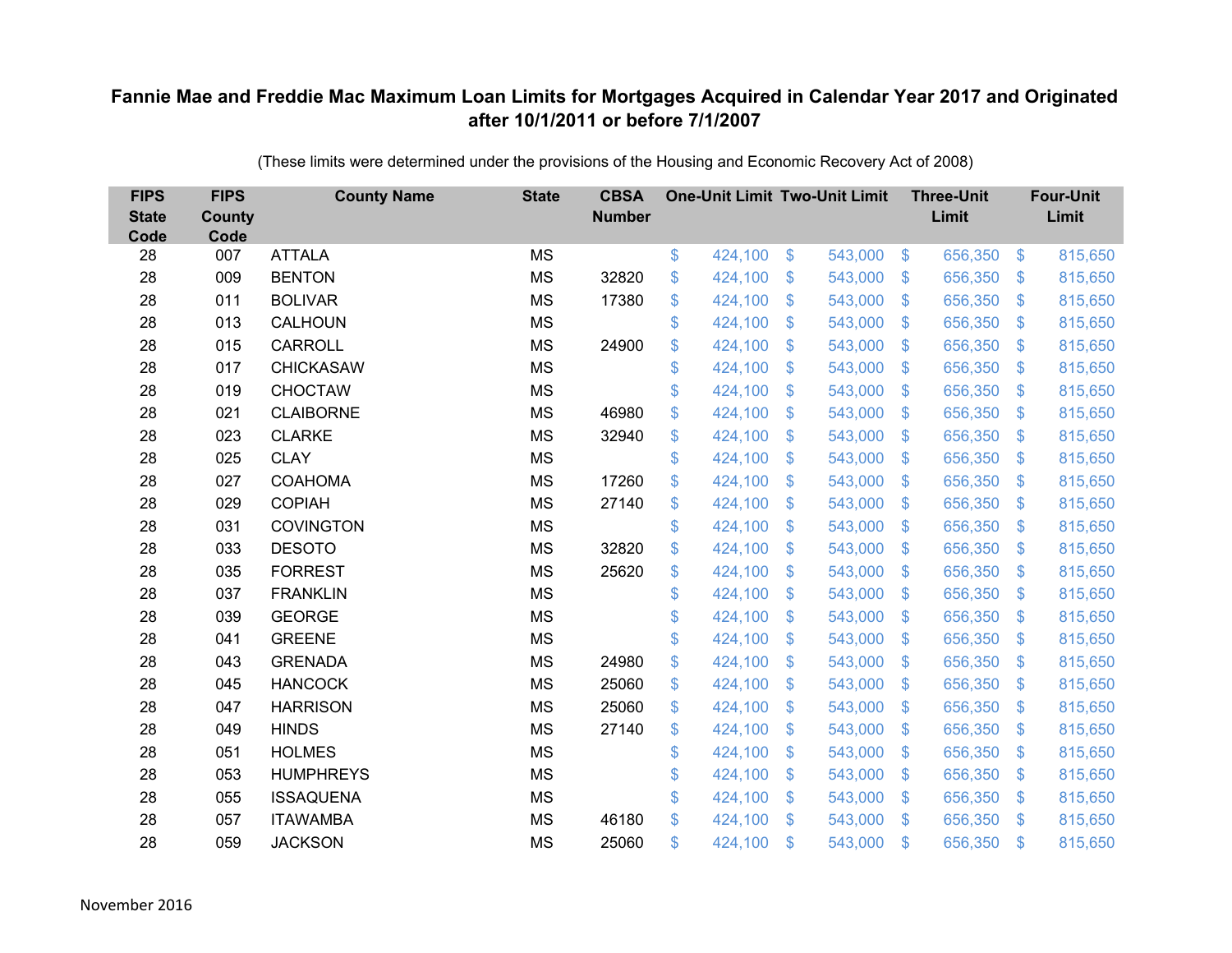# Fannie Mae and Freddie Mac Maximum Loan Limits for Mortgages Acquired in Calendar Year 2017 and Originated after 10/1/2011 or before 7/1/2007

(These limits were determined under the provisions of the Housing and Economic Recovery Act of 2008)

| FIPS State Code | FIPS County Code | County Name | State | CBSA Number | One-Unit Limit | Two-Unit Limit | Three-Unit Limit | Four-Unit Limit |
|---|---|---|---|---|---|---|---|---|
| 28 | 007 | ATTALA | MS | | $ 424,100 | $ 543,000 | $ 656,350 | $ 815,650 |
| 28 | 009 | BENTON | MS | 32820 | $ 424,100 | $ 543,000 | $ 656,350 | $ 815,650 |
| 28 | 011 | BOLIVAR | MS | 17380 | $ 424,100 | $ 543,000 | $ 656,350 | $ 815,650 |
| 28 | 013 | CALHOUN | MS | | $ 424,100 | $ 543,000 | $ 656,350 | $ 815,650 |
| 28 | 015 | CARROLL | MS | 24900 | $ 424,100 | $ 543,000 | $ 656,350 | $ 815,650 |
| 28 | 017 | CHICKASAW | MS | | $ 424,100 | $ 543,000 | $ 656,350 | $ 815,650 |
| 28 | 019 | CHOCTAW | MS | | $ 424,100 | $ 543,000 | $ 656,350 | $ 815,650 |
| 28 | 021 | CLAIBORNE | MS | 46980 | $ 424,100 | $ 543,000 | $ 656,350 | $ 815,650 |
| 28 | 023 | CLARKE | MS | 32940 | $ 424,100 | $ 543,000 | $ 656,350 | $ 815,650 |
| 28 | 025 | CLAY | MS | | $ 424,100 | $ 543,000 | $ 656,350 | $ 815,650 |
| 28 | 027 | COAHOMA | MS | 17260 | $ 424,100 | $ 543,000 | $ 656,350 | $ 815,650 |
| 28 | 029 | COPIAH | MS | 27140 | $ 424,100 | $ 543,000 | $ 656,350 | $ 815,650 |
| 28 | 031 | COVINGTON | MS | | $ 424,100 | $ 543,000 | $ 656,350 | $ 815,650 |
| 28 | 033 | DESOTO | MS | 32820 | $ 424,100 | $ 543,000 | $ 656,350 | $ 815,650 |
| 28 | 035 | FORREST | MS | 25620 | $ 424,100 | $ 543,000 | $ 656,350 | $ 815,650 |
| 28 | 037 | FRANKLIN | MS | | $ 424,100 | $ 543,000 | $ 656,350 | $ 815,650 |
| 28 | 039 | GEORGE | MS | | $ 424,100 | $ 543,000 | $ 656,350 | $ 815,650 |
| 28 | 041 | GREENE | MS | | $ 424,100 | $ 543,000 | $ 656,350 | $ 815,650 |
| 28 | 043 | GRENADA | MS | 24980 | $ 424,100 | $ 543,000 | $ 656,350 | $ 815,650 |
| 28 | 045 | HANCOCK | MS | 25060 | $ 424,100 | $ 543,000 | $ 656,350 | $ 815,650 |
| 28 | 047 | HARRISON | MS | 25060 | $ 424,100 | $ 543,000 | $ 656,350 | $ 815,650 |
| 28 | 049 | HINDS | MS | 27140 | $ 424,100 | $ 543,000 | $ 656,350 | $ 815,650 |
| 28 | 051 | HOLMES | MS | | $ 424,100 | $ 543,000 | $ 656,350 | $ 815,650 |
| 28 | 053 | HUMPHREYS | MS | | $ 424,100 | $ 543,000 | $ 656,350 | $ 815,650 |
| 28 | 055 | ISSAQUENA | MS | | $ 424,100 | $ 543,000 | $ 656,350 | $ 815,650 |
| 28 | 057 | ITAWAMBA | MS | 46180 | $ 424,100 | $ 543,000 | $ 656,350 | $ 815,650 |
| 28 | 059 | JACKSON | MS | 25060 | $ 424,100 | $ 543,000 | $ 656,350 | $ 815,650 |

November 2016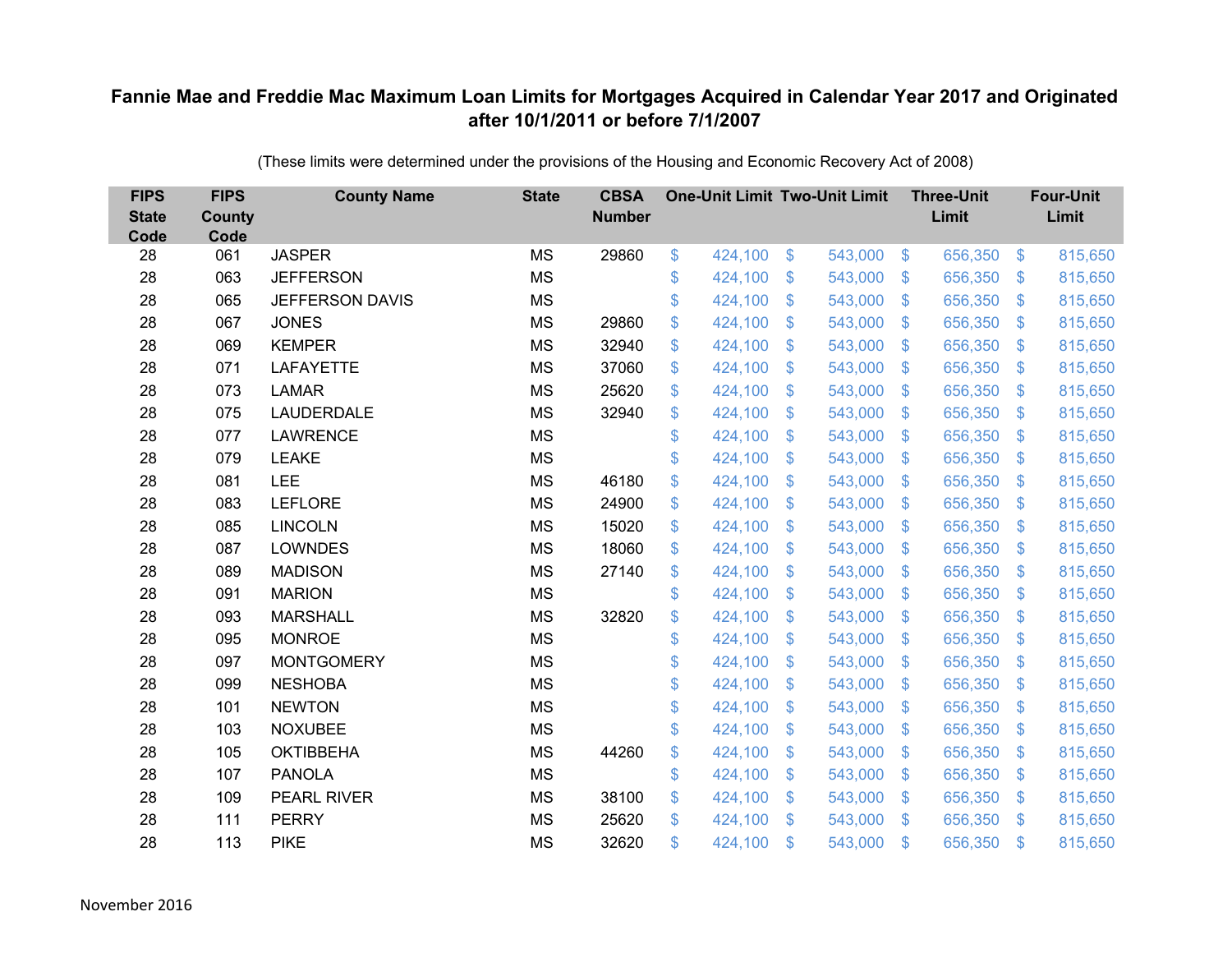# Fannie Mae and Freddie Mac Maximum Loan Limits for Mortgages Acquired in Calendar Year 2017 and Originated after 10/1/2011 or before 7/1/2007

(These limits were determined under the provisions of the Housing and Economic Recovery Act of 2008)

| FIPS State Code | FIPS County Code | County Name | State | CBSA Number | One-Unit Limit | Two-Unit Limit | Three-Unit Limit | Four-Unit Limit |
|---|---|---|---|---|---|---|---|---|
| 28 | 061 | JASPER | MS | 29860 | $ 424,100 | $ 543,000 | $ 656,350 | $ 815,650 |
| 28 | 063 | JEFFERSON | MS | | $ 424,100 | $ 543,000 | $ 656,350 | $ 815,650 |
| 28 | 065 | JEFFERSON DAVIS | MS | | $ 424,100 | $ 543,000 | $ 656,350 | $ 815,650 |
| 28 | 067 | JONES | MS | 29860 | $ 424,100 | $ 543,000 | $ 656,350 | $ 815,650 |
| 28 | 069 | KEMPER | MS | 32940 | $ 424,100 | $ 543,000 | $ 656,350 | $ 815,650 |
| 28 | 071 | LAFAYETTE | MS | 37060 | $ 424,100 | $ 543,000 | $ 656,350 | $ 815,650 |
| 28 | 073 | LAMAR | MS | 25620 | $ 424,100 | $ 543,000 | $ 656,350 | $ 815,650 |
| 28 | 075 | LAUDERDALE | MS | 32940 | $ 424,100 | $ 543,000 | $ 656,350 | $ 815,650 |
| 28 | 077 | LAWRENCE | MS | | $ 424,100 | $ 543,000 | $ 656,350 | $ 815,650 |
| 28 | 079 | LEAKE | MS | | $ 424,100 | $ 543,000 | $ 656,350 | $ 815,650 |
| 28 | 081 | LEE | MS | 46180 | $ 424,100 | $ 543,000 | $ 656,350 | $ 815,650 |
| 28 | 083 | LEFLORE | MS | 24900 | $ 424,100 | $ 543,000 | $ 656,350 | $ 815,650 |
| 28 | 085 | LINCOLN | MS | 15020 | $ 424,100 | $ 543,000 | $ 656,350 | $ 815,650 |
| 28 | 087 | LOWNDES | MS | 18060 | $ 424,100 | $ 543,000 | $ 656,350 | $ 815,650 |
| 28 | 089 | MADISON | MS | 27140 | $ 424,100 | $ 543,000 | $ 656,350 | $ 815,650 |
| 28 | 091 | MARION | MS | | $ 424,100 | $ 543,000 | $ 656,350 | $ 815,650 |
| 28 | 093 | MARSHALL | MS | 32820 | $ 424,100 | $ 543,000 | $ 656,350 | $ 815,650 |
| 28 | 095 | MONROE | MS | | $ 424,100 | $ 543,000 | $ 656,350 | $ 815,650 |
| 28 | 097 | MONTGOMERY | MS | | $ 424,100 | $ 543,000 | $ 656,350 | $ 815,650 |
| 28 | 099 | NESHOBA | MS | | $ 424,100 | $ 543,000 | $ 656,350 | $ 815,650 |
| 28 | 101 | NEWTON | MS | | $ 424,100 | $ 543,000 | $ 656,350 | $ 815,650 |
| 28 | 103 | NOXUBEE | MS | | $ 424,100 | $ 543,000 | $ 656,350 | $ 815,650 |
| 28 | 105 | OKTIBBEHA | MS | 44260 | $ 424,100 | $ 543,000 | $ 656,350 | $ 815,650 |
| 28 | 107 | PANOLA | MS | | $ 424,100 | $ 543,000 | $ 656,350 | $ 815,650 |
| 28 | 109 | PEARL RIVER | MS | 38100 | $ 424,100 | $ 543,000 | $ 656,350 | $ 815,650 |
| 28 | 111 | PERRY | MS | 25620 | $ 424,100 | $ 543,000 | $ 656,350 | $ 815,650 |
| 28 | 113 | PIKE | MS | 32620 | $ 424,100 | $ 543,000 | $ 656,350 | $ 815,650 |

November 2016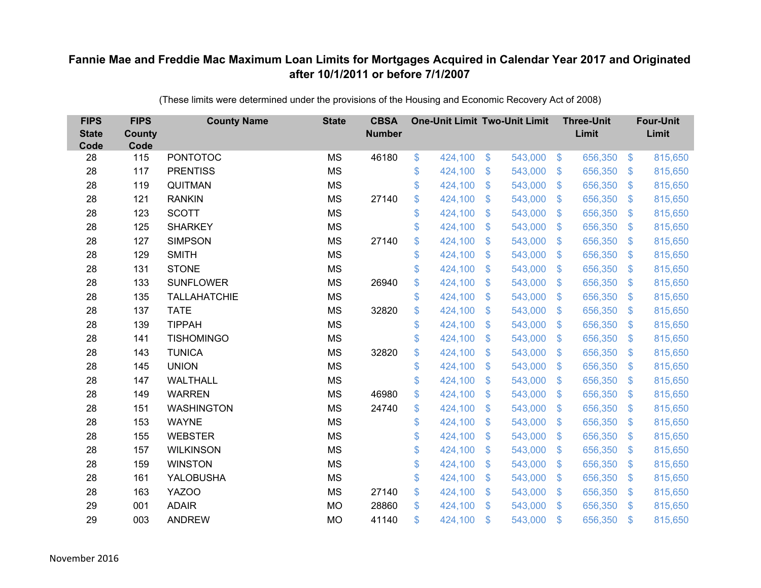**Fannie Mae and Freddie Mac Maximum Loan Limits for Mortgages Acquired in Calendar Year 2017 and Originated after 10/1/2011 or before 7/1/2007**

(These limits were determined under the provisions of the Housing and Economic Recovery Act of 2008)

| FIPS State Code | FIPS County Code | County Name | State | CBSA Number | One-Unit Limit | Two-Unit Limit | Three-Unit Limit | Four-Unit Limit |
|---|---|---|---|---|---|---|---|---|
| 28 | 115 | PONTOTOC | MS | 46180 | $ 424,100 | $ 543,000 | $ 656,350 | $ 815,650 |
| 28 | 117 | PRENTISS | MS | | $ 424,100 | $ 543,000 | $ 656,350 | $ 815,650 |
| 28 | 119 | QUITMAN | MS | | $ 424,100 | $ 543,000 | $ 656,350 | $ 815,650 |
| 28 | 121 | RANKIN | MS | 27140 | $ 424,100 | $ 543,000 | $ 656,350 | $ 815,650 |
| 28 | 123 | SCOTT | MS | | $ 424,100 | $ 543,000 | $ 656,350 | $ 815,650 |
| 28 | 125 | SHARKEY | MS | | $ 424,100 | $ 543,000 | $ 656,350 | $ 815,650 |
| 28 | 127 | SIMPSON | MS | 27140 | $ 424,100 | $ 543,000 | $ 656,350 | $ 815,650 |
| 28 | 129 | SMITH | MS | | $ 424,100 | $ 543,000 | $ 656,350 | $ 815,650 |
| 28 | 131 | STONE | MS | | $ 424,100 | $ 543,000 | $ 656,350 | $ 815,650 |
| 28 | 133 | SUNFLOWER | MS | 26940 | $ 424,100 | $ 543,000 | $ 656,350 | $ 815,650 |
| 28 | 135 | TALLAHATCHIE | MS | | $ 424,100 | $ 543,000 | $ 656,350 | $ 815,650 |
| 28 | 137 | TATE | MS | 32820 | $ 424,100 | $ 543,000 | $ 656,350 | $ 815,650 |
| 28 | 139 | TIPPAH | MS | | $ 424,100 | $ 543,000 | $ 656,350 | $ 815,650 |
| 28 | 141 | TISHOMINGO | MS | | $ 424,100 | $ 543,000 | $ 656,350 | $ 815,650 |
| 28 | 143 | TUNICA | MS | 32820 | $ 424,100 | $ 543,000 | $ 656,350 | $ 815,650 |
| 28 | 145 | UNION | MS | | $ 424,100 | $ 543,000 | $ 656,350 | $ 815,650 |
| 28 | 147 | WALTHALL | MS | | $ 424,100 | $ 543,000 | $ 656,350 | $ 815,650 |
| 28 | 149 | WARREN | MS | 46980 | $ 424,100 | $ 543,000 | $ 656,350 | $ 815,650 |
| 28 | 151 | WASHINGTON | MS | 24740 | $ 424,100 | $ 543,000 | $ 656,350 | $ 815,650 |
| 28 | 153 | WAYNE | MS | | $ 424,100 | $ 543,000 | $ 656,350 | $ 815,650 |
| 28 | 155 | WEBSTER | MS | | $ 424,100 | $ 543,000 | $ 656,350 | $ 815,650 |
| 28 | 157 | WILKINSON | MS | | $ 424,100 | $ 543,000 | $ 656,350 | $ 815,650 |
| 28 | 159 | WINSTON | MS | | $ 424,100 | $ 543,000 | $ 656,350 | $ 815,650 |
| 28 | 161 | YALOBUSHA | MS | | $ 424,100 | $ 543,000 | $ 656,350 | $ 815,650 |
| 28 | 163 | YAZOO | MS | 27140 | $ 424,100 | $ 543,000 | $ 656,350 | $ 815,650 |
| 29 | 001 | ADAIR | MO | 28860 | $ 424,100 | $ 543,000 | $ 656,350 | $ 815,650 |
| 29 | 003 | ANDREW | MO | 41140 | $ 424,100 | $ 543,000 | $ 656,350 | $ 815,650 |

November 2016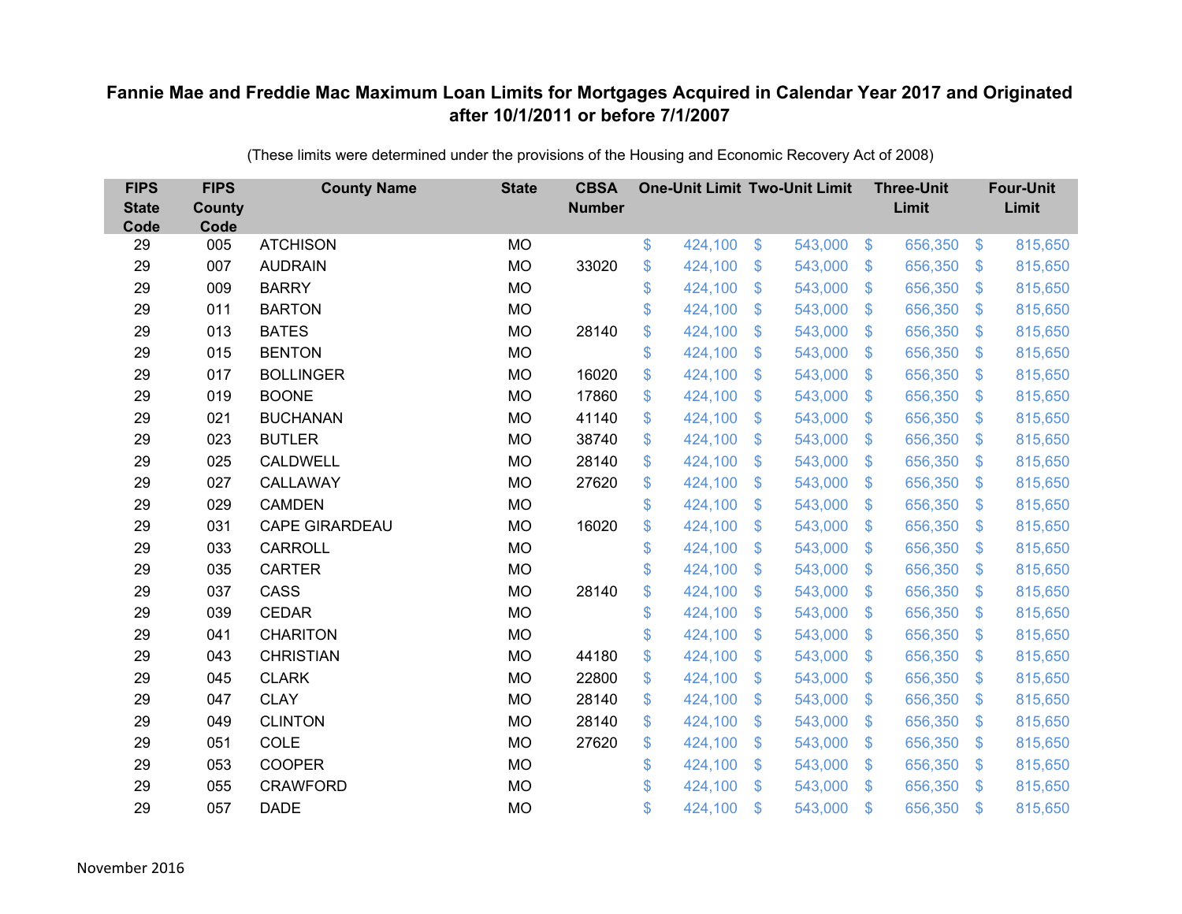## Fannie Mae and Freddie Mac Maximum Loan Limits for Mortgages Acquired in Calendar Year 2017 and Originated after 10/1/2011 or before 7/1/2007

(These limits were determined under the provisions of the Housing and Economic Recovery Act of 2008)

| FIPS State Code | FIPS County Code | County Name | State | CBSA Number | One-Unit Limit | Two-Unit Limit | Three-Unit Limit | Four-Unit Limit |
|---|---|---|---|---|---|---|---|---|
| 29 | 005 | ATCHISON | MO | | $ 424,100 | $ 543,000 | $ 656,350 | $ 815,650 |
| 29 | 007 | AUDRAIN | MO | 33020 | $ 424,100 | $ 543,000 | $ 656,350 | $ 815,650 |
| 29 | 009 | BARRY | MO | | $ 424,100 | $ 543,000 | $ 656,350 | $ 815,650 |
| 29 | 011 | BARTON | MO | | $ 424,100 | $ 543,000 | $ 656,350 | $ 815,650 |
| 29 | 013 | BATES | MO | 28140 | $ 424,100 | $ 543,000 | $ 656,350 | $ 815,650 |
| 29 | 015 | BENTON | MO | | $ 424,100 | $ 543,000 | $ 656,350 | $ 815,650 |
| 29 | 017 | BOLLINGER | MO | 16020 | $ 424,100 | $ 543,000 | $ 656,350 | $ 815,650 |
| 29 | 019 | BOONE | MO | 17860 | $ 424,100 | $ 543,000 | $ 656,350 | $ 815,650 |
| 29 | 021 | BUCHANAN | MO | 41140 | $ 424,100 | $ 543,000 | $ 656,350 | $ 815,650 |
| 29 | 023 | BUTLER | MO | 38740 | $ 424,100 | $ 543,000 | $ 656,350 | $ 815,650 |
| 29 | 025 | CALDWELL | MO | 28140 | $ 424,100 | $ 543,000 | $ 656,350 | $ 815,650 |
| 29 | 027 | CALLAWAY | MO | 27620 | $ 424,100 | $ 543,000 | $ 656,350 | $ 815,650 |
| 29 | 029 | CAMDEN | MO | | $ 424,100 | $ 543,000 | $ 656,350 | $ 815,650 |
| 29 | 031 | CAPE GIRARDEAU | MO | 16020 | $ 424,100 | $ 543,000 | $ 656,350 | $ 815,650 |
| 29 | 033 | CARROLL | MO | | $ 424,100 | $ 543,000 | $ 656,350 | $ 815,650 |
| 29 | 035 | CARTER | MO | | $ 424,100 | $ 543,000 | $ 656,350 | $ 815,650 |
| 29 | 037 | CASS | MO | 28140 | $ 424,100 | $ 543,000 | $ 656,350 | $ 815,650 |
| 29 | 039 | CEDAR | MO | | $ 424,100 | $ 543,000 | $ 656,350 | $ 815,650 |
| 29 | 041 | CHARITON | MO | | $ 424,100 | $ 543,000 | $ 656,350 | $ 815,650 |
| 29 | 043 | CHRISTIAN | MO | 44180 | $ 424,100 | $ 543,000 | $ 656,350 | $ 815,650 |
| 29 | 045 | CLARK | MO | 22800 | $ 424,100 | $ 543,000 | $ 656,350 | $ 815,650 |
| 29 | 047 | CLAY | MO | 28140 | $ 424,100 | $ 543,000 | $ 656,350 | $ 815,650 |
| 29 | 049 | CLINTON | MO | 28140 | $ 424,100 | $ 543,000 | $ 656,350 | $ 815,650 |
| 29 | 051 | COLE | MO | 27620 | $ 424,100 | $ 543,000 | $ 656,350 | $ 815,650 |
| 29 | 053 | COOPER | MO | | $ 424,100 | $ 543,000 | $ 656,350 | $ 815,650 |
| 29 | 055 | CRAWFORD | MO | | $ 424,100 | $ 543,000 | $ 656,350 | $ 815,650 |
| 29 | 057 | DADE | MO | | $ 424,100 | $ 543,000 | $ 656,350 | $ 815,650 |

November 2016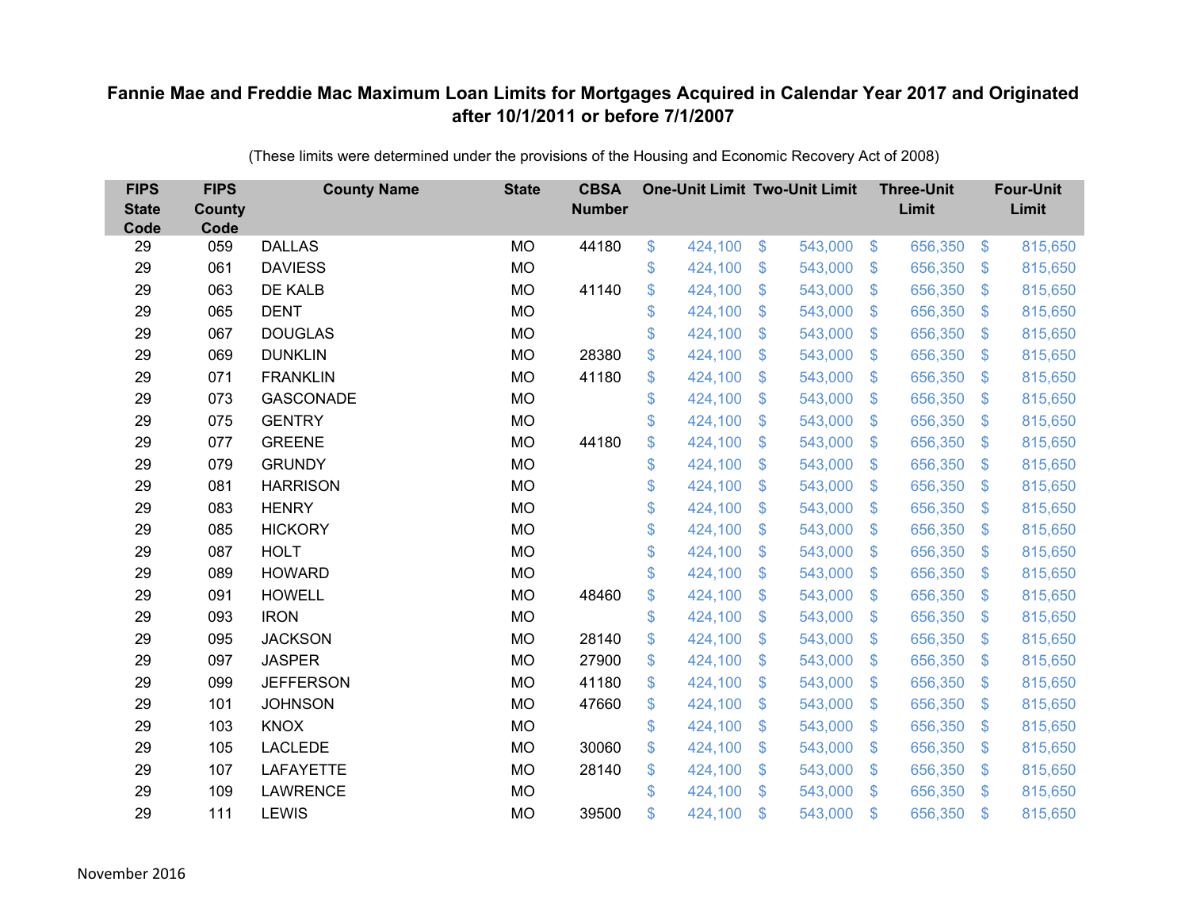**Fannie Mae and Freddie Mac Maximum Loan Limits for Mortgages Acquired in Calendar Year 2017 and Originated after 10/1/2011 or before 7/1/2007**

(These limits were determined under the provisions of the Housing and Economic Recovery Act of 2008)

| FIPS State Code | FIPS County Code | County Name | State | CBSA Number | One-Unit Limit | Two-Unit Limit | Three-Unit Limit | Four-Unit Limit |
|---|---|---|---|---|---|---|---|---|
| 29 | 059 | DALLAS | MO | 44180 | $ 424,100 | $ 543,000 | $ 656,350 | $ 815,650 |
| 29 | 061 | DAVIESS | MO | | $ 424,100 | $ 543,000 | $ 656,350 | $ 815,650 |
| 29 | 063 | DE KALB | MO | 41140 | $ 424,100 | $ 543,000 | $ 656,350 | $ 815,650 |
| 29 | 065 | DENT | MO | | $ 424,100 | $ 543,000 | $ 656,350 | $ 815,650 |
| 29 | 067 | DOUGLAS | MO | | $ 424,100 | $ 543,000 | $ 656,350 | $ 815,650 |
| 29 | 069 | DUNKLIN | MO | 28380 | $ 424,100 | $ 543,000 | $ 656,350 | $ 815,650 |
| 29 | 071 | FRANKLIN | MO | 41180 | $ 424,100 | $ 543,000 | $ 656,350 | $ 815,650 |
| 29 | 073 | GASCONADE | MO | | $ 424,100 | $ 543,000 | $ 656,350 | $ 815,650 |
| 29 | 075 | GENTRY | MO | | $ 424,100 | $ 543,000 | $ 656,350 | $ 815,650 |
| 29 | 077 | GREENE | MO | 44180 | $ 424,100 | $ 543,000 | $ 656,350 | $ 815,650 |
| 29 | 079 | GRUNDY | MO | | $ 424,100 | $ 543,000 | $ 656,350 | $ 815,650 |
| 29 | 081 | HARRISON | MO | | $ 424,100 | $ 543,000 | $ 656,350 | $ 815,650 |
| 29 | 083 | HENRY | MO | | $ 424,100 | $ 543,000 | $ 656,350 | $ 815,650 |
| 29 | 085 | HICKORY | MO | | $ 424,100 | $ 543,000 | $ 656,350 | $ 815,650 |
| 29 | 087 | HOLT | MO | | $ 424,100 | $ 543,000 | $ 656,350 | $ 815,650 |
| 29 | 089 | HOWARD | MO | | $ 424,100 | $ 543,000 | $ 656,350 | $ 815,650 |
| 29 | 091 | HOWELL | MO | 48460 | $ 424,100 | $ 543,000 | $ 656,350 | $ 815,650 |
| 29 | 093 | IRON | MO | | $ 424,100 | $ 543,000 | $ 656,350 | $ 815,650 |
| 29 | 095 | JACKSON | MO | 28140 | $ 424,100 | $ 543,000 | $ 656,350 | $ 815,650 |
| 29 | 097 | JASPER | MO | 27900 | $ 424,100 | $ 543,000 | $ 656,350 | $ 815,650 |
| 29 | 099 | JEFFERSON | MO | 41180 | $ 424,100 | $ 543,000 | $ 656,350 | $ 815,650 |
| 29 | 101 | JOHNSON | MO | 47660 | $ 424,100 | $ 543,000 | $ 656,350 | $ 815,650 |
| 29 | 103 | KNOX | MO | | $ 424,100 | $ 543,000 | $ 656,350 | $ 815,650 |
| 29 | 105 | LACLEDE | MO | 30060 | $ 424,100 | $ 543,000 | $ 656,350 | $ 815,650 |
| 29 | 107 | LAFAYETTE | MO | 28140 | $ 424,100 | $ 543,000 | $ 656,350 | $ 815,650 |
| 29 | 109 | LAWRENCE | MO | | $ 424,100 | $ 543,000 | $ 656,350 | $ 815,650 |
| 29 | 111 | LEWIS | MO | 39500 | $ 424,100 | $ 543,000 | $ 656,350 | $ 815,650 |

November 2016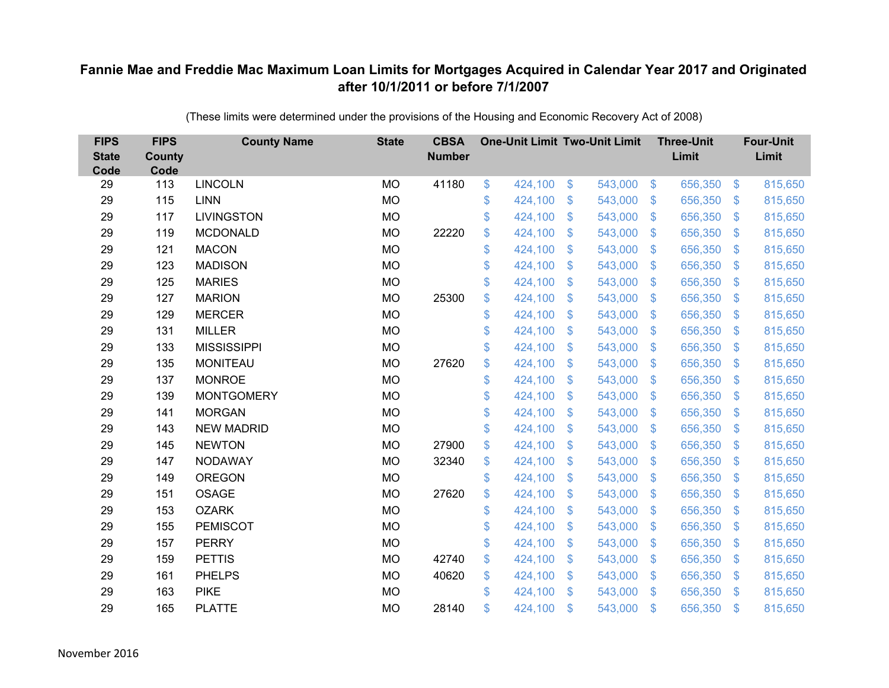# Fannie Mae and Freddie Mac Maximum Loan Limits for Mortgages Acquired in Calendar Year 2017 and Originated after 10/1/2011 or before 7/1/2007

(These limits were determined under the provisions of the Housing and Economic Recovery Act of 2008)

| FIPS State Code | FIPS County Code | County Name | State | CBSA Number | One-Unit Limit | Two-Unit Limit | Three-Unit Limit | Four-Unit Limit |
|---|---|---|---|---|---|---|---|---|
| 29 | 113 | LINCOLN | MO | 41180 | $ 424,100 | $ 543,000 | $ 656,350 | $ 815,650 |
| 29 | 115 | LINN | MO | | $ 424,100 | $ 543,000 | $ 656,350 | $ 815,650 |
| 29 | 117 | LIVINGSTON | MO | | $ 424,100 | $ 543,000 | $ 656,350 | $ 815,650 |
| 29 | 119 | MCDONALD | MO | 22220 | $ 424,100 | $ 543,000 | $ 656,350 | $ 815,650 |
| 29 | 121 | MACON | MO | | $ 424,100 | $ 543,000 | $ 656,350 | $ 815,650 |
| 29 | 123 | MADISON | MO | | $ 424,100 | $ 543,000 | $ 656,350 | $ 815,650 |
| 29 | 125 | MARIES | MO | | $ 424,100 | $ 543,000 | $ 656,350 | $ 815,650 |
| 29 | 127 | MARION | MO | 25300 | $ 424,100 | $ 543,000 | $ 656,350 | $ 815,650 |
| 29 | 129 | MERCER | MO | | $ 424,100 | $ 543,000 | $ 656,350 | $ 815,650 |
| 29 | 131 | MILLER | MO | | $ 424,100 | $ 543,000 | $ 656,350 | $ 815,650 |
| 29 | 133 | MISSISSIPPI | MO | | $ 424,100 | $ 543,000 | $ 656,350 | $ 815,650 |
| 29 | 135 | MONITEAU | MO | 27620 | $ 424,100 | $ 543,000 | $ 656,350 | $ 815,650 |
| 29 | 137 | MONROE | MO | | $ 424,100 | $ 543,000 | $ 656,350 | $ 815,650 |
| 29 | 139 | MONTGOMERY | MO | | $ 424,100 | $ 543,000 | $ 656,350 | $ 815,650 |
| 29 | 141 | MORGAN | MO | | $ 424,100 | $ 543,000 | $ 656,350 | $ 815,650 |
| 29 | 143 | NEW MADRID | MO | | $ 424,100 | $ 543,000 | $ 656,350 | $ 815,650 |
| 29 | 145 | NEWTON | MO | 27900 | $ 424,100 | $ 543,000 | $ 656,350 | $ 815,650 |
| 29 | 147 | NODAWAY | MO | 32340 | $ 424,100 | $ 543,000 | $ 656,350 | $ 815,650 |
| 29 | 149 | OREGON | MO | | $ 424,100 | $ 543,000 | $ 656,350 | $ 815,650 |
| 29 | 151 | OSAGE | MO | 27620 | $ 424,100 | $ 543,000 | $ 656,350 | $ 815,650 |
| 29 | 153 | OZARK | MO | | $ 424,100 | $ 543,000 | $ 656,350 | $ 815,650 |
| 29 | 155 | PEMISCOT | MO | | $ 424,100 | $ 543,000 | $ 656,350 | $ 815,650 |
| 29 | 157 | PERRY | MO | | $ 424,100 | $ 543,000 | $ 656,350 | $ 815,650 |
| 29 | 159 | PETTIS | MO | 42740 | $ 424,100 | $ 543,000 | $ 656,350 | $ 815,650 |
| 29 | 161 | PHELPS | MO | 40620 | $ 424,100 | $ 543,000 | $ 656,350 | $ 815,650 |
| 29 | 163 | PIKE | MO | | $ 424,100 | $ 543,000 | $ 656,350 | $ 815,650 |
| 29 | 165 | PLATTE | MO | 28140 | $ 424,100 | $ 543,000 | $ 656,350 | $ 815,650 |

November 2016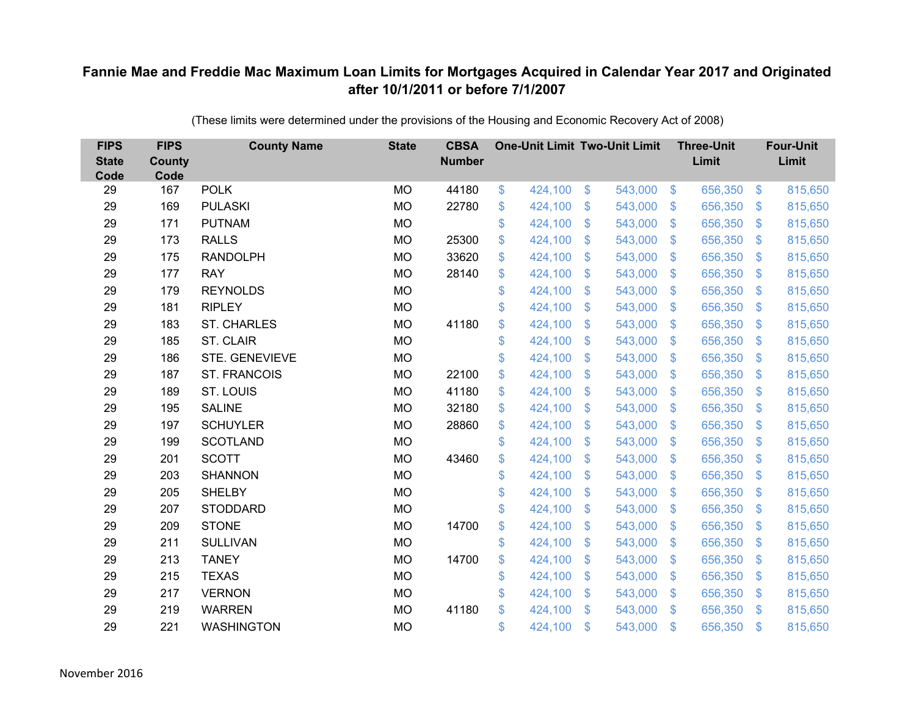## Fannie Mae and Freddie Mac Maximum Loan Limits for Mortgages Acquired in Calendar Year 2017 and Originated after 10/1/2011 or before 7/1/2007

(These limits were determined under the provisions of the Housing and Economic Recovery Act of 2008)

| FIPS State Code | FIPS County Code | County Name | State | CBSA Number | One-Unit Limit | Two-Unit Limit | Three-Unit Limit | Four-Unit Limit |
|---|---|---|---|---|---|---|---|---|
| 29 | 167 | POLK | MO | 44180 | $ 424,100 | $ 543,000 | $ 656,350 | $ 815,650 |
| 29 | 169 | PULASKI | MO | 22780 | $ 424,100 | $ 543,000 | $ 656,350 | $ 815,650 |
| 29 | 171 | PUTNAM | MO | | $ 424,100 | $ 543,000 | $ 656,350 | $ 815,650 |
| 29 | 173 | RALLS | MO | 25300 | $ 424,100 | $ 543,000 | $ 656,350 | $ 815,650 |
| 29 | 175 | RANDOLPH | MO | 33620 | $ 424,100 | $ 543,000 | $ 656,350 | $ 815,650 |
| 29 | 177 | RAY | MO | 28140 | $ 424,100 | $ 543,000 | $ 656,350 | $ 815,650 |
| 29 | 179 | REYNOLDS | MO | | $ 424,100 | $ 543,000 | $ 656,350 | $ 815,650 |
| 29 | 181 | RIPLEY | MO | | $ 424,100 | $ 543,000 | $ 656,350 | $ 815,650 |
| 29 | 183 | ST. CHARLES | MO | 41180 | $ 424,100 | $ 543,000 | $ 656,350 | $ 815,650 |
| 29 | 185 | ST. CLAIR | MO | | $ 424,100 | $ 543,000 | $ 656,350 | $ 815,650 |
| 29 | 186 | STE. GENEVIEVE | MO | | $ 424,100 | $ 543,000 | $ 656,350 | $ 815,650 |
| 29 | 187 | ST. FRANCOIS | MO | 22100 | $ 424,100 | $ 543,000 | $ 656,350 | $ 815,650 |
| 29 | 189 | ST. LOUIS | MO | 41180 | $ 424,100 | $ 543,000 | $ 656,350 | $ 815,650 |
| 29 | 195 | SALINE | MO | 32180 | $ 424,100 | $ 543,000 | $ 656,350 | $ 815,650 |
| 29 | 197 | SCHUYLER | MO | 28860 | $ 424,100 | $ 543,000 | $ 656,350 | $ 815,650 |
| 29 | 199 | SCOTLAND | MO | | $ 424,100 | $ 543,000 | $ 656,350 | $ 815,650 |
| 29 | 201 | SCOTT | MO | 43460 | $ 424,100 | $ 543,000 | $ 656,350 | $ 815,650 |
| 29 | 203 | SHANNON | MO | | $ 424,100 | $ 543,000 | $ 656,350 | $ 815,650 |
| 29 | 205 | SHELBY | MO | | $ 424,100 | $ 543,000 | $ 656,350 | $ 815,650 |
| 29 | 207 | STODDARD | MO | | $ 424,100 | $ 543,000 | $ 656,350 | $ 815,650 |
| 29 | 209 | STONE | MO | 14700 | $ 424,100 | $ 543,000 | $ 656,350 | $ 815,650 |
| 29 | 211 | SULLIVAN | MO | | $ 424,100 | $ 543,000 | $ 656,350 | $ 815,650 |
| 29 | 213 | TANEY | MO | 14700 | $ 424,100 | $ 543,000 | $ 656,350 | $ 815,650 |
| 29 | 215 | TEXAS | MO | | $ 424,100 | $ 543,000 | $ 656,350 | $ 815,650 |
| 29 | 217 | VERNON | MO | | $ 424,100 | $ 543,000 | $ 656,350 | $ 815,650 |
| 29 | 219 | WARREN | MO | 41180 | $ 424,100 | $ 543,000 | $ 656,350 | $ 815,650 |
| 29 | 221 | WASHINGTON | MO | | $ 424,100 | $ 543,000 | $ 656,350 | $ 815,650 |

November 2016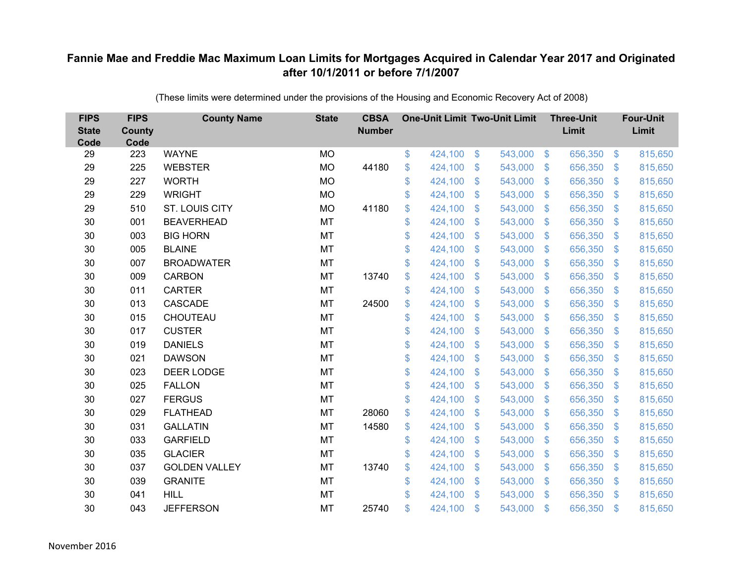# Fannie Mae and Freddie Mac Maximum Loan Limits for Mortgages Acquired in Calendar Year 2017 and Originated after 10/1/2011 or before 7/1/2007

(These limits were determined under the provisions of the Housing and Economic Recovery Act of 2008)

| FIPS State Code | FIPS County Code | County Name | State | CBSA Number | One-Unit Limit | Two-Unit Limit | Three-Unit Limit | Four-Unit Limit |
|---|---|---|---|---|---|---|---|---|
| 29 | 223 | WAYNE | MO | | $ 424,100 | $ 543,000 | $ 656,350 | $ 815,650 |
| 29 | 225 | WEBSTER | MO | 44180 | $ 424,100 | $ 543,000 | $ 656,350 | $ 815,650 |
| 29 | 227 | WORTH | MO | | $ 424,100 | $ 543,000 | $ 656,350 | $ 815,650 |
| 29 | 229 | WRIGHT | MO | | $ 424,100 | $ 543,000 | $ 656,350 | $ 815,650 |
| 29 | 510 | ST. LOUIS CITY | MO | 41180 | $ 424,100 | $ 543,000 | $ 656,350 | $ 815,650 |
| 30 | 001 | BEAVERHEAD | MT | | $ 424,100 | $ 543,000 | $ 656,350 | $ 815,650 |
| 30 | 003 | BIG HORN | MT | | $ 424,100 | $ 543,000 | $ 656,350 | $ 815,650 |
| 30 | 005 | BLAINE | MT | | $ 424,100 | $ 543,000 | $ 656,350 | $ 815,650 |
| 30 | 007 | BROADWATER | MT | | $ 424,100 | $ 543,000 | $ 656,350 | $ 815,650 |
| 30 | 009 | CARBON | MT | 13740 | $ 424,100 | $ 543,000 | $ 656,350 | $ 815,650 |
| 30 | 011 | CARTER | MT | | $ 424,100 | $ 543,000 | $ 656,350 | $ 815,650 |
| 30 | 013 | CASCADE | MT | 24500 | $ 424,100 | $ 543,000 | $ 656,350 | $ 815,650 |
| 30 | 015 | CHOUTEAU | MT | | $ 424,100 | $ 543,000 | $ 656,350 | $ 815,650 |
| 30 | 017 | CUSTER | MT | | $ 424,100 | $ 543,000 | $ 656,350 | $ 815,650 |
| 30 | 019 | DANIELS | MT | | $ 424,100 | $ 543,000 | $ 656,350 | $ 815,650 |
| 30 | 021 | DAWSON | MT | | $ 424,100 | $ 543,000 | $ 656,350 | $ 815,650 |
| 30 | 023 | DEER LODGE | MT | | $ 424,100 | $ 543,000 | $ 656,350 | $ 815,650 |
| 30 | 025 | FALLON | MT | | $ 424,100 | $ 543,000 | $ 656,350 | $ 815,650 |
| 30 | 027 | FERGUS | MT | | $ 424,100 | $ 543,000 | $ 656,350 | $ 815,650 |
| 30 | 029 | FLATHEAD | MT | 28060 | $ 424,100 | $ 543,000 | $ 656,350 | $ 815,650 |
| 30 | 031 | GALLATIN | MT | 14580 | $ 424,100 | $ 543,000 | $ 656,350 | $ 815,650 |
| 30 | 033 | GARFIELD | MT | | $ 424,100 | $ 543,000 | $ 656,350 | $ 815,650 |
| 30 | 035 | GLACIER | MT | | $ 424,100 | $ 543,000 | $ 656,350 | $ 815,650 |
| 30 | 037 | GOLDEN VALLEY | MT | 13740 | $ 424,100 | $ 543,000 | $ 656,350 | $ 815,650 |
| 30 | 039 | GRANITE | MT | | $ 424,100 | $ 543,000 | $ 656,350 | $ 815,650 |
| 30 | 041 | HILL | MT | | $ 424,100 | $ 543,000 | $ 656,350 | $ 815,650 |
| 30 | 043 | JEFFERSON | MT | 25740 | $ 424,100 | $ 543,000 | $ 656,350 | $ 815,650 |

November 2016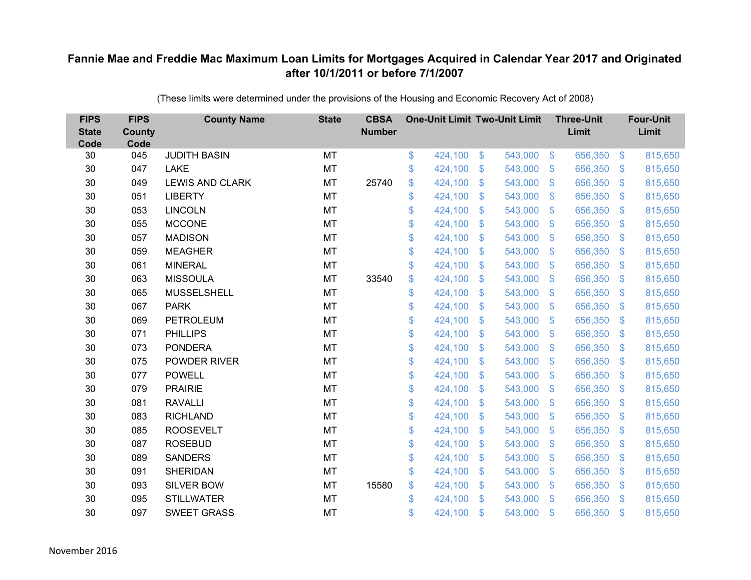# Fannie Mae and Freddie Mac Maximum Loan Limits for Mortgages Acquired in Calendar Year 2017 and Originated after 10/1/2011 or before 7/1/2007

(These limits were determined under the provisions of the Housing and Economic Recovery Act of 2008)

| FIPS State Code | FIPS County Code | County Name | State | CBSA Number | One-Unit Limit | Two-Unit Limit | Three-Unit Limit | Four-Unit Limit |
|---|---|---|---|---|---|---|---|---|
| 30 | 045 | JUDITH BASIN | MT | | $ 424,100 | $ 543,000 | $ 656,350 | $ 815,650 |
| 30 | 047 | LAKE | MT | | $ 424,100 | $ 543,000 | $ 656,350 | $ 815,650 |
| 30 | 049 | LEWIS AND CLARK | MT | 25740 | $ 424,100 | $ 543,000 | $ 656,350 | $ 815,650 |
| 30 | 051 | LIBERTY | MT | | $ 424,100 | $ 543,000 | $ 656,350 | $ 815,650 |
| 30 | 053 | LINCOLN | MT | | $ 424,100 | $ 543,000 | $ 656,350 | $ 815,650 |
| 30 | 055 | MCCONE | MT | | $ 424,100 | $ 543,000 | $ 656,350 | $ 815,650 |
| 30 | 057 | MADISON | MT | | $ 424,100 | $ 543,000 | $ 656,350 | $ 815,650 |
| 30 | 059 | MEAGHER | MT | | $ 424,100 | $ 543,000 | $ 656,350 | $ 815,650 |
| 30 | 061 | MINERAL | MT | | $ 424,100 | $ 543,000 | $ 656,350 | $ 815,650 |
| 30 | 063 | MISSOULA | MT | 33540 | $ 424,100 | $ 543,000 | $ 656,350 | $ 815,650 |
| 30 | 065 | MUSSELSHELL | MT | | $ 424,100 | $ 543,000 | $ 656,350 | $ 815,650 |
| 30 | 067 | PARK | MT | | $ 424,100 | $ 543,000 | $ 656,350 | $ 815,650 |
| 30 | 069 | PETROLEUM | MT | | $ 424,100 | $ 543,000 | $ 656,350 | $ 815,650 |
| 30 | 071 | PHILLIPS | MT | | $ 424,100 | $ 543,000 | $ 656,350 | $ 815,650 |
| 30 | 073 | PONDERA | MT | | $ 424,100 | $ 543,000 | $ 656,350 | $ 815,650 |
| 30 | 075 | POWDER RIVER | MT | | $ 424,100 | $ 543,000 | $ 656,350 | $ 815,650 |
| 30 | 077 | POWELL | MT | | $ 424,100 | $ 543,000 | $ 656,350 | $ 815,650 |
| 30 | 079 | PRAIRIE | MT | | $ 424,100 | $ 543,000 | $ 656,350 | $ 815,650 |
| 30 | 081 | RAVALLI | MT | | $ 424,100 | $ 543,000 | $ 656,350 | $ 815,650 |
| 30 | 083 | RICHLAND | MT | | $ 424,100 | $ 543,000 | $ 656,350 | $ 815,650 |
| 30 | 085 | ROOSEVELT | MT | | $ 424,100 | $ 543,000 | $ 656,350 | $ 815,650 |
| 30 | 087 | ROSEBUD | MT | | $ 424,100 | $ 543,000 | $ 656,350 | $ 815,650 |
| 30 | 089 | SANDERS | MT | | $ 424,100 | $ 543,000 | $ 656,350 | $ 815,650 |
| 30 | 091 | SHERIDAN | MT | | $ 424,100 | $ 543,000 | $ 656,350 | $ 815,650 |
| 30 | 093 | SILVER BOW | MT | 15580 | $ 424,100 | $ 543,000 | $ 656,350 | $ 815,650 |
| 30 | 095 | STILLWATER | MT | | $ 424,100 | $ 543,000 | $ 656,350 | $ 815,650 |
| 30 | 097 | SWEET GRASS | MT | | $ 424,100 | $ 543,000 | $ 656,350 | $ 815,650 |

November 2016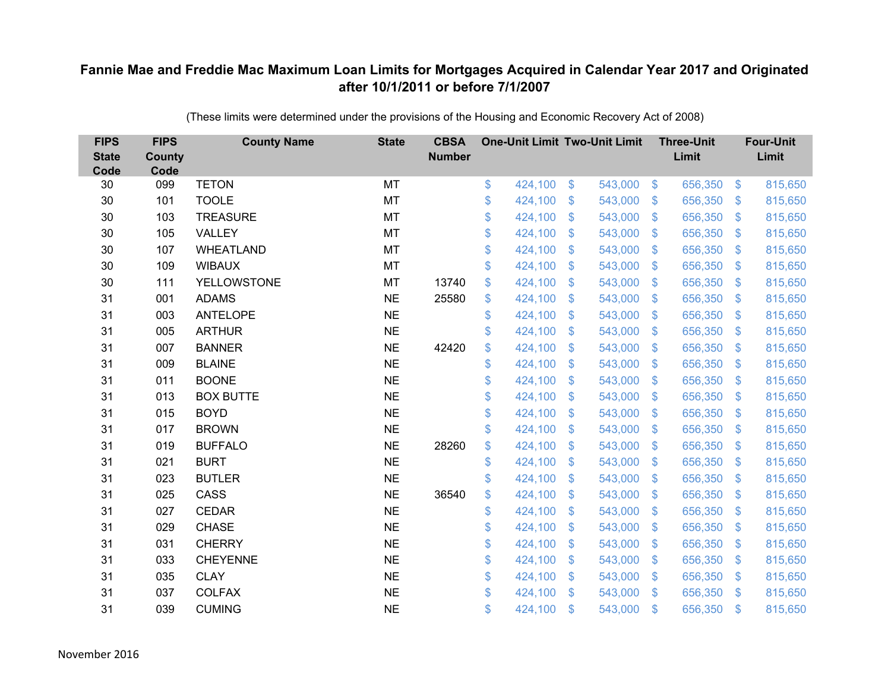# Fannie Mae and Freddie Mac Maximum Loan Limits for Mortgages Acquired in Calendar Year 2017 and Originated after 10/1/2011 or before 7/1/2007

(These limits were determined under the provisions of the Housing and Economic Recovery Act of 2008)

| FIPS State Code | FIPS County Code | County Name | State | CBSA Number | One-Unit Limit | Two-Unit Limit | Three-Unit Limit | Four-Unit Limit |
|---|---|---|---|---|---|---|---|---|
| 30 | 099 | TETON | MT | | $ 424,100 | $ 543,000 | $ 656,350 | $ 815,650 |
| 30 | 101 | TOOLE | MT | | $ 424,100 | $ 543,000 | $ 656,350 | $ 815,650 |
| 30 | 103 | TREASURE | MT | | $ 424,100 | $ 543,000 | $ 656,350 | $ 815,650 |
| 30 | 105 | VALLEY | MT | | $ 424,100 | $ 543,000 | $ 656,350 | $ 815,650 |
| 30 | 107 | WHEATLAND | MT | | $ 424,100 | $ 543,000 | $ 656,350 | $ 815,650 |
| 30 | 109 | WIBAUX | MT | | $ 424,100 | $ 543,000 | $ 656,350 | $ 815,650 |
| 30 | 111 | YELLOWSTONE | MT | 13740 | $ 424,100 | $ 543,000 | $ 656,350 | $ 815,650 |
| 31 | 001 | ADAMS | NE | 25580 | $ 424,100 | $ 543,000 | $ 656,350 | $ 815,650 |
| 31 | 003 | ANTELOPE | NE | | $ 424,100 | $ 543,000 | $ 656,350 | $ 815,650 |
| 31 | 005 | ARTHUR | NE | | $ 424,100 | $ 543,000 | $ 656,350 | $ 815,650 |
| 31 | 007 | BANNER | NE | 42420 | $ 424,100 | $ 543,000 | $ 656,350 | $ 815,650 |
| 31 | 009 | BLAINE | NE | | $ 424,100 | $ 543,000 | $ 656,350 | $ 815,650 |
| 31 | 011 | BOONE | NE | | $ 424,100 | $ 543,000 | $ 656,350 | $ 815,650 |
| 31 | 013 | BOX BUTTE | NE | | $ 424,100 | $ 543,000 | $ 656,350 | $ 815,650 |
| 31 | 015 | BOYD | NE | | $ 424,100 | $ 543,000 | $ 656,350 | $ 815,650 |
| 31 | 017 | BROWN | NE | | $ 424,100 | $ 543,000 | $ 656,350 | $ 815,650 |
| 31 | 019 | BUFFALO | NE | 28260 | $ 424,100 | $ 543,000 | $ 656,350 | $ 815,650 |
| 31 | 021 | BURT | NE | | $ 424,100 | $ 543,000 | $ 656,350 | $ 815,650 |
| 31 | 023 | BUTLER | NE | | $ 424,100 | $ 543,000 | $ 656,350 | $ 815,650 |
| 31 | 025 | CASS | NE | 36540 | $ 424,100 | $ 543,000 | $ 656,350 | $ 815,650 |
| 31 | 027 | CEDAR | NE | | $ 424,100 | $ 543,000 | $ 656,350 | $ 815,650 |
| 31 | 029 | CHASE | NE | | $ 424,100 | $ 543,000 | $ 656,350 | $ 815,650 |
| 31 | 031 | CHERRY | NE | | $ 424,100 | $ 543,000 | $ 656,350 | $ 815,650 |
| 31 | 033 | CHEYENNE | NE | | $ 424,100 | $ 543,000 | $ 656,350 | $ 815,650 |
| 31 | 035 | CLAY | NE | | $ 424,100 | $ 543,000 | $ 656,350 | $ 815,650 |
| 31 | 037 | COLFAX | NE | | $ 424,100 | $ 543,000 | $ 656,350 | $ 815,650 |
| 31 | 039 | CUMING | NE | | $ 424,100 | $ 543,000 | $ 656,350 | $ 815,650 |

November 2016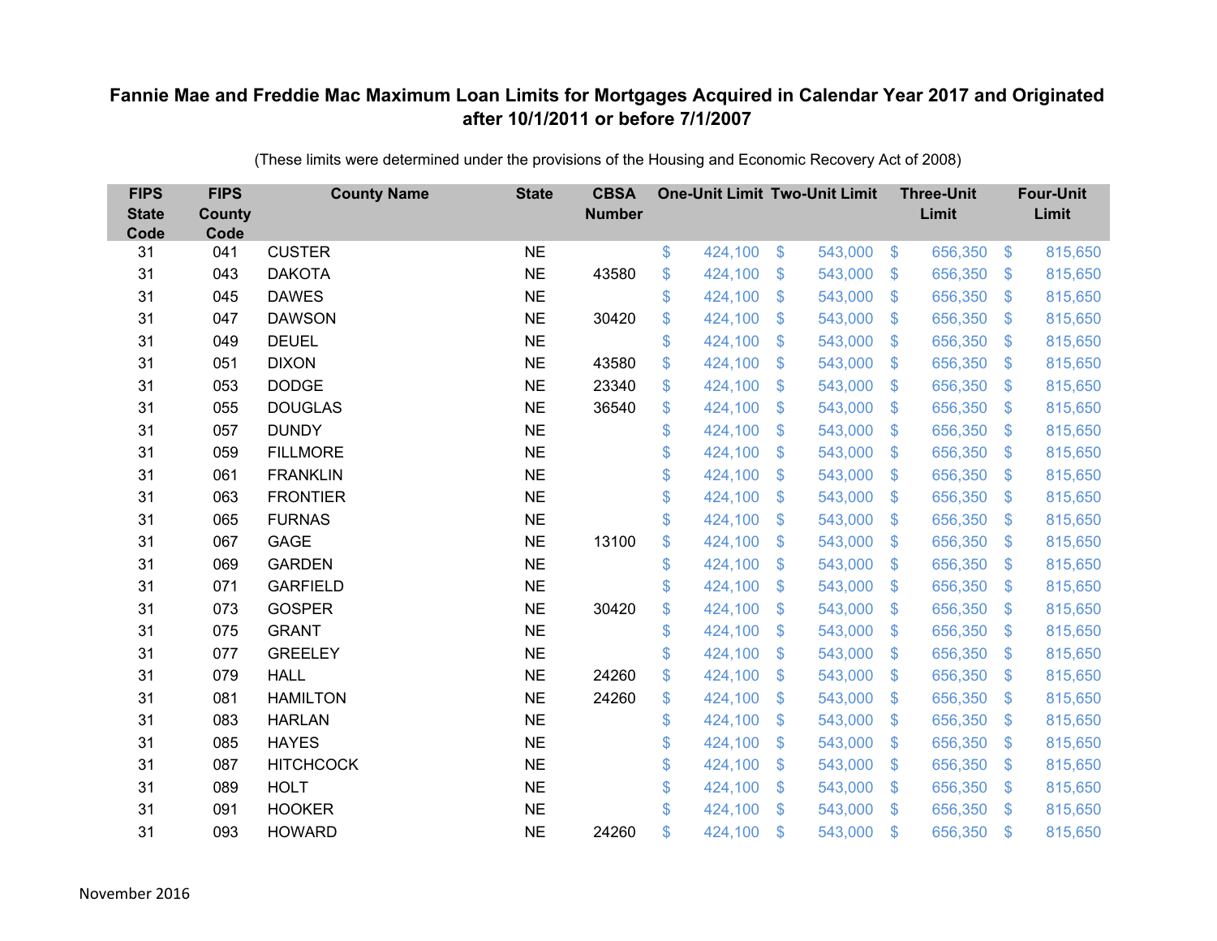# Fannie Mae and Freddie Mac Maximum Loan Limits for Mortgages Acquired in Calendar Year 2017 and Originated after 10/1/2011 or before 7/1/2007

(These limits were determined under the provisions of the Housing and Economic Recovery Act of 2008)

| FIPS State Code | FIPS County Code | County Name | State | CBSA Number | One-Unit Limit | Two-Unit Limit | Three-Unit Limit | Four-Unit Limit |
|---|---|---|---|---|---|---|---|---|
| 31 | 041 | CUSTER | NE | | $ 424,100 | $ 543,000 | $ 656,350 | $ 815,650 |
| 31 | 043 | DAKOTA | NE | 43580 | $ 424,100 | $ 543,000 | $ 656,350 | $ 815,650 |
| 31 | 045 | DAWES | NE | | $ 424,100 | $ 543,000 | $ 656,350 | $ 815,650 |
| 31 | 047 | DAWSON | NE | 30420 | $ 424,100 | $ 543,000 | $ 656,350 | $ 815,650 |
| 31 | 049 | DEUEL | NE | | $ 424,100 | $ 543,000 | $ 656,350 | $ 815,650 |
| 31 | 051 | DIXON | NE | 43580 | $ 424,100 | $ 543,000 | $ 656,350 | $ 815,650 |
| 31 | 053 | DODGE | NE | 23340 | $ 424,100 | $ 543,000 | $ 656,350 | $ 815,650 |
| 31 | 055 | DOUGLAS | NE | 36540 | $ 424,100 | $ 543,000 | $ 656,350 | $ 815,650 |
| 31 | 057 | DUNDY | NE | | $ 424,100 | $ 543,000 | $ 656,350 | $ 815,650 |
| 31 | 059 | FILLMORE | NE | | $ 424,100 | $ 543,000 | $ 656,350 | $ 815,650 |
| 31 | 061 | FRANKLIN | NE | | $ 424,100 | $ 543,000 | $ 656,350 | $ 815,650 |
| 31 | 063 | FRONTIER | NE | | $ 424,100 | $ 543,000 | $ 656,350 | $ 815,650 |
| 31 | 065 | FURNAS | NE | | $ 424,100 | $ 543,000 | $ 656,350 | $ 815,650 |
| 31 | 067 | GAGE | NE | 13100 | $ 424,100 | $ 543,000 | $ 656,350 | $ 815,650 |
| 31 | 069 | GARDEN | NE | | $ 424,100 | $ 543,000 | $ 656,350 | $ 815,650 |
| 31 | 071 | GARFIELD | NE | | $ 424,100 | $ 543,000 | $ 656,350 | $ 815,650 |
| 31 | 073 | GOSPER | NE | 30420 | $ 424,100 | $ 543,000 | $ 656,350 | $ 815,650 |
| 31 | 075 | GRANT | NE | | $ 424,100 | $ 543,000 | $ 656,350 | $ 815,650 |
| 31 | 077 | GREELEY | NE | | $ 424,100 | $ 543,000 | $ 656,350 | $ 815,650 |
| 31 | 079 | HALL | NE | 24260 | $ 424,100 | $ 543,000 | $ 656,350 | $ 815,650 |
| 31 | 081 | HAMILTON | NE | 24260 | $ 424,100 | $ 543,000 | $ 656,350 | $ 815,650 |
| 31 | 083 | HARLAN | NE | | $ 424,100 | $ 543,000 | $ 656,350 | $ 815,650 |
| 31 | 085 | HAYES | NE | | $ 424,100 | $ 543,000 | $ 656,350 | $ 815,650 |
| 31 | 087 | HITCHCOCK | NE | | $ 424,100 | $ 543,000 | $ 656,350 | $ 815,650 |
| 31 | 089 | HOLT | NE | | $ 424,100 | $ 543,000 | $ 656,350 | $ 815,650 |
| 31 | 091 | HOOKER | NE | | $ 424,100 | $ 543,000 | $ 656,350 | $ 815,650 |
| 31 | 093 | HOWARD | NE | 24260 | $ 424,100 | $ 543,000 | $ 656,350 | $ 815,650 |

November 2016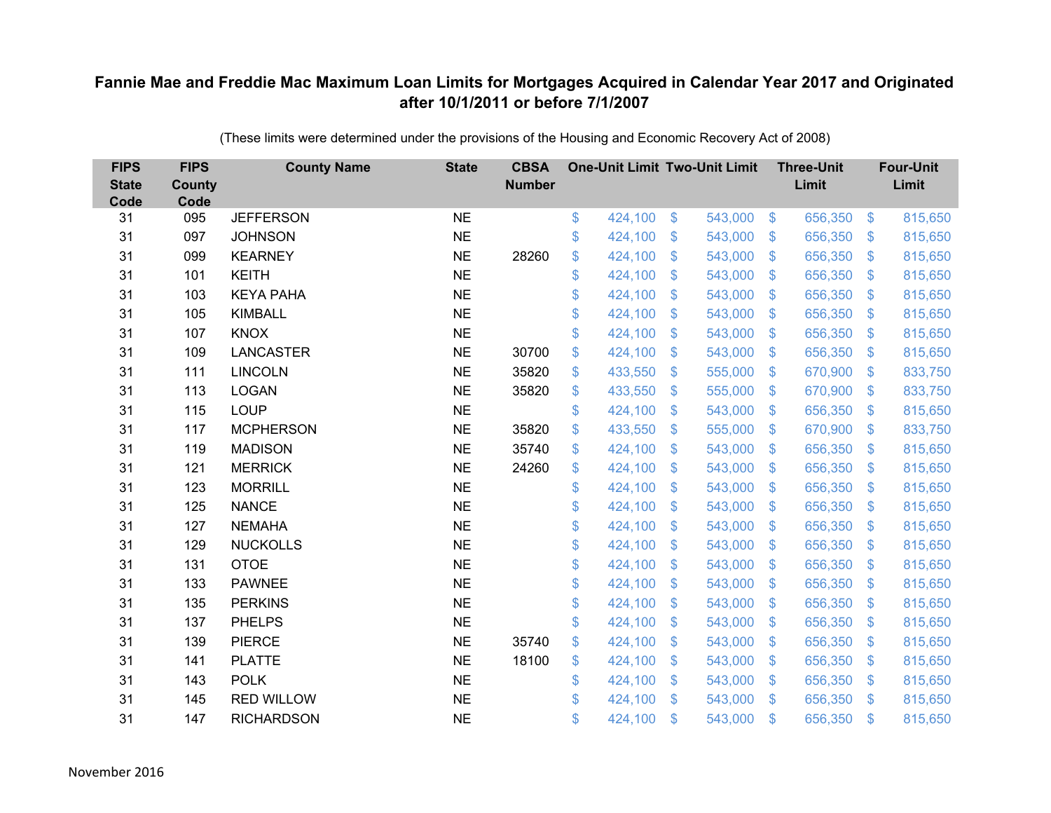# Fannie Mae and Freddie Mac Maximum Loan Limits for Mortgages Acquired in Calendar Year 2017 and Originated after 10/1/2011 or before 7/1/2007

(These limits were determined under the provisions of the Housing and Economic Recovery Act of 2008)

| FIPS State Code | FIPS County Code | County Name | State | CBSA Number | One-Unit Limit | Two-Unit Limit | Three-Unit Limit | Four-Unit Limit |
|---|---|---|---|---|---|---|---|---|
| 31 | 095 | JEFFERSON | NE | | $ 424,100 | $ 543,000 | $ 656,350 | $ 815,650 |
| 31 | 097 | JOHNSON | NE | | $ 424,100 | $ 543,000 | $ 656,350 | $ 815,650 |
| 31 | 099 | KEARNEY | NE | 28260 | $ 424,100 | $ 543,000 | $ 656,350 | $ 815,650 |
| 31 | 101 | KEITH | NE | | $ 424,100 | $ 543,000 | $ 656,350 | $ 815,650 |
| 31 | 103 | KEYA PAHA | NE | | $ 424,100 | $ 543,000 | $ 656,350 | $ 815,650 |
| 31 | 105 | KIMBALL | NE | | $ 424,100 | $ 543,000 | $ 656,350 | $ 815,650 |
| 31 | 107 | KNOX | NE | | $ 424,100 | $ 543,000 | $ 656,350 | $ 815,650 |
| 31 | 109 | LANCASTER | NE | 30700 | $ 424,100 | $ 543,000 | $ 656,350 | $ 815,650 |
| 31 | 111 | LINCOLN | NE | 35820 | $ 433,550 | $ 555,000 | $ 670,900 | $ 833,750 |
| 31 | 113 | LOGAN | NE | 35820 | $ 433,550 | $ 555,000 | $ 670,900 | $ 833,750 |
| 31 | 115 | LOUP | NE | | $ 424,100 | $ 543,000 | $ 656,350 | $ 815,650 |
| 31 | 117 | MCPHERSON | NE | 35820 | $ 433,550 | $ 555,000 | $ 670,900 | $ 833,750 |
| 31 | 119 | MADISON | NE | 35740 | $ 424,100 | $ 543,000 | $ 656,350 | $ 815,650 |
| 31 | 121 | MERRICK | NE | 24260 | $ 424,100 | $ 543,000 | $ 656,350 | $ 815,650 |
| 31 | 123 | MORRILL | NE | | $ 424,100 | $ 543,000 | $ 656,350 | $ 815,650 |
| 31 | 125 | NANCE | NE | | $ 424,100 | $ 543,000 | $ 656,350 | $ 815,650 |
| 31 | 127 | NEMAHA | NE | | $ 424,100 | $ 543,000 | $ 656,350 | $ 815,650 |
| 31 | 129 | NUCKOLLS | NE | | $ 424,100 | $ 543,000 | $ 656,350 | $ 815,650 |
| 31 | 131 | OTOE | NE | | $ 424,100 | $ 543,000 | $ 656,350 | $ 815,650 |
| 31 | 133 | PAWNEE | NE | | $ 424,100 | $ 543,000 | $ 656,350 | $ 815,650 |
| 31 | 135 | PERKINS | NE | | $ 424,100 | $ 543,000 | $ 656,350 | $ 815,650 |
| 31 | 137 | PHELPS | NE | | $ 424,100 | $ 543,000 | $ 656,350 | $ 815,650 |
| 31 | 139 | PIERCE | NE | 35740 | $ 424,100 | $ 543,000 | $ 656,350 | $ 815,650 |
| 31 | 141 | PLATTE | NE | 18100 | $ 424,100 | $ 543,000 | $ 656,350 | $ 815,650 |
| 31 | 143 | POLK | NE | | $ 424,100 | $ 543,000 | $ 656,350 | $ 815,650 |
| 31 | 145 | RED WILLOW | NE | | $ 424,100 | $ 543,000 | $ 656,350 | $ 815,650 |
| 31 | 147 | RICHARDSON | NE | | $ 424,100 | $ 543,000 | $ 656,350 | $ 815,650 |

November 2016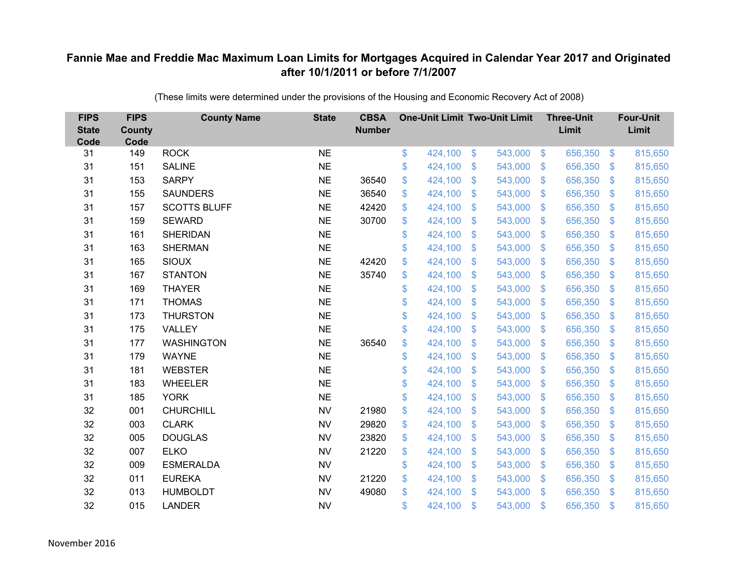# Fannie Mae and Freddie Mac Maximum Loan Limits for Mortgages Acquired in Calendar Year 2017 and Originated after 10/1/2011 or before 7/1/2007

(These limits were determined under the provisions of the Housing and Economic Recovery Act of 2008)

| FIPS State Code | FIPS County Code | County Name | State | CBSA Number | One-Unit Limit | Two-Unit Limit | Three-Unit Limit | Four-Unit Limit |
|---|---|---|---|---|---|---|---|---|
| 31 | 149 | ROCK | NE | | $ 424,100 | $ 543,000 | $ 656,350 | $ 815,650 |
| 31 | 151 | SALINE | NE | | $ 424,100 | $ 543,000 | $ 656,350 | $ 815,650 |
| 31 | 153 | SARPY | NE | 36540 | $ 424,100 | $ 543,000 | $ 656,350 | $ 815,650 |
| 31 | 155 | SAUNDERS | NE | 36540 | $ 424,100 | $ 543,000 | $ 656,350 | $ 815,650 |
| 31 | 157 | SCOTTS BLUFF | NE | 42420 | $ 424,100 | $ 543,000 | $ 656,350 | $ 815,650 |
| 31 | 159 | SEWARD | NE | 30700 | $ 424,100 | $ 543,000 | $ 656,350 | $ 815,650 |
| 31 | 161 | SHERIDAN | NE | | $ 424,100 | $ 543,000 | $ 656,350 | $ 815,650 |
| 31 | 163 | SHERMAN | NE | | $ 424,100 | $ 543,000 | $ 656,350 | $ 815,650 |
| 31 | 165 | SIOUX | NE | 42420 | $ 424,100 | $ 543,000 | $ 656,350 | $ 815,650 |
| 31 | 167 | STANTON | NE | 35740 | $ 424,100 | $ 543,000 | $ 656,350 | $ 815,650 |
| 31 | 169 | THAYER | NE | | $ 424,100 | $ 543,000 | $ 656,350 | $ 815,650 |
| 31 | 171 | THOMAS | NE | | $ 424,100 | $ 543,000 | $ 656,350 | $ 815,650 |
| 31 | 173 | THURSTON | NE | | $ 424,100 | $ 543,000 | $ 656,350 | $ 815,650 |
| 31 | 175 | VALLEY | NE | | $ 424,100 | $ 543,000 | $ 656,350 | $ 815,650 |
| 31 | 177 | WASHINGTON | NE | 36540 | $ 424,100 | $ 543,000 | $ 656,350 | $ 815,650 |
| 31 | 179 | WAYNE | NE | | $ 424,100 | $ 543,000 | $ 656,350 | $ 815,650 |
| 31 | 181 | WEBSTER | NE | | $ 424,100 | $ 543,000 | $ 656,350 | $ 815,650 |
| 31 | 183 | WHEELER | NE | | $ 424,100 | $ 543,000 | $ 656,350 | $ 815,650 |
| 31 | 185 | YORK | NE | | $ 424,100 | $ 543,000 | $ 656,350 | $ 815,650 |
| 32 | 001 | CHURCHILL | NV | 21980 | $ 424,100 | $ 543,000 | $ 656,350 | $ 815,650 |
| 32 | 003 | CLARK | NV | 29820 | $ 424,100 | $ 543,000 | $ 656,350 | $ 815,650 |
| 32 | 005 | DOUGLAS | NV | 23820 | $ 424,100 | $ 543,000 | $ 656,350 | $ 815,650 |
| 32 | 007 | ELKO | NV | 21220 | $ 424,100 | $ 543,000 | $ 656,350 | $ 815,650 |
| 32 | 009 | ESMERALDA | NV | | $ 424,100 | $ 543,000 | $ 656,350 | $ 815,650 |
| 32 | 011 | EUREKA | NV | 21220 | $ 424,100 | $ 543,000 | $ 656,350 | $ 815,650 |
| 32 | 013 | HUMBOLDT | NV | 49080 | $ 424,100 | $ 543,000 | $ 656,350 | $ 815,650 |
| 32 | 015 | LANDER | NV | | $ 424,100 | $ 543,000 | $ 656,350 | $ 815,650 |

November 2016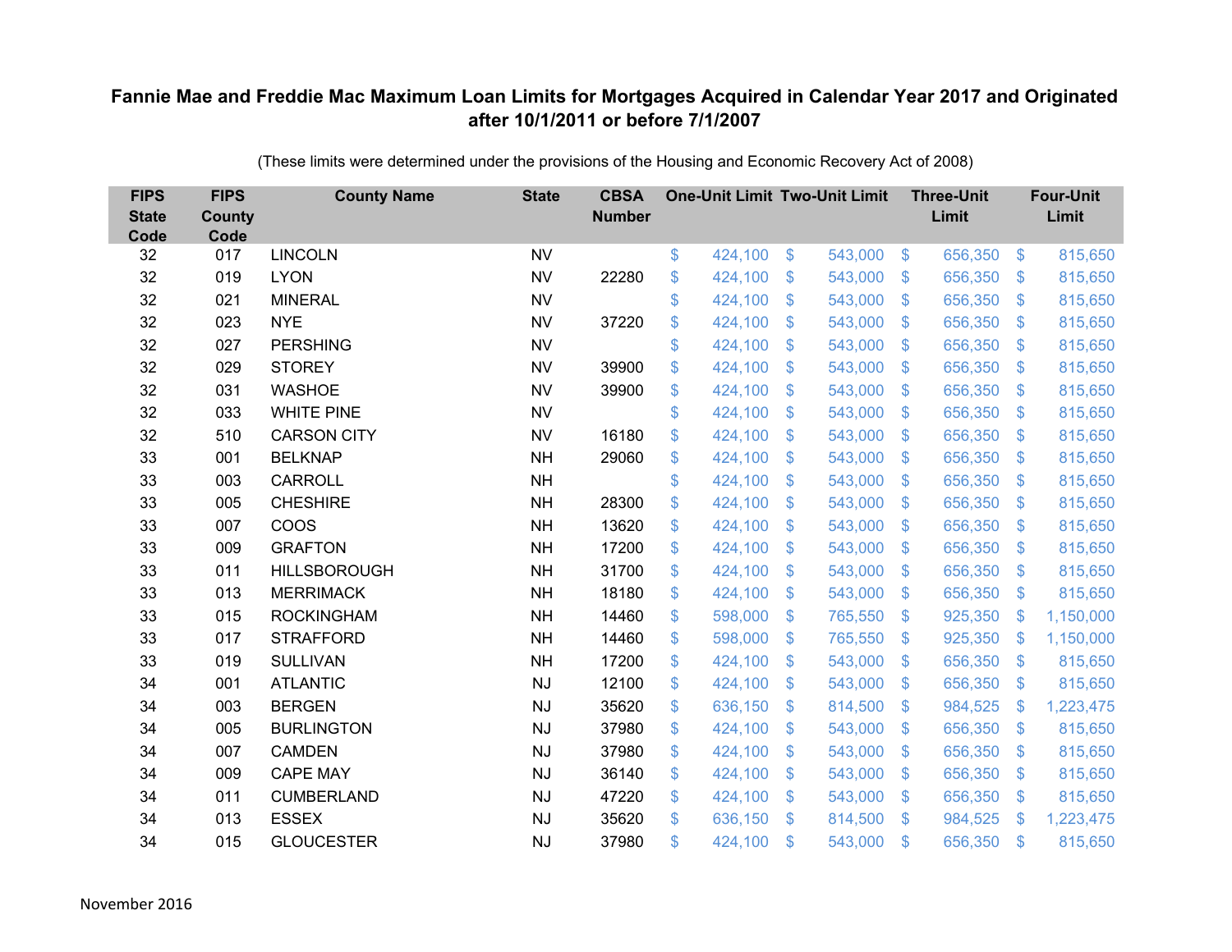# Fannie Mae and Freddie Mac Maximum Loan Limits for Mortgages Acquired in Calendar Year 2017 and Originated after 10/1/2011 or before 7/1/2007

(These limits were determined under the provisions of the Housing and Economic Recovery Act of 2008)

| FIPS State Code | FIPS County Code | County Name | State | CBSA Number | One-Unit Limit | Two-Unit Limit | Three-Unit Limit | Four-Unit Limit |
|---|---|---|---|---|---|---|---|---|
| 32 | 017 | LINCOLN | NV | | $ 424,100 | $ 543,000 | $ 656,350 | $ 815,650 |
| 32 | 019 | LYON | NV | 22280 | $ 424,100 | $ 543,000 | $ 656,350 | $ 815,650 |
| 32 | 021 | MINERAL | NV | | $ 424,100 | $ 543,000 | $ 656,350 | $ 815,650 |
| 32 | 023 | NYE | NV | 37220 | $ 424,100 | $ 543,000 | $ 656,350 | $ 815,650 |
| 32 | 027 | PERSHING | NV | | $ 424,100 | $ 543,000 | $ 656,350 | $ 815,650 |
| 32 | 029 | STOREY | NV | 39900 | $ 424,100 | $ 543,000 | $ 656,350 | $ 815,650 |
| 32 | 031 | WASHOE | NV | 39900 | $ 424,100 | $ 543,000 | $ 656,350 | $ 815,650 |
| 32 | 033 | WHITE PINE | NV | | $ 424,100 | $ 543,000 | $ 656,350 | $ 815,650 |
| 32 | 510 | CARSON CITY | NV | 16180 | $ 424,100 | $ 543,000 | $ 656,350 | $ 815,650 |
| 33 | 001 | BELKNAP | NH | 29060 | $ 424,100 | $ 543,000 | $ 656,350 | $ 815,650 |
| 33 | 003 | CARROLL | NH | | $ 424,100 | $ 543,000 | $ 656,350 | $ 815,650 |
| 33 | 005 | CHESHIRE | NH | 28300 | $ 424,100 | $ 543,000 | $ 656,350 | $ 815,650 |
| 33 | 007 | COOS | NH | 13620 | $ 424,100 | $ 543,000 | $ 656,350 | $ 815,650 |
| 33 | 009 | GRAFTON | NH | 17200 | $ 424,100 | $ 543,000 | $ 656,350 | $ 815,650 |
| 33 | 011 | HILLSBOROUGH | NH | 31700 | $ 424,100 | $ 543,000 | $ 656,350 | $ 815,650 |
| 33 | 013 | MERRIMACK | NH | 18180 | $ 424,100 | $ 543,000 | $ 656,350 | $ 815,650 |
| 33 | 015 | ROCKINGHAM | NH | 14460 | $ 598,000 | $ 765,550 | $ 925,350 | $ 1,150,000 |
| 33 | 017 | STRAFFORD | NH | 14460 | $ 598,000 | $ 765,550 | $ 925,350 | $ 1,150,000 |
| 33 | 019 | SULLIVAN | NH | 17200 | $ 424,100 | $ 543,000 | $ 656,350 | $ 815,650 |
| 34 | 001 | ATLANTIC | NJ | 12100 | $ 424,100 | $ 543,000 | $ 656,350 | $ 815,650 |
| 34 | 003 | BERGEN | NJ | 35620 | $ 636,150 | $ 814,500 | $ 984,525 | $ 1,223,475 |
| 34 | 005 | BURLINGTON | NJ | 37980 | $ 424,100 | $ 543,000 | $ 656,350 | $ 815,650 |
| 34 | 007 | CAMDEN | NJ | 37980 | $ 424,100 | $ 543,000 | $ 656,350 | $ 815,650 |
| 34 | 009 | CAPE MAY | NJ | 36140 | $ 424,100 | $ 543,000 | $ 656,350 | $ 815,650 |
| 34 | 011 | CUMBERLAND | NJ | 47220 | $ 424,100 | $ 543,000 | $ 656,350 | $ 815,650 |
| 34 | 013 | ESSEX | NJ | 35620 | $ 636,150 | $ 814,500 | $ 984,525 | $ 1,223,475 |
| 34 | 015 | GLOUCESTER | NJ | 37980 | $ 424,100 | $ 543,000 | $ 656,350 | $ 815,650 |

November 2016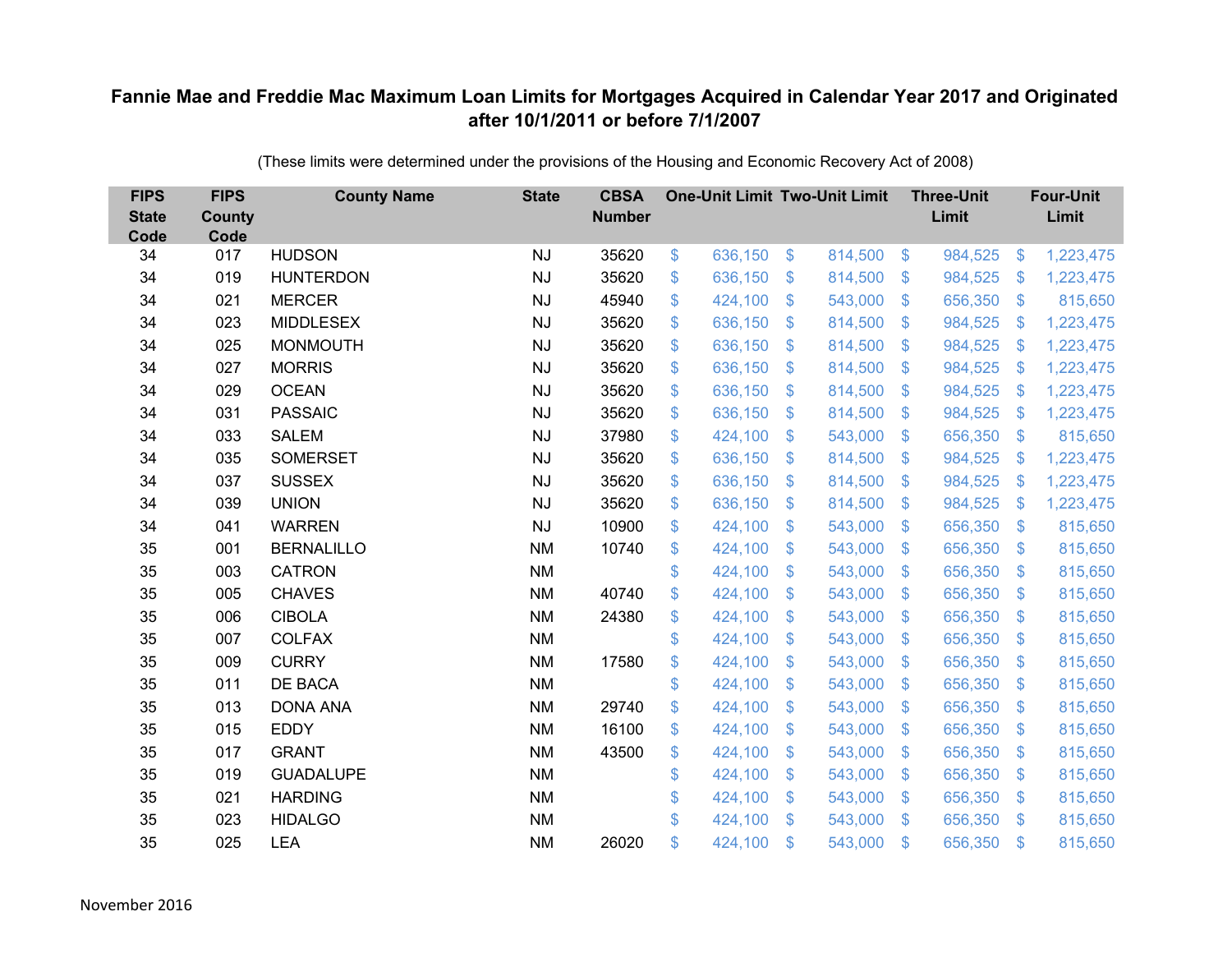# Fannie Mae and Freddie Mac Maximum Loan Limits for Mortgages Acquired in Calendar Year 2017 and Originated after 10/1/2011 or before 7/1/2007

(These limits were determined under the provisions of the Housing and Economic Recovery Act of 2008)

| FIPS State Code | FIPS County Code | County Name | State | CBSA Number | One-Unit Limit | Two-Unit Limit | Three-Unit Limit | Four-Unit Limit |
|---|---|---|---|---|---|---|---|---|
| 34 | 017 | HUDSON | NJ | 35620 | $ 636,150 | $ 814,500 | $ 984,525 | $ 1,223,475 |
| 34 | 019 | HUNTERDON | NJ | 35620 | $ 636,150 | $ 814,500 | $ 984,525 | $ 1,223,475 |
| 34 | 021 | MERCER | NJ | 45940 | $ 424,100 | $ 543,000 | $ 656,350 | $ 815,650 |
| 34 | 023 | MIDDLESEX | NJ | 35620 | $ 636,150 | $ 814,500 | $ 984,525 | $ 1,223,475 |
| 34 | 025 | MONMOUTH | NJ | 35620 | $ 636,150 | $ 814,500 | $ 984,525 | $ 1,223,475 |
| 34 | 027 | MORRIS | NJ | 35620 | $ 636,150 | $ 814,500 | $ 984,525 | $ 1,223,475 |
| 34 | 029 | OCEAN | NJ | 35620 | $ 636,150 | $ 814,500 | $ 984,525 | $ 1,223,475 |
| 34 | 031 | PASSAIC | NJ | 35620 | $ 636,150 | $ 814,500 | $ 984,525 | $ 1,223,475 |
| 34 | 033 | SALEM | NJ | 37980 | $ 424,100 | $ 543,000 | $ 656,350 | $ 815,650 |
| 34 | 035 | SOMERSET | NJ | 35620 | $ 636,150 | $ 814,500 | $ 984,525 | $ 1,223,475 |
| 34 | 037 | SUSSEX | NJ | 35620 | $ 636,150 | $ 814,500 | $ 984,525 | $ 1,223,475 |
| 34 | 039 | UNION | NJ | 35620 | $ 636,150 | $ 814,500 | $ 984,525 | $ 1,223,475 |
| 34 | 041 | WARREN | NJ | 10900 | $ 424,100 | $ 543,000 | $ 656,350 | $ 815,650 |
| 35 | 001 | BERNALILLO | NM | 10740 | $ 424,100 | $ 543,000 | $ 656,350 | $ 815,650 |
| 35 | 003 | CATRON | NM | | $ 424,100 | $ 543,000 | $ 656,350 | $ 815,650 |
| 35 | 005 | CHAVES | NM | 40740 | $ 424,100 | $ 543,000 | $ 656,350 | $ 815,650 |
| 35 | 006 | CIBOLA | NM | 24380 | $ 424,100 | $ 543,000 | $ 656,350 | $ 815,650 |
| 35 | 007 | COLFAX | NM | | $ 424,100 | $ 543,000 | $ 656,350 | $ 815,650 |
| 35 | 009 | CURRY | NM | 17580 | $ 424,100 | $ 543,000 | $ 656,350 | $ 815,650 |
| 35 | 011 | DE BACA | NM | | $ 424,100 | $ 543,000 | $ 656,350 | $ 815,650 |
| 35 | 013 | DONA ANA | NM | 29740 | $ 424,100 | $ 543,000 | $ 656,350 | $ 815,650 |
| 35 | 015 | EDDY | NM | 16100 | $ 424,100 | $ 543,000 | $ 656,350 | $ 815,650 |
| 35 | 017 | GRANT | NM | 43500 | $ 424,100 | $ 543,000 | $ 656,350 | $ 815,650 |
| 35 | 019 | GUADALUPE | NM | | $ 424,100 | $ 543,000 | $ 656,350 | $ 815,650 |
| 35 | 021 | HARDING | NM | | $ 424,100 | $ 543,000 | $ 656,350 | $ 815,650 |
| 35 | 023 | HIDALGO | NM | | $ 424,100 | $ 543,000 | $ 656,350 | $ 815,650 |
| 35 | 025 | LEA | NM | 26020 | $ 424,100 | $ 543,000 | $ 656,350 | $ 815,650 |

November 2016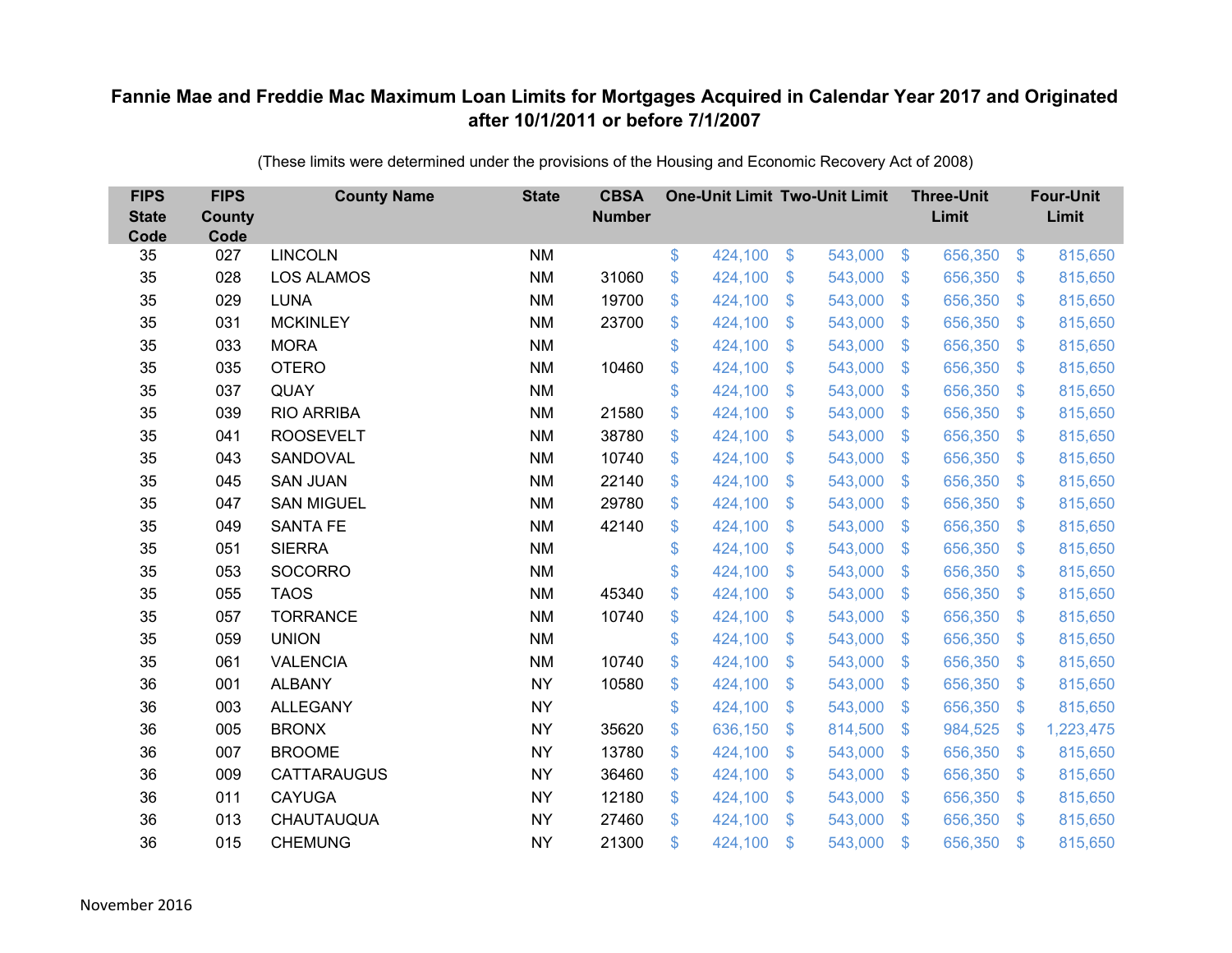# Fannie Mae and Freddie Mac Maximum Loan Limits for Mortgages Acquired in Calendar Year 2017 and Originated after 10/1/2011 or before 7/1/2007

(These limits were determined under the provisions of the Housing and Economic Recovery Act of 2008)

| FIPS State Code | FIPS County Code | County Name | State | CBSA Number | One-Unit Limit | Two-Unit Limit | Three-Unit Limit | Four-Unit Limit |
|---|---|---|---|---|---|---|---|---|
| 35 | 027 | LINCOLN | NM | | $ 424,100 | $ 543,000 | $ 656,350 | $ 815,650 |
| 35 | 028 | LOS ALAMOS | NM | 31060 | $ 424,100 | $ 543,000 | $ 656,350 | $ 815,650 |
| 35 | 029 | LUNA | NM | 19700 | $ 424,100 | $ 543,000 | $ 656,350 | $ 815,650 |
| 35 | 031 | MCKINLEY | NM | 23700 | $ 424,100 | $ 543,000 | $ 656,350 | $ 815,650 |
| 35 | 033 | MORA | NM | | $ 424,100 | $ 543,000 | $ 656,350 | $ 815,650 |
| 35 | 035 | OTERO | NM | 10460 | $ 424,100 | $ 543,000 | $ 656,350 | $ 815,650 |
| 35 | 037 | QUAY | NM | | $ 424,100 | $ 543,000 | $ 656,350 | $ 815,650 |
| 35 | 039 | RIO ARRIBA | NM | 21580 | $ 424,100 | $ 543,000 | $ 656,350 | $ 815,650 |
| 35 | 041 | ROOSEVELT | NM | 38780 | $ 424,100 | $ 543,000 | $ 656,350 | $ 815,650 |
| 35 | 043 | SANDOVAL | NM | 10740 | $ 424,100 | $ 543,000 | $ 656,350 | $ 815,650 |
| 35 | 045 | SAN JUAN | NM | 22140 | $ 424,100 | $ 543,000 | $ 656,350 | $ 815,650 |
| 35 | 047 | SAN MIGUEL | NM | 29780 | $ 424,100 | $ 543,000 | $ 656,350 | $ 815,650 |
| 35 | 049 | SANTA FE | NM | 42140 | $ 424,100 | $ 543,000 | $ 656,350 | $ 815,650 |
| 35 | 051 | SIERRA | NM | | $ 424,100 | $ 543,000 | $ 656,350 | $ 815,650 |
| 35 | 053 | SOCORRO | NM | | $ 424,100 | $ 543,000 | $ 656,350 | $ 815,650 |
| 35 | 055 | TAOS | NM | 45340 | $ 424,100 | $ 543,000 | $ 656,350 | $ 815,650 |
| 35 | 057 | TORRANCE | NM | 10740 | $ 424,100 | $ 543,000 | $ 656,350 | $ 815,650 |
| 35 | 059 | UNION | NM | | $ 424,100 | $ 543,000 | $ 656,350 | $ 815,650 |
| 35 | 061 | VALENCIA | NM | 10740 | $ 424,100 | $ 543,000 | $ 656,350 | $ 815,650 |
| 36 | 001 | ALBANY | NY | 10580 | $ 424,100 | $ 543,000 | $ 656,350 | $ 815,650 |
| 36 | 003 | ALLEGANY | NY | | $ 424,100 | $ 543,000 | $ 656,350 | $ 815,650 |
| 36 | 005 | BRONX | NY | 35620 | $ 636,150 | $ 814,500 | $ 984,525 | $ 1,223,475 |
| 36 | 007 | BROOME | NY | 13780 | $ 424,100 | $ 543,000 | $ 656,350 | $ 815,650 |
| 36 | 009 | CATTARAUGUS | NY | 36460 | $ 424,100 | $ 543,000 | $ 656,350 | $ 815,650 |
| 36 | 011 | CAYUGA | NY | 12180 | $ 424,100 | $ 543,000 | $ 656,350 | $ 815,650 |
| 36 | 013 | CHAUTAUQUA | NY | 27460 | $ 424,100 | $ 543,000 | $ 656,350 | $ 815,650 |
| 36 | 015 | CHEMUNG | NY | 21300 | $ 424,100 | $ 543,000 | $ 656,350 | $ 815,650 |

November 2016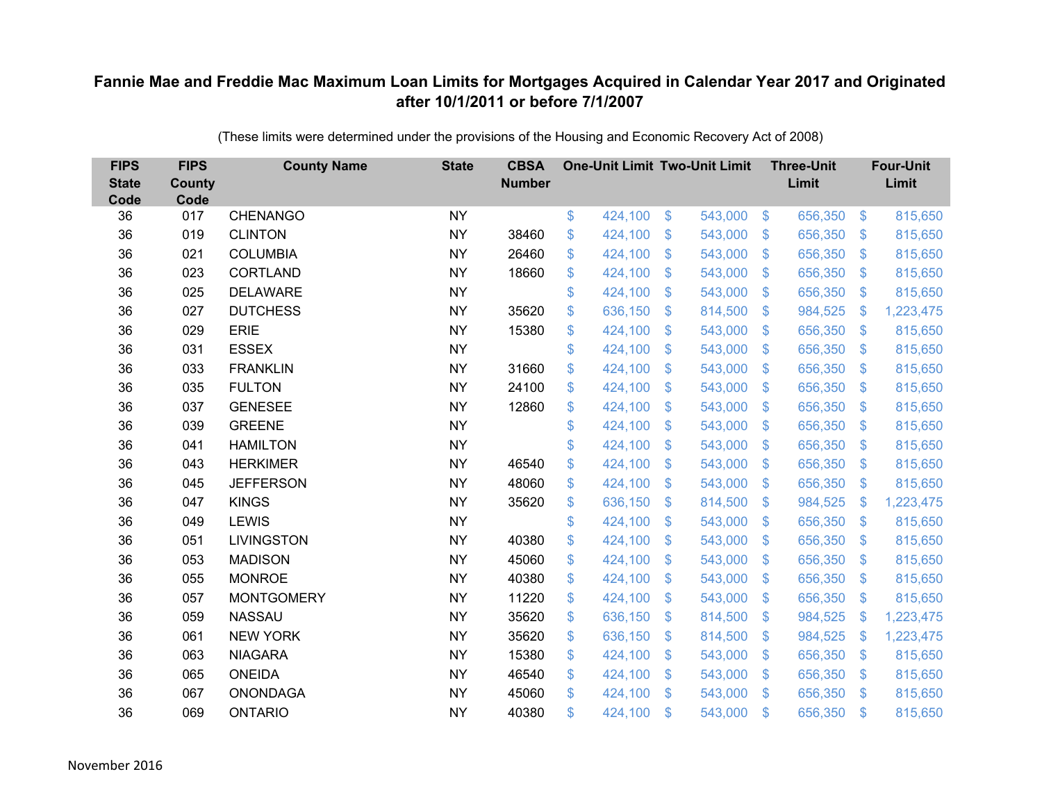## Fannie Mae and Freddie Mac Maximum Loan Limits for Mortgages Acquired in Calendar Year 2017 and Originated after 10/1/2011 or before 7/1/2007

(These limits were determined under the provisions of the Housing and Economic Recovery Act of 2008)

| FIPS State Code | FIPS County Code | County Name | State | CBSA Number | One-Unit Limit | Two-Unit Limit | Three-Unit Limit | Four-Unit Limit |
|---|---|---|---|---|---|---|---|---|
| 36 | 017 | CHENANGO | NY | | $ 424,100 | $ 543,000 | $ 656,350 | $ 815,650 |
| 36 | 019 | CLINTON | NY | 38460 | $ 424,100 | $ 543,000 | $ 656,350 | $ 815,650 |
| 36 | 021 | COLUMBIA | NY | 26460 | $ 424,100 | $ 543,000 | $ 656,350 | $ 815,650 |
| 36 | 023 | CORTLAND | NY | 18660 | $ 424,100 | $ 543,000 | $ 656,350 | $ 815,650 |
| 36 | 025 | DELAWARE | NY | | $ 424,100 | $ 543,000 | $ 656,350 | $ 815,650 |
| 36 | 027 | DUTCHESS | NY | 35620 | $ 636,150 | $ 814,500 | $ 984,525 | $ 1,223,475 |
| 36 | 029 | ERIE | NY | 15380 | $ 424,100 | $ 543,000 | $ 656,350 | $ 815,650 |
| 36 | 031 | ESSEX | NY | | $ 424,100 | $ 543,000 | $ 656,350 | $ 815,650 |
| 36 | 033 | FRANKLIN | NY | 31660 | $ 424,100 | $ 543,000 | $ 656,350 | $ 815,650 |
| 36 | 035 | FULTON | NY | 24100 | $ 424,100 | $ 543,000 | $ 656,350 | $ 815,650 |
| 36 | 037 | GENESEE | NY | 12860 | $ 424,100 | $ 543,000 | $ 656,350 | $ 815,650 |
| 36 | 039 | GREENE | NY | | $ 424,100 | $ 543,000 | $ 656,350 | $ 815,650 |
| 36 | 041 | HAMILTON | NY | | $ 424,100 | $ 543,000 | $ 656,350 | $ 815,650 |
| 36 | 043 | HERKIMER | NY | 46540 | $ 424,100 | $ 543,000 | $ 656,350 | $ 815,650 |
| 36 | 045 | JEFFERSON | NY | 48060 | $ 424,100 | $ 543,000 | $ 656,350 | $ 815,650 |
| 36 | 047 | KINGS | NY | 35620 | $ 636,150 | $ 814,500 | $ 984,525 | $ 1,223,475 |
| 36 | 049 | LEWIS | NY | | $ 424,100 | $ 543,000 | $ 656,350 | $ 815,650 |
| 36 | 051 | LIVINGSTON | NY | 40380 | $ 424,100 | $ 543,000 | $ 656,350 | $ 815,650 |
| 36 | 053 | MADISON | NY | 45060 | $ 424,100 | $ 543,000 | $ 656,350 | $ 815,650 |
| 36 | 055 | MONROE | NY | 40380 | $ 424,100 | $ 543,000 | $ 656,350 | $ 815,650 |
| 36 | 057 | MONTGOMERY | NY | 11220 | $ 424,100 | $ 543,000 | $ 656,350 | $ 815,650 |
| 36 | 059 | NASSAU | NY | 35620 | $ 636,150 | $ 814,500 | $ 984,525 | $ 1,223,475 |
| 36 | 061 | NEW YORK | NY | 35620 | $ 636,150 | $ 814,500 | $ 984,525 | $ 1,223,475 |
| 36 | 063 | NIAGARA | NY | 15380 | $ 424,100 | $ 543,000 | $ 656,350 | $ 815,650 |
| 36 | 065 | ONEIDA | NY | 46540 | $ 424,100 | $ 543,000 | $ 656,350 | $ 815,650 |
| 36 | 067 | ONONDAGA | NY | 45060 | $ 424,100 | $ 543,000 | $ 656,350 | $ 815,650 |
| 36 | 069 | ONTARIO | NY | 40380 | $ 424,100 | $ 543,000 | $ 656,350 | $ 815,650 |

November 2016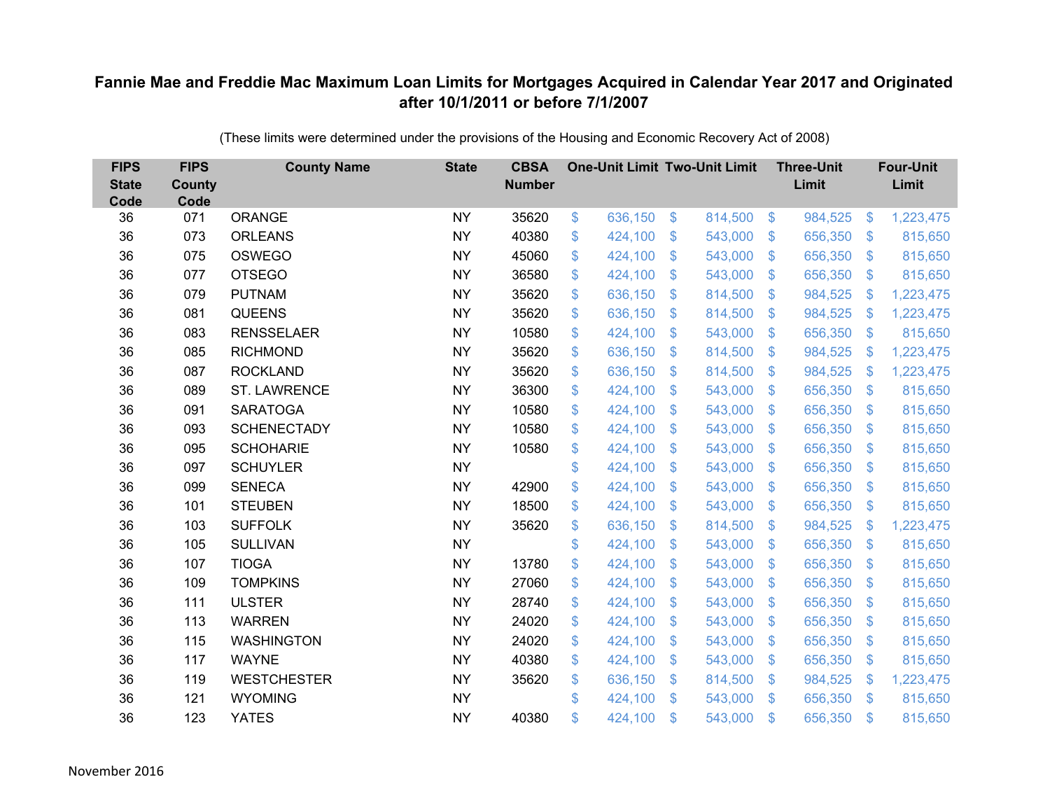# Fannie Mae and Freddie Mac Maximum Loan Limits for Mortgages Acquired in Calendar Year 2017 and Originated after 10/1/2011 or before 7/1/2007

(These limits were determined under the provisions of the Housing and Economic Recovery Act of 2008)

| FIPS State Code | FIPS County Code | County Name | State | CBSA Number | One-Unit Limit | Two-Unit Limit | Three-Unit Limit | Four-Unit Limit |
|---|---|---|---|---|---|---|---|---|
| 36 | 071 | ORANGE | NY | 35620 | $ 636,150 | $ 814,500 | $ 984,525 | $ 1,223,475 |
| 36 | 073 | ORLEANS | NY | 40380 | $ 424,100 | $ 543,000 | $ 656,350 | $ 815,650 |
| 36 | 075 | OSWEGO | NY | 45060 | $ 424,100 | $ 543,000 | $ 656,350 | $ 815,650 |
| 36 | 077 | OTSEGO | NY | 36580 | $ 424,100 | $ 543,000 | $ 656,350 | $ 815,650 |
| 36 | 079 | PUTNAM | NY | 35620 | $ 636,150 | $ 814,500 | $ 984,525 | $ 1,223,475 |
| 36 | 081 | QUEENS | NY | 35620 | $ 636,150 | $ 814,500 | $ 984,525 | $ 1,223,475 |
| 36 | 083 | RENSSELAER | NY | 10580 | $ 424,100 | $ 543,000 | $ 656,350 | $ 815,650 |
| 36 | 085 | RICHMOND | NY | 35620 | $ 636,150 | $ 814,500 | $ 984,525 | $ 1,223,475 |
| 36 | 087 | ROCKLAND | NY | 35620 | $ 636,150 | $ 814,500 | $ 984,525 | $ 1,223,475 |
| 36 | 089 | ST. LAWRENCE | NY | 36300 | $ 424,100 | $ 543,000 | $ 656,350 | $ 815,650 |
| 36 | 091 | SARATOGA | NY | 10580 | $ 424,100 | $ 543,000 | $ 656,350 | $ 815,650 |
| 36 | 093 | SCHENECTADY | NY | 10580 | $ 424,100 | $ 543,000 | $ 656,350 | $ 815,650 |
| 36 | 095 | SCHOHARIE | NY | 10580 | $ 424,100 | $ 543,000 | $ 656,350 | $ 815,650 |
| 36 | 097 | SCHUYLER | NY | | $ 424,100 | $ 543,000 | $ 656,350 | $ 815,650 |
| 36 | 099 | SENECA | NY | 42900 | $ 424,100 | $ 543,000 | $ 656,350 | $ 815,650 |
| 36 | 101 | STEUBEN | NY | 18500 | $ 424,100 | $ 543,000 | $ 656,350 | $ 815,650 |
| 36 | 103 | SUFFOLK | NY | 35620 | $ 636,150 | $ 814,500 | $ 984,525 | $ 1,223,475 |
| 36 | 105 | SULLIVAN | NY | | $ 424,100 | $ 543,000 | $ 656,350 | $ 815,650 |
| 36 | 107 | TIOGA | NY | 13780 | $ 424,100 | $ 543,000 | $ 656,350 | $ 815,650 |
| 36 | 109 | TOMPKINS | NY | 27060 | $ 424,100 | $ 543,000 | $ 656,350 | $ 815,650 |
| 36 | 111 | ULSTER | NY | 28740 | $ 424,100 | $ 543,000 | $ 656,350 | $ 815,650 |
| 36 | 113 | WARREN | NY | 24020 | $ 424,100 | $ 543,000 | $ 656,350 | $ 815,650 |
| 36 | 115 | WASHINGTON | NY | 24020 | $ 424,100 | $ 543,000 | $ 656,350 | $ 815,650 |
| 36 | 117 | WAYNE | NY | 40380 | $ 424,100 | $ 543,000 | $ 656,350 | $ 815,650 |
| 36 | 119 | WESTCHESTER | NY | 35620 | $ 636,150 | $ 814,500 | $ 984,525 | $ 1,223,475 |
| 36 | 121 | WYOMING | NY | | $ 424,100 | $ 543,000 | $ 656,350 | $ 815,650 |
| 36 | 123 | YATES | NY | 40380 | $ 424,100 | $ 543,000 | $ 656,350 | $ 815,650 |

November 2016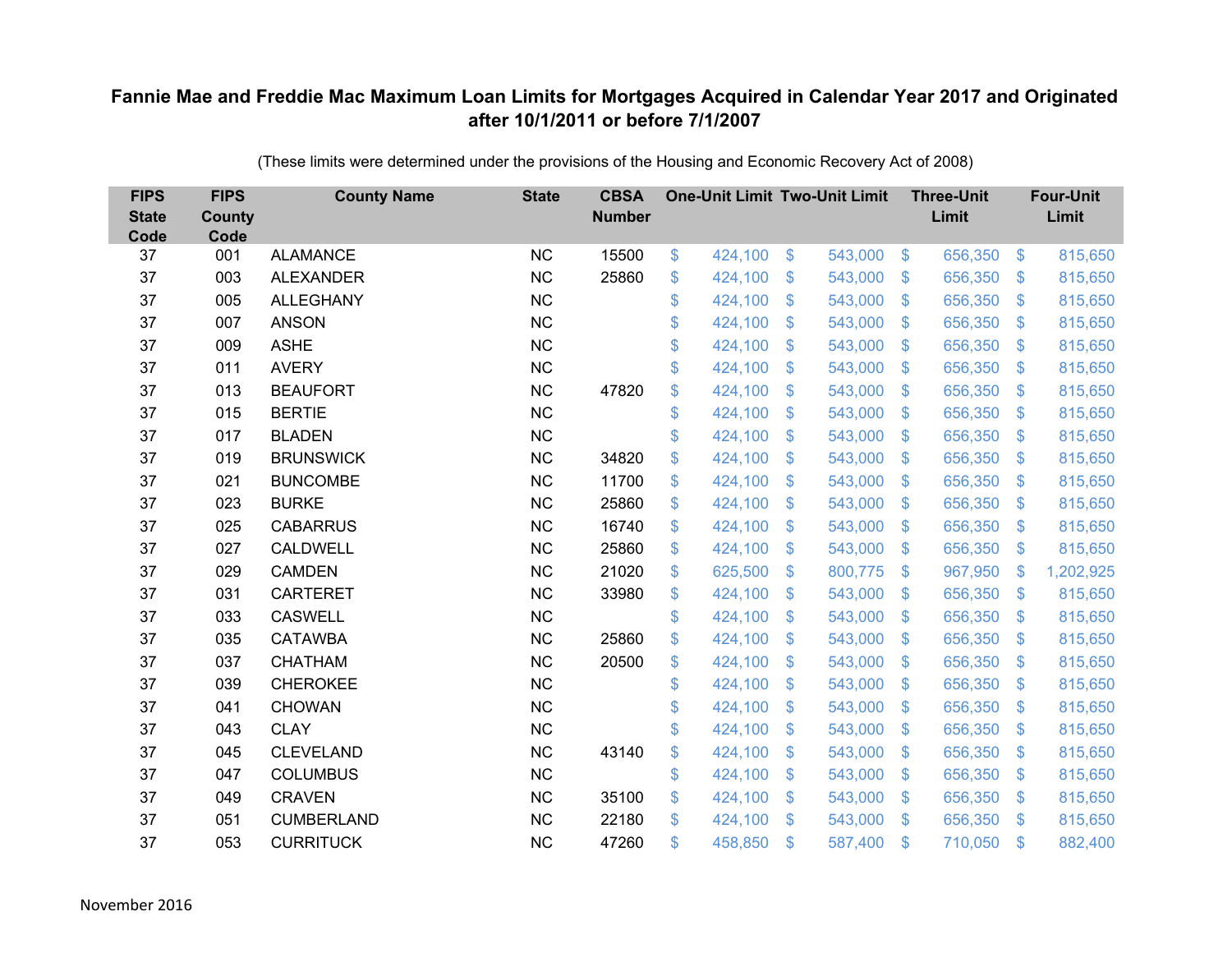# Fannie Mae and Freddie Mac Maximum Loan Limits for Mortgages Acquired in Calendar Year 2017 and Originated after 10/1/2011 or before 7/1/2007

(These limits were determined under the provisions of the Housing and Economic Recovery Act of 2008)

| FIPS State Code | FIPS County Code | County Name | State | CBSA Number | One-Unit Limit | Two-Unit Limit | Three-Unit Limit | Four-Unit Limit |
|---|---|---|---|---|---|---|---|---|
| 37 | 001 | ALAMANCE | NC | 15500 | $ 424,100 | $ 543,000 | $ 656,350 | $ 815,650 |
| 37 | 003 | ALEXANDER | NC | 25860 | $ 424,100 | $ 543,000 | $ 656,350 | $ 815,650 |
| 37 | 005 | ALLEGHANY | NC | | $ 424,100 | $ 543,000 | $ 656,350 | $ 815,650 |
| 37 | 007 | ANSON | NC | | $ 424,100 | $ 543,000 | $ 656,350 | $ 815,650 |
| 37 | 009 | ASHE | NC | | $ 424,100 | $ 543,000 | $ 656,350 | $ 815,650 |
| 37 | 011 | AVERY | NC | | $ 424,100 | $ 543,000 | $ 656,350 | $ 815,650 |
| 37 | 013 | BEAUFORT | NC | 47820 | $ 424,100 | $ 543,000 | $ 656,350 | $ 815,650 |
| 37 | 015 | BERTIE | NC | | $ 424,100 | $ 543,000 | $ 656,350 | $ 815,650 |
| 37 | 017 | BLADEN | NC | | $ 424,100 | $ 543,000 | $ 656,350 | $ 815,650 |
| 37 | 019 | BRUNSWICK | NC | 34820 | $ 424,100 | $ 543,000 | $ 656,350 | $ 815,650 |
| 37 | 021 | BUNCOMBE | NC | 11700 | $ 424,100 | $ 543,000 | $ 656,350 | $ 815,650 |
| 37 | 023 | BURKE | NC | 25860 | $ 424,100 | $ 543,000 | $ 656,350 | $ 815,650 |
| 37 | 025 | CABARRUS | NC | 16740 | $ 424,100 | $ 543,000 | $ 656,350 | $ 815,650 |
| 37 | 027 | CALDWELL | NC | 25860 | $ 424,100 | $ 543,000 | $ 656,350 | $ 815,650 |
| 37 | 029 | CAMDEN | NC | 21020 | $ 625,500 | $ 800,775 | $ 967,950 | $ 1,202,925 |
| 37 | 031 | CARTERET | NC | 33980 | $ 424,100 | $ 543,000 | $ 656,350 | $ 815,650 |
| 37 | 033 | CASWELL | NC | | $ 424,100 | $ 543,000 | $ 656,350 | $ 815,650 |
| 37 | 035 | CATAWBA | NC | 25860 | $ 424,100 | $ 543,000 | $ 656,350 | $ 815,650 |
| 37 | 037 | CHATHAM | NC | 20500 | $ 424,100 | $ 543,000 | $ 656,350 | $ 815,650 |
| 37 | 039 | CHEROKEE | NC | | $ 424,100 | $ 543,000 | $ 656,350 | $ 815,650 |
| 37 | 041 | CHOWAN | NC | | $ 424,100 | $ 543,000 | $ 656,350 | $ 815,650 |
| 37 | 043 | CLAY | NC | | $ 424,100 | $ 543,000 | $ 656,350 | $ 815,650 |
| 37 | 045 | CLEVELAND | NC | 43140 | $ 424,100 | $ 543,000 | $ 656,350 | $ 815,650 |
| 37 | 047 | COLUMBUS | NC | | $ 424,100 | $ 543,000 | $ 656,350 | $ 815,650 |
| 37 | 049 | CRAVEN | NC | 35100 | $ 424,100 | $ 543,000 | $ 656,350 | $ 815,650 |
| 37 | 051 | CUMBERLAND | NC | 22180 | $ 424,100 | $ 543,000 | $ 656,350 | $ 815,650 |
| 37 | 053 | CURRITUCK | NC | 47260 | $ 458,850 | $ 587,400 | $ 710,050 | $ 882,400 |

November 2016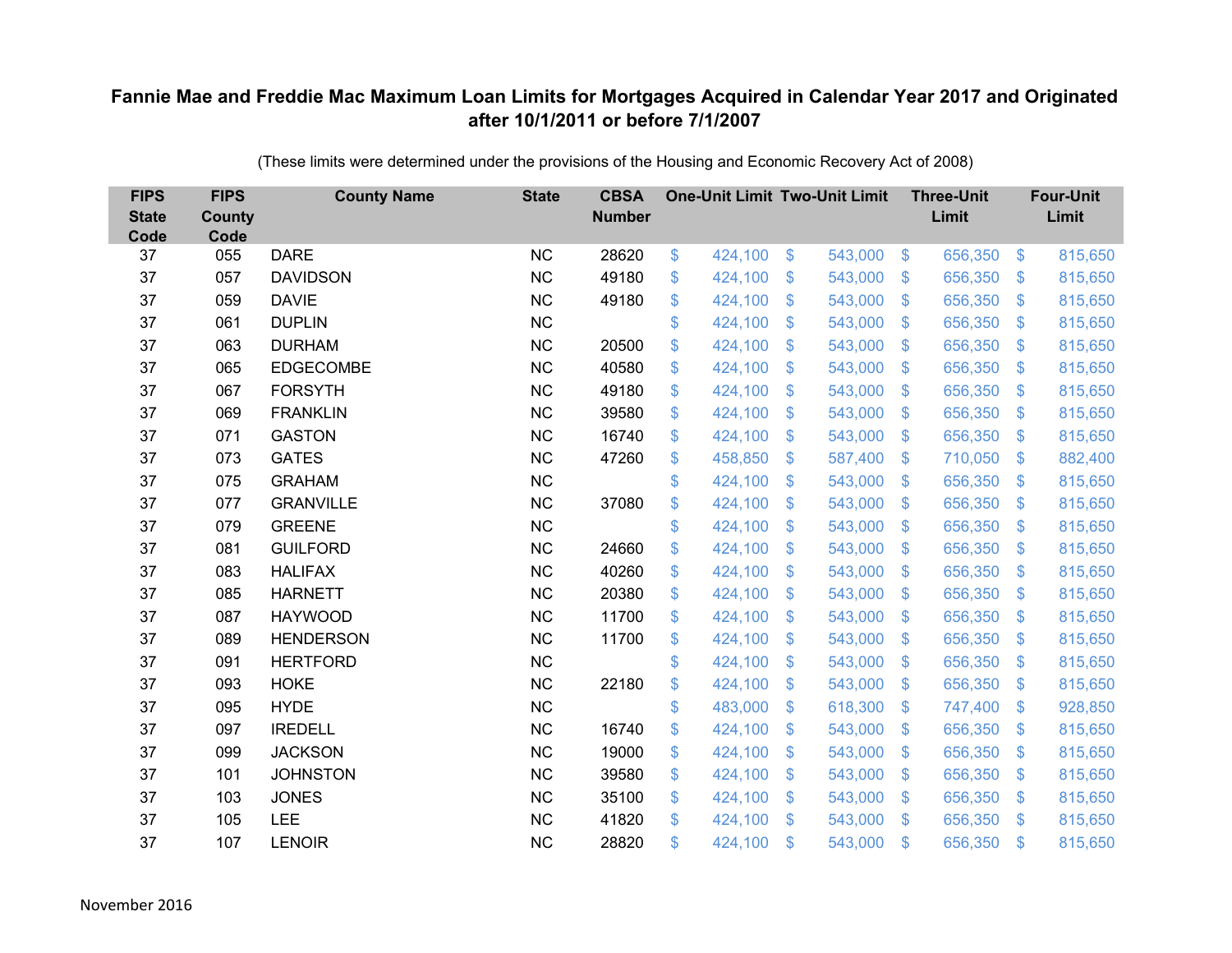# Fannie Mae and Freddie Mac Maximum Loan Limits for Mortgages Acquired in Calendar Year 2017 and Originated after 10/1/2011 or before 7/1/2007

(These limits were determined under the provisions of the Housing and Economic Recovery Act of 2008)

| FIPS State Code | FIPS County Code | County Name | State | CBSA Number | One-Unit Limit | Two-Unit Limit | Three-Unit Limit | Four-Unit Limit |
|---|---|---|---|---|---|---|---|---|
| 37 | 055 | DARE | NC | 28620 | $ 424,100 | $ 543,000 | $ 656,350 | $ 815,650 |
| 37 | 057 | DAVIDSON | NC | 49180 | $ 424,100 | $ 543,000 | $ 656,350 | $ 815,650 |
| 37 | 059 | DAVIE | NC | 49180 | $ 424,100 | $ 543,000 | $ 656,350 | $ 815,650 |
| 37 | 061 | DUPLIN | NC | | $ 424,100 | $ 543,000 | $ 656,350 | $ 815,650 |
| 37 | 063 | DURHAM | NC | 20500 | $ 424,100 | $ 543,000 | $ 656,350 | $ 815,650 |
| 37 | 065 | EDGECOMBE | NC | 40580 | $ 424,100 | $ 543,000 | $ 656,350 | $ 815,650 |
| 37 | 067 | FORSYTH | NC | 49180 | $ 424,100 | $ 543,000 | $ 656,350 | $ 815,650 |
| 37 | 069 | FRANKLIN | NC | 39580 | $ 424,100 | $ 543,000 | $ 656,350 | $ 815,650 |
| 37 | 071 | GASTON | NC | 16740 | $ 424,100 | $ 543,000 | $ 656,350 | $ 815,650 |
| 37 | 073 | GATES | NC | 47260 | $ 458,850 | $ 587,400 | $ 710,050 | $ 882,400 |
| 37 | 075 | GRAHAM | NC | | $ 424,100 | $ 543,000 | $ 656,350 | $ 815,650 |
| 37 | 077 | GRANVILLE | NC | 37080 | $ 424,100 | $ 543,000 | $ 656,350 | $ 815,650 |
| 37 | 079 | GREENE | NC | | $ 424,100 | $ 543,000 | $ 656,350 | $ 815,650 |
| 37 | 081 | GUILFORD | NC | 24660 | $ 424,100 | $ 543,000 | $ 656,350 | $ 815,650 |
| 37 | 083 | HALIFAX | NC | 40260 | $ 424,100 | $ 543,000 | $ 656,350 | $ 815,650 |
| 37 | 085 | HARNETT | NC | 20380 | $ 424,100 | $ 543,000 | $ 656,350 | $ 815,650 |
| 37 | 087 | HAYWOOD | NC | 11700 | $ 424,100 | $ 543,000 | $ 656,350 | $ 815,650 |
| 37 | 089 | HENDERSON | NC | 11700 | $ 424,100 | $ 543,000 | $ 656,350 | $ 815,650 |
| 37 | 091 | HERTFORD | NC | | $ 424,100 | $ 543,000 | $ 656,350 | $ 815,650 |
| 37 | 093 | HOKE | NC | 22180 | $ 424,100 | $ 543,000 | $ 656,350 | $ 815,650 |
| 37 | 095 | HYDE | NC | | $ 483,000 | $ 618,300 | $ 747,400 | $ 928,850 |
| 37 | 097 | IREDELL | NC | 16740 | $ 424,100 | $ 543,000 | $ 656,350 | $ 815,650 |
| 37 | 099 | JACKSON | NC | 19000 | $ 424,100 | $ 543,000 | $ 656,350 | $ 815,650 |
| 37 | 101 | JOHNSTON | NC | 39580 | $ 424,100 | $ 543,000 | $ 656,350 | $ 815,650 |
| 37 | 103 | JONES | NC | 35100 | $ 424,100 | $ 543,000 | $ 656,350 | $ 815,650 |
| 37 | 105 | LEE | NC | 41820 | $ 424,100 | $ 543,000 | $ 656,350 | $ 815,650 |
| 37 | 107 | LENOIR | NC | 28820 | $ 424,100 | $ 543,000 | $ 656,350 | $ 815,650 |

November 2016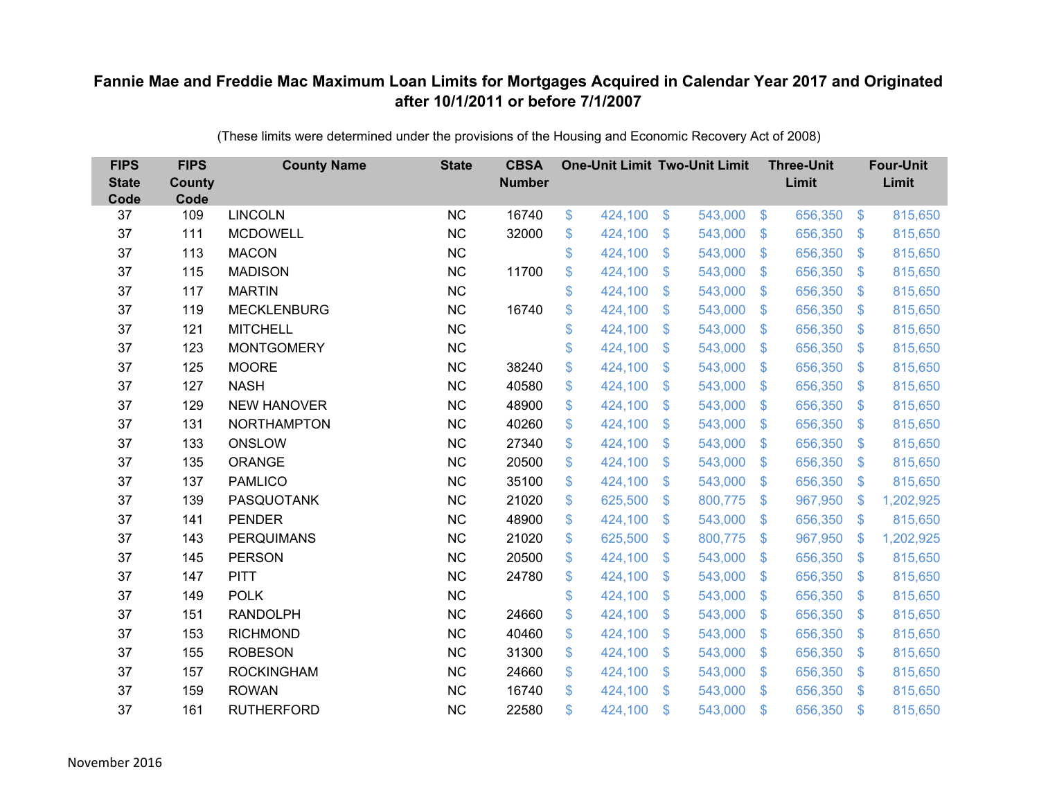**Fannie Mae and Freddie Mac Maximum Loan Limits for Mortgages Acquired in Calendar Year 2017 and Originated after 10/1/2011 or before 7/1/2007**

(These limits were determined under the provisions of the Housing and Economic Recovery Act of 2008)

| FIPS State Code | FIPS County Code | County Name | State | CBSA Number | One-Unit Limit | Two-Unit Limit | Three-Unit Limit | Four-Unit Limit |
|---|---|---|---|---|---|---|---|---|
| 37 | 109 | LINCOLN | NC | 16740 | $ 424,100 | $ 543,000 | $ 656,350 | $ 815,650 |
| 37 | 111 | MCDOWELL | NC | 32000 | $ 424,100 | $ 543,000 | $ 656,350 | $ 815,650 |
| 37 | 113 | MACON | NC | | $ 424,100 | $ 543,000 | $ 656,350 | $ 815,650 |
| 37 | 115 | MADISON | NC | 11700 | $ 424,100 | $ 543,000 | $ 656,350 | $ 815,650 |
| 37 | 117 | MARTIN | NC | | $ 424,100 | $ 543,000 | $ 656,350 | $ 815,650 |
| 37 | 119 | MECKLENBURG | NC | 16740 | $ 424,100 | $ 543,000 | $ 656,350 | $ 815,650 |
| 37 | 121 | MITCHELL | NC | | $ 424,100 | $ 543,000 | $ 656,350 | $ 815,650 |
| 37 | 123 | MONTGOMERY | NC | | $ 424,100 | $ 543,000 | $ 656,350 | $ 815,650 |
| 37 | 125 | MOORE | NC | 38240 | $ 424,100 | $ 543,000 | $ 656,350 | $ 815,650 |
| 37 | 127 | NASH | NC | 40580 | $ 424,100 | $ 543,000 | $ 656,350 | $ 815,650 |
| 37 | 129 | NEW HANOVER | NC | 48900 | $ 424,100 | $ 543,000 | $ 656,350 | $ 815,650 |
| 37 | 131 | NORTHAMPTON | NC | 40260 | $ 424,100 | $ 543,000 | $ 656,350 | $ 815,650 |
| 37 | 133 | ONSLOW | NC | 27340 | $ 424,100 | $ 543,000 | $ 656,350 | $ 815,650 |
| 37 | 135 | ORANGE | NC | 20500 | $ 424,100 | $ 543,000 | $ 656,350 | $ 815,650 |
| 37 | 137 | PAMLICO | NC | 35100 | $ 424,100 | $ 543,000 | $ 656,350 | $ 815,650 |
| 37 | 139 | PASQUOTANK | NC | 21020 | $ 625,500 | $ 800,775 | $ 967,950 | $ 1,202,925 |
| 37 | 141 | PENDER | NC | 48900 | $ 424,100 | $ 543,000 | $ 656,350 | $ 815,650 |
| 37 | 143 | PERQUIMANS | NC | 21020 | $ 625,500 | $ 800,775 | $ 967,950 | $ 1,202,925 |
| 37 | 145 | PERSON | NC | 20500 | $ 424,100 | $ 543,000 | $ 656,350 | $ 815,650 |
| 37 | 147 | PITT | NC | 24780 | $ 424,100 | $ 543,000 | $ 656,350 | $ 815,650 |
| 37 | 149 | POLK | NC | | $ 424,100 | $ 543,000 | $ 656,350 | $ 815,650 |
| 37 | 151 | RANDOLPH | NC | 24660 | $ 424,100 | $ 543,000 | $ 656,350 | $ 815,650 |
| 37 | 153 | RICHMOND | NC | 40460 | $ 424,100 | $ 543,000 | $ 656,350 | $ 815,650 |
| 37 | 155 | ROBESON | NC | 31300 | $ 424,100 | $ 543,000 | $ 656,350 | $ 815,650 |
| 37 | 157 | ROCKINGHAM | NC | 24660 | $ 424,100 | $ 543,000 | $ 656,350 | $ 815,650 |
| 37 | 159 | ROWAN | NC | 16740 | $ 424,100 | $ 543,000 | $ 656,350 | $ 815,650 |
| 37 | 161 | RUTHERFORD | NC | 22580 | $ 424,100 | $ 543,000 | $ 656,350 | $ 815,650 |

November 2016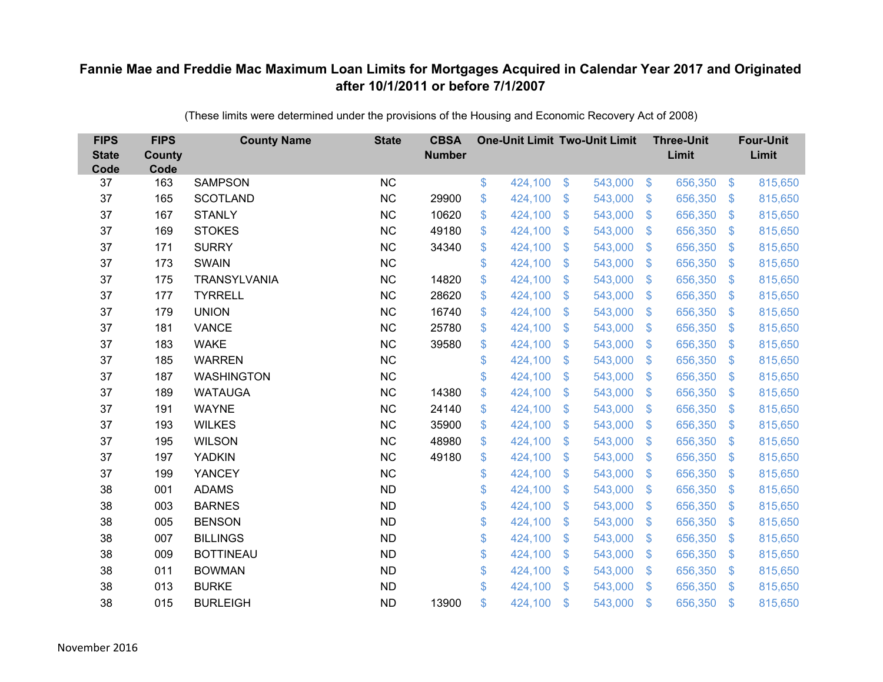# Fannie Mae and Freddie Mac Maximum Loan Limits for Mortgages Acquired in Calendar Year 2017 and Originated after 10/1/2011 or before 7/1/2007

(These limits were determined under the provisions of the Housing and Economic Recovery Act of 2008)

| FIPS State Code | FIPS County Code | County Name | State | CBSA Number | One-Unit Limit | Two-Unit Limit | Three-Unit Limit | Four-Unit Limit |
|---|---|---|---|---|---|---|---|---|
| 37 | 163 | SAMPSON | NC | | $ 424,100 | $ 543,000 | $ 656,350 | $ 815,650 |
| 37 | 165 | SCOTLAND | NC | 29900 | $ 424,100 | $ 543,000 | $ 656,350 | $ 815,650 |
| 37 | 167 | STANLY | NC | 10620 | $ 424,100 | $ 543,000 | $ 656,350 | $ 815,650 |
| 37 | 169 | STOKES | NC | 49180 | $ 424,100 | $ 543,000 | $ 656,350 | $ 815,650 |
| 37 | 171 | SURRY | NC | 34340 | $ 424,100 | $ 543,000 | $ 656,350 | $ 815,650 |
| 37 | 173 | SWAIN | NC | | $ 424,100 | $ 543,000 | $ 656,350 | $ 815,650 |
| 37 | 175 | TRANSYLVANIA | NC | 14820 | $ 424,100 | $ 543,000 | $ 656,350 | $ 815,650 |
| 37 | 177 | TYRRELL | NC | 28620 | $ 424,100 | $ 543,000 | $ 656,350 | $ 815,650 |
| 37 | 179 | UNION | NC | 16740 | $ 424,100 | $ 543,000 | $ 656,350 | $ 815,650 |
| 37 | 181 | VANCE | NC | 25780 | $ 424,100 | $ 543,000 | $ 656,350 | $ 815,650 |
| 37 | 183 | WAKE | NC | 39580 | $ 424,100 | $ 543,000 | $ 656,350 | $ 815,650 |
| 37 | 185 | WARREN | NC | | $ 424,100 | $ 543,000 | $ 656,350 | $ 815,650 |
| 37 | 187 | WASHINGTON | NC | | $ 424,100 | $ 543,000 | $ 656,350 | $ 815,650 |
| 37 | 189 | WATAUGA | NC | 14380 | $ 424,100 | $ 543,000 | $ 656,350 | $ 815,650 |
| 37 | 191 | WAYNE | NC | 24140 | $ 424,100 | $ 543,000 | $ 656,350 | $ 815,650 |
| 37 | 193 | WILKES | NC | 35900 | $ 424,100 | $ 543,000 | $ 656,350 | $ 815,650 |
| 37 | 195 | WILSON | NC | 48980 | $ 424,100 | $ 543,000 | $ 656,350 | $ 815,650 |
| 37 | 197 | YADKIN | NC | 49180 | $ 424,100 | $ 543,000 | $ 656,350 | $ 815,650 |
| 37 | 199 | YANCEY | NC | | $ 424,100 | $ 543,000 | $ 656,350 | $ 815,650 |
| 38 | 001 | ADAMS | ND | | $ 424,100 | $ 543,000 | $ 656,350 | $ 815,650 |
| 38 | 003 | BARNES | ND | | $ 424,100 | $ 543,000 | $ 656,350 | $ 815,650 |
| 38 | 005 | BENSON | ND | | $ 424,100 | $ 543,000 | $ 656,350 | $ 815,650 |
| 38 | 007 | BILLINGS | ND | | $ 424,100 | $ 543,000 | $ 656,350 | $ 815,650 |
| 38 | 009 | BOTTINEAU | ND | | $ 424,100 | $ 543,000 | $ 656,350 | $ 815,650 |
| 38 | 011 | BOWMAN | ND | | $ 424,100 | $ 543,000 | $ 656,350 | $ 815,650 |
| 38 | 013 | BURKE | ND | | $ 424,100 | $ 543,000 | $ 656,350 | $ 815,650 |
| 38 | 015 | BURLEIGH | ND | 13900 | $ 424,100 | $ 543,000 | $ 656,350 | $ 815,650 |

November 2016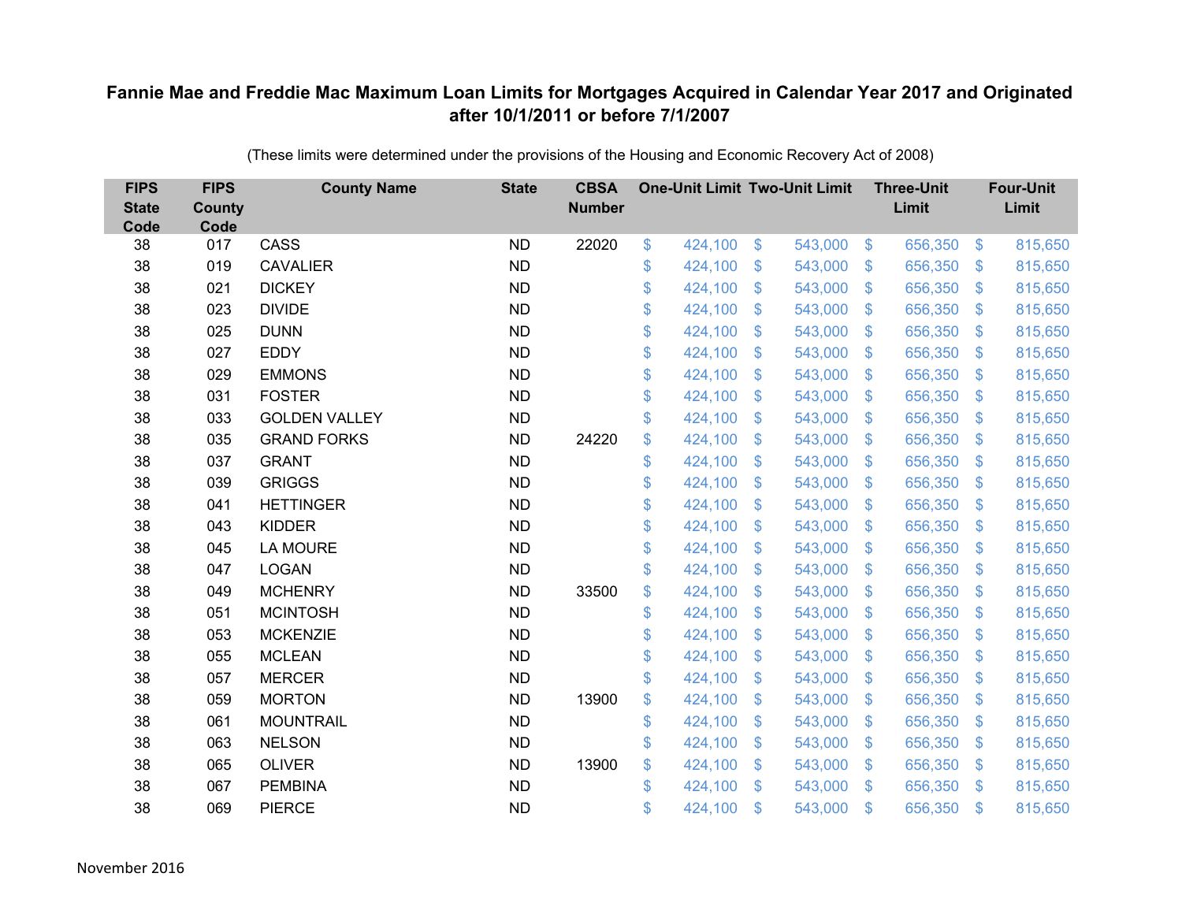# Fannie Mae and Freddie Mac Maximum Loan Limits for Mortgages Acquired in Calendar Year 2017 and Originated after 10/1/2011 or before 7/1/2007

(These limits were determined under the provisions of the Housing and Economic Recovery Act of 2008)

| FIPS State Code | FIPS County Code | County Name | State | CBSA Number | One-Unit Limit | Two-Unit Limit | Three-Unit Limit | Four-Unit Limit |
|---|---|---|---|---|---|---|---|---|
| 38 | 017 | CASS | ND | 22020 | $ 424,100 | $ 543,000 | $ 656,350 | $ 815,650 |
| 38 | 019 | CAVALIER | ND | | $ 424,100 | $ 543,000 | $ 656,350 | $ 815,650 |
| 38 | 021 | DICKEY | ND | | $ 424,100 | $ 543,000 | $ 656,350 | $ 815,650 |
| 38 | 023 | DIVIDE | ND | | $ 424,100 | $ 543,000 | $ 656,350 | $ 815,650 |
| 38 | 025 | DUNN | ND | | $ 424,100 | $ 543,000 | $ 656,350 | $ 815,650 |
| 38 | 027 | EDDY | ND | | $ 424,100 | $ 543,000 | $ 656,350 | $ 815,650 |
| 38 | 029 | EMMONS | ND | | $ 424,100 | $ 543,000 | $ 656,350 | $ 815,650 |
| 38 | 031 | FOSTER | ND | | $ 424,100 | $ 543,000 | $ 656,350 | $ 815,650 |
| 38 | 033 | GOLDEN VALLEY | ND | | $ 424,100 | $ 543,000 | $ 656,350 | $ 815,650 |
| 38 | 035 | GRAND FORKS | ND | 24220 | $ 424,100 | $ 543,000 | $ 656,350 | $ 815,650 |
| 38 | 037 | GRANT | ND | | $ 424,100 | $ 543,000 | $ 656,350 | $ 815,650 |
| 38 | 039 | GRIGGS | ND | | $ 424,100 | $ 543,000 | $ 656,350 | $ 815,650 |
| 38 | 041 | HETTINGER | ND | | $ 424,100 | $ 543,000 | $ 656,350 | $ 815,650 |
| 38 | 043 | KIDDER | ND | | $ 424,100 | $ 543,000 | $ 656,350 | $ 815,650 |
| 38 | 045 | LA MOURE | ND | | $ 424,100 | $ 543,000 | $ 656,350 | $ 815,650 |
| 38 | 047 | LOGAN | ND | | $ 424,100 | $ 543,000 | $ 656,350 | $ 815,650 |
| 38 | 049 | MCHENRY | ND | 33500 | $ 424,100 | $ 543,000 | $ 656,350 | $ 815,650 |
| 38 | 051 | MCINTOSH | ND | | $ 424,100 | $ 543,000 | $ 656,350 | $ 815,650 |
| 38 | 053 | MCKENZIE | ND | | $ 424,100 | $ 543,000 | $ 656,350 | $ 815,650 |
| 38 | 055 | MCLEAN | ND | | $ 424,100 | $ 543,000 | $ 656,350 | $ 815,650 |
| 38 | 057 | MERCER | ND | | $ 424,100 | $ 543,000 | $ 656,350 | $ 815,650 |
| 38 | 059 | MORTON | ND | 13900 | $ 424,100 | $ 543,000 | $ 656,350 | $ 815,650 |
| 38 | 061 | MOUNTRAIL | ND | | $ 424,100 | $ 543,000 | $ 656,350 | $ 815,650 |
| 38 | 063 | NELSON | ND | | $ 424,100 | $ 543,000 | $ 656,350 | $ 815,650 |
| 38 | 065 | OLIVER | ND | 13900 | $ 424,100 | $ 543,000 | $ 656,350 | $ 815,650 |
| 38 | 067 | PEMBINA | ND | | $ 424,100 | $ 543,000 | $ 656,350 | $ 815,650 |
| 38 | 069 | PIERCE | ND | | $ 424,100 | $ 543,000 | $ 656,350 | $ 815,650 |

November 2016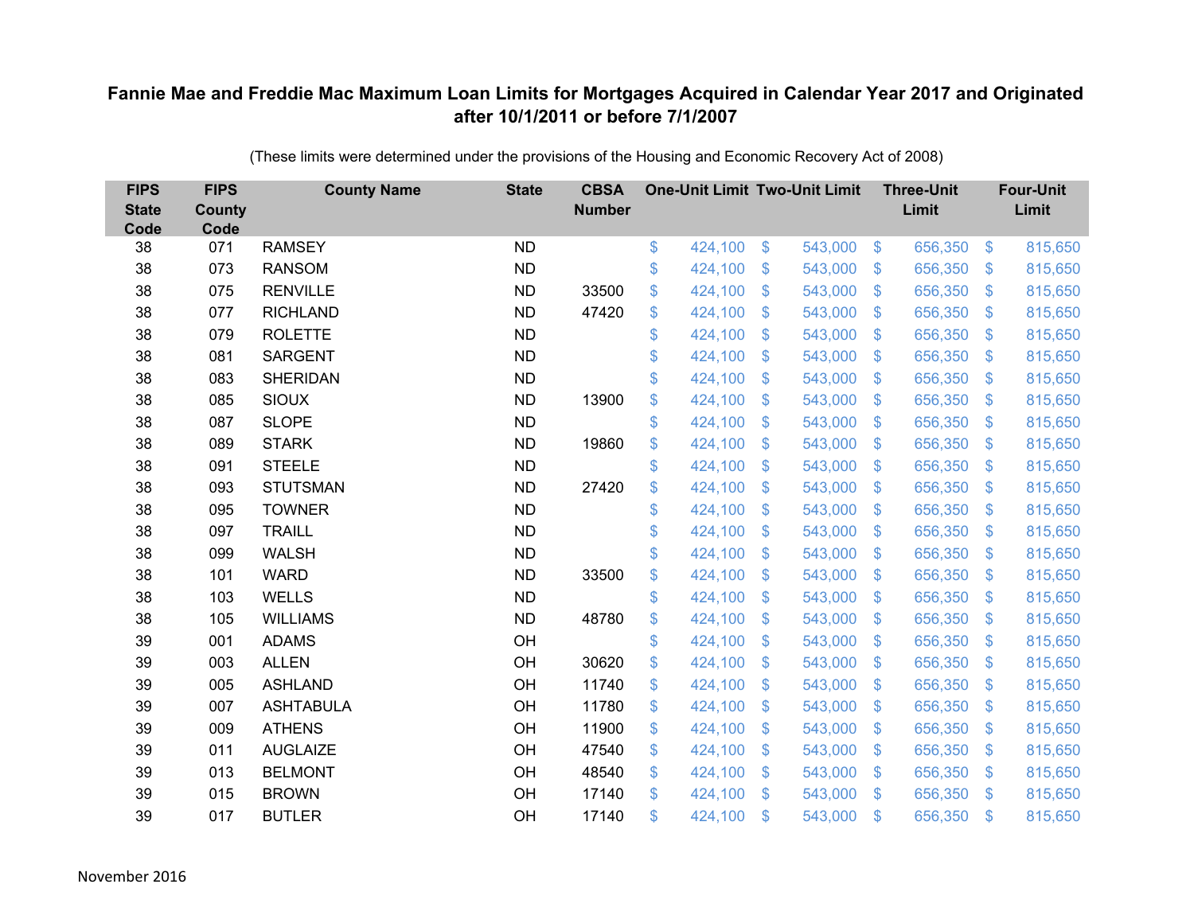# Fannie Mae and Freddie Mac Maximum Loan Limits for Mortgages Acquired in Calendar Year 2017 and Originated after 10/1/2011 or before 7/1/2007

(These limits were determined under the provisions of the Housing and Economic Recovery Act of 2008)

| FIPS State Code | FIPS County Code | County Name | State | CBSA Number | One-Unit Limit | Two-Unit Limit | Three-Unit Limit | Four-Unit Limit |
|---|---|---|---|---|---|---|---|---|
| 38 | 071 | RAMSEY | ND | | $ 424,100 | $ 543,000 | $ 656,350 | $ 815,650 |
| 38 | 073 | RANSOM | ND | | $ 424,100 | $ 543,000 | $ 656,350 | $ 815,650 |
| 38 | 075 | RENVILLE | ND | 33500 | $ 424,100 | $ 543,000 | $ 656,350 | $ 815,650 |
| 38 | 077 | RICHLAND | ND | 47420 | $ 424,100 | $ 543,000 | $ 656,350 | $ 815,650 |
| 38 | 079 | ROLETTE | ND | | $ 424,100 | $ 543,000 | $ 656,350 | $ 815,650 |
| 38 | 081 | SARGENT | ND | | $ 424,100 | $ 543,000 | $ 656,350 | $ 815,650 |
| 38 | 083 | SHERIDAN | ND | | $ 424,100 | $ 543,000 | $ 656,350 | $ 815,650 |
| 38 | 085 | SIOUX | ND | 13900 | $ 424,100 | $ 543,000 | $ 656,350 | $ 815,650 |
| 38 | 087 | SLOPE | ND | | $ 424,100 | $ 543,000 | $ 656,350 | $ 815,650 |
| 38 | 089 | STARK | ND | 19860 | $ 424,100 | $ 543,000 | $ 656,350 | $ 815,650 |
| 38 | 091 | STEELE | ND | | $ 424,100 | $ 543,000 | $ 656,350 | $ 815,650 |
| 38 | 093 | STUTSMAN | ND | 27420 | $ 424,100 | $ 543,000 | $ 656,350 | $ 815,650 |
| 38 | 095 | TOWNER | ND | | $ 424,100 | $ 543,000 | $ 656,350 | $ 815,650 |
| 38 | 097 | TRAILL | ND | | $ 424,100 | $ 543,000 | $ 656,350 | $ 815,650 |
| 38 | 099 | WALSH | ND | | $ 424,100 | $ 543,000 | $ 656,350 | $ 815,650 |
| 38 | 101 | WARD | ND | 33500 | $ 424,100 | $ 543,000 | $ 656,350 | $ 815,650 |
| 38 | 103 | WELLS | ND | | $ 424,100 | $ 543,000 | $ 656,350 | $ 815,650 |
| 38 | 105 | WILLIAMS | ND | 48780 | $ 424,100 | $ 543,000 | $ 656,350 | $ 815,650 |
| 39 | 001 | ADAMS | OH | | $ 424,100 | $ 543,000 | $ 656,350 | $ 815,650 |
| 39 | 003 | ALLEN | OH | 30620 | $ 424,100 | $ 543,000 | $ 656,350 | $ 815,650 |
| 39 | 005 | ASHLAND | OH | 11740 | $ 424,100 | $ 543,000 | $ 656,350 | $ 815,650 |
| 39 | 007 | ASHTABULA | OH | 11780 | $ 424,100 | $ 543,000 | $ 656,350 | $ 815,650 |
| 39 | 009 | ATHENS | OH | 11900 | $ 424,100 | $ 543,000 | $ 656,350 | $ 815,650 |
| 39 | 011 | AUGLAIZE | OH | 47540 | $ 424,100 | $ 543,000 | $ 656,350 | $ 815,650 |
| 39 | 013 | BELMONT | OH | 48540 | $ 424,100 | $ 543,000 | $ 656,350 | $ 815,650 |
| 39 | 015 | BROWN | OH | 17140 | $ 424,100 | $ 543,000 | $ 656,350 | $ 815,650 |
| 39 | 017 | BUTLER | OH | 17140 | $ 424,100 | $ 543,000 | $ 656,350 | $ 815,650 |

November 2016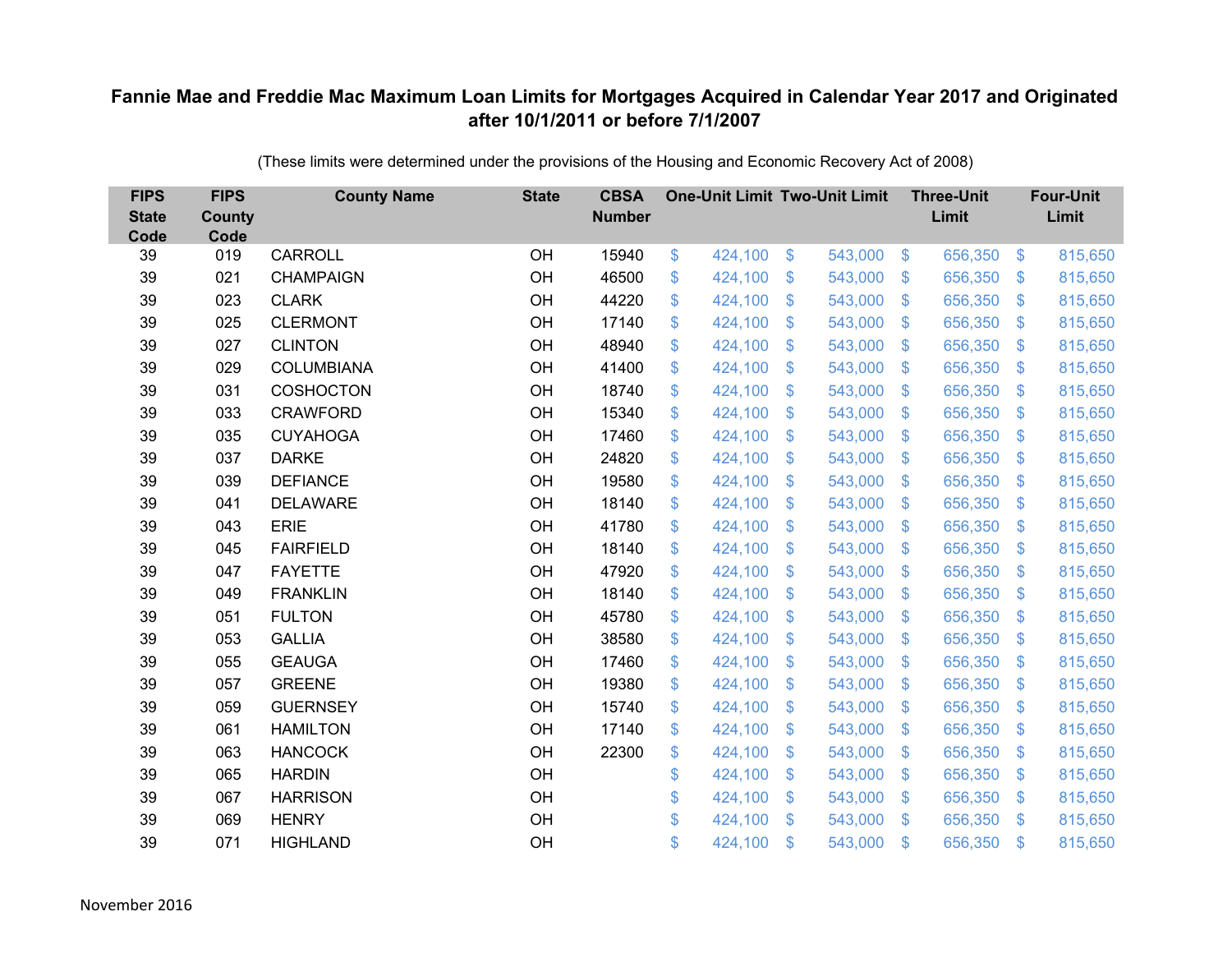# Fannie Mae and Freddie Mac Maximum Loan Limits for Mortgages Acquired in Calendar Year 2017 and Originated after 10/1/2011 or before 7/1/2007

(These limits were determined under the provisions of the Housing and Economic Recovery Act of 2008)

| FIPS State Code | FIPS County Code | County Name | State | CBSA Number | One-Unit Limit | Two-Unit Limit | Three-Unit Limit | Four-Unit Limit |
|---|---|---|---|---|---|---|---|---|
| 39 | 019 | CARROLL | OH | 15940 | $ 424,100 | $ 543,000 | $ 656,350 | $ 815,650 |
| 39 | 021 | CHAMPAIGN | OH | 46500 | $ 424,100 | $ 543,000 | $ 656,350 | $ 815,650 |
| 39 | 023 | CLARK | OH | 44220 | $ 424,100 | $ 543,000 | $ 656,350 | $ 815,650 |
| 39 | 025 | CLERMONT | OH | 17140 | $ 424,100 | $ 543,000 | $ 656,350 | $ 815,650 |
| 39 | 027 | CLINTON | OH | 48940 | $ 424,100 | $ 543,000 | $ 656,350 | $ 815,650 |
| 39 | 029 | COLUMBIANA | OH | 41400 | $ 424,100 | $ 543,000 | $ 656,350 | $ 815,650 |
| 39 | 031 | COSHOCTON | OH | 18740 | $ 424,100 | $ 543,000 | $ 656,350 | $ 815,650 |
| 39 | 033 | CRAWFORD | OH | 15340 | $ 424,100 | $ 543,000 | $ 656,350 | $ 815,650 |
| 39 | 035 | CUYAHOGA | OH | 17460 | $ 424,100 | $ 543,000 | $ 656,350 | $ 815,650 |
| 39 | 037 | DARKE | OH | 24820 | $ 424,100 | $ 543,000 | $ 656,350 | $ 815,650 |
| 39 | 039 | DEFIANCE | OH | 19580 | $ 424,100 | $ 543,000 | $ 656,350 | $ 815,650 |
| 39 | 041 | DELAWARE | OH | 18140 | $ 424,100 | $ 543,000 | $ 656,350 | $ 815,650 |
| 39 | 043 | ERIE | OH | 41780 | $ 424,100 | $ 543,000 | $ 656,350 | $ 815,650 |
| 39 | 045 | FAIRFIELD | OH | 18140 | $ 424,100 | $ 543,000 | $ 656,350 | $ 815,650 |
| 39 | 047 | FAYETTE | OH | 47920 | $ 424,100 | $ 543,000 | $ 656,350 | $ 815,650 |
| 39 | 049 | FRANKLIN | OH | 18140 | $ 424,100 | $ 543,000 | $ 656,350 | $ 815,650 |
| 39 | 051 | FULTON | OH | 45780 | $ 424,100 | $ 543,000 | $ 656,350 | $ 815,650 |
| 39 | 053 | GALLIA | OH | 38580 | $ 424,100 | $ 543,000 | $ 656,350 | $ 815,650 |
| 39 | 055 | GEAUGA | OH | 17460 | $ 424,100 | $ 543,000 | $ 656,350 | $ 815,650 |
| 39 | 057 | GREENE | OH | 19380 | $ 424,100 | $ 543,000 | $ 656,350 | $ 815,650 |
| 39 | 059 | GUERNSEY | OH | 15740 | $ 424,100 | $ 543,000 | $ 656,350 | $ 815,650 |
| 39 | 061 | HAMILTON | OH | 17140 | $ 424,100 | $ 543,000 | $ 656,350 | $ 815,650 |
| 39 | 063 | HANCOCK | OH | 22300 | $ 424,100 | $ 543,000 | $ 656,350 | $ 815,650 |
| 39 | 065 | HARDIN | OH | | $ 424,100 | $ 543,000 | $ 656,350 | $ 815,650 |
| 39 | 067 | HARRISON | OH | | $ 424,100 | $ 543,000 | $ 656,350 | $ 815,650 |
| 39 | 069 | HENRY | OH | | $ 424,100 | $ 543,000 | $ 656,350 | $ 815,650 |
| 39 | 071 | HIGHLAND | OH | | $ 424,100 | $ 543,000 | $ 656,350 | $ 815,650 |

November 2016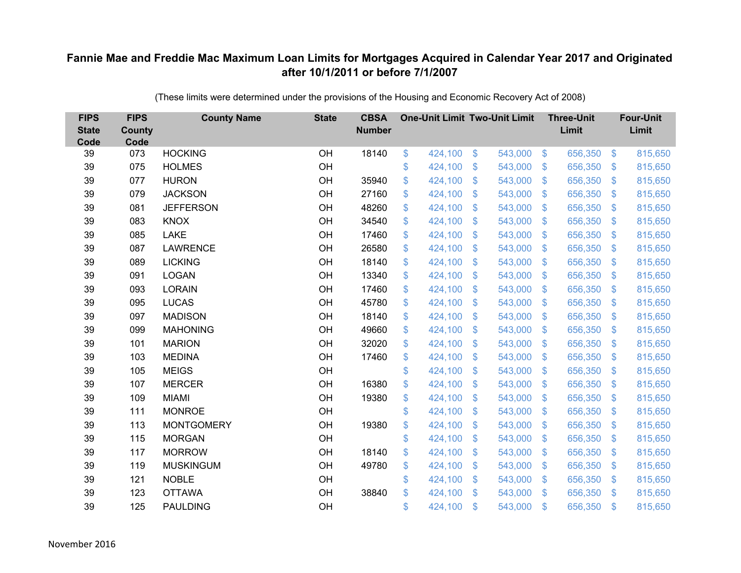# Fannie Mae and Freddie Mac Maximum Loan Limits for Mortgages Acquired in Calendar Year 2017 and Originated after 10/1/2011 or before 7/1/2007

(These limits were determined under the provisions of the Housing and Economic Recovery Act of 2008)

| FIPS State Code | FIPS County Code | County Name | State | CBSA Number | One-Unit Limit | Two-Unit Limit | Three-Unit Limit | Four-Unit Limit |
|---|---|---|---|---|---|---|---|---|
| 39 | 073 | HOCKING | OH | 18140 | $ 424,100 | $ 543,000 | $ 656,350 | $ 815,650 |
| 39 | 075 | HOLMES | OH | | $ 424,100 | $ 543,000 | $ 656,350 | $ 815,650 |
| 39 | 077 | HURON | OH | 35940 | $ 424,100 | $ 543,000 | $ 656,350 | $ 815,650 |
| 39 | 079 | JACKSON | OH | 27160 | $ 424,100 | $ 543,000 | $ 656,350 | $ 815,650 |
| 39 | 081 | JEFFERSON | OH | 48260 | $ 424,100 | $ 543,000 | $ 656,350 | $ 815,650 |
| 39 | 083 | KNOX | OH | 34540 | $ 424,100 | $ 543,000 | $ 656,350 | $ 815,650 |
| 39 | 085 | LAKE | OH | 17460 | $ 424,100 | $ 543,000 | $ 656,350 | $ 815,650 |
| 39 | 087 | LAWRENCE | OH | 26580 | $ 424,100 | $ 543,000 | $ 656,350 | $ 815,650 |
| 39 | 089 | LICKING | OH | 18140 | $ 424,100 | $ 543,000 | $ 656,350 | $ 815,650 |
| 39 | 091 | LOGAN | OH | 13340 | $ 424,100 | $ 543,000 | $ 656,350 | $ 815,650 |
| 39 | 093 | LORAIN | OH | 17460 | $ 424,100 | $ 543,000 | $ 656,350 | $ 815,650 |
| 39 | 095 | LUCAS | OH | 45780 | $ 424,100 | $ 543,000 | $ 656,350 | $ 815,650 |
| 39 | 097 | MADISON | OH | 18140 | $ 424,100 | $ 543,000 | $ 656,350 | $ 815,650 |
| 39 | 099 | MAHONING | OH | 49660 | $ 424,100 | $ 543,000 | $ 656,350 | $ 815,650 |
| 39 | 101 | MARION | OH | 32020 | $ 424,100 | $ 543,000 | $ 656,350 | $ 815,650 |
| 39 | 103 | MEDINA | OH | 17460 | $ 424,100 | $ 543,000 | $ 656,350 | $ 815,650 |
| 39 | 105 | MEIGS | OH | | $ 424,100 | $ 543,000 | $ 656,350 | $ 815,650 |
| 39 | 107 | MERCER | OH | 16380 | $ 424,100 | $ 543,000 | $ 656,350 | $ 815,650 |
| 39 | 109 | MIAMI | OH | 19380 | $ 424,100 | $ 543,000 | $ 656,350 | $ 815,650 |
| 39 | 111 | MONROE | OH | | $ 424,100 | $ 543,000 | $ 656,350 | $ 815,650 |
| 39 | 113 | MONTGOMERY | OH | 19380 | $ 424,100 | $ 543,000 | $ 656,350 | $ 815,650 |
| 39 | 115 | MORGAN | OH | | $ 424,100 | $ 543,000 | $ 656,350 | $ 815,650 |
| 39 | 117 | MORROW | OH | 18140 | $ 424,100 | $ 543,000 | $ 656,350 | $ 815,650 |
| 39 | 119 | MUSKINGUM | OH | 49780 | $ 424,100 | $ 543,000 | $ 656,350 | $ 815,650 |
| 39 | 121 | NOBLE | OH | | $ 424,100 | $ 543,000 | $ 656,350 | $ 815,650 |
| 39 | 123 | OTTAWA | OH | 38840 | $ 424,100 | $ 543,000 | $ 656,350 | $ 815,650 |
| 39 | 125 | PAULDING | OH | | $ 424,100 | $ 543,000 | $ 656,350 | $ 815,650 |

November 2016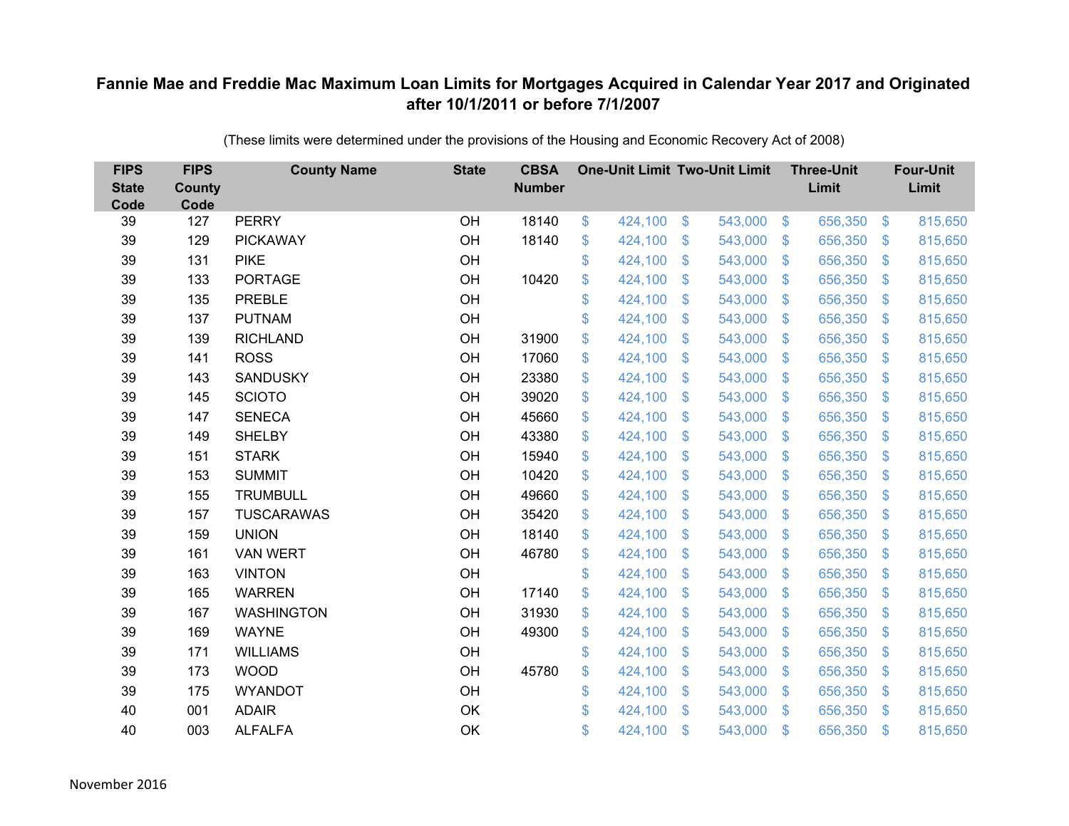## Fannie Mae and Freddie Mac Maximum Loan Limits for Mortgages Acquired in Calendar Year 2017 and Originated after 10/1/2011 or before 7/1/2007

(These limits were determined under the provisions of the Housing and Economic Recovery Act of 2008)

| FIPS State Code | FIPS County Code | County Name | State | CBSA Number | One-Unit Limit | Two-Unit Limit | Three-Unit Limit | Four-Unit Limit |
|---|---|---|---|---|---|---|---|---|
| 39 | 127 | PERRY | OH | 18140 | $ 424,100 | $ 543,000 | $ 656,350 | $ 815,650 |
| 39 | 129 | PICKAWAY | OH | 18140 | $ 424,100 | $ 543,000 | $ 656,350 | $ 815,650 |
| 39 | 131 | PIKE | OH | | $ 424,100 | $ 543,000 | $ 656,350 | $ 815,650 |
| 39 | 133 | PORTAGE | OH | 10420 | $ 424,100 | $ 543,000 | $ 656,350 | $ 815,650 |
| 39 | 135 | PREBLE | OH | | $ 424,100 | $ 543,000 | $ 656,350 | $ 815,650 |
| 39 | 137 | PUTNAM | OH | | $ 424,100 | $ 543,000 | $ 656,350 | $ 815,650 |
| 39 | 139 | RICHLAND | OH | 31900 | $ 424,100 | $ 543,000 | $ 656,350 | $ 815,650 |
| 39 | 141 | ROSS | OH | 17060 | $ 424,100 | $ 543,000 | $ 656,350 | $ 815,650 |
| 39 | 143 | SANDUSKY | OH | 23380 | $ 424,100 | $ 543,000 | $ 656,350 | $ 815,650 |
| 39 | 145 | SCIOTO | OH | 39020 | $ 424,100 | $ 543,000 | $ 656,350 | $ 815,650 |
| 39 | 147 | SENECA | OH | 45660 | $ 424,100 | $ 543,000 | $ 656,350 | $ 815,650 |
| 39 | 149 | SHELBY | OH | 43380 | $ 424,100 | $ 543,000 | $ 656,350 | $ 815,650 |
| 39 | 151 | STARK | OH | 15940 | $ 424,100 | $ 543,000 | $ 656,350 | $ 815,650 |
| 39 | 153 | SUMMIT | OH | 10420 | $ 424,100 | $ 543,000 | $ 656,350 | $ 815,650 |
| 39 | 155 | TRUMBULL | OH | 49660 | $ 424,100 | $ 543,000 | $ 656,350 | $ 815,650 |
| 39 | 157 | TUSCARAWAS | OH | 35420 | $ 424,100 | $ 543,000 | $ 656,350 | $ 815,650 |
| 39 | 159 | UNION | OH | 18140 | $ 424,100 | $ 543,000 | $ 656,350 | $ 815,650 |
| 39 | 161 | VAN WERT | OH | 46780 | $ 424,100 | $ 543,000 | $ 656,350 | $ 815,650 |
| 39 | 163 | VINTON | OH | | $ 424,100 | $ 543,000 | $ 656,350 | $ 815,650 |
| 39 | 165 | WARREN | OH | 17140 | $ 424,100 | $ 543,000 | $ 656,350 | $ 815,650 |
| 39 | 167 | WASHINGTON | OH | 31930 | $ 424,100 | $ 543,000 | $ 656,350 | $ 815,650 |
| 39 | 169 | WAYNE | OH | 49300 | $ 424,100 | $ 543,000 | $ 656,350 | $ 815,650 |
| 39 | 171 | WILLIAMS | OH | | $ 424,100 | $ 543,000 | $ 656,350 | $ 815,650 |
| 39 | 173 | WOOD | OH | 45780 | $ 424,100 | $ 543,000 | $ 656,350 | $ 815,650 |
| 39 | 175 | WYANDOT | OH | | $ 424,100 | $ 543,000 | $ 656,350 | $ 815,650 |
| 40 | 001 | ADAIR | OK | | $ 424,100 | $ 543,000 | $ 656,350 | $ 815,650 |
| 40 | 003 | ALFALFA | OK | | $ 424,100 | $ 543,000 | $ 656,350 | $ 815,650 |

November 2016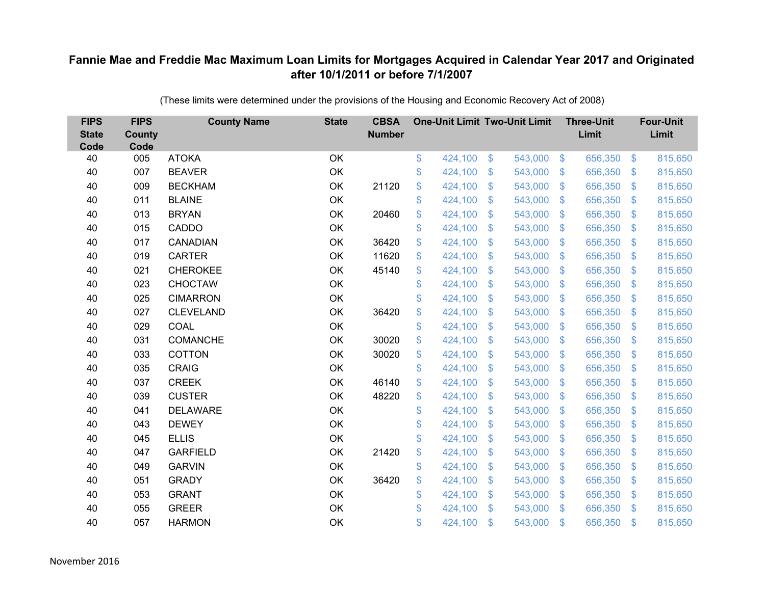# Fannie Mae and Freddie Mac Maximum Loan Limits for Mortgages Acquired in Calendar Year 2017 and Originated after 10/1/2011 or before 7/1/2007

(These limits were determined under the provisions of the Housing and Economic Recovery Act of 2008)

| FIPS State Code | FIPS County Code | County Name | State | CBSA Number | One-Unit Limit | Two-Unit Limit | Three-Unit Limit | Four-Unit Limit |
|---|---|---|---|---|---|---|---|---|
| 40 | 005 | ATOKA | OK | | $ 424,100 | $ 543,000 | $ 656,350 | $ 815,650 |
| 40 | 007 | BEAVER | OK | | $ 424,100 | $ 543,000 | $ 656,350 | $ 815,650 |
| 40 | 009 | BECKHAM | OK | 21120 | $ 424,100 | $ 543,000 | $ 656,350 | $ 815,650 |
| 40 | 011 | BLAINE | OK | | $ 424,100 | $ 543,000 | $ 656,350 | $ 815,650 |
| 40 | 013 | BRYAN | OK | 20460 | $ 424,100 | $ 543,000 | $ 656,350 | $ 815,650 |
| 40 | 015 | CADDO | OK | | $ 424,100 | $ 543,000 | $ 656,350 | $ 815,650 |
| 40 | 017 | CANADIAN | OK | 36420 | $ 424,100 | $ 543,000 | $ 656,350 | $ 815,650 |
| 40 | 019 | CARTER | OK | 11620 | $ 424,100 | $ 543,000 | $ 656,350 | $ 815,650 |
| 40 | 021 | CHEROKEE | OK | 45140 | $ 424,100 | $ 543,000 | $ 656,350 | $ 815,650 |
| 40 | 023 | CHOCTAW | OK | | $ 424,100 | $ 543,000 | $ 656,350 | $ 815,650 |
| 40 | 025 | CIMARRON | OK | | $ 424,100 | $ 543,000 | $ 656,350 | $ 815,650 |
| 40 | 027 | CLEVELAND | OK | 36420 | $ 424,100 | $ 543,000 | $ 656,350 | $ 815,650 |
| 40 | 029 | COAL | OK | | $ 424,100 | $ 543,000 | $ 656,350 | $ 815,650 |
| 40 | 031 | COMANCHE | OK | 30020 | $ 424,100 | $ 543,000 | $ 656,350 | $ 815,650 |
| 40 | 033 | COTTON | OK | 30020 | $ 424,100 | $ 543,000 | $ 656,350 | $ 815,650 |
| 40 | 035 | CRAIG | OK | | $ 424,100 | $ 543,000 | $ 656,350 | $ 815,650 |
| 40 | 037 | CREEK | OK | 46140 | $ 424,100 | $ 543,000 | $ 656,350 | $ 815,650 |
| 40 | 039 | CUSTER | OK | 48220 | $ 424,100 | $ 543,000 | $ 656,350 | $ 815,650 |
| 40 | 041 | DELAWARE | OK | | $ 424,100 | $ 543,000 | $ 656,350 | $ 815,650 |
| 40 | 043 | DEWEY | OK | | $ 424,100 | $ 543,000 | $ 656,350 | $ 815,650 |
| 40 | 045 | ELLIS | OK | | $ 424,100 | $ 543,000 | $ 656,350 | $ 815,650 |
| 40 | 047 | GARFIELD | OK | 21420 | $ 424,100 | $ 543,000 | $ 656,350 | $ 815,650 |
| 40 | 049 | GARVIN | OK | | $ 424,100 | $ 543,000 | $ 656,350 | $ 815,650 |
| 40 | 051 | GRADY | OK | 36420 | $ 424,100 | $ 543,000 | $ 656,350 | $ 815,650 |
| 40 | 053 | GRANT | OK | | $ 424,100 | $ 543,000 | $ 656,350 | $ 815,650 |
| 40 | 055 | GREER | OK | | $ 424,100 | $ 543,000 | $ 656,350 | $ 815,650 |
| 40 | 057 | HARMON | OK | | $ 424,100 | $ 543,000 | $ 656,350 | $ 815,650 |

November 2016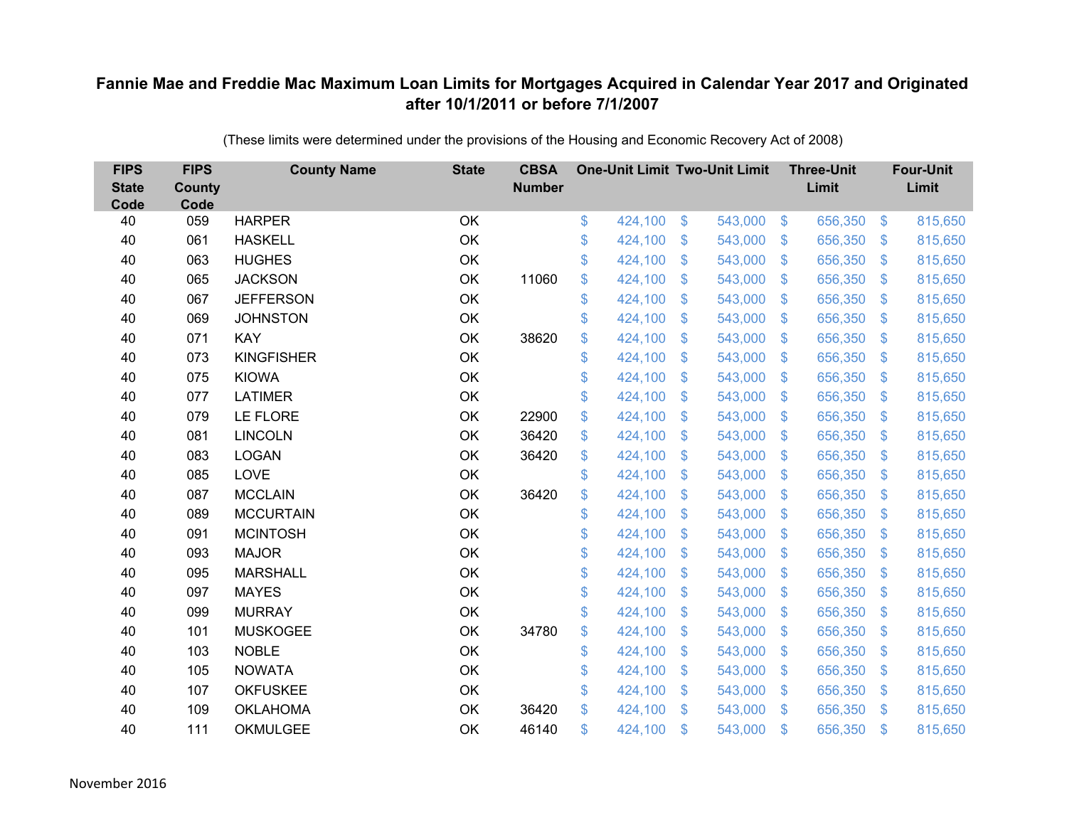# Fannie Mae and Freddie Mac Maximum Loan Limits for Mortgages Acquired in Calendar Year 2017 and Originated after 10/1/2011 or before 7/1/2007

(These limits were determined under the provisions of the Housing and Economic Recovery Act of 2008)

| FIPS State Code | FIPS County Code | County Name | State | CBSA Number | One-Unit Limit | Two-Unit Limit | Three-Unit Limit | Four-Unit Limit |
|---|---|---|---|---|---|---|---|---|
| 40 | 059 | HARPER | OK | | $ 424,100 | $ 543,000 | $ 656,350 | $ 815,650 |
| 40 | 061 | HASKELL | OK | | $ 424,100 | $ 543,000 | $ 656,350 | $ 815,650 |
| 40 | 063 | HUGHES | OK | | $ 424,100 | $ 543,000 | $ 656,350 | $ 815,650 |
| 40 | 065 | JACKSON | OK | 11060 | $ 424,100 | $ 543,000 | $ 656,350 | $ 815,650 |
| 40 | 067 | JEFFERSON | OK | | $ 424,100 | $ 543,000 | $ 656,350 | $ 815,650 |
| 40 | 069 | JOHNSTON | OK | | $ 424,100 | $ 543,000 | $ 656,350 | $ 815,650 |
| 40 | 071 | KAY | OK | 38620 | $ 424,100 | $ 543,000 | $ 656,350 | $ 815,650 |
| 40 | 073 | KINGFISHER | OK | | $ 424,100 | $ 543,000 | $ 656,350 | $ 815,650 |
| 40 | 075 | KIOWA | OK | | $ 424,100 | $ 543,000 | $ 656,350 | $ 815,650 |
| 40 | 077 | LATIMER | OK | | $ 424,100 | $ 543,000 | $ 656,350 | $ 815,650 |
| 40 | 079 | LE FLORE | OK | 22900 | $ 424,100 | $ 543,000 | $ 656,350 | $ 815,650 |
| 40 | 081 | LINCOLN | OK | 36420 | $ 424,100 | $ 543,000 | $ 656,350 | $ 815,650 |
| 40 | 083 | LOGAN | OK | 36420 | $ 424,100 | $ 543,000 | $ 656,350 | $ 815,650 |
| 40 | 085 | LOVE | OK | | $ 424,100 | $ 543,000 | $ 656,350 | $ 815,650 |
| 40 | 087 | MCCLAIN | OK | 36420 | $ 424,100 | $ 543,000 | $ 656,350 | $ 815,650 |
| 40 | 089 | MCCURTAIN | OK | | $ 424,100 | $ 543,000 | $ 656,350 | $ 815,650 |
| 40 | 091 | MCINTOSH | OK | | $ 424,100 | $ 543,000 | $ 656,350 | $ 815,650 |
| 40 | 093 | MAJOR | OK | | $ 424,100 | $ 543,000 | $ 656,350 | $ 815,650 |
| 40 | 095 | MARSHALL | OK | | $ 424,100 | $ 543,000 | $ 656,350 | $ 815,650 |
| 40 | 097 | MAYES | OK | | $ 424,100 | $ 543,000 | $ 656,350 | $ 815,650 |
| 40 | 099 | MURRAY | OK | | $ 424,100 | $ 543,000 | $ 656,350 | $ 815,650 |
| 40 | 101 | MUSKOGEE | OK | 34780 | $ 424,100 | $ 543,000 | $ 656,350 | $ 815,650 |
| 40 | 103 | NOBLE | OK | | $ 424,100 | $ 543,000 | $ 656,350 | $ 815,650 |
| 40 | 105 | NOWATA | OK | | $ 424,100 | $ 543,000 | $ 656,350 | $ 815,650 |
| 40 | 107 | OKFUSKEE | OK | | $ 424,100 | $ 543,000 | $ 656,350 | $ 815,650 |
| 40 | 109 | OKLAHOMA | OK | 36420 | $ 424,100 | $ 543,000 | $ 656,350 | $ 815,650 |
| 40 | 111 | OKMULGEE | OK | 46140 | $ 424,100 | $ 543,000 | $ 656,350 | $ 815,650 |

November 2016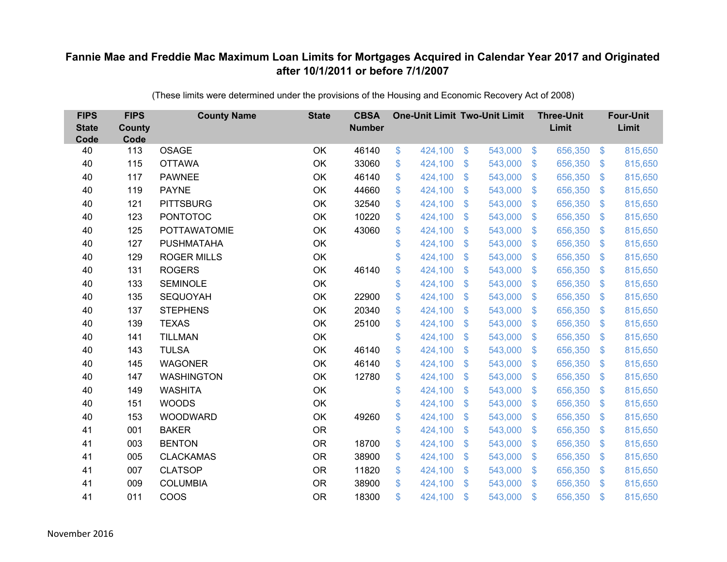## Fannie Mae and Freddie Mac Maximum Loan Limits for Mortgages Acquired in Calendar Year 2017 and Originated after 10/1/2011 or before 7/1/2007

(These limits were determined under the provisions of the Housing and Economic Recovery Act of 2008)

| FIPS State Code | FIPS County Code | County Name | State | CBSA Number | One-Unit Limit | Two-Unit Limit | Three-Unit Limit | Four-Unit Limit |
|---|---|---|---|---|---|---|---|---|
| 40 | 113 | OSAGE | OK | 46140 | $ 424,100 | $ 543,000 | $ 656,350 | $ 815,650 |
| 40 | 115 | OTTAWA | OK | 33060 | $ 424,100 | $ 543,000 | $ 656,350 | $ 815,650 |
| 40 | 117 | PAWNEE | OK | 46140 | $ 424,100 | $ 543,000 | $ 656,350 | $ 815,650 |
| 40 | 119 | PAYNE | OK | 44660 | $ 424,100 | $ 543,000 | $ 656,350 | $ 815,650 |
| 40 | 121 | PITTSBURG | OK | 32540 | $ 424,100 | $ 543,000 | $ 656,350 | $ 815,650 |
| 40 | 123 | PONTOTOC | OK | 10220 | $ 424,100 | $ 543,000 | $ 656,350 | $ 815,650 |
| 40 | 125 | POTTAWATOMIE | OK | 43060 | $ 424,100 | $ 543,000 | $ 656,350 | $ 815,650 |
| 40 | 127 | PUSHMATAHA | OK | | $ 424,100 | $ 543,000 | $ 656,350 | $ 815,650 |
| 40 | 129 | ROGER MILLS | OK | | $ 424,100 | $ 543,000 | $ 656,350 | $ 815,650 |
| 40 | 131 | ROGERS | OK | 46140 | $ 424,100 | $ 543,000 | $ 656,350 | $ 815,650 |
| 40 | 133 | SEMINOLE | OK | | $ 424,100 | $ 543,000 | $ 656,350 | $ 815,650 |
| 40 | 135 | SEQUOYAH | OK | 22900 | $ 424,100 | $ 543,000 | $ 656,350 | $ 815,650 |
| 40 | 137 | STEPHENS | OK | 20340 | $ 424,100 | $ 543,000 | $ 656,350 | $ 815,650 |
| 40 | 139 | TEXAS | OK | 25100 | $ 424,100 | $ 543,000 | $ 656,350 | $ 815,650 |
| 40 | 141 | TILLMAN | OK | | $ 424,100 | $ 543,000 | $ 656,350 | $ 815,650 |
| 40 | 143 | TULSA | OK | 46140 | $ 424,100 | $ 543,000 | $ 656,350 | $ 815,650 |
| 40 | 145 | WAGONER | OK | 46140 | $ 424,100 | $ 543,000 | $ 656,350 | $ 815,650 |
| 40 | 147 | WASHINGTON | OK | 12780 | $ 424,100 | $ 543,000 | $ 656,350 | $ 815,650 |
| 40 | 149 | WASHITA | OK | | $ 424,100 | $ 543,000 | $ 656,350 | $ 815,650 |
| 40 | 151 | WOODS | OK | | $ 424,100 | $ 543,000 | $ 656,350 | $ 815,650 |
| 40 | 153 | WOODWARD | OK | 49260 | $ 424,100 | $ 543,000 | $ 656,350 | $ 815,650 |
| 41 | 001 | BAKER | OR | | $ 424,100 | $ 543,000 | $ 656,350 | $ 815,650 |
| 41 | 003 | BENTON | OR | 18700 | $ 424,100 | $ 543,000 | $ 656,350 | $ 815,650 |
| 41 | 005 | CLACKAMAS | OR | 38900 | $ 424,100 | $ 543,000 | $ 656,350 | $ 815,650 |
| 41 | 007 | CLATSOP | OR | 11820 | $ 424,100 | $ 543,000 | $ 656,350 | $ 815,650 |
| 41 | 009 | COLUMBIA | OR | 38900 | $ 424,100 | $ 543,000 | $ 656,350 | $ 815,650 |
| 41 | 011 | COOS | OR | 18300 | $ 424,100 | $ 543,000 | $ 656,350 | $ 815,650 |

November 2016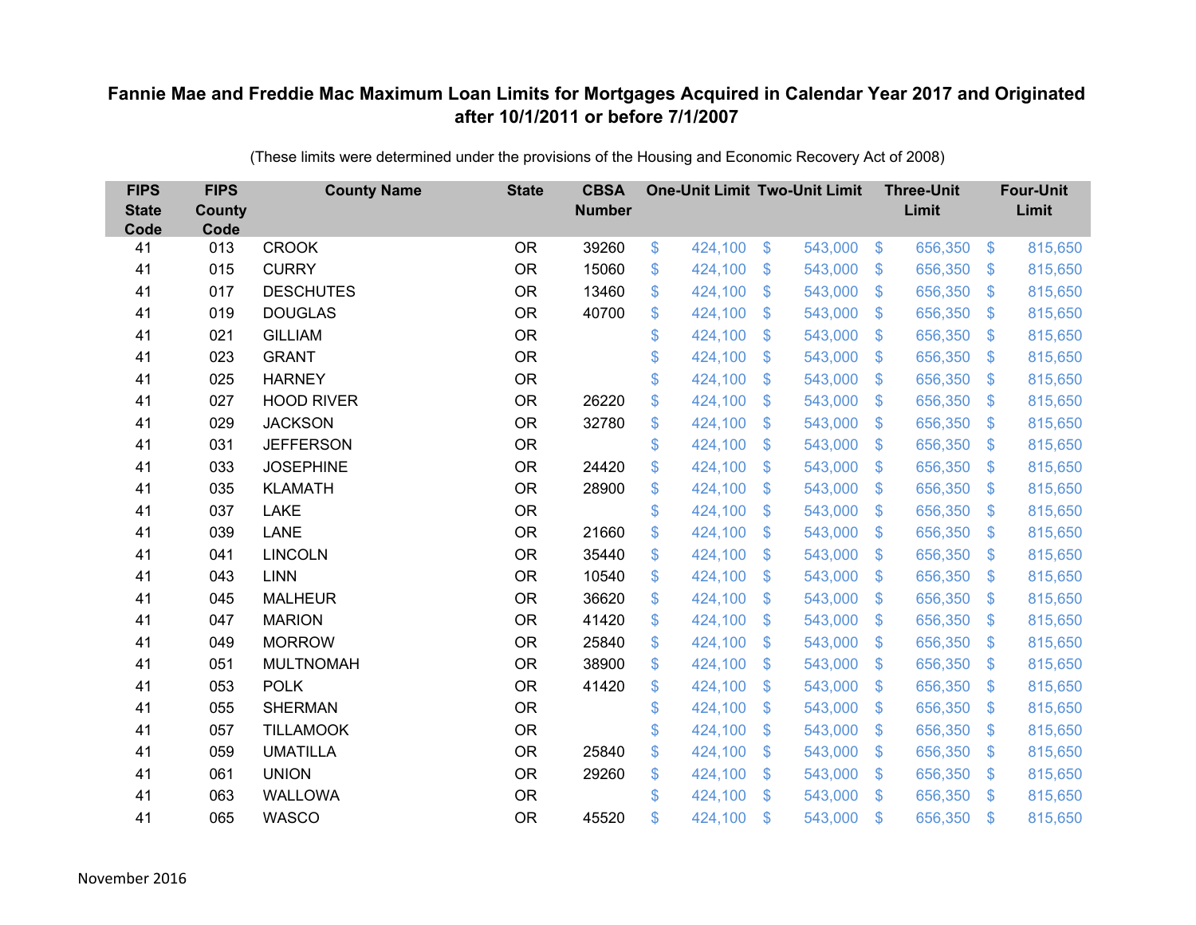# Fannie Mae and Freddie Mac Maximum Loan Limits for Mortgages Acquired in Calendar Year 2017 and Originated after 10/1/2011 or before 7/1/2007

(These limits were determined under the provisions of the Housing and Economic Recovery Act of 2008)

| FIPS State Code | FIPS County Code | County Name | State | CBSA Number | One-Unit Limit | Two-Unit Limit | Three-Unit Limit | Four-Unit Limit |
|---|---|---|---|---|---|---|---|---|
| 41 | 013 | CROOK | OR | 39260 | $ 424,100 | $ 543,000 | $ 656,350 | $ 815,650 |
| 41 | 015 | CURRY | OR | 15060 | $ 424,100 | $ 543,000 | $ 656,350 | $ 815,650 |
| 41 | 017 | DESCHUTES | OR | 13460 | $ 424,100 | $ 543,000 | $ 656,350 | $ 815,650 |
| 41 | 019 | DOUGLAS | OR | 40700 | $ 424,100 | $ 543,000 | $ 656,350 | $ 815,650 |
| 41 | 021 | GILLIAM | OR | | $ 424,100 | $ 543,000 | $ 656,350 | $ 815,650 |
| 41 | 023 | GRANT | OR | | $ 424,100 | $ 543,000 | $ 656,350 | $ 815,650 |
| 41 | 025 | HARNEY | OR | | $ 424,100 | $ 543,000 | $ 656,350 | $ 815,650 |
| 41 | 027 | HOOD RIVER | OR | 26220 | $ 424,100 | $ 543,000 | $ 656,350 | $ 815,650 |
| 41 | 029 | JACKSON | OR | 32780 | $ 424,100 | $ 543,000 | $ 656,350 | $ 815,650 |
| 41 | 031 | JEFFERSON | OR | | $ 424,100 | $ 543,000 | $ 656,350 | $ 815,650 |
| 41 | 033 | JOSEPHINE | OR | 24420 | $ 424,100 | $ 543,000 | $ 656,350 | $ 815,650 |
| 41 | 035 | KLAMATH | OR | 28900 | $ 424,100 | $ 543,000 | $ 656,350 | $ 815,650 |
| 41 | 037 | LAKE | OR | | $ 424,100 | $ 543,000 | $ 656,350 | $ 815,650 |
| 41 | 039 | LANE | OR | 21660 | $ 424,100 | $ 543,000 | $ 656,350 | $ 815,650 |
| 41 | 041 | LINCOLN | OR | 35440 | $ 424,100 | $ 543,000 | $ 656,350 | $ 815,650 |
| 41 | 043 | LINN | OR | 10540 | $ 424,100 | $ 543,000 | $ 656,350 | $ 815,650 |
| 41 | 045 | MALHEUR | OR | 36620 | $ 424,100 | $ 543,000 | $ 656,350 | $ 815,650 |
| 41 | 047 | MARION | OR | 41420 | $ 424,100 | $ 543,000 | $ 656,350 | $ 815,650 |
| 41 | 049 | MORROW | OR | 25840 | $ 424,100 | $ 543,000 | $ 656,350 | $ 815,650 |
| 41 | 051 | MULTNOMAH | OR | 38900 | $ 424,100 | $ 543,000 | $ 656,350 | $ 815,650 |
| 41 | 053 | POLK | OR | 41420 | $ 424,100 | $ 543,000 | $ 656,350 | $ 815,650 |
| 41 | 055 | SHERMAN | OR | | $ 424,100 | $ 543,000 | $ 656,350 | $ 815,650 |
| 41 | 057 | TILLAMOOK | OR | | $ 424,100 | $ 543,000 | $ 656,350 | $ 815,650 |
| 41 | 059 | UMATILLA | OR | 25840 | $ 424,100 | $ 543,000 | $ 656,350 | $ 815,650 |
| 41 | 061 | UNION | OR | 29260 | $ 424,100 | $ 543,000 | $ 656,350 | $ 815,650 |
| 41 | 063 | WALLOWA | OR | | $ 424,100 | $ 543,000 | $ 656,350 | $ 815,650 |
| 41 | 065 | WASCO | OR | 45520 | $ 424,100 | $ 543,000 | $ 656,350 | $ 815,650 |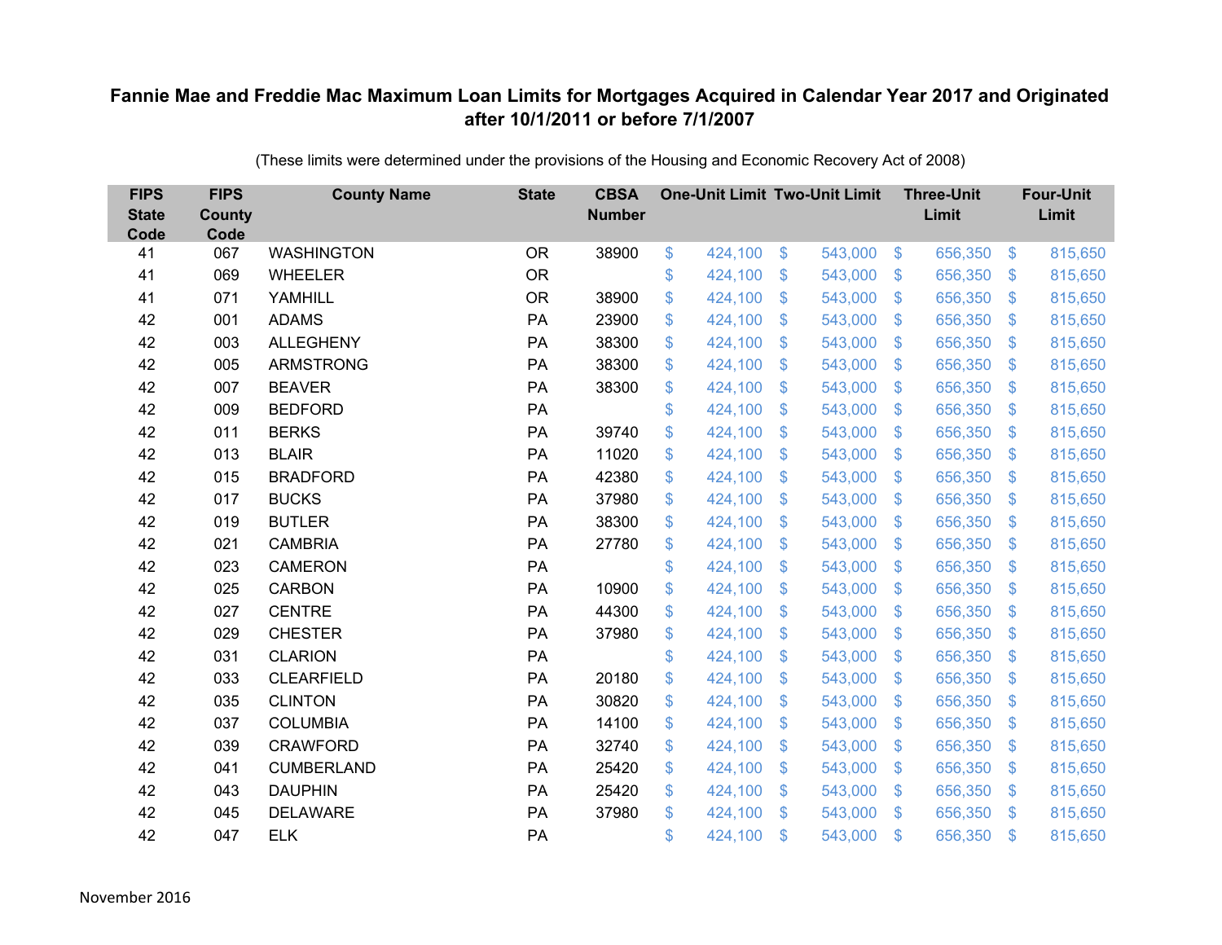# Fannie Mae and Freddie Mac Maximum Loan Limits for Mortgages Acquired in Calendar Year 2017 and Originated after 10/1/2011 or before 7/1/2007

(These limits were determined under the provisions of the Housing and Economic Recovery Act of 2008)

| FIPS State Code | FIPS County Code | County Name | State | CBSA Number | One-Unit Limit | Two-Unit Limit | Three-Unit Limit | Four-Unit Limit |
|---|---|---|---|---|---|---|---|---|
| 41 | 067 | WASHINGTON | OR | 38900 | $ 424,100 | $ 543,000 | $ 656,350 | $ 815,650 |
| 41 | 069 | WHEELER | OR | | $ 424,100 | $ 543,000 | $ 656,350 | $ 815,650 |
| 41 | 071 | YAMHILL | OR | 38900 | $ 424,100 | $ 543,000 | $ 656,350 | $ 815,650 |
| 42 | 001 | ADAMS | PA | 23900 | $ 424,100 | $ 543,000 | $ 656,350 | $ 815,650 |
| 42 | 003 | ALLEGHENY | PA | 38300 | $ 424,100 | $ 543,000 | $ 656,350 | $ 815,650 |
| 42 | 005 | ARMSTRONG | PA | 38300 | $ 424,100 | $ 543,000 | $ 656,350 | $ 815,650 |
| 42 | 007 | BEAVER | PA | 38300 | $ 424,100 | $ 543,000 | $ 656,350 | $ 815,650 |
| 42 | 009 | BEDFORD | PA | | $ 424,100 | $ 543,000 | $ 656,350 | $ 815,650 |
| 42 | 011 | BERKS | PA | 39740 | $ 424,100 | $ 543,000 | $ 656,350 | $ 815,650 |
| 42 | 013 | BLAIR | PA | 11020 | $ 424,100 | $ 543,000 | $ 656,350 | $ 815,650 |
| 42 | 015 | BRADFORD | PA | 42380 | $ 424,100 | $ 543,000 | $ 656,350 | $ 815,650 |
| 42 | 017 | BUCKS | PA | 37980 | $ 424,100 | $ 543,000 | $ 656,350 | $ 815,650 |
| 42 | 019 | BUTLER | PA | 38300 | $ 424,100 | $ 543,000 | $ 656,350 | $ 815,650 |
| 42 | 021 | CAMBRIA | PA | 27780 | $ 424,100 | $ 543,000 | $ 656,350 | $ 815,650 |
| 42 | 023 | CAMERON | PA | | $ 424,100 | $ 543,000 | $ 656,350 | $ 815,650 |
| 42 | 025 | CARBON | PA | 10900 | $ 424,100 | $ 543,000 | $ 656,350 | $ 815,650 |
| 42 | 027 | CENTRE | PA | 44300 | $ 424,100 | $ 543,000 | $ 656,350 | $ 815,650 |
| 42 | 029 | CHESTER | PA | 37980 | $ 424,100 | $ 543,000 | $ 656,350 | $ 815,650 |
| 42 | 031 | CLARION | PA | | $ 424,100 | $ 543,000 | $ 656,350 | $ 815,650 |
| 42 | 033 | CLEARFIELD | PA | 20180 | $ 424,100 | $ 543,000 | $ 656,350 | $ 815,650 |
| 42 | 035 | CLINTON | PA | 30820 | $ 424,100 | $ 543,000 | $ 656,350 | $ 815,650 |
| 42 | 037 | COLUMBIA | PA | 14100 | $ 424,100 | $ 543,000 | $ 656,350 | $ 815,650 |
| 42 | 039 | CRAWFORD | PA | 32740 | $ 424,100 | $ 543,000 | $ 656,350 | $ 815,650 |
| 42 | 041 | CUMBERLAND | PA | 25420 | $ 424,100 | $ 543,000 | $ 656,350 | $ 815,650 |
| 42 | 043 | DAUPHIN | PA | 25420 | $ 424,100 | $ 543,000 | $ 656,350 | $ 815,650 |
| 42 | 045 | DELAWARE | PA | 37980 | $ 424,100 | $ 543,000 | $ 656,350 | $ 815,650 |
| 42 | 047 | ELK | PA | | $ 424,100 | $ 543,000 | $ 656,350 | $ 815,650 |

November 2016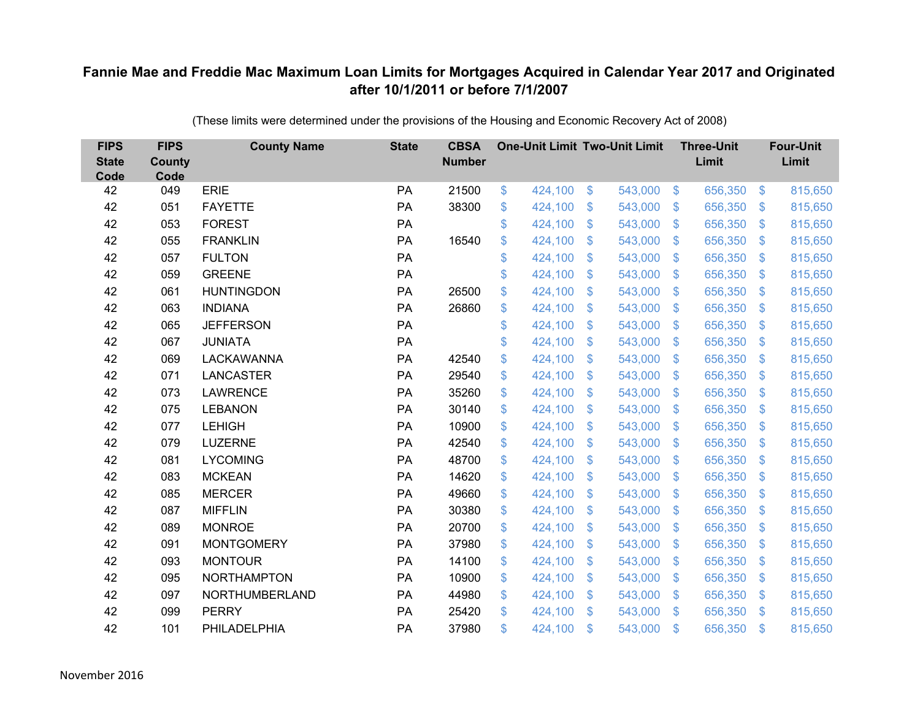## Fannie Mae and Freddie Mac Maximum Loan Limits for Mortgages Acquired in Calendar Year 2017 and Originated after 10/1/2011 or before 7/1/2007

(These limits were determined under the provisions of the Housing and Economic Recovery Act of 2008)

| FIPS State Code | FIPS County Code | County Name | State | CBSA Number | One-Unit Limit | Two-Unit Limit | Three-Unit Limit | Four-Unit Limit |
|---|---|---|---|---|---|---|---|---|
| 42 | 049 | ERIE | PA | 21500 | $ 424,100 | $ 543,000 | $ 656,350 | $ 815,650 |
| 42 | 051 | FAYETTE | PA | 38300 | $ 424,100 | $ 543,000 | $ 656,350 | $ 815,650 |
| 42 | 053 | FOREST | PA | | $ 424,100 | $ 543,000 | $ 656,350 | $ 815,650 |
| 42 | 055 | FRANKLIN | PA | 16540 | $ 424,100 | $ 543,000 | $ 656,350 | $ 815,650 |
| 42 | 057 | FULTON | PA | | $ 424,100 | $ 543,000 | $ 656,350 | $ 815,650 |
| 42 | 059 | GREENE | PA | | $ 424,100 | $ 543,000 | $ 656,350 | $ 815,650 |
| 42 | 061 | HUNTINGDON | PA | 26500 | $ 424,100 | $ 543,000 | $ 656,350 | $ 815,650 |
| 42 | 063 | INDIANA | PA | 26860 | $ 424,100 | $ 543,000 | $ 656,350 | $ 815,650 |
| 42 | 065 | JEFFERSON | PA | | $ 424,100 | $ 543,000 | $ 656,350 | $ 815,650 |
| 42 | 067 | JUNIATA | PA | | $ 424,100 | $ 543,000 | $ 656,350 | $ 815,650 |
| 42 | 069 | LACKAWANNA | PA | 42540 | $ 424,100 | $ 543,000 | $ 656,350 | $ 815,650 |
| 42 | 071 | LANCASTER | PA | 29540 | $ 424,100 | $ 543,000 | $ 656,350 | $ 815,650 |
| 42 | 073 | LAWRENCE | PA | 35260 | $ 424,100 | $ 543,000 | $ 656,350 | $ 815,650 |
| 42 | 075 | LEBANON | PA | 30140 | $ 424,100 | $ 543,000 | $ 656,350 | $ 815,650 |
| 42 | 077 | LEHIGH | PA | 10900 | $ 424,100 | $ 543,000 | $ 656,350 | $ 815,650 |
| 42 | 079 | LUZERNE | PA | 42540 | $ 424,100 | $ 543,000 | $ 656,350 | $ 815,650 |
| 42 | 081 | LYCOMING | PA | 48700 | $ 424,100 | $ 543,000 | $ 656,350 | $ 815,650 |
| 42 | 083 | MCKEAN | PA | 14620 | $ 424,100 | $ 543,000 | $ 656,350 | $ 815,650 |
| 42 | 085 | MERCER | PA | 49660 | $ 424,100 | $ 543,000 | $ 656,350 | $ 815,650 |
| 42 | 087 | MIFFLIN | PA | 30380 | $ 424,100 | $ 543,000 | $ 656,350 | $ 815,650 |
| 42 | 089 | MONROE | PA | 20700 | $ 424,100 | $ 543,000 | $ 656,350 | $ 815,650 |
| 42 | 091 | MONTGOMERY | PA | 37980 | $ 424,100 | $ 543,000 | $ 656,350 | $ 815,650 |
| 42 | 093 | MONTOUR | PA | 14100 | $ 424,100 | $ 543,000 | $ 656,350 | $ 815,650 |
| 42 | 095 | NORTHAMPTON | PA | 10900 | $ 424,100 | $ 543,000 | $ 656,350 | $ 815,650 |
| 42 | 097 | NORTHUMBERLAND | PA | 44980 | $ 424,100 | $ 543,000 | $ 656,350 | $ 815,650 |
| 42 | 099 | PERRY | PA | 25420 | $ 424,100 | $ 543,000 | $ 656,350 | $ 815,650 |
| 42 | 101 | PHILADELPHIA | PA | 37980 | $ 424,100 | $ 543,000 | $ 656,350 | $ 815,650 |

November 2016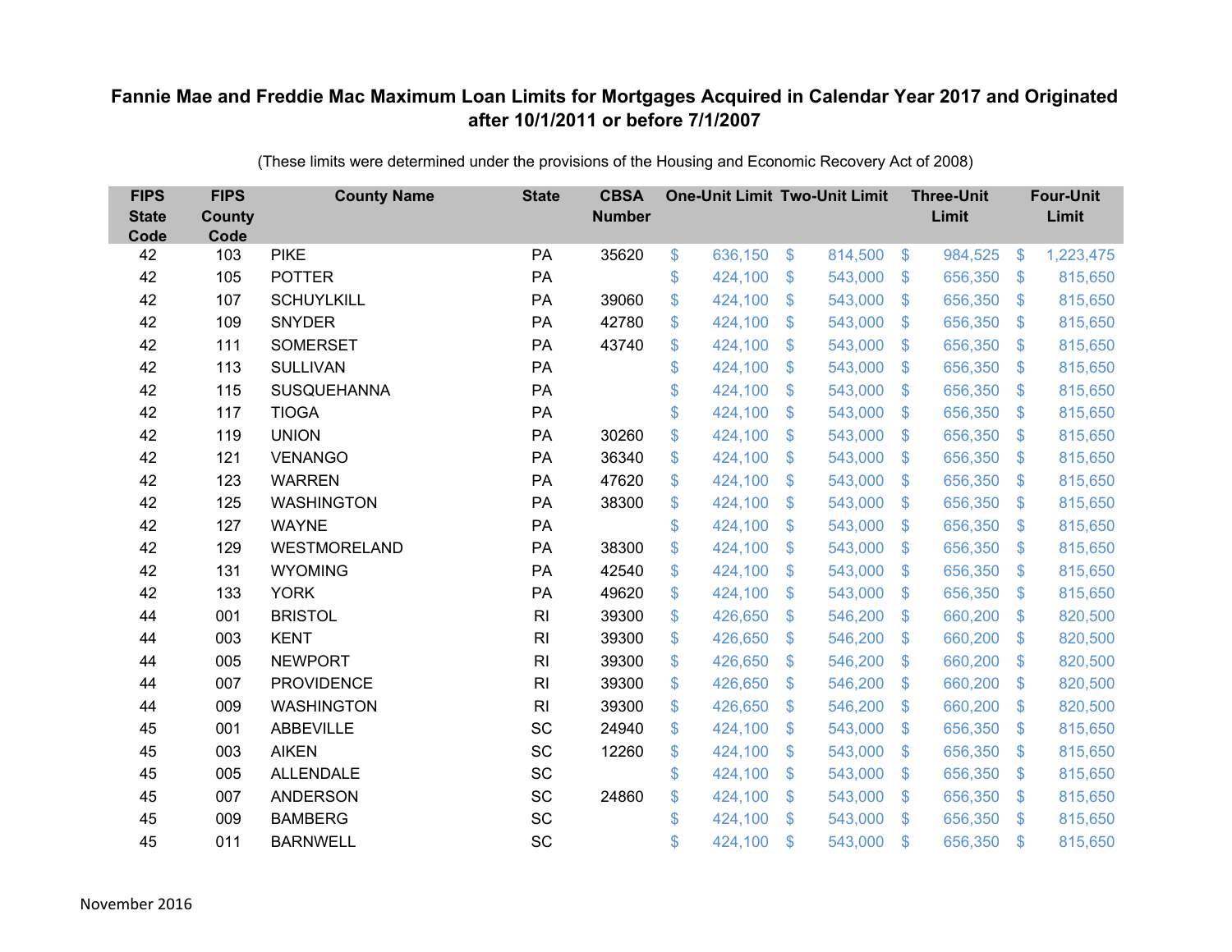# Fannie Mae and Freddie Mac Maximum Loan Limits for Mortgages Acquired in Calendar Year 2017 and Originated after 10/1/2011 or before 7/1/2007

(These limits were determined under the provisions of the Housing and Economic Recovery Act of 2008)

| FIPS State Code | FIPS County Code | County Name | State | CBSA Number | One-Unit Limit | Two-Unit Limit | Three-Unit Limit | Four-Unit Limit |
|---|---|---|---|---|---|---|---|---|
| 42 | 103 | PIKE | PA | 35620 | $ 636,150 | $ 814,500 | $ 984,525 | $ 1,223,475 |
| 42 | 105 | POTTER | PA | | $ 424,100 | $ 543,000 | $ 656,350 | $ 815,650 |
| 42 | 107 | SCHUYLKILL | PA | 39060 | $ 424,100 | $ 543,000 | $ 656,350 | $ 815,650 |
| 42 | 109 | SNYDER | PA | 42780 | $ 424,100 | $ 543,000 | $ 656,350 | $ 815,650 |
| 42 | 111 | SOMERSET | PA | 43740 | $ 424,100 | $ 543,000 | $ 656,350 | $ 815,650 |
| 42 | 113 | SULLIVAN | PA | | $ 424,100 | $ 543,000 | $ 656,350 | $ 815,650 |
| 42 | 115 | SUSQUEHANNA | PA | | $ 424,100 | $ 543,000 | $ 656,350 | $ 815,650 |
| 42 | 117 | TIOGA | PA | | $ 424,100 | $ 543,000 | $ 656,350 | $ 815,650 |
| 42 | 119 | UNION | PA | 30260 | $ 424,100 | $ 543,000 | $ 656,350 | $ 815,650 |
| 42 | 121 | VENANGO | PA | 36340 | $ 424,100 | $ 543,000 | $ 656,350 | $ 815,650 |
| 42 | 123 | WARREN | PA | 47620 | $ 424,100 | $ 543,000 | $ 656,350 | $ 815,650 |
| 42 | 125 | WASHINGTON | PA | 38300 | $ 424,100 | $ 543,000 | $ 656,350 | $ 815,650 |
| 42 | 127 | WAYNE | PA | | $ 424,100 | $ 543,000 | $ 656,350 | $ 815,650 |
| 42 | 129 | WESTMORELAND | PA | 38300 | $ 424,100 | $ 543,000 | $ 656,350 | $ 815,650 |
| 42 | 131 | WYOMING | PA | 42540 | $ 424,100 | $ 543,000 | $ 656,350 | $ 815,650 |
| 42 | 133 | YORK | PA | 49620 | $ 424,100 | $ 543,000 | $ 656,350 | $ 815,650 |
| 44 | 001 | BRISTOL | RI | 39300 | $ 426,650 | $ 546,200 | $ 660,200 | $ 820,500 |
| 44 | 003 | KENT | RI | 39300 | $ 426,650 | $ 546,200 | $ 660,200 | $ 820,500 |
| 44 | 005 | NEWPORT | RI | 39300 | $ 426,650 | $ 546,200 | $ 660,200 | $ 820,500 |
| 44 | 007 | PROVIDENCE | RI | 39300 | $ 426,650 | $ 546,200 | $ 660,200 | $ 820,500 |
| 44 | 009 | WASHINGTON | RI | 39300 | $ 426,650 | $ 546,200 | $ 660,200 | $ 820,500 |
| 45 | 001 | ABBEVILLE | SC | 24940 | $ 424,100 | $ 543,000 | $ 656,350 | $ 815,650 |
| 45 | 003 | AIKEN | SC | 12260 | $ 424,100 | $ 543,000 | $ 656,350 | $ 815,650 |
| 45 | 005 | ALLENDALE | SC | | $ 424,100 | $ 543,000 | $ 656,350 | $ 815,650 |
| 45 | 007 | ANDERSON | SC | 24860 | $ 424,100 | $ 543,000 | $ 656,350 | $ 815,650 |
| 45 | 009 | BAMBERG | SC | | $ 424,100 | $ 543,000 | $ 656,350 | $ 815,650 |
| 45 | 011 | BARNWELL | SC | | $ 424,100 | $ 543,000 | $ 656,350 | $ 815,650 |

November 2016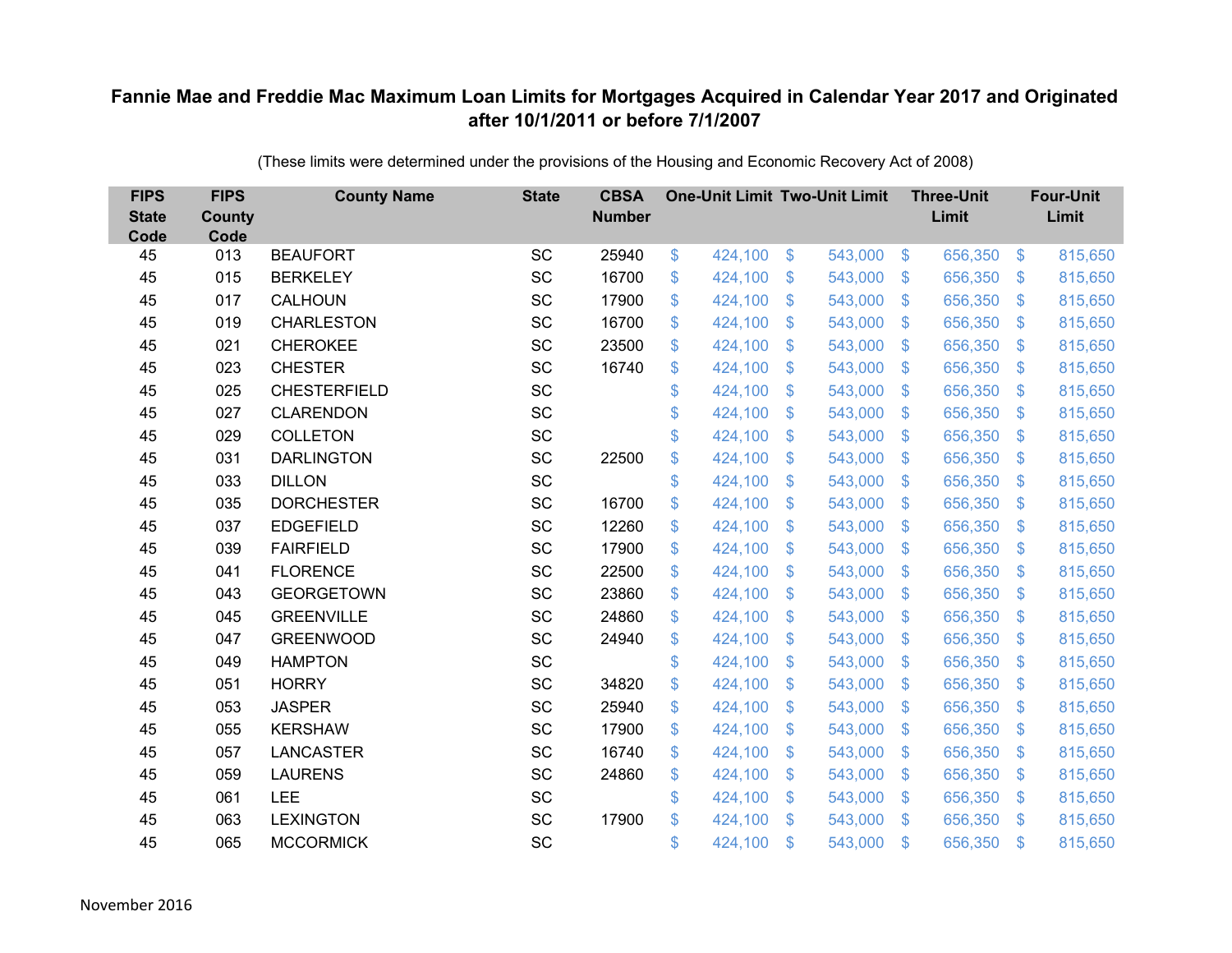**Fannie Mae and Freddie Mac Maximum Loan Limits for Mortgages Acquired in Calendar Year 2017 and Originated after 10/1/2011 or before 7/1/2007**

(These limits were determined under the provisions of the Housing and Economic Recovery Act of 2008)

| FIPS State Code | FIPS County Code | County Name | State | CBSA Number | One-Unit Limit | Two-Unit Limit | Three-Unit Limit | Four-Unit Limit |
|---|---|---|---|---|---|---|---|---|
| 45 | 013 | BEAUFORT | SC | 25940 | $ 424,100 | $ 543,000 | $ 656,350 | $ 815,650 |
| 45 | 015 | BERKELEY | SC | 16700 | $ 424,100 | $ 543,000 | $ 656,350 | $ 815,650 |
| 45 | 017 | CALHOUN | SC | 17900 | $ 424,100 | $ 543,000 | $ 656,350 | $ 815,650 |
| 45 | 019 | CHARLESTON | SC | 16700 | $ 424,100 | $ 543,000 | $ 656,350 | $ 815,650 |
| 45 | 021 | CHEROKEE | SC | 23500 | $ 424,100 | $ 543,000 | $ 656,350 | $ 815,650 |
| 45 | 023 | CHESTER | SC | 16740 | $ 424,100 | $ 543,000 | $ 656,350 | $ 815,650 |
| 45 | 025 | CHESTERFIELD | SC | | $ 424,100 | $ 543,000 | $ 656,350 | $ 815,650 |
| 45 | 027 | CLARENDON | SC | | $ 424,100 | $ 543,000 | $ 656,350 | $ 815,650 |
| 45 | 029 | COLLETON | SC | | $ 424,100 | $ 543,000 | $ 656,350 | $ 815,650 |
| 45 | 031 | DARLINGTON | SC | 22500 | $ 424,100 | $ 543,000 | $ 656,350 | $ 815,650 |
| 45 | 033 | DILLON | SC | | $ 424,100 | $ 543,000 | $ 656,350 | $ 815,650 |
| 45 | 035 | DORCHESTER | SC | 16700 | $ 424,100 | $ 543,000 | $ 656,350 | $ 815,650 |
| 45 | 037 | EDGEFIELD | SC | 12260 | $ 424,100 | $ 543,000 | $ 656,350 | $ 815,650 |
| 45 | 039 | FAIRFIELD | SC | 17900 | $ 424,100 | $ 543,000 | $ 656,350 | $ 815,650 |
| 45 | 041 | FLORENCE | SC | 22500 | $ 424,100 | $ 543,000 | $ 656,350 | $ 815,650 |
| 45 | 043 | GEORGETOWN | SC | 23860 | $ 424,100 | $ 543,000 | $ 656,350 | $ 815,650 |
| 45 | 045 | GREENVILLE | SC | 24860 | $ 424,100 | $ 543,000 | $ 656,350 | $ 815,650 |
| 45 | 047 | GREENWOOD | SC | 24940 | $ 424,100 | $ 543,000 | $ 656,350 | $ 815,650 |
| 45 | 049 | HAMPTON | SC | | $ 424,100 | $ 543,000 | $ 656,350 | $ 815,650 |
| 45 | 051 | HORRY | SC | 34820 | $ 424,100 | $ 543,000 | $ 656,350 | $ 815,650 |
| 45 | 053 | JASPER | SC | 25940 | $ 424,100 | $ 543,000 | $ 656,350 | $ 815,650 |
| 45 | 055 | KERSHAW | SC | 17900 | $ 424,100 | $ 543,000 | $ 656,350 | $ 815,650 |
| 45 | 057 | LANCASTER | SC | 16740 | $ 424,100 | $ 543,000 | $ 656,350 | $ 815,650 |
| 45 | 059 | LAURENS | SC | 24860 | $ 424,100 | $ 543,000 | $ 656,350 | $ 815,650 |
| 45 | 061 | LEE | SC | | $ 424,100 | $ 543,000 | $ 656,350 | $ 815,650 |
| 45 | 063 | LEXINGTON | SC | 17900 | $ 424,100 | $ 543,000 | $ 656,350 | $ 815,650 |
| 45 | 065 | MCCORMICK | SC | | $ 424,100 | $ 543,000 | $ 656,350 | $ 815,650 |

November 2016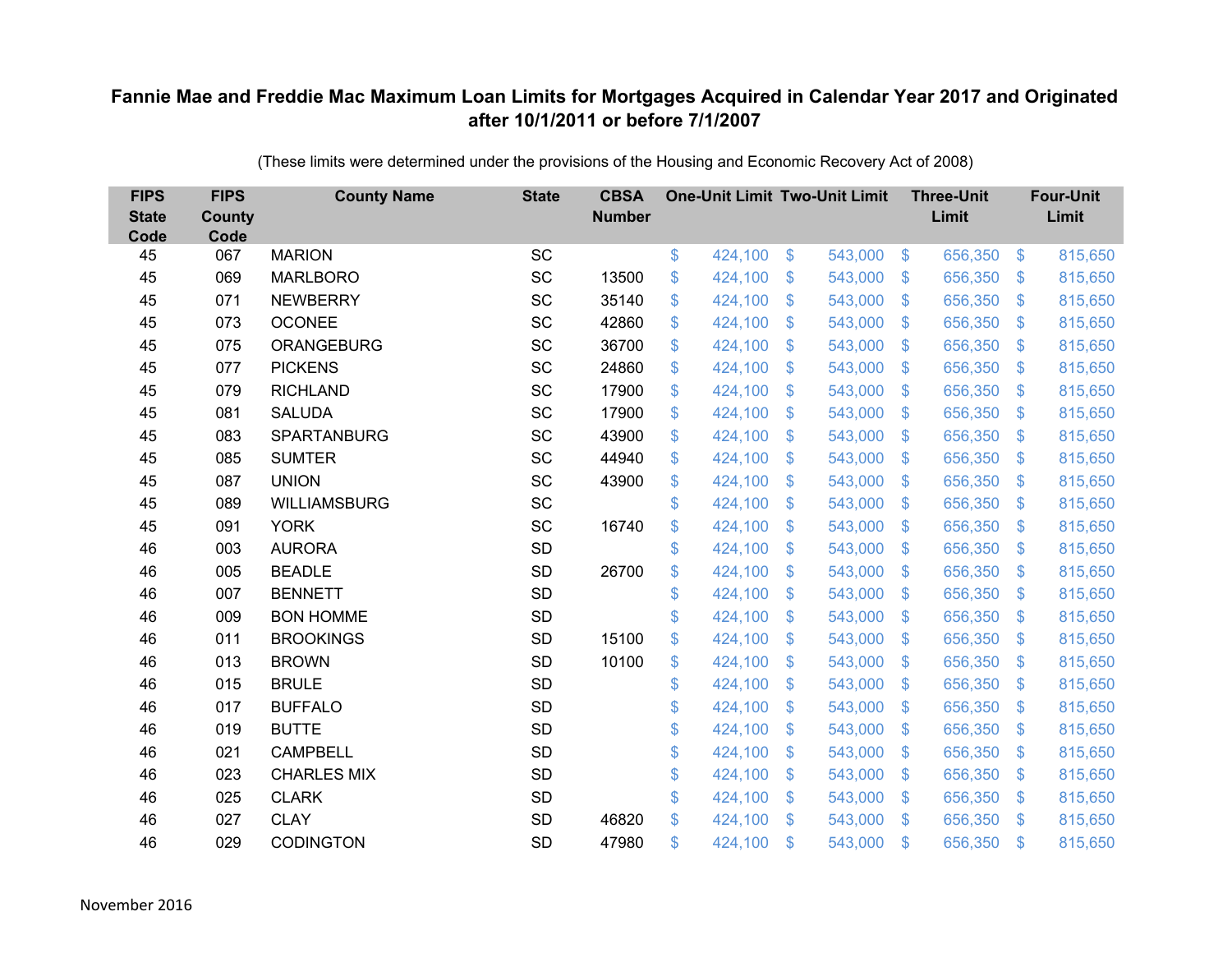# Fannie Mae and Freddie Mac Maximum Loan Limits for Mortgages Acquired in Calendar Year 2017 and Originated after 10/1/2011 or before 7/1/2007

(These limits were determined under the provisions of the Housing and Economic Recovery Act of 2008)

| FIPS State Code | FIPS County Code | County Name | State | CBSA Number | One-Unit Limit | Two-Unit Limit | Three-Unit Limit | Four-Unit Limit |
|---|---|---|---|---|---|---|---|---|
| 45 | 067 | MARION | SC | | $ 424,100 | $ 543,000 | $ 656,350 | $ 815,650 |
| 45 | 069 | MARLBORO | SC | 13500 | $ 424,100 | $ 543,000 | $ 656,350 | $ 815,650 |
| 45 | 071 | NEWBERRY | SC | 35140 | $ 424,100 | $ 543,000 | $ 656,350 | $ 815,650 |
| 45 | 073 | OCONEE | SC | 42860 | $ 424,100 | $ 543,000 | $ 656,350 | $ 815,650 |
| 45 | 075 | ORANGEBURG | SC | 36700 | $ 424,100 | $ 543,000 | $ 656,350 | $ 815,650 |
| 45 | 077 | PICKENS | SC | 24860 | $ 424,100 | $ 543,000 | $ 656,350 | $ 815,650 |
| 45 | 079 | RICHLAND | SC | 17900 | $ 424,100 | $ 543,000 | $ 656,350 | $ 815,650 |
| 45 | 081 | SALUDA | SC | 17900 | $ 424,100 | $ 543,000 | $ 656,350 | $ 815,650 |
| 45 | 083 | SPARTANBURG | SC | 43900 | $ 424,100 | $ 543,000 | $ 656,350 | $ 815,650 |
| 45 | 085 | SUMTER | SC | 44940 | $ 424,100 | $ 543,000 | $ 656,350 | $ 815,650 |
| 45 | 087 | UNION | SC | 43900 | $ 424,100 | $ 543,000 | $ 656,350 | $ 815,650 |
| 45 | 089 | WILLIAMSBURG | SC | | $ 424,100 | $ 543,000 | $ 656,350 | $ 815,650 |
| 45 | 091 | YORK | SC | 16740 | $ 424,100 | $ 543,000 | $ 656,350 | $ 815,650 |
| 46 | 003 | AURORA | SD | | $ 424,100 | $ 543,000 | $ 656,350 | $ 815,650 |
| 46 | 005 | BEADLE | SD | 26700 | $ 424,100 | $ 543,000 | $ 656,350 | $ 815,650 |
| 46 | 007 | BENNETT | SD | | $ 424,100 | $ 543,000 | $ 656,350 | $ 815,650 |
| 46 | 009 | BON HOMME | SD | | $ 424,100 | $ 543,000 | $ 656,350 | $ 815,650 |
| 46 | 011 | BROOKINGS | SD | 15100 | $ 424,100 | $ 543,000 | $ 656,350 | $ 815,650 |
| 46 | 013 | BROWN | SD | 10100 | $ 424,100 | $ 543,000 | $ 656,350 | $ 815,650 |
| 46 | 015 | BRULE | SD | | $ 424,100 | $ 543,000 | $ 656,350 | $ 815,650 |
| 46 | 017 | BUFFALO | SD | | $ 424,100 | $ 543,000 | $ 656,350 | $ 815,650 |
| 46 | 019 | BUTTE | SD | | $ 424,100 | $ 543,000 | $ 656,350 | $ 815,650 |
| 46 | 021 | CAMPBELL | SD | | $ 424,100 | $ 543,000 | $ 656,350 | $ 815,650 |
| 46 | 023 | CHARLES MIX | SD | | $ 424,100 | $ 543,000 | $ 656,350 | $ 815,650 |
| 46 | 025 | CLARK | SD | | $ 424,100 | $ 543,000 | $ 656,350 | $ 815,650 |
| 46 | 027 | CLAY | SD | 46820 | $ 424,100 | $ 543,000 | $ 656,350 | $ 815,650 |
| 46 | 029 | CODINGTON | SD | 47980 | $ 424,100 | $ 543,000 | $ 656,350 | $ 815,650 |

November 2016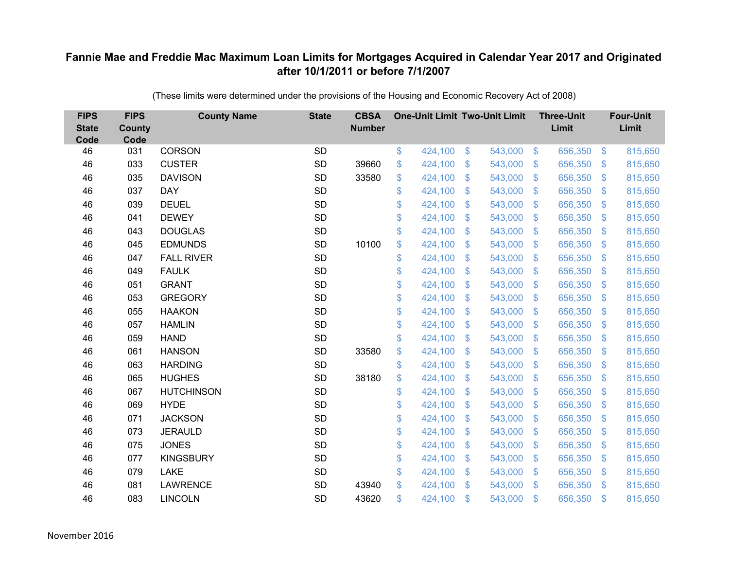# Fannie Mae and Freddie Mac Maximum Loan Limits for Mortgages Acquired in Calendar Year 2017 and Originated after 10/1/2011 or before 7/1/2007

(These limits were determined under the provisions of the Housing and Economic Recovery Act of 2008)

| FIPS State Code | FIPS County Code | County Name | State | CBSA Number | One-Unit Limit | Two-Unit Limit | Three-Unit Limit | Four-Unit Limit |
|---|---|---|---|---|---|---|---|---|
| 46 | 031 | CORSON | SD | | $ 424,100 | $ 543,000 | $ 656,350 | $ 815,650 |
| 46 | 033 | CUSTER | SD | 39660 | $ 424,100 | $ 543,000 | $ 656,350 | $ 815,650 |
| 46 | 035 | DAVISON | SD | 33580 | $ 424,100 | $ 543,000 | $ 656,350 | $ 815,650 |
| 46 | 037 | DAY | SD | | $ 424,100 | $ 543,000 | $ 656,350 | $ 815,650 |
| 46 | 039 | DEUEL | SD | | $ 424,100 | $ 543,000 | $ 656,350 | $ 815,650 |
| 46 | 041 | DEWEY | SD | | $ 424,100 | $ 543,000 | $ 656,350 | $ 815,650 |
| 46 | 043 | DOUGLAS | SD | | $ 424,100 | $ 543,000 | $ 656,350 | $ 815,650 |
| 46 | 045 | EDMUNDS | SD | 10100 | $ 424,100 | $ 543,000 | $ 656,350 | $ 815,650 |
| 46 | 047 | FALL RIVER | SD | | $ 424,100 | $ 543,000 | $ 656,350 | $ 815,650 |
| 46 | 049 | FAULK | SD | | $ 424,100 | $ 543,000 | $ 656,350 | $ 815,650 |
| 46 | 051 | GRANT | SD | | $ 424,100 | $ 543,000 | $ 656,350 | $ 815,650 |
| 46 | 053 | GREGORY | SD | | $ 424,100 | $ 543,000 | $ 656,350 | $ 815,650 |
| 46 | 055 | HAAKON | SD | | $ 424,100 | $ 543,000 | $ 656,350 | $ 815,650 |
| 46 | 057 | HAMLIN | SD | | $ 424,100 | $ 543,000 | $ 656,350 | $ 815,650 |
| 46 | 059 | HAND | SD | | $ 424,100 | $ 543,000 | $ 656,350 | $ 815,650 |
| 46 | 061 | HANSON | SD | 33580 | $ 424,100 | $ 543,000 | $ 656,350 | $ 815,650 |
| 46 | 063 | HARDING | SD | | $ 424,100 | $ 543,000 | $ 656,350 | $ 815,650 |
| 46 | 065 | HUGHES | SD | 38180 | $ 424,100 | $ 543,000 | $ 656,350 | $ 815,650 |
| 46 | 067 | HUTCHINSON | SD | | $ 424,100 | $ 543,000 | $ 656,350 | $ 815,650 |
| 46 | 069 | HYDE | SD | | $ 424,100 | $ 543,000 | $ 656,350 | $ 815,650 |
| 46 | 071 | JACKSON | SD | | $ 424,100 | $ 543,000 | $ 656,350 | $ 815,650 |
| 46 | 073 | JERAULD | SD | | $ 424,100 | $ 543,000 | $ 656,350 | $ 815,650 |
| 46 | 075 | JONES | SD | | $ 424,100 | $ 543,000 | $ 656,350 | $ 815,650 |
| 46 | 077 | KINGSBURY | SD | | $ 424,100 | $ 543,000 | $ 656,350 | $ 815,650 |
| 46 | 079 | LAKE | SD | | $ 424,100 | $ 543,000 | $ 656,350 | $ 815,650 |
| 46 | 081 | LAWRENCE | SD | 43940 | $ 424,100 | $ 543,000 | $ 656,350 | $ 815,650 |
| 46 | 083 | LINCOLN | SD | 43620 | $ 424,100 | $ 543,000 | $ 656,350 | $ 815,650 |

November 2016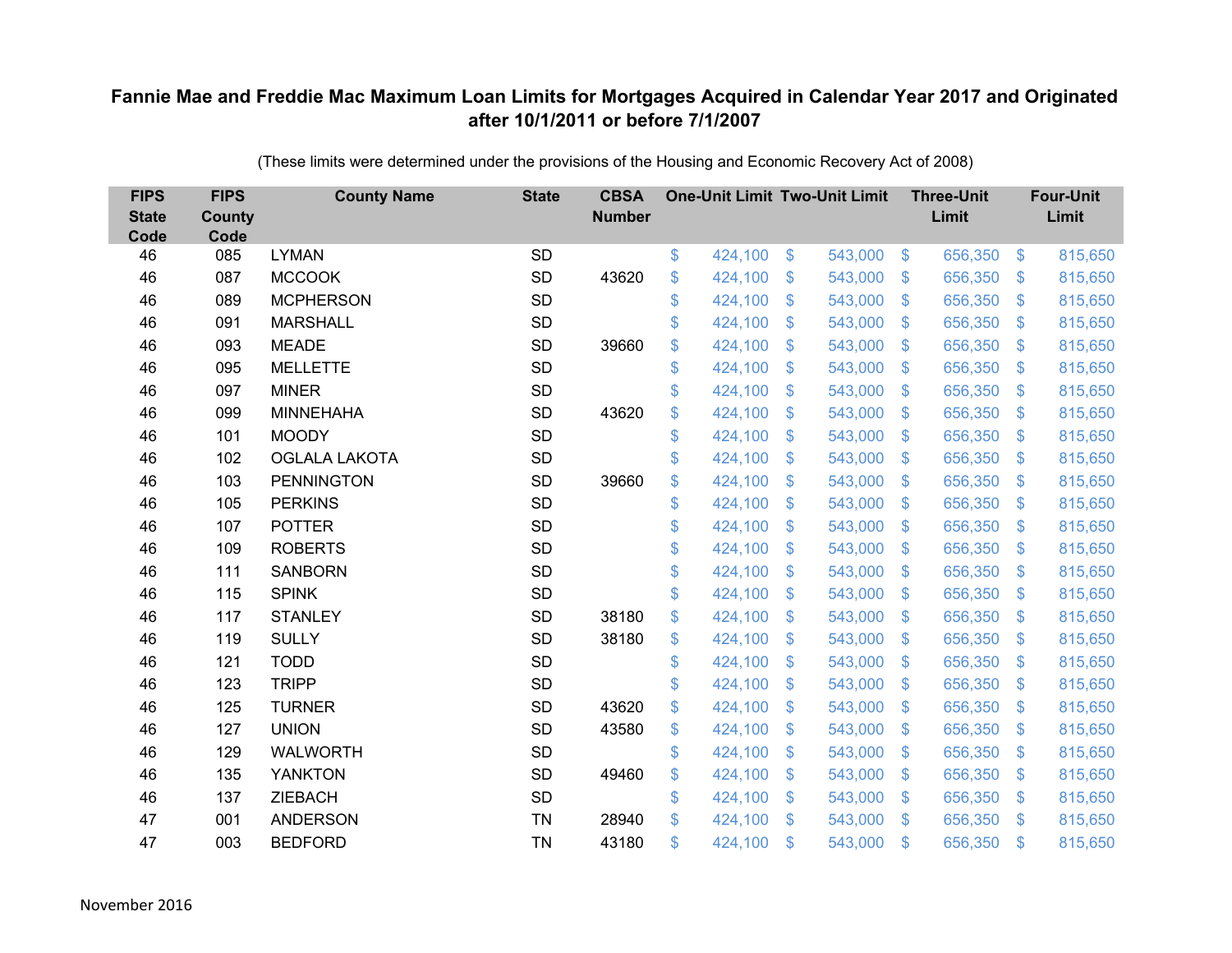## Fannie Mae and Freddie Mac Maximum Loan Limits for Mortgages Acquired in Calendar Year 2017 and Originated after 10/1/2011 or before 7/1/2007

(These limits were determined under the provisions of the Housing and Economic Recovery Act of 2008)

| FIPS State Code | FIPS County Code | County Name | State | CBSA Number | One-Unit Limit | Two-Unit Limit | Three-Unit Limit | Four-Unit Limit |
|---|---|---|---|---|---|---|---|---|
| 46 | 085 | LYMAN | SD | | $ 424,100 | $ 543,000 | $ 656,350 | $ 815,650 |
| 46 | 087 | MCCOOK | SD | 43620 | $ 424,100 | $ 543,000 | $ 656,350 | $ 815,650 |
| 46 | 089 | MCPHERSON | SD | | $ 424,100 | $ 543,000 | $ 656,350 | $ 815,650 |
| 46 | 091 | MARSHALL | SD | | $ 424,100 | $ 543,000 | $ 656,350 | $ 815,650 |
| 46 | 093 | MEADE | SD | 39660 | $ 424,100 | $ 543,000 | $ 656,350 | $ 815,650 |
| 46 | 095 | MELLETTE | SD | | $ 424,100 | $ 543,000 | $ 656,350 | $ 815,650 |
| 46 | 097 | MINER | SD | | $ 424,100 | $ 543,000 | $ 656,350 | $ 815,650 |
| 46 | 099 | MINNEHAHA | SD | 43620 | $ 424,100 | $ 543,000 | $ 656,350 | $ 815,650 |
| 46 | 101 | MOODY | SD | | $ 424,100 | $ 543,000 | $ 656,350 | $ 815,650 |
| 46 | 102 | OGLALA LAKOTA | SD | | $ 424,100 | $ 543,000 | $ 656,350 | $ 815,650 |
| 46 | 103 | PENNINGTON | SD | 39660 | $ 424,100 | $ 543,000 | $ 656,350 | $ 815,650 |
| 46 | 105 | PERKINS | SD | | $ 424,100 | $ 543,000 | $ 656,350 | $ 815,650 |
| 46 | 107 | POTTER | SD | | $ 424,100 | $ 543,000 | $ 656,350 | $ 815,650 |
| 46 | 109 | ROBERTS | SD | | $ 424,100 | $ 543,000 | $ 656,350 | $ 815,650 |
| 46 | 111 | SANBORN | SD | | $ 424,100 | $ 543,000 | $ 656,350 | $ 815,650 |
| 46 | 115 | SPINK | SD | | $ 424,100 | $ 543,000 | $ 656,350 | $ 815,650 |
| 46 | 117 | STANLEY | SD | 38180 | $ 424,100 | $ 543,000 | $ 656,350 | $ 815,650 |
| 46 | 119 | SULLY | SD | 38180 | $ 424,100 | $ 543,000 | $ 656,350 | $ 815,650 |
| 46 | 121 | TODD | SD | | $ 424,100 | $ 543,000 | $ 656,350 | $ 815,650 |
| 46 | 123 | TRIPP | SD | | $ 424,100 | $ 543,000 | $ 656,350 | $ 815,650 |
| 46 | 125 | TURNER | SD | 43620 | $ 424,100 | $ 543,000 | $ 656,350 | $ 815,650 |
| 46 | 127 | UNION | SD | 43580 | $ 424,100 | $ 543,000 | $ 656,350 | $ 815,650 |
| 46 | 129 | WALWORTH | SD | | $ 424,100 | $ 543,000 | $ 656,350 | $ 815,650 |
| 46 | 135 | YANKTON | SD | 49460 | $ 424,100 | $ 543,000 | $ 656,350 | $ 815,650 |
| 46 | 137 | ZIEBACH | SD | | $ 424,100 | $ 543,000 | $ 656,350 | $ 815,650 |
| 47 | 001 | ANDERSON | TN | 28940 | $ 424,100 | $ 543,000 | $ 656,350 | $ 815,650 |
| 47 | 003 | BEDFORD | TN | 43180 | $ 424,100 | $ 543,000 | $ 656,350 | $ 815,650 |

November 2016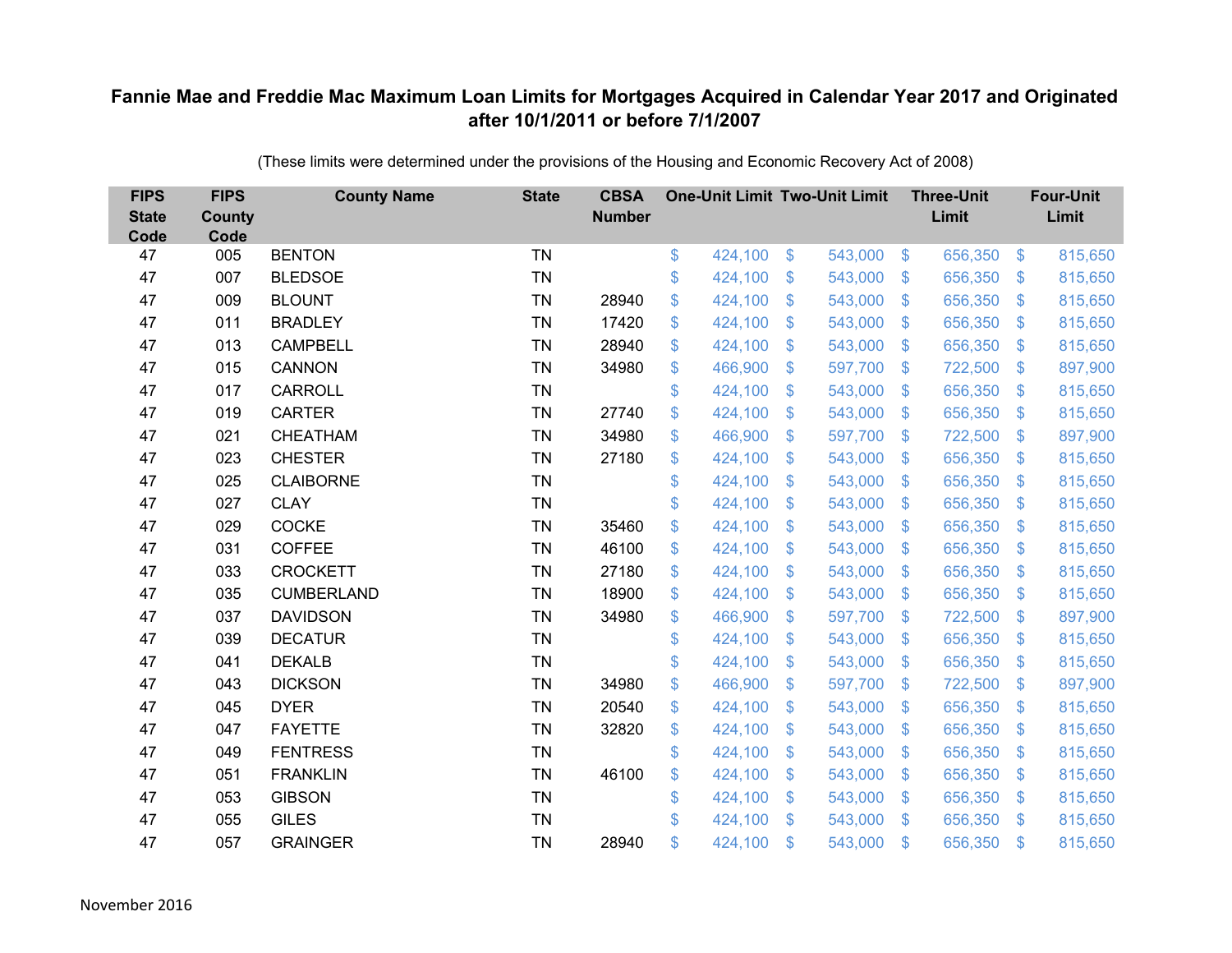# Fannie Mae and Freddie Mac Maximum Loan Limits for Mortgages Acquired in Calendar Year 2017 and Originated after 10/1/2011 or before 7/1/2007

(These limits were determined under the provisions of the Housing and Economic Recovery Act of 2008)

| FIPS State Code | FIPS County Code | County Name | State | CBSA Number | One-Unit Limit | Two-Unit Limit | Three-Unit Limit | Four-Unit Limit |
|---|---|---|---|---|---|---|---|---|
| 47 | 005 | BENTON | TN | | $ 424,100 | $ 543,000 | $ 656,350 | $ 815,650 |
| 47 | 007 | BLEDSOE | TN | | $ 424,100 | $ 543,000 | $ 656,350 | $ 815,650 |
| 47 | 009 | BLOUNT | TN | 28940 | $ 424,100 | $ 543,000 | $ 656,350 | $ 815,650 |
| 47 | 011 | BRADLEY | TN | 17420 | $ 424,100 | $ 543,000 | $ 656,350 | $ 815,650 |
| 47 | 013 | CAMPBELL | TN | 28940 | $ 424,100 | $ 543,000 | $ 656,350 | $ 815,650 |
| 47 | 015 | CANNON | TN | 34980 | $ 466,900 | $ 597,700 | $ 722,500 | $ 897,900 |
| 47 | 017 | CARROLL | TN | | $ 424,100 | $ 543,000 | $ 656,350 | $ 815,650 |
| 47 | 019 | CARTER | TN | 27740 | $ 424,100 | $ 543,000 | $ 656,350 | $ 815,650 |
| 47 | 021 | CHEATHAM | TN | 34980 | $ 466,900 | $ 597,700 | $ 722,500 | $ 897,900 |
| 47 | 023 | CHESTER | TN | 27180 | $ 424,100 | $ 543,000 | $ 656,350 | $ 815,650 |
| 47 | 025 | CLAIBORNE | TN | | $ 424,100 | $ 543,000 | $ 656,350 | $ 815,650 |
| 47 | 027 | CLAY | TN | | $ 424,100 | $ 543,000 | $ 656,350 | $ 815,650 |
| 47 | 029 | COCKE | TN | 35460 | $ 424,100 | $ 543,000 | $ 656,350 | $ 815,650 |
| 47 | 031 | COFFEE | TN | 46100 | $ 424,100 | $ 543,000 | $ 656,350 | $ 815,650 |
| 47 | 033 | CROCKETT | TN | 27180 | $ 424,100 | $ 543,000 | $ 656,350 | $ 815,650 |
| 47 | 035 | CUMBERLAND | TN | 18900 | $ 424,100 | $ 543,000 | $ 656,350 | $ 815,650 |
| 47 | 037 | DAVIDSON | TN | 34980 | $ 466,900 | $ 597,700 | $ 722,500 | $ 897,900 |
| 47 | 039 | DECATUR | TN | | $ 424,100 | $ 543,000 | $ 656,350 | $ 815,650 |
| 47 | 041 | DEKALB | TN | | $ 424,100 | $ 543,000 | $ 656,350 | $ 815,650 |
| 47 | 043 | DICKSON | TN | 34980 | $ 466,900 | $ 597,700 | $ 722,500 | $ 897,900 |
| 47 | 045 | DYER | TN | 20540 | $ 424,100 | $ 543,000 | $ 656,350 | $ 815,650 |
| 47 | 047 | FAYETTE | TN | 32820 | $ 424,100 | $ 543,000 | $ 656,350 | $ 815,650 |
| 47 | 049 | FENTRESS | TN | | $ 424,100 | $ 543,000 | $ 656,350 | $ 815,650 |
| 47 | 051 | FRANKLIN | TN | 46100 | $ 424,100 | $ 543,000 | $ 656,350 | $ 815,650 |
| 47 | 053 | GIBSON | TN | | $ 424,100 | $ 543,000 | $ 656,350 | $ 815,650 |
| 47 | 055 | GILES | TN | | $ 424,100 | $ 543,000 | $ 656,350 | $ 815,650 |
| 47 | 057 | GRAINGER | TN | 28940 | $ 424,100 | $ 543,000 | $ 656,350 | $ 815,650 |

November 2016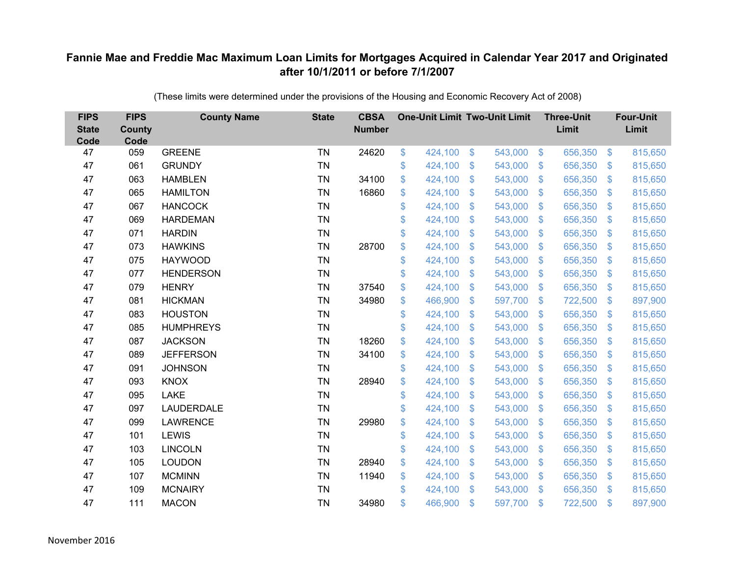# Fannie Mae and Freddie Mac Maximum Loan Limits for Mortgages Acquired in Calendar Year 2017 and Originated after 10/1/2011 or before 7/1/2007

(These limits were determined under the provisions of the Housing and Economic Recovery Act of 2008)

| FIPS State Code | FIPS County Code | County Name | State | CBSA Number | One-Unit Limit | Two-Unit Limit | Three-Unit Limit | Four-Unit Limit |
|---|---|---|---|---|---|---|---|---|
| 47 | 059 | GREENE | TN | 24620 | $ 424,100 | $ 543,000 | $ 656,350 | $ 815,650 |
| 47 | 061 | GRUNDY | TN | | $ 424,100 | $ 543,000 | $ 656,350 | $ 815,650 |
| 47 | 063 | HAMBLEN | TN | 34100 | $ 424,100 | $ 543,000 | $ 656,350 | $ 815,650 |
| 47 | 065 | HAMILTON | TN | 16860 | $ 424,100 | $ 543,000 | $ 656,350 | $ 815,650 |
| 47 | 067 | HANCOCK | TN | | $ 424,100 | $ 543,000 | $ 656,350 | $ 815,650 |
| 47 | 069 | HARDEMAN | TN | | $ 424,100 | $ 543,000 | $ 656,350 | $ 815,650 |
| 47 | 071 | HARDIN | TN | | $ 424,100 | $ 543,000 | $ 656,350 | $ 815,650 |
| 47 | 073 | HAWKINS | TN | 28700 | $ 424,100 | $ 543,000 | $ 656,350 | $ 815,650 |
| 47 | 075 | HAYWOOD | TN | | $ 424,100 | $ 543,000 | $ 656,350 | $ 815,650 |
| 47 | 077 | HENDERSON | TN | | $ 424,100 | $ 543,000 | $ 656,350 | $ 815,650 |
| 47 | 079 | HENRY | TN | 37540 | $ 424,100 | $ 543,000 | $ 656,350 | $ 815,650 |
| 47 | 081 | HICKMAN | TN | 34980 | $ 466,900 | $ 597,700 | $ 722,500 | $ 897,900 |
| 47 | 083 | HOUSTON | TN | | $ 424,100 | $ 543,000 | $ 656,350 | $ 815,650 |
| 47 | 085 | HUMPHREYS | TN | | $ 424,100 | $ 543,000 | $ 656,350 | $ 815,650 |
| 47 | 087 | JACKSON | TN | 18260 | $ 424,100 | $ 543,000 | $ 656,350 | $ 815,650 |
| 47 | 089 | JEFFERSON | TN | 34100 | $ 424,100 | $ 543,000 | $ 656,350 | $ 815,650 |
| 47 | 091 | JOHNSON | TN | | $ 424,100 | $ 543,000 | $ 656,350 | $ 815,650 |
| 47 | 093 | KNOX | TN | 28940 | $ 424,100 | $ 543,000 | $ 656,350 | $ 815,650 |
| 47 | 095 | LAKE | TN | | $ 424,100 | $ 543,000 | $ 656,350 | $ 815,650 |
| 47 | 097 | LAUDERDALE | TN | | $ 424,100 | $ 543,000 | $ 656,350 | $ 815,650 |
| 47 | 099 | LAWRENCE | TN | 29980 | $ 424,100 | $ 543,000 | $ 656,350 | $ 815,650 |
| 47 | 101 | LEWIS | TN | | $ 424,100 | $ 543,000 | $ 656,350 | $ 815,650 |
| 47 | 103 | LINCOLN | TN | | $ 424,100 | $ 543,000 | $ 656,350 | $ 815,650 |
| 47 | 105 | LOUDON | TN | 28940 | $ 424,100 | $ 543,000 | $ 656,350 | $ 815,650 |
| 47 | 107 | MCMINN | TN | 11940 | $ 424,100 | $ 543,000 | $ 656,350 | $ 815,650 |
| 47 | 109 | MCNAIRY | TN | | $ 424,100 | $ 543,000 | $ 656,350 | $ 815,650 |
| 47 | 111 | MACON | TN | 34980 | $ 466,900 | $ 597,700 | $ 722,500 | $ 897,900 |

November 2016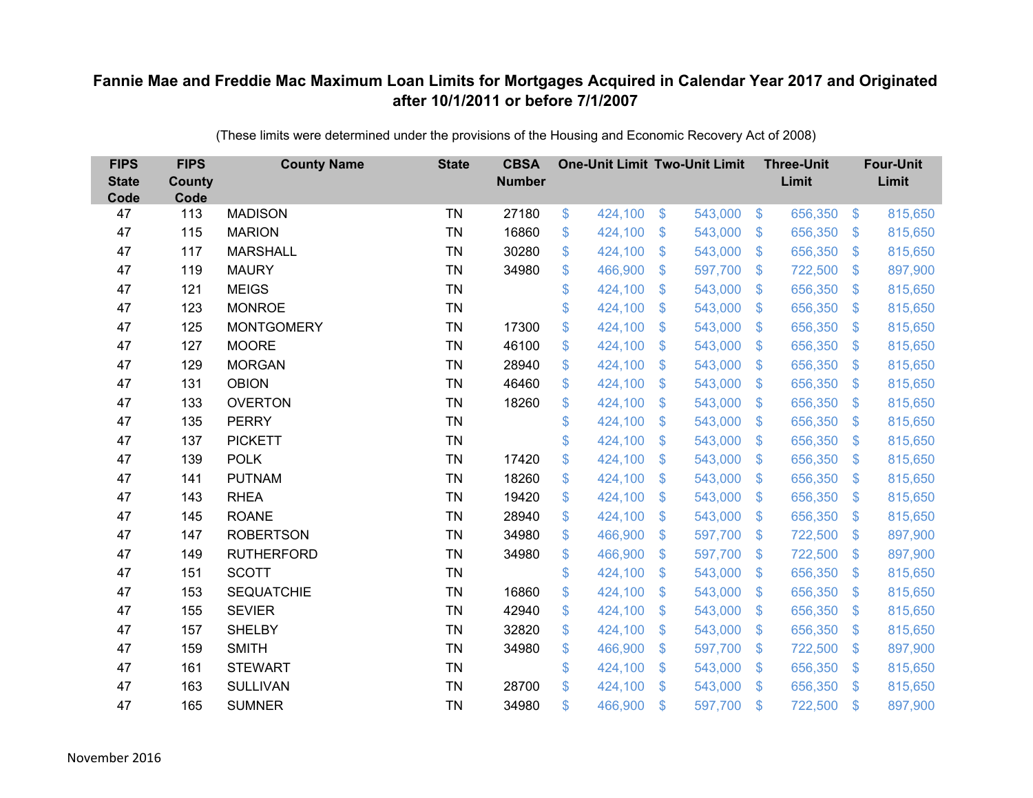# Fannie Mae and Freddie Mac Maximum Loan Limits for Mortgages Acquired in Calendar Year 2017 and Originated after 10/1/2011 or before 7/1/2007

(These limits were determined under the provisions of the Housing and Economic Recovery Act of 2008)

| FIPS State Code | FIPS County Code | County Name | State | CBSA Number | One-Unit Limit | Two-Unit Limit | Three-Unit Limit | Four-Unit Limit |
|---|---|---|---|---|---|---|---|---|
| 47 | 113 | MADISON | TN | 27180 | $ 424,100 | $ 543,000 | $ 656,350 | $ 815,650 |
| 47 | 115 | MARION | TN | 16860 | $ 424,100 | $ 543,000 | $ 656,350 | $ 815,650 |
| 47 | 117 | MARSHALL | TN | 30280 | $ 424,100 | $ 543,000 | $ 656,350 | $ 815,650 |
| 47 | 119 | MAURY | TN | 34980 | $ 466,900 | $ 597,700 | $ 722,500 | $ 897,900 |
| 47 | 121 | MEIGS | TN | | $ 424,100 | $ 543,000 | $ 656,350 | $ 815,650 |
| 47 | 123 | MONROE | TN | | $ 424,100 | $ 543,000 | $ 656,350 | $ 815,650 |
| 47 | 125 | MONTGOMERY | TN | 17300 | $ 424,100 | $ 543,000 | $ 656,350 | $ 815,650 |
| 47 | 127 | MOORE | TN | 46100 | $ 424,100 | $ 543,000 | $ 656,350 | $ 815,650 |
| 47 | 129 | MORGAN | TN | 28940 | $ 424,100 | $ 543,000 | $ 656,350 | $ 815,650 |
| 47 | 131 | OBION | TN | 46460 | $ 424,100 | $ 543,000 | $ 656,350 | $ 815,650 |
| 47 | 133 | OVERTON | TN | 18260 | $ 424,100 | $ 543,000 | $ 656,350 | $ 815,650 |
| 47 | 135 | PERRY | TN | | $ 424,100 | $ 543,000 | $ 656,350 | $ 815,650 |
| 47 | 137 | PICKETT | TN | | $ 424,100 | $ 543,000 | $ 656,350 | $ 815,650 |
| 47 | 139 | POLK | TN | 17420 | $ 424,100 | $ 543,000 | $ 656,350 | $ 815,650 |
| 47 | 141 | PUTNAM | TN | 18260 | $ 424,100 | $ 543,000 | $ 656,350 | $ 815,650 |
| 47 | 143 | RHEA | TN | 19420 | $ 424,100 | $ 543,000 | $ 656,350 | $ 815,650 |
| 47 | 145 | ROANE | TN | 28940 | $ 424,100 | $ 543,000 | $ 656,350 | $ 815,650 |
| 47 | 147 | ROBERTSON | TN | 34980 | $ 466,900 | $ 597,700 | $ 722,500 | $ 897,900 |
| 47 | 149 | RUTHERFORD | TN | 34980 | $ 466,900 | $ 597,700 | $ 722,500 | $ 897,900 |
| 47 | 151 | SCOTT | TN | | $ 424,100 | $ 543,000 | $ 656,350 | $ 815,650 |
| 47 | 153 | SEQUATCHIE | TN | 16860 | $ 424,100 | $ 543,000 | $ 656,350 | $ 815,650 |
| 47 | 155 | SEVIER | TN | 42940 | $ 424,100 | $ 543,000 | $ 656,350 | $ 815,650 |
| 47 | 157 | SHELBY | TN | 32820 | $ 424,100 | $ 543,000 | $ 656,350 | $ 815,650 |
| 47 | 159 | SMITH | TN | 34980 | $ 466,900 | $ 597,700 | $ 722,500 | $ 897,900 |
| 47 | 161 | STEWART | TN | | $ 424,100 | $ 543,000 | $ 656,350 | $ 815,650 |
| 47 | 163 | SULLIVAN | TN | 28700 | $ 424,100 | $ 543,000 | $ 656,350 | $ 815,650 |
| 47 | 165 | SUMNER | TN | 34980 | $ 466,900 | $ 597,700 | $ 722,500 | $ 897,900 |

November 2016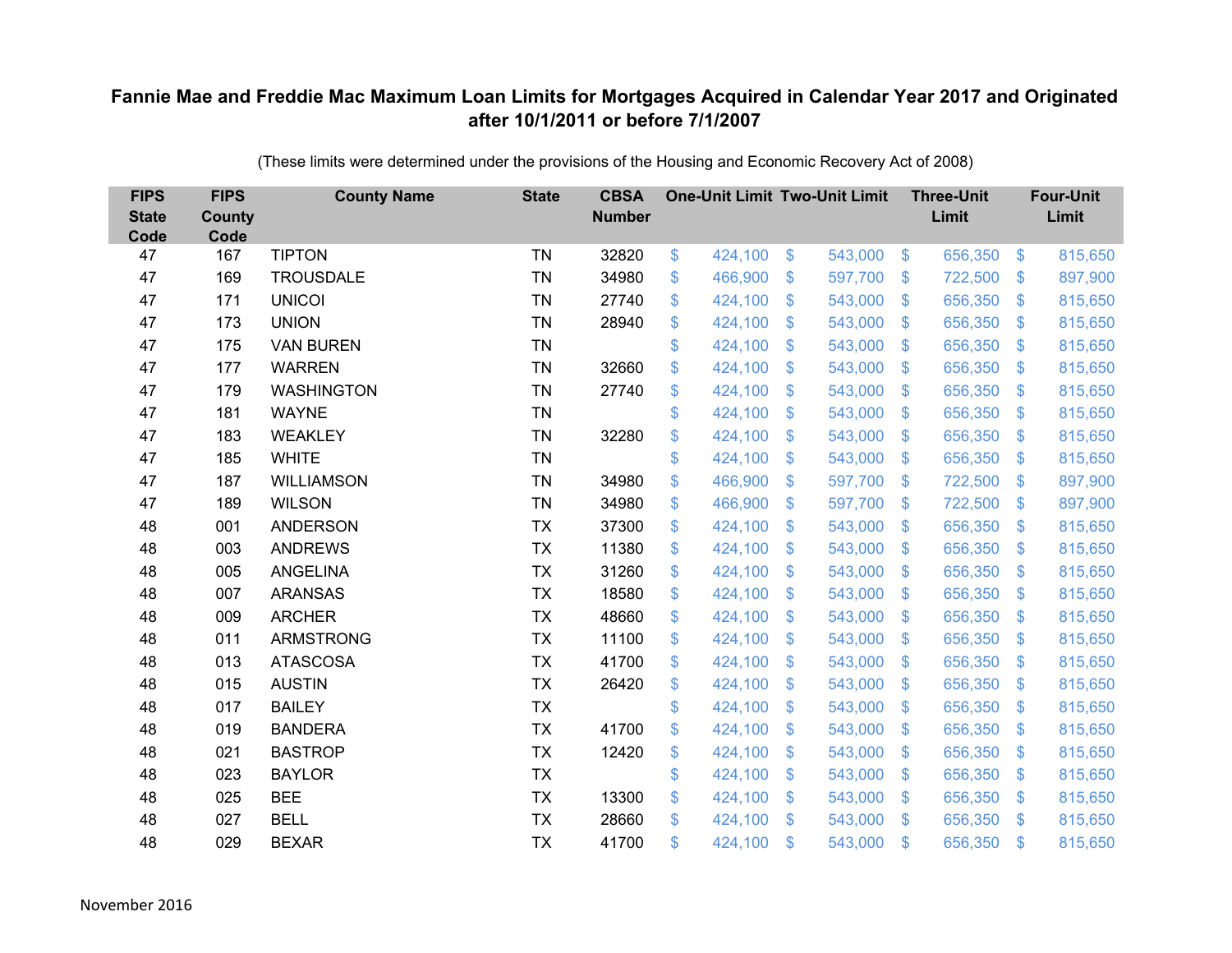# Fannie Mae and Freddie Mac Maximum Loan Limits for Mortgages Acquired in Calendar Year 2017 and Originated after 10/1/2011 or before 7/1/2007

(These limits were determined under the provisions of the Housing and Economic Recovery Act of 2008)

| FIPS State Code | FIPS County Code | County Name | State | CBSA Number | One-Unit Limit | Two-Unit Limit | Three-Unit Limit | Four-Unit Limit |
|---|---|---|---|---|---|---|---|---|
| 47 | 167 | TIPTON | TN | 32820 | $ 424,100 | $ 543,000 | $ 656,350 | $ 815,650 |
| 47 | 169 | TROUSDALE | TN | 34980 | $ 466,900 | $ 597,700 | $ 722,500 | $ 897,900 |
| 47 | 171 | UNICOI | TN | 27740 | $ 424,100 | $ 543,000 | $ 656,350 | $ 815,650 |
| 47 | 173 | UNION | TN | 28940 | $ 424,100 | $ 543,000 | $ 656,350 | $ 815,650 |
| 47 | 175 | VAN BUREN | TN | | $ 424,100 | $ 543,000 | $ 656,350 | $ 815,650 |
| 47 | 177 | WARREN | TN | 32660 | $ 424,100 | $ 543,000 | $ 656,350 | $ 815,650 |
| 47 | 179 | WASHINGTON | TN | 27740 | $ 424,100 | $ 543,000 | $ 656,350 | $ 815,650 |
| 47 | 181 | WAYNE | TN | | $ 424,100 | $ 543,000 | $ 656,350 | $ 815,650 |
| 47 | 183 | WEAKLEY | TN | 32280 | $ 424,100 | $ 543,000 | $ 656,350 | $ 815,650 |
| 47 | 185 | WHITE | TN | | $ 424,100 | $ 543,000 | $ 656,350 | $ 815,650 |
| 47 | 187 | WILLIAMSON | TN | 34980 | $ 466,900 | $ 597,700 | $ 722,500 | $ 897,900 |
| 47 | 189 | WILSON | TN | 34980 | $ 466,900 | $ 597,700 | $ 722,500 | $ 897,900 |
| 48 | 001 | ANDERSON | TX | 37300 | $ 424,100 | $ 543,000 | $ 656,350 | $ 815,650 |
| 48 | 003 | ANDREWS | TX | 11380 | $ 424,100 | $ 543,000 | $ 656,350 | $ 815,650 |
| 48 | 005 | ANGELINA | TX | 31260 | $ 424,100 | $ 543,000 | $ 656,350 | $ 815,650 |
| 48 | 007 | ARANSAS | TX | 18580 | $ 424,100 | $ 543,000 | $ 656,350 | $ 815,650 |
| 48 | 009 | ARCHER | TX | 48660 | $ 424,100 | $ 543,000 | $ 656,350 | $ 815,650 |
| 48 | 011 | ARMSTRONG | TX | 11100 | $ 424,100 | $ 543,000 | $ 656,350 | $ 815,650 |
| 48 | 013 | ATASCOSA | TX | 41700 | $ 424,100 | $ 543,000 | $ 656,350 | $ 815,650 |
| 48 | 015 | AUSTIN | TX | 26420 | $ 424,100 | $ 543,000 | $ 656,350 | $ 815,650 |
| 48 | 017 | BAILEY | TX | | $ 424,100 | $ 543,000 | $ 656,350 | $ 815,650 |
| 48 | 019 | BANDERA | TX | 41700 | $ 424,100 | $ 543,000 | $ 656,350 | $ 815,650 |
| 48 | 021 | BASTROP | TX | 12420 | $ 424,100 | $ 543,000 | $ 656,350 | $ 815,650 |
| 48 | 023 | BAYLOR | TX | | $ 424,100 | $ 543,000 | $ 656,350 | $ 815,650 |
| 48 | 025 | BEE | TX | 13300 | $ 424,100 | $ 543,000 | $ 656,350 | $ 815,650 |
| 48 | 027 | BELL | TX | 28660 | $ 424,100 | $ 543,000 | $ 656,350 | $ 815,650 |
| 48 | 029 | BEXAR | TX | 41700 | $ 424,100 | $ 543,000 | $ 656,350 | $ 815,650 |

November 2016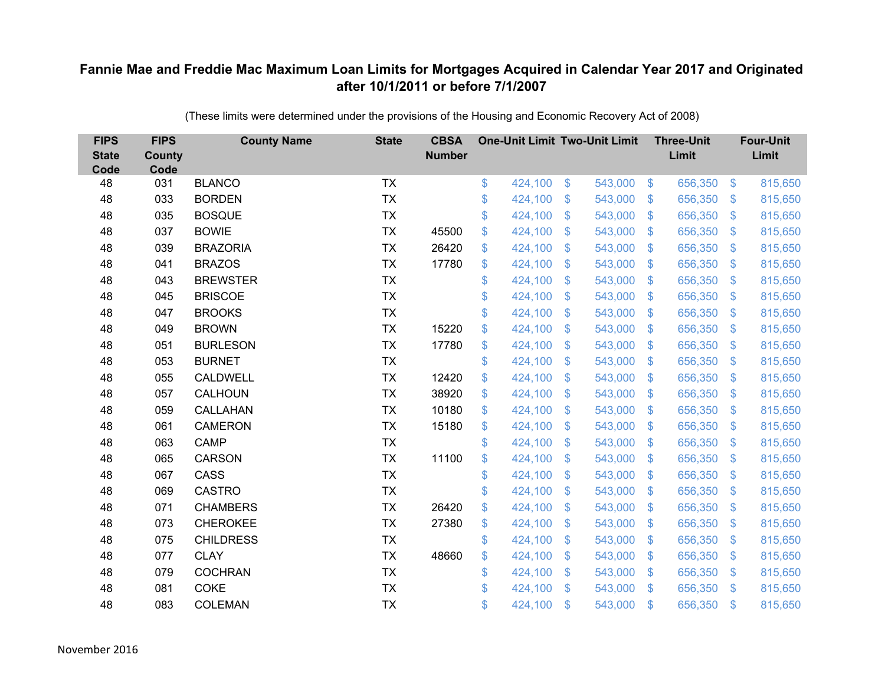# Fannie Mae and Freddie Mac Maximum Loan Limits for Mortgages Acquired in Calendar Year 2017 and Originated after 10/1/2011 or before 7/1/2007

(These limits were determined under the provisions of the Housing and Economic Recovery Act of 2008)

| FIPS State Code | FIPS County Code | County Name | State | CBSA Number | One-Unit Limit | Two-Unit Limit | Three-Unit Limit | Four-Unit Limit |
|---|---|---|---|---|---|---|---|---|
| 48 | 031 | BLANCO | TX | | $ 424,100 | $ 543,000 | $ 656,350 | $ 815,650 |
| 48 | 033 | BORDEN | TX | | $ 424,100 | $ 543,000 | $ 656,350 | $ 815,650 |
| 48 | 035 | BOSQUE | TX | | $ 424,100 | $ 543,000 | $ 656,350 | $ 815,650 |
| 48 | 037 | BOWIE | TX | 45500 | $ 424,100 | $ 543,000 | $ 656,350 | $ 815,650 |
| 48 | 039 | BRAZORIA | TX | 26420 | $ 424,100 | $ 543,000 | $ 656,350 | $ 815,650 |
| 48 | 041 | BRAZOS | TX | 17780 | $ 424,100 | $ 543,000 | $ 656,350 | $ 815,650 |
| 48 | 043 | BREWSTER | TX | | $ 424,100 | $ 543,000 | $ 656,350 | $ 815,650 |
| 48 | 045 | BRISCOE | TX | | $ 424,100 | $ 543,000 | $ 656,350 | $ 815,650 |
| 48 | 047 | BROOKS | TX | | $ 424,100 | $ 543,000 | $ 656,350 | $ 815,650 |
| 48 | 049 | BROWN | TX | 15220 | $ 424,100 | $ 543,000 | $ 656,350 | $ 815,650 |
| 48 | 051 | BURLESON | TX | 17780 | $ 424,100 | $ 543,000 | $ 656,350 | $ 815,650 |
| 48 | 053 | BURNET | TX | | $ 424,100 | $ 543,000 | $ 656,350 | $ 815,650 |
| 48 | 055 | CALDWELL | TX | 12420 | $ 424,100 | $ 543,000 | $ 656,350 | $ 815,650 |
| 48 | 057 | CALHOUN | TX | 38920 | $ 424,100 | $ 543,000 | $ 656,350 | $ 815,650 |
| 48 | 059 | CALLAHAN | TX | 10180 | $ 424,100 | $ 543,000 | $ 656,350 | $ 815,650 |
| 48 | 061 | CAMERON | TX | 15180 | $ 424,100 | $ 543,000 | $ 656,350 | $ 815,650 |
| 48 | 063 | CAMP | TX | | $ 424,100 | $ 543,000 | $ 656,350 | $ 815,650 |
| 48 | 065 | CARSON | TX | 11100 | $ 424,100 | $ 543,000 | $ 656,350 | $ 815,650 |
| 48 | 067 | CASS | TX | | $ 424,100 | $ 543,000 | $ 656,350 | $ 815,650 |
| 48 | 069 | CASTRO | TX | | $ 424,100 | $ 543,000 | $ 656,350 | $ 815,650 |
| 48 | 071 | CHAMBERS | TX | 26420 | $ 424,100 | $ 543,000 | $ 656,350 | $ 815,650 |
| 48 | 073 | CHEROKEE | TX | 27380 | $ 424,100 | $ 543,000 | $ 656,350 | $ 815,650 |
| 48 | 075 | CHILDRESS | TX | | $ 424,100 | $ 543,000 | $ 656,350 | $ 815,650 |
| 48 | 077 | CLAY | TX | 48660 | $ 424,100 | $ 543,000 | $ 656,350 | $ 815,650 |
| 48 | 079 | COCHRAN | TX | | $ 424,100 | $ 543,000 | $ 656,350 | $ 815,650 |
| 48 | 081 | COKE | TX | | $ 424,100 | $ 543,000 | $ 656,350 | $ 815,650 |
| 48 | 083 | COLEMAN | TX | | $ 424,100 | $ 543,000 | $ 656,350 | $ 815,650 |

November 2016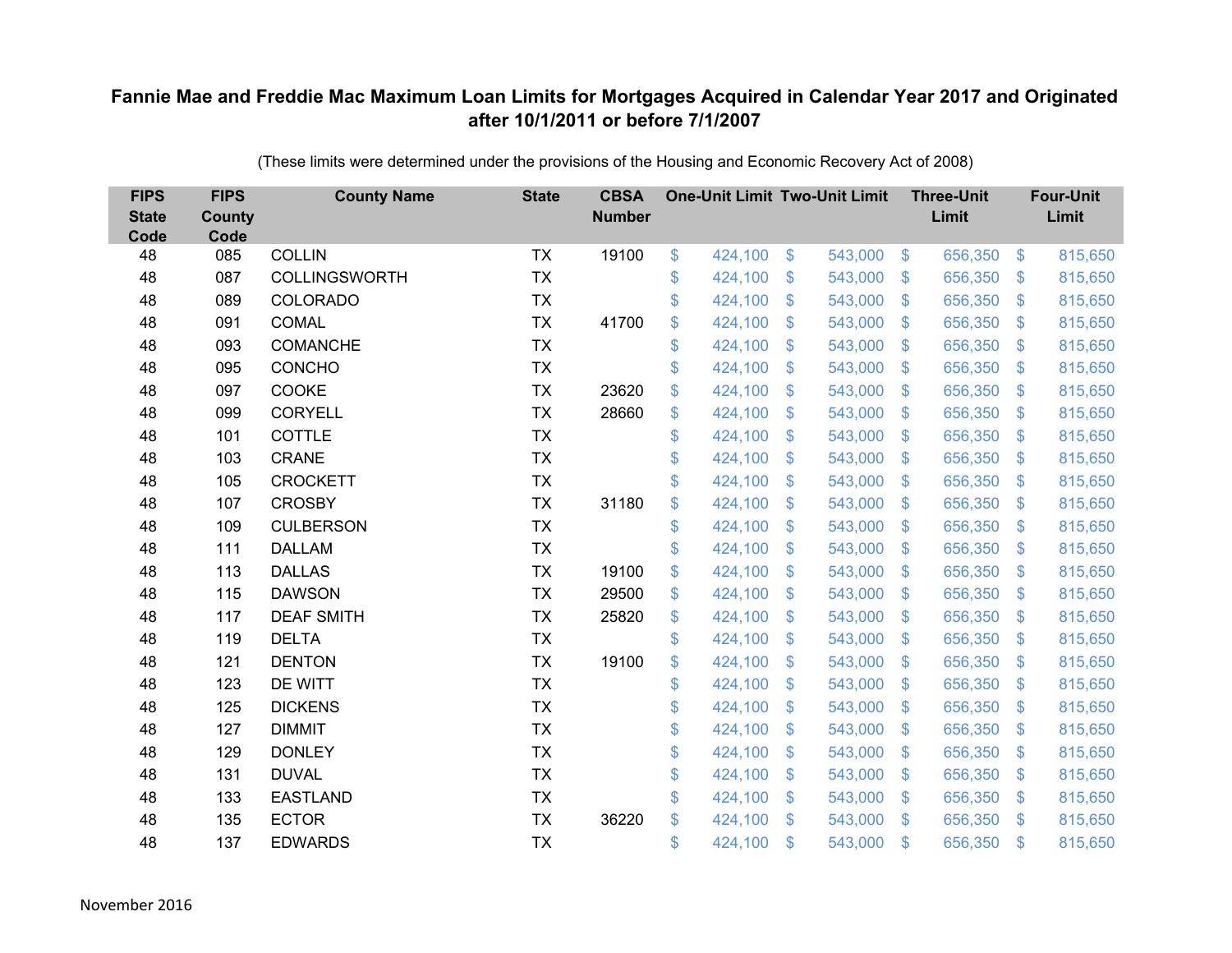# Fannie Mae and Freddie Mac Maximum Loan Limits for Mortgages Acquired in Calendar Year 2017 and Originated after 10/1/2011 or before 7/1/2007

(These limits were determined under the provisions of the Housing and Economic Recovery Act of 2008)

| FIPS State Code | FIPS County Code | County Name | State | CBSA Number | One-Unit Limit | Two-Unit Limit | Three-Unit Limit | Four-Unit Limit |
|---|---|---|---|---|---|---|---|---|
| 48 | 085 | COLLIN | TX | 19100 | $ 424,100 | $ 543,000 | $ 656,350 | $ 815,650 |
| 48 | 087 | COLLINGSWORTH | TX | | $ 424,100 | $ 543,000 | $ 656,350 | $ 815,650 |
| 48 | 089 | COLORADO | TX | | $ 424,100 | $ 543,000 | $ 656,350 | $ 815,650 |
| 48 | 091 | COMAL | TX | 41700 | $ 424,100 | $ 543,000 | $ 656,350 | $ 815,650 |
| 48 | 093 | COMANCHE | TX | | $ 424,100 | $ 543,000 | $ 656,350 | $ 815,650 |
| 48 | 095 | CONCHO | TX | | $ 424,100 | $ 543,000 | $ 656,350 | $ 815,650 |
| 48 | 097 | COOKE | TX | 23620 | $ 424,100 | $ 543,000 | $ 656,350 | $ 815,650 |
| 48 | 099 | CORYELL | TX | 28660 | $ 424,100 | $ 543,000 | $ 656,350 | $ 815,650 |
| 48 | 101 | COTTLE | TX | | $ 424,100 | $ 543,000 | $ 656,350 | $ 815,650 |
| 48 | 103 | CRANE | TX | | $ 424,100 | $ 543,000 | $ 656,350 | $ 815,650 |
| 48 | 105 | CROCKETT | TX | | $ 424,100 | $ 543,000 | $ 656,350 | $ 815,650 |
| 48 | 107 | CROSBY | TX | 31180 | $ 424,100 | $ 543,000 | $ 656,350 | $ 815,650 |
| 48 | 109 | CULBERSON | TX | | $ 424,100 | $ 543,000 | $ 656,350 | $ 815,650 |
| 48 | 111 | DALLAM | TX | | $ 424,100 | $ 543,000 | $ 656,350 | $ 815,650 |
| 48 | 113 | DALLAS | TX | 19100 | $ 424,100 | $ 543,000 | $ 656,350 | $ 815,650 |
| 48 | 115 | DAWSON | TX | 29500 | $ 424,100 | $ 543,000 | $ 656,350 | $ 815,650 |
| 48 | 117 | DEAF SMITH | TX | 25820 | $ 424,100 | $ 543,000 | $ 656,350 | $ 815,650 |
| 48 | 119 | DELTA | TX | | $ 424,100 | $ 543,000 | $ 656,350 | $ 815,650 |
| 48 | 121 | DENTON | TX | 19100 | $ 424,100 | $ 543,000 | $ 656,350 | $ 815,650 |
| 48 | 123 | DE WITT | TX | | $ 424,100 | $ 543,000 | $ 656,350 | $ 815,650 |
| 48 | 125 | DICKENS | TX | | $ 424,100 | $ 543,000 | $ 656,350 | $ 815,650 |
| 48 | 127 | DIMMIT | TX | | $ 424,100 | $ 543,000 | $ 656,350 | $ 815,650 |
| 48 | 129 | DONLEY | TX | | $ 424,100 | $ 543,000 | $ 656,350 | $ 815,650 |
| 48 | 131 | DUVAL | TX | | $ 424,100 | $ 543,000 | $ 656,350 | $ 815,650 |
| 48 | 133 | EASTLAND | TX | | $ 424,100 | $ 543,000 | $ 656,350 | $ 815,650 |
| 48 | 135 | ECTOR | TX | 36220 | $ 424,100 | $ 543,000 | $ 656,350 | $ 815,650 |
| 48 | 137 | EDWARDS | TX | | $ 424,100 | $ 543,000 | $ 656,350 | $ 815,650 |

November 2016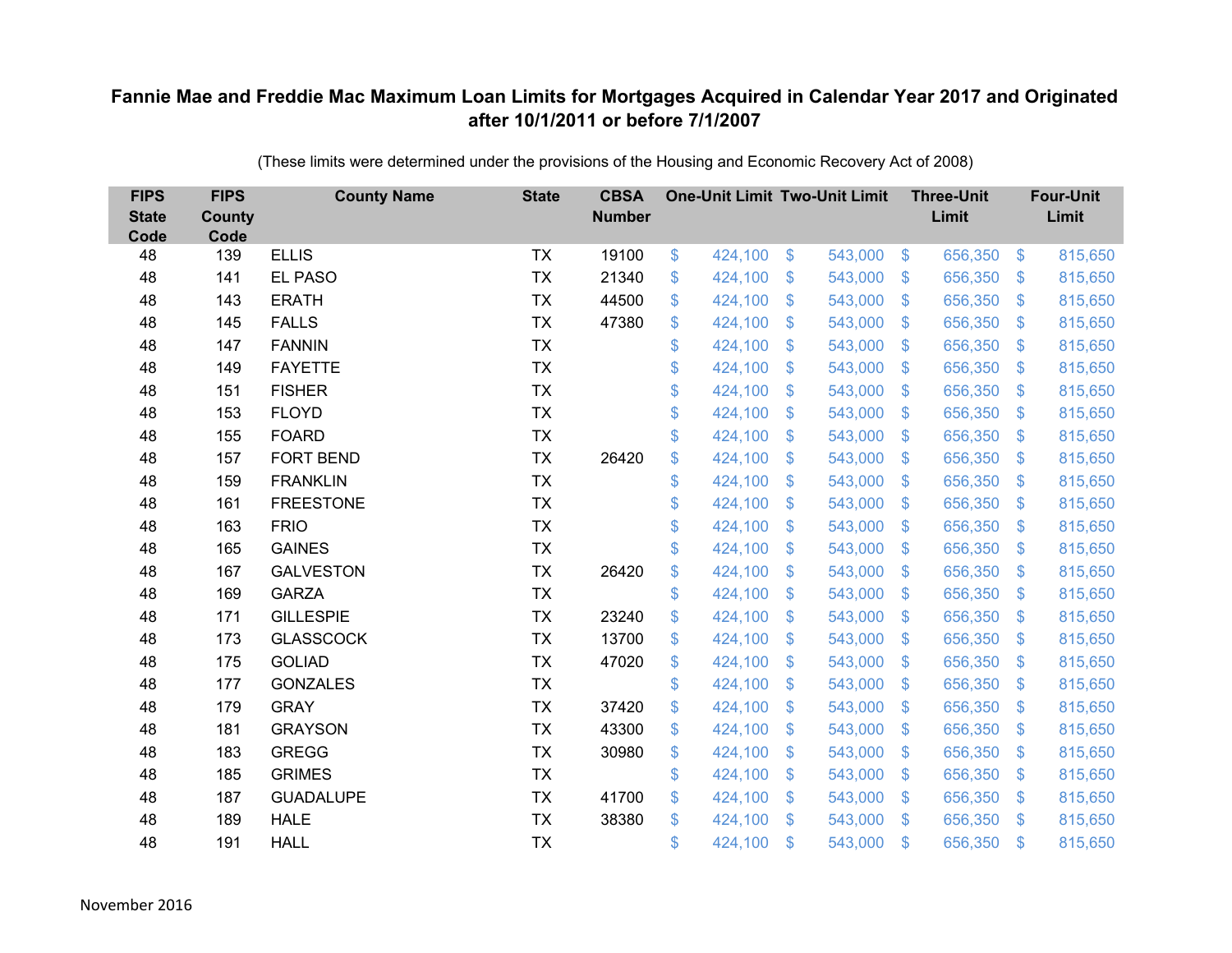# Fannie Mae and Freddie Mac Maximum Loan Limits for Mortgages Acquired in Calendar Year 2017 and Originated after 10/1/2011 or before 7/1/2007

(These limits were determined under the provisions of the Housing and Economic Recovery Act of 2008)

| FIPS State Code | FIPS County Code | County Name | State | CBSA Number | One-Unit Limit | Two-Unit Limit | Three-Unit Limit | Four-Unit Limit |
|---|---|---|---|---|---|---|---|---|
| 48 | 139 | ELLIS | TX | 19100 | $ 424,100 | $ 543,000 | $ 656,350 | $ 815,650 |
| 48 | 141 | EL PASO | TX | 21340 | $ 424,100 | $ 543,000 | $ 656,350 | $ 815,650 |
| 48 | 143 | ERATH | TX | 44500 | $ 424,100 | $ 543,000 | $ 656,350 | $ 815,650 |
| 48 | 145 | FALLS | TX | 47380 | $ 424,100 | $ 543,000 | $ 656,350 | $ 815,650 |
| 48 | 147 | FANNIN | TX | | $ 424,100 | $ 543,000 | $ 656,350 | $ 815,650 |
| 48 | 149 | FAYETTE | TX | | $ 424,100 | $ 543,000 | $ 656,350 | $ 815,650 |
| 48 | 151 | FISHER | TX | | $ 424,100 | $ 543,000 | $ 656,350 | $ 815,650 |
| 48 | 153 | FLOYD | TX | | $ 424,100 | $ 543,000 | $ 656,350 | $ 815,650 |
| 48 | 155 | FOARD | TX | | $ 424,100 | $ 543,000 | $ 656,350 | $ 815,650 |
| 48 | 157 | FORT BEND | TX | 26420 | $ 424,100 | $ 543,000 | $ 656,350 | $ 815,650 |
| 48 | 159 | FRANKLIN | TX | | $ 424,100 | $ 543,000 | $ 656,350 | $ 815,650 |
| 48 | 161 | FREESTONE | TX | | $ 424,100 | $ 543,000 | $ 656,350 | $ 815,650 |
| 48 | 163 | FRIO | TX | | $ 424,100 | $ 543,000 | $ 656,350 | $ 815,650 |
| 48 | 165 | GAINES | TX | | $ 424,100 | $ 543,000 | $ 656,350 | $ 815,650 |
| 48 | 167 | GALVESTON | TX | 26420 | $ 424,100 | $ 543,000 | $ 656,350 | $ 815,650 |
| 48 | 169 | GARZA | TX | | $ 424,100 | $ 543,000 | $ 656,350 | $ 815,650 |
| 48 | 171 | GILLESPIE | TX | 23240 | $ 424,100 | $ 543,000 | $ 656,350 | $ 815,650 |
| 48 | 173 | GLASSCOCK | TX | 13700 | $ 424,100 | $ 543,000 | $ 656,350 | $ 815,650 |
| 48 | 175 | GOLIAD | TX | 47020 | $ 424,100 | $ 543,000 | $ 656,350 | $ 815,650 |
| 48 | 177 | GONZALES | TX | | $ 424,100 | $ 543,000 | $ 656,350 | $ 815,650 |
| 48 | 179 | GRAY | TX | 37420 | $ 424,100 | $ 543,000 | $ 656,350 | $ 815,650 |
| 48 | 181 | GRAYSON | TX | 43300 | $ 424,100 | $ 543,000 | $ 656,350 | $ 815,650 |
| 48 | 183 | GREGG | TX | 30980 | $ 424,100 | $ 543,000 | $ 656,350 | $ 815,650 |
| 48 | 185 | GRIMES | TX | | $ 424,100 | $ 543,000 | $ 656,350 | $ 815,650 |
| 48 | 187 | GUADALUPE | TX | 41700 | $ 424,100 | $ 543,000 | $ 656,350 | $ 815,650 |
| 48 | 189 | HALE | TX | 38380 | $ 424,100 | $ 543,000 | $ 656,350 | $ 815,650 |
| 48 | 191 | HALL | TX | | $ 424,100 | $ 543,000 | $ 656,350 | $ 815,650 |

November 2016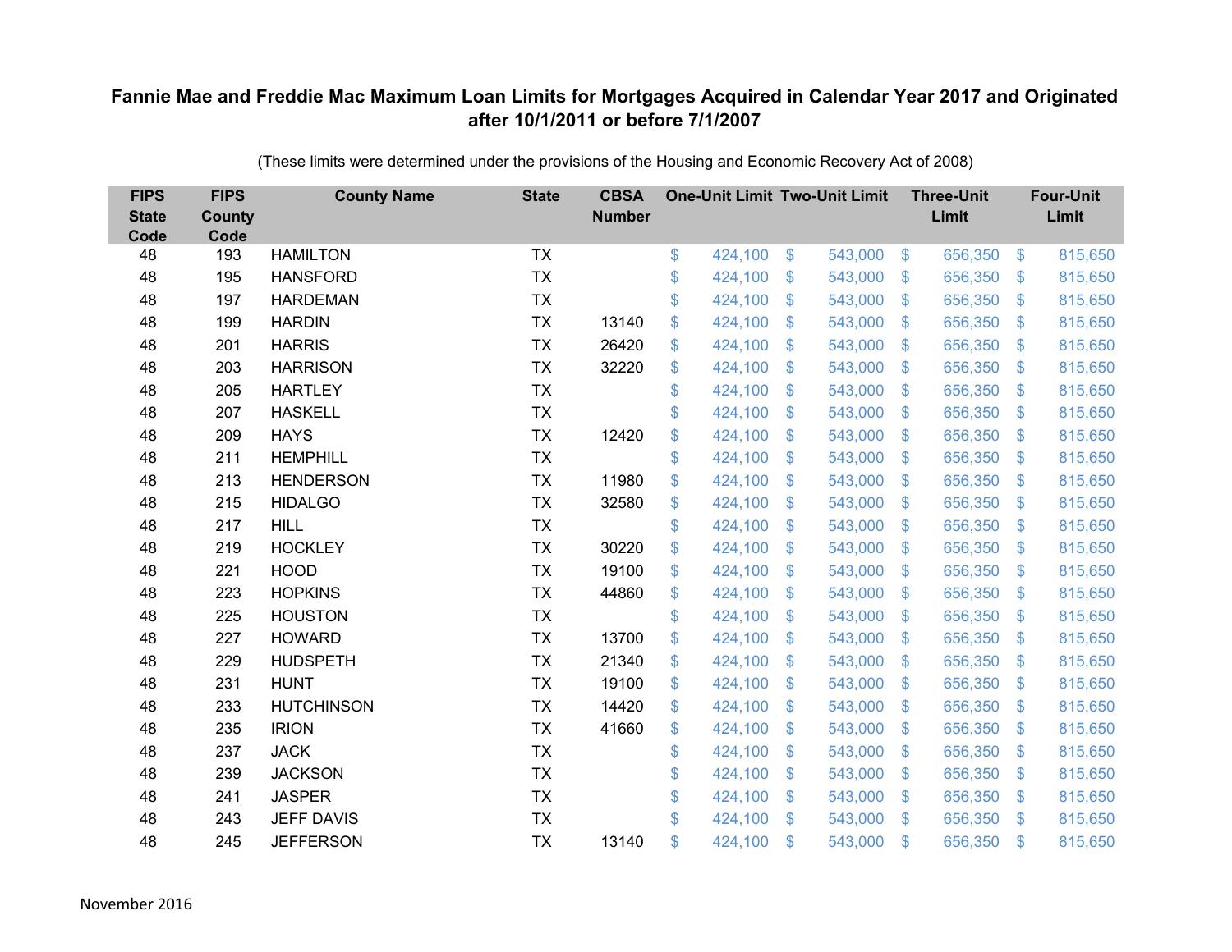# Fannie Mae and Freddie Mac Maximum Loan Limits for Mortgages Acquired in Calendar Year 2017 and Originated after 10/1/2011 or before 7/1/2007

(These limits were determined under the provisions of the Housing and Economic Recovery Act of 2008)

| FIPS State Code | FIPS County Code | County Name | State | CBSA Number | One-Unit Limit | Two-Unit Limit | Three-Unit Limit | Four-Unit Limit |
|---|---|---|---|---|---|---|---|---|
| 48 | 193 | HAMILTON | TX | | $ 424,100 | $ 543,000 | $ 656,350 | $ 815,650 |
| 48 | 195 | HANSFORD | TX | | $ 424,100 | $ 543,000 | $ 656,350 | $ 815,650 |
| 48 | 197 | HARDEMAN | TX | | $ 424,100 | $ 543,000 | $ 656,350 | $ 815,650 |
| 48 | 199 | HARDIN | TX | 13140 | $ 424,100 | $ 543,000 | $ 656,350 | $ 815,650 |
| 48 | 201 | HARRIS | TX | 26420 | $ 424,100 | $ 543,000 | $ 656,350 | $ 815,650 |
| 48 | 203 | HARRISON | TX | 32220 | $ 424,100 | $ 543,000 | $ 656,350 | $ 815,650 |
| 48 | 205 | HARTLEY | TX | | $ 424,100 | $ 543,000 | $ 656,350 | $ 815,650 |
| 48 | 207 | HASKELL | TX | | $ 424,100 | $ 543,000 | $ 656,350 | $ 815,650 |
| 48 | 209 | HAYS | TX | 12420 | $ 424,100 | $ 543,000 | $ 656,350 | $ 815,650 |
| 48 | 211 | HEMPHILL | TX | | $ 424,100 | $ 543,000 | $ 656,350 | $ 815,650 |
| 48 | 213 | HENDERSON | TX | 11980 | $ 424,100 | $ 543,000 | $ 656,350 | $ 815,650 |
| 48 | 215 | HIDALGO | TX | 32580 | $ 424,100 | $ 543,000 | $ 656,350 | $ 815,650 |
| 48 | 217 | HILL | TX | | $ 424,100 | $ 543,000 | $ 656,350 | $ 815,650 |
| 48 | 219 | HOCKLEY | TX | 30220 | $ 424,100 | $ 543,000 | $ 656,350 | $ 815,650 |
| 48 | 221 | HOOD | TX | 19100 | $ 424,100 | $ 543,000 | $ 656,350 | $ 815,650 |
| 48 | 223 | HOPKINS | TX | 44860 | $ 424,100 | $ 543,000 | $ 656,350 | $ 815,650 |
| 48 | 225 | HOUSTON | TX | | $ 424,100 | $ 543,000 | $ 656,350 | $ 815,650 |
| 48 | 227 | HOWARD | TX | 13700 | $ 424,100 | $ 543,000 | $ 656,350 | $ 815,650 |
| 48 | 229 | HUDSPETH | TX | 21340 | $ 424,100 | $ 543,000 | $ 656,350 | $ 815,650 |
| 48 | 231 | HUNT | TX | 19100 | $ 424,100 | $ 543,000 | $ 656,350 | $ 815,650 |
| 48 | 233 | HUTCHINSON | TX | 14420 | $ 424,100 | $ 543,000 | $ 656,350 | $ 815,650 |
| 48 | 235 | IRION | TX | 41660 | $ 424,100 | $ 543,000 | $ 656,350 | $ 815,650 |
| 48 | 237 | JACK | TX | | $ 424,100 | $ 543,000 | $ 656,350 | $ 815,650 |
| 48 | 239 | JACKSON | TX | | $ 424,100 | $ 543,000 | $ 656,350 | $ 815,650 |
| 48 | 241 | JASPER | TX | | $ 424,100 | $ 543,000 | $ 656,350 | $ 815,650 |
| 48 | 243 | JEFF DAVIS | TX | | $ 424,100 | $ 543,000 | $ 656,350 | $ 815,650 |
| 48 | 245 | JEFFERSON | TX | 13140 | $ 424,100 | $ 543,000 | $ 656,350 | $ 815,650 |

November 2016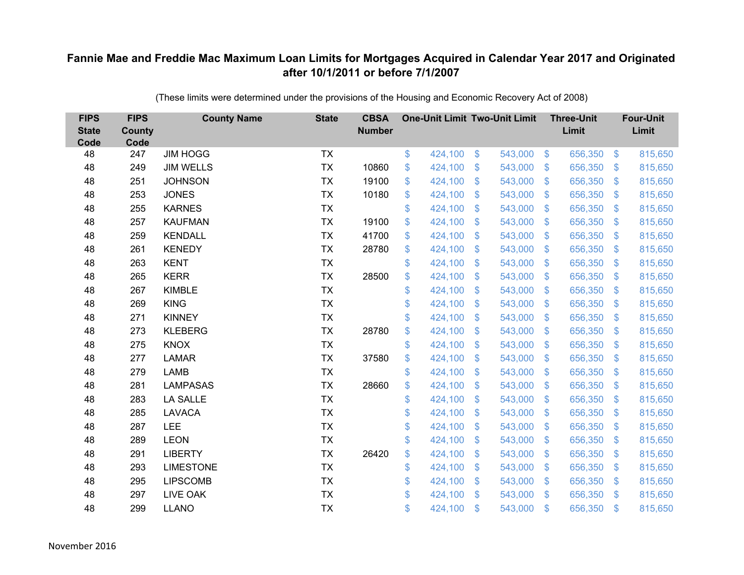# Fannie Mae and Freddie Mac Maximum Loan Limits for Mortgages Acquired in Calendar Year 2017 and Originated after 10/1/2011 or before 7/1/2007

(These limits were determined under the provisions of the Housing and Economic Recovery Act of 2008)

| FIPS State Code | FIPS County Code | County Name | State | CBSA Number | One-Unit Limit | Two-Unit Limit | Three-Unit Limit | Four-Unit Limit |
|---|---|---|---|---|---|---|---|---|
| 48 | 247 | JIM HOGG | TX | | $ 424,100 | $ 543,000 | $ 656,350 | $ 815,650 |
| 48 | 249 | JIM WELLS | TX | 10860 | $ 424,100 | $ 543,000 | $ 656,350 | $ 815,650 |
| 48 | 251 | JOHNSON | TX | 19100 | $ 424,100 | $ 543,000 | $ 656,350 | $ 815,650 |
| 48 | 253 | JONES | TX | 10180 | $ 424,100 | $ 543,000 | $ 656,350 | $ 815,650 |
| 48 | 255 | KARNES | TX | | $ 424,100 | $ 543,000 | $ 656,350 | $ 815,650 |
| 48 | 257 | KAUFMAN | TX | 19100 | $ 424,100 | $ 543,000 | $ 656,350 | $ 815,650 |
| 48 | 259 | KENDALL | TX | 41700 | $ 424,100 | $ 543,000 | $ 656,350 | $ 815,650 |
| 48 | 261 | KENEDY | TX | 28780 | $ 424,100 | $ 543,000 | $ 656,350 | $ 815,650 |
| 48 | 263 | KENT | TX | | $ 424,100 | $ 543,000 | $ 656,350 | $ 815,650 |
| 48 | 265 | KERR | TX | 28500 | $ 424,100 | $ 543,000 | $ 656,350 | $ 815,650 |
| 48 | 267 | KIMBLE | TX | | $ 424,100 | $ 543,000 | $ 656,350 | $ 815,650 |
| 48 | 269 | KING | TX | | $ 424,100 | $ 543,000 | $ 656,350 | $ 815,650 |
| 48 | 271 | KINNEY | TX | | $ 424,100 | $ 543,000 | $ 656,350 | $ 815,650 |
| 48 | 273 | KLEBERG | TX | 28780 | $ 424,100 | $ 543,000 | $ 656,350 | $ 815,650 |
| 48 | 275 | KNOX | TX | | $ 424,100 | $ 543,000 | $ 656,350 | $ 815,650 |
| 48 | 277 | LAMAR | TX | 37580 | $ 424,100 | $ 543,000 | $ 656,350 | $ 815,650 |
| 48 | 279 | LAMB | TX | | $ 424,100 | $ 543,000 | $ 656,350 | $ 815,650 |
| 48 | 281 | LAMPASAS | TX | 28660 | $ 424,100 | $ 543,000 | $ 656,350 | $ 815,650 |
| 48 | 283 | LA SALLE | TX | | $ 424,100 | $ 543,000 | $ 656,350 | $ 815,650 |
| 48 | 285 | LAVACA | TX | | $ 424,100 | $ 543,000 | $ 656,350 | $ 815,650 |
| 48 | 287 | LEE | TX | | $ 424,100 | $ 543,000 | $ 656,350 | $ 815,650 |
| 48 | 289 | LEON | TX | | $ 424,100 | $ 543,000 | $ 656,350 | $ 815,650 |
| 48 | 291 | LIBERTY | TX | 26420 | $ 424,100 | $ 543,000 | $ 656,350 | $ 815,650 |
| 48 | 293 | LIMESTONE | TX | | $ 424,100 | $ 543,000 | $ 656,350 | $ 815,650 |
| 48 | 295 | LIPSCOMB | TX | | $ 424,100 | $ 543,000 | $ 656,350 | $ 815,650 |
| 48 | 297 | LIVE OAK | TX | | $ 424,100 | $ 543,000 | $ 656,350 | $ 815,650 |
| 48 | 299 | LLANO | TX | | $ 424,100 | $ 543,000 | $ 656,350 | $ 815,650 |

November 2016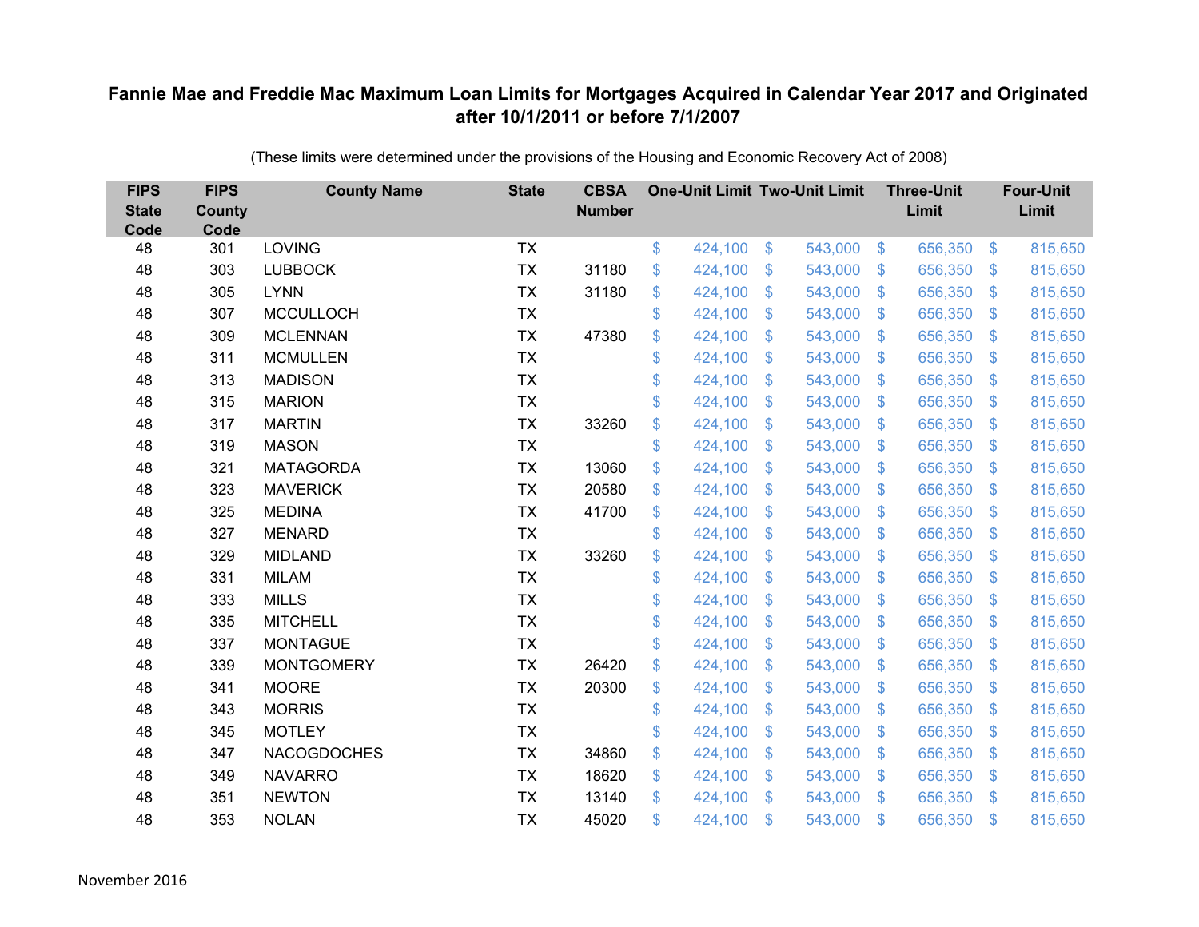# Fannie Mae and Freddie Mac Maximum Loan Limits for Mortgages Acquired in Calendar Year 2017 and Originated after 10/1/2011 or before 7/1/2007

(These limits were determined under the provisions of the Housing and Economic Recovery Act of 2008)

| FIPS State Code | FIPS County Code | County Name | State | CBSA Number | One-Unit Limit | Two-Unit Limit | Three-Unit Limit | Four-Unit Limit |
|---|---|---|---|---|---|---|---|---|
| 48 | 301 | LOVING | TX | | $ 424,100 | $ 543,000 | $ 656,350 | $ 815,650 |
| 48 | 303 | LUBBOCK | TX | 31180 | $ 424,100 | $ 543,000 | $ 656,350 | $ 815,650 |
| 48 | 305 | LYNN | TX | 31180 | $ 424,100 | $ 543,000 | $ 656,350 | $ 815,650 |
| 48 | 307 | MCCULLOCH | TX | | $ 424,100 | $ 543,000 | $ 656,350 | $ 815,650 |
| 48 | 309 | MCLENNAN | TX | 47380 | $ 424,100 | $ 543,000 | $ 656,350 | $ 815,650 |
| 48 | 311 | MCMULLEN | TX | | $ 424,100 | $ 543,000 | $ 656,350 | $ 815,650 |
| 48 | 313 | MADISON | TX | | $ 424,100 | $ 543,000 | $ 656,350 | $ 815,650 |
| 48 | 315 | MARION | TX | | $ 424,100 | $ 543,000 | $ 656,350 | $ 815,650 |
| 48 | 317 | MARTIN | TX | 33260 | $ 424,100 | $ 543,000 | $ 656,350 | $ 815,650 |
| 48 | 319 | MASON | TX | | $ 424,100 | $ 543,000 | $ 656,350 | $ 815,650 |
| 48 | 321 | MATAGORDA | TX | 13060 | $ 424,100 | $ 543,000 | $ 656,350 | $ 815,650 |
| 48 | 323 | MAVERICK | TX | 20580 | $ 424,100 | $ 543,000 | $ 656,350 | $ 815,650 |
| 48 | 325 | MEDINA | TX | 41700 | $ 424,100 | $ 543,000 | $ 656,350 | $ 815,650 |
| 48 | 327 | MENARD | TX | | $ 424,100 | $ 543,000 | $ 656,350 | $ 815,650 |
| 48 | 329 | MIDLAND | TX | 33260 | $ 424,100 | $ 543,000 | $ 656,350 | $ 815,650 |
| 48 | 331 | MILAM | TX | | $ 424,100 | $ 543,000 | $ 656,350 | $ 815,650 |
| 48 | 333 | MILLS | TX | | $ 424,100 | $ 543,000 | $ 656,350 | $ 815,650 |
| 48 | 335 | MITCHELL | TX | | $ 424,100 | $ 543,000 | $ 656,350 | $ 815,650 |
| 48 | 337 | MONTAGUE | TX | | $ 424,100 | $ 543,000 | $ 656,350 | $ 815,650 |
| 48 | 339 | MONTGOMERY | TX | 26420 | $ 424,100 | $ 543,000 | $ 656,350 | $ 815,650 |
| 48 | 341 | MOORE | TX | 20300 | $ 424,100 | $ 543,000 | $ 656,350 | $ 815,650 |
| 48 | 343 | MORRIS | TX | | $ 424,100 | $ 543,000 | $ 656,350 | $ 815,650 |
| 48 | 345 | MOTLEY | TX | | $ 424,100 | $ 543,000 | $ 656,350 | $ 815,650 |
| 48 | 347 | NACOGDOCHES | TX | 34860 | $ 424,100 | $ 543,000 | $ 656,350 | $ 815,650 |
| 48 | 349 | NAVARRO | TX | 18620 | $ 424,100 | $ 543,000 | $ 656,350 | $ 815,650 |
| 48 | 351 | NEWTON | TX | 13140 | $ 424,100 | $ 543,000 | $ 656,350 | $ 815,650 |
| 48 | 353 | NOLAN | TX | 45020 | $ 424,100 | $ 543,000 | $ 656,350 | $ 815,650 |

November 2016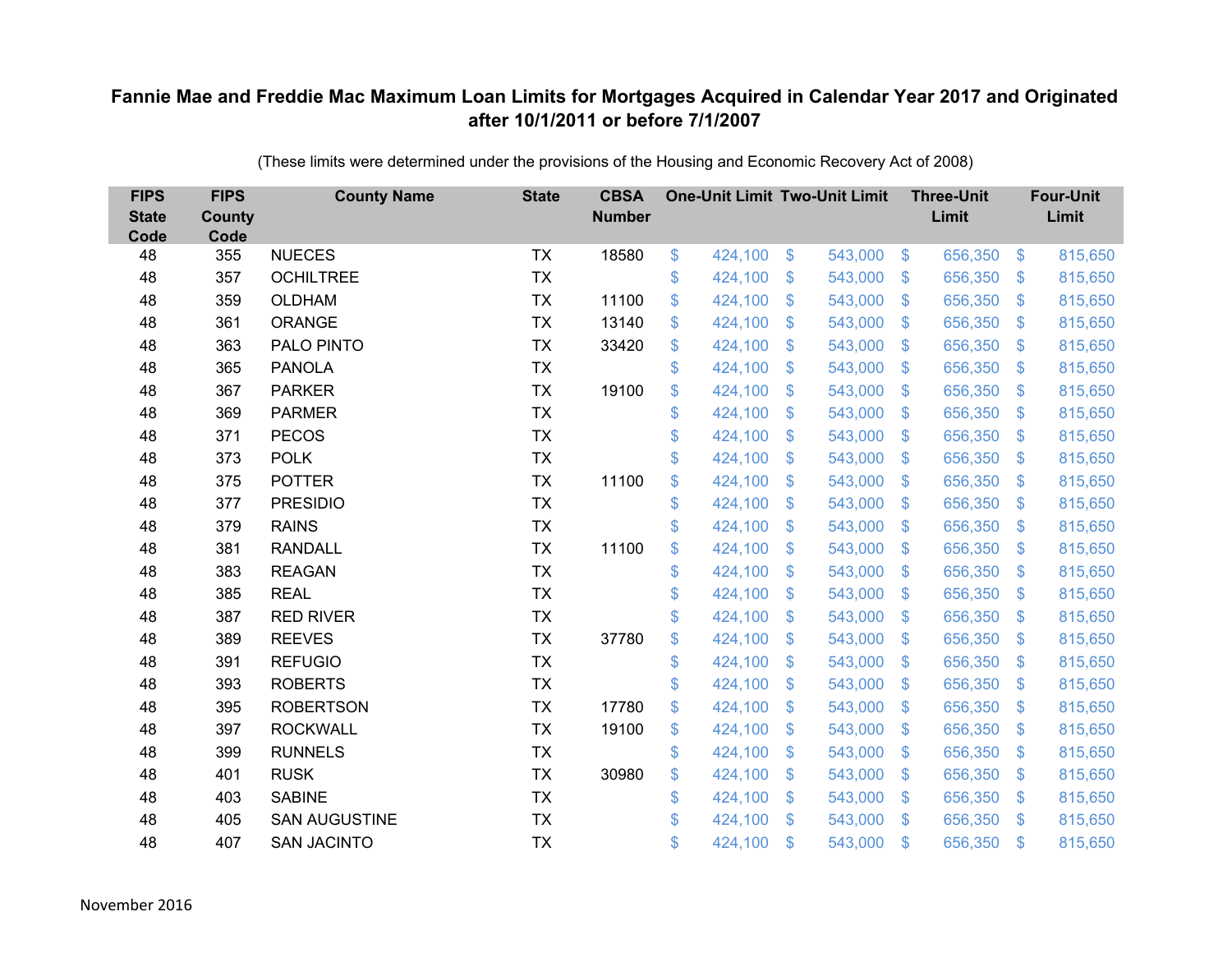# Fannie Mae and Freddie Mac Maximum Loan Limits for Mortgages Acquired in Calendar Year 2017 and Originated after 10/1/2011 or before 7/1/2007

(These limits were determined under the provisions of the Housing and Economic Recovery Act of 2008)

| FIPS State Code | FIPS County Code | County Name | State | CBSA Number | One-Unit Limit | Two-Unit Limit | Three-Unit Limit | Four-Unit Limit |
|---|---|---|---|---|---|---|---|---|
| 48 | 355 | NUECES | TX | 18580 | $ 424,100 | $ 543,000 | $ 656,350 | $ 815,650 |
| 48 | 357 | OCHILTREE | TX | | $ 424,100 | $ 543,000 | $ 656,350 | $ 815,650 |
| 48 | 359 | OLDHAM | TX | 11100 | $ 424,100 | $ 543,000 | $ 656,350 | $ 815,650 |
| 48 | 361 | ORANGE | TX | 13140 | $ 424,100 | $ 543,000 | $ 656,350 | $ 815,650 |
| 48 | 363 | PALO PINTO | TX | 33420 | $ 424,100 | $ 543,000 | $ 656,350 | $ 815,650 |
| 48 | 365 | PANOLA | TX | | $ 424,100 | $ 543,000 | $ 656,350 | $ 815,650 |
| 48 | 367 | PARKER | TX | 19100 | $ 424,100 | $ 543,000 | $ 656,350 | $ 815,650 |
| 48 | 369 | PARMER | TX | | $ 424,100 | $ 543,000 | $ 656,350 | $ 815,650 |
| 48 | 371 | PECOS | TX | | $ 424,100 | $ 543,000 | $ 656,350 | $ 815,650 |
| 48 | 373 | POLK | TX | | $ 424,100 | $ 543,000 | $ 656,350 | $ 815,650 |
| 48 | 375 | POTTER | TX | 11100 | $ 424,100 | $ 543,000 | $ 656,350 | $ 815,650 |
| 48 | 377 | PRESIDIO | TX | | $ 424,100 | $ 543,000 | $ 656,350 | $ 815,650 |
| 48 | 379 | RAINS | TX | | $ 424,100 | $ 543,000 | $ 656,350 | $ 815,650 |
| 48 | 381 | RANDALL | TX | 11100 | $ 424,100 | $ 543,000 | $ 656,350 | $ 815,650 |
| 48 | 383 | REAGAN | TX | | $ 424,100 | $ 543,000 | $ 656,350 | $ 815,650 |
| 48 | 385 | REAL | TX | | $ 424,100 | $ 543,000 | $ 656,350 | $ 815,650 |
| 48 | 387 | RED RIVER | TX | | $ 424,100 | $ 543,000 | $ 656,350 | $ 815,650 |
| 48 | 389 | REEVES | TX | 37780 | $ 424,100 | $ 543,000 | $ 656,350 | $ 815,650 |
| 48 | 391 | REFUGIO | TX | | $ 424,100 | $ 543,000 | $ 656,350 | $ 815,650 |
| 48 | 393 | ROBERTS | TX | | $ 424,100 | $ 543,000 | $ 656,350 | $ 815,650 |
| 48 | 395 | ROBERTSON | TX | 17780 | $ 424,100 | $ 543,000 | $ 656,350 | $ 815,650 |
| 48 | 397 | ROCKWALL | TX | 19100 | $ 424,100 | $ 543,000 | $ 656,350 | $ 815,650 |
| 48 | 399 | RUNNELS | TX | | $ 424,100 | $ 543,000 | $ 656,350 | $ 815,650 |
| 48 | 401 | RUSK | TX | 30980 | $ 424,100 | $ 543,000 | $ 656,350 | $ 815,650 |
| 48 | 403 | SABINE | TX | | $ 424,100 | $ 543,000 | $ 656,350 | $ 815,650 |
| 48 | 405 | SAN AUGUSTINE | TX | | $ 424,100 | $ 543,000 | $ 656,350 | $ 815,650 |
| 48 | 407 | SAN JACINTO | TX | | $ 424,100 | $ 543,000 | $ 656,350 | $ 815,650 |

November 2016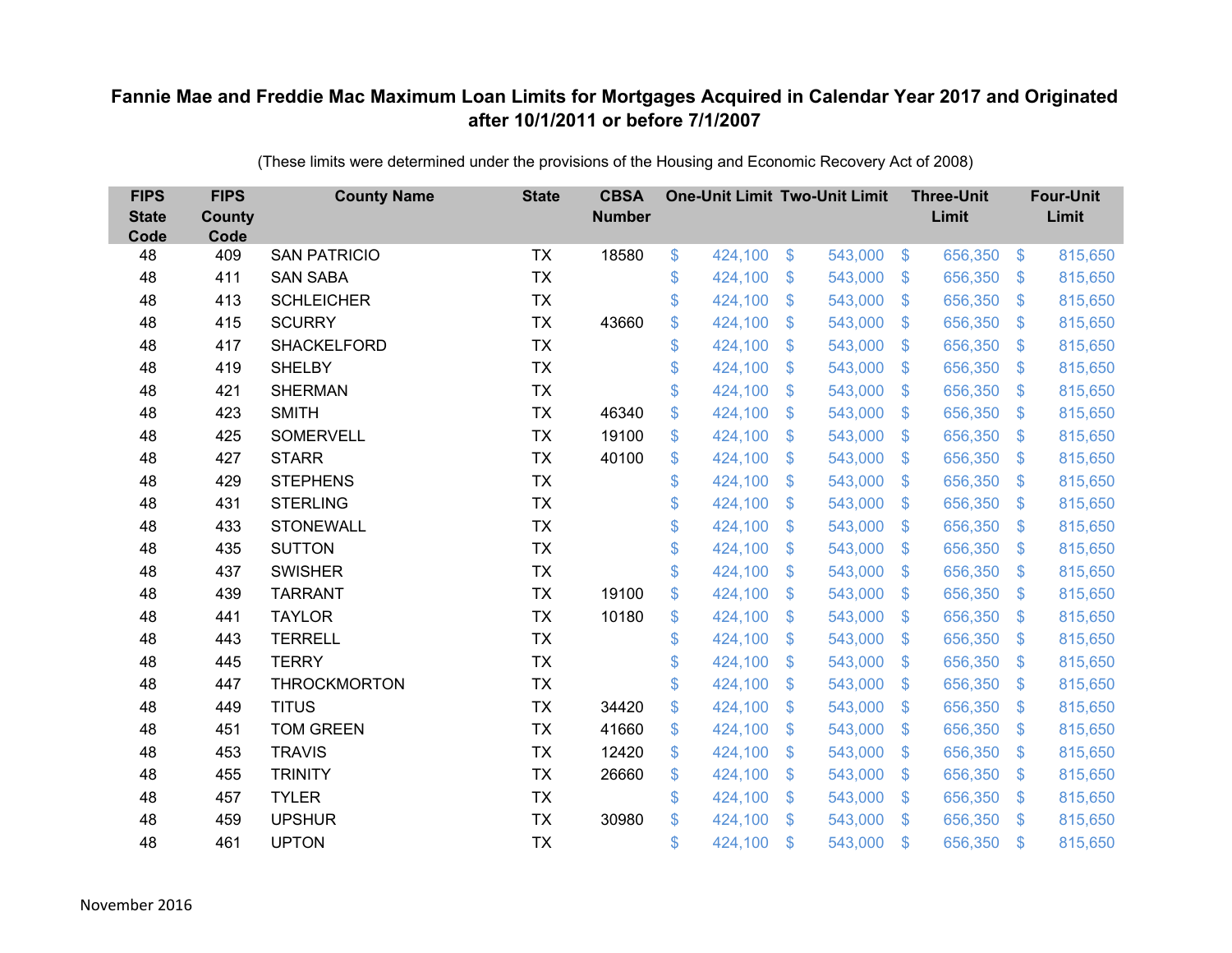**Fannie Mae and Freddie Mac Maximum Loan Limits for Mortgages Acquired in Calendar Year 2017 and Originated after 10/1/2011 or before 7/1/2007**

(These limits were determined under the provisions of the Housing and Economic Recovery Act of 2008)

| FIPS State Code | FIPS County Code | County Name | State | CBSA Number | One-Unit Limit | Two-Unit Limit | Three-Unit Limit | Four-Unit Limit |
|---|---|---|---|---|---|---|---|---|
| 48 | 409 | SAN PATRICIO | TX | 18580 | $ 424,100 | $ 543,000 | $ 656,350 | $ 815,650 |
| 48 | 411 | SAN SABA | TX | | $ 424,100 | $ 543,000 | $ 656,350 | $ 815,650 |
| 48 | 413 | SCHLEICHER | TX | | $ 424,100 | $ 543,000 | $ 656,350 | $ 815,650 |
| 48 | 415 | SCURRY | TX | 43660 | $ 424,100 | $ 543,000 | $ 656,350 | $ 815,650 |
| 48 | 417 | SHACKELFORD | TX | | $ 424,100 | $ 543,000 | $ 656,350 | $ 815,650 |
| 48 | 419 | SHELBY | TX | | $ 424,100 | $ 543,000 | $ 656,350 | $ 815,650 |
| 48 | 421 | SHERMAN | TX | | $ 424,100 | $ 543,000 | $ 656,350 | $ 815,650 |
| 48 | 423 | SMITH | TX | 46340 | $ 424,100 | $ 543,000 | $ 656,350 | $ 815,650 |
| 48 | 425 | SOMERVELL | TX | 19100 | $ 424,100 | $ 543,000 | $ 656,350 | $ 815,650 |
| 48 | 427 | STARR | TX | 40100 | $ 424,100 | $ 543,000 | $ 656,350 | $ 815,650 |
| 48 | 429 | STEPHENS | TX | | $ 424,100 | $ 543,000 | $ 656,350 | $ 815,650 |
| 48 | 431 | STERLING | TX | | $ 424,100 | $ 543,000 | $ 656,350 | $ 815,650 |
| 48 | 433 | STONEWALL | TX | | $ 424,100 | $ 543,000 | $ 656,350 | $ 815,650 |
| 48 | 435 | SUTTON | TX | | $ 424,100 | $ 543,000 | $ 656,350 | $ 815,650 |
| 48 | 437 | SWISHER | TX | | $ 424,100 | $ 543,000 | $ 656,350 | $ 815,650 |
| 48 | 439 | TARRANT | TX | 19100 | $ 424,100 | $ 543,000 | $ 656,350 | $ 815,650 |
| 48 | 441 | TAYLOR | TX | 10180 | $ 424,100 | $ 543,000 | $ 656,350 | $ 815,650 |
| 48 | 443 | TERRELL | TX | | $ 424,100 | $ 543,000 | $ 656,350 | $ 815,650 |
| 48 | 445 | TERRY | TX | | $ 424,100 | $ 543,000 | $ 656,350 | $ 815,650 |
| 48 | 447 | THROCKMORTON | TX | | $ 424,100 | $ 543,000 | $ 656,350 | $ 815,650 |
| 48 | 449 | TITUS | TX | 34420 | $ 424,100 | $ 543,000 | $ 656,350 | $ 815,650 |
| 48 | 451 | TOM GREEN | TX | 41660 | $ 424,100 | $ 543,000 | $ 656,350 | $ 815,650 |
| 48 | 453 | TRAVIS | TX | 12420 | $ 424,100 | $ 543,000 | $ 656,350 | $ 815,650 |
| 48 | 455 | TRINITY | TX | 26660 | $ 424,100 | $ 543,000 | $ 656,350 | $ 815,650 |
| 48 | 457 | TYLER | TX | | $ 424,100 | $ 543,000 | $ 656,350 | $ 815,650 |
| 48 | 459 | UPSHUR | TX | 30980 | $ 424,100 | $ 543,000 | $ 656,350 | $ 815,650 |
| 48 | 461 | UPTON | TX | | $ 424,100 | $ 543,000 | $ 656,350 | $ 815,650 |

November 2016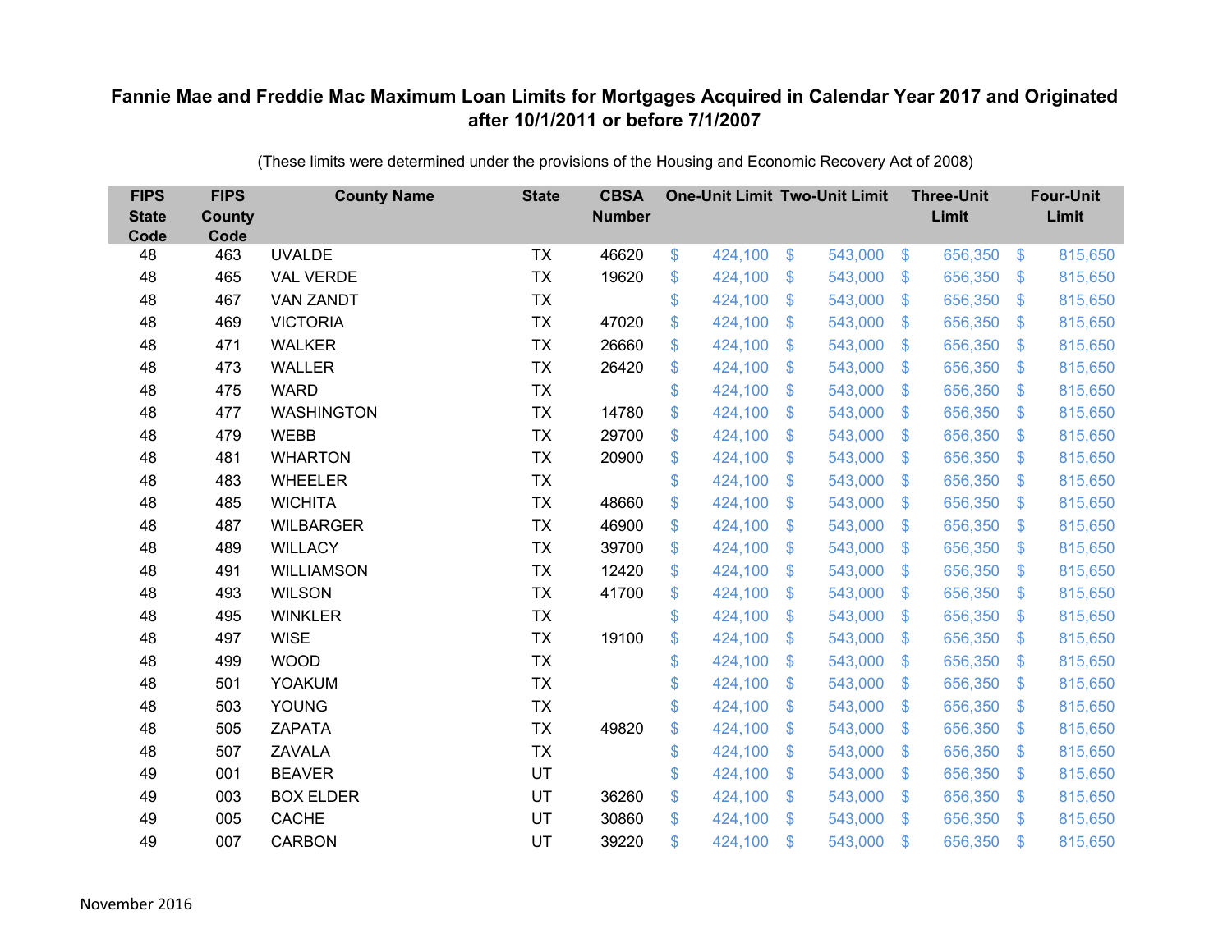# Fannie Mae and Freddie Mac Maximum Loan Limits for Mortgages Acquired in Calendar Year 2017 and Originated after 10/1/2011 or before 7/1/2007

(These limits were determined under the provisions of the Housing and Economic Recovery Act of 2008)

| FIPS State Code | FIPS County Code | County Name | State | CBSA Number | One-Unit Limit | Two-Unit Limit | Three-Unit Limit | Four-Unit Limit |
|---|---|---|---|---|---|---|---|---|
| 48 | 463 | UVALDE | TX | 46620 | $ 424,100 | $ 543,000 | $ 656,350 | $ 815,650 |
| 48 | 465 | VAL VERDE | TX | 19620 | $ 424,100 | $ 543,000 | $ 656,350 | $ 815,650 |
| 48 | 467 | VAN ZANDT | TX | | $ 424,100 | $ 543,000 | $ 656,350 | $ 815,650 |
| 48 | 469 | VICTORIA | TX | 47020 | $ 424,100 | $ 543,000 | $ 656,350 | $ 815,650 |
| 48 | 471 | WALKER | TX | 26660 | $ 424,100 | $ 543,000 | $ 656,350 | $ 815,650 |
| 48 | 473 | WALLER | TX | 26420 | $ 424,100 | $ 543,000 | $ 656,350 | $ 815,650 |
| 48 | 475 | WARD | TX | | $ 424,100 | $ 543,000 | $ 656,350 | $ 815,650 |
| 48 | 477 | WASHINGTON | TX | 14780 | $ 424,100 | $ 543,000 | $ 656,350 | $ 815,650 |
| 48 | 479 | WEBB | TX | 29700 | $ 424,100 | $ 543,000 | $ 656,350 | $ 815,650 |
| 48 | 481 | WHARTON | TX | 20900 | $ 424,100 | $ 543,000 | $ 656,350 | $ 815,650 |
| 48 | 483 | WHEELER | TX | | $ 424,100 | $ 543,000 | $ 656,350 | $ 815,650 |
| 48 | 485 | WICHITA | TX | 48660 | $ 424,100 | $ 543,000 | $ 656,350 | $ 815,650 |
| 48 | 487 | WILBARGER | TX | 46900 | $ 424,100 | $ 543,000 | $ 656,350 | $ 815,650 |
| 48 | 489 | WILLACY | TX | 39700 | $ 424,100 | $ 543,000 | $ 656,350 | $ 815,650 |
| 48 | 491 | WILLIAMSON | TX | 12420 | $ 424,100 | $ 543,000 | $ 656,350 | $ 815,650 |
| 48 | 493 | WILSON | TX | 41700 | $ 424,100 | $ 543,000 | $ 656,350 | $ 815,650 |
| 48 | 495 | WINKLER | TX | | $ 424,100 | $ 543,000 | $ 656,350 | $ 815,650 |
| 48 | 497 | WISE | TX | 19100 | $ 424,100 | $ 543,000 | $ 656,350 | $ 815,650 |
| 48 | 499 | WOOD | TX | | $ 424,100 | $ 543,000 | $ 656,350 | $ 815,650 |
| 48 | 501 | YOAKUM | TX | | $ 424,100 | $ 543,000 | $ 656,350 | $ 815,650 |
| 48 | 503 | YOUNG | TX | | $ 424,100 | $ 543,000 | $ 656,350 | $ 815,650 |
| 48 | 505 | ZAPATA | TX | 49820 | $ 424,100 | $ 543,000 | $ 656,350 | $ 815,650 |
| 48 | 507 | ZAVALA | TX | | $ 424,100 | $ 543,000 | $ 656,350 | $ 815,650 |
| 49 | 001 | BEAVER | UT | | $ 424,100 | $ 543,000 | $ 656,350 | $ 815,650 |
| 49 | 003 | BOX ELDER | UT | 36260 | $ 424,100 | $ 543,000 | $ 656,350 | $ 815,650 |
| 49 | 005 | CACHE | UT | 30860 | $ 424,100 | $ 543,000 | $ 656,350 | $ 815,650 |
| 49 | 007 | CARBON | UT | 39220 | $ 424,100 | $ 543,000 | $ 656,350 | $ 815,650 |

November 2016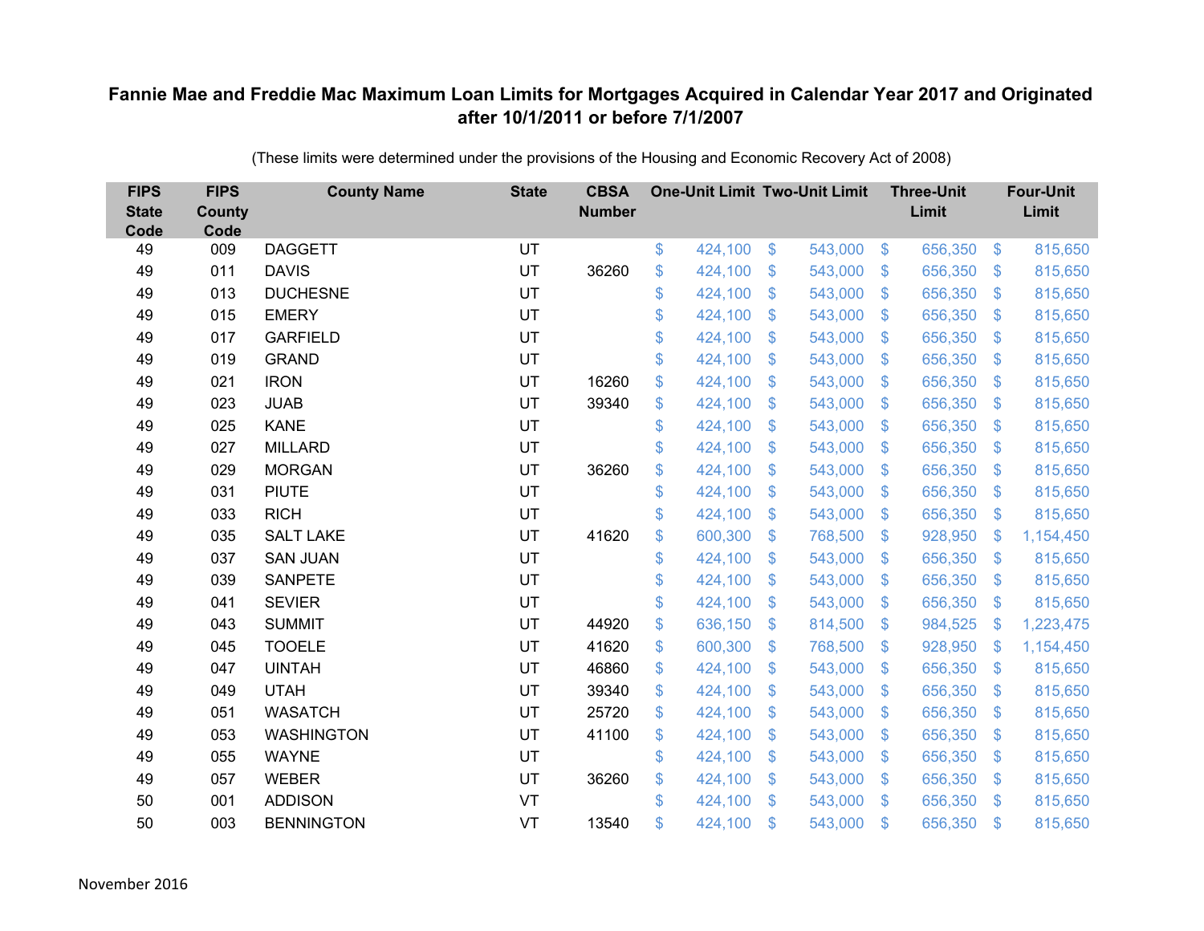# Fannie Mae and Freddie Mac Maximum Loan Limits for Mortgages Acquired in Calendar Year 2017 and Originated after 10/1/2011 or before 7/1/2007

(These limits were determined under the provisions of the Housing and Economic Recovery Act of 2008)

| FIPS State Code | FIPS County Code | County Name | State | CBSA Number | One-Unit Limit | Two-Unit Limit | Three-Unit Limit | Four-Unit Limit |
|---|---|---|---|---|---|---|---|---|
| 49 | 009 | DAGGETT | UT | | $ 424,100 | $ 543,000 | $ 656,350 | $ 815,650 |
| 49 | 011 | DAVIS | UT | 36260 | $ 424,100 | $ 543,000 | $ 656,350 | $ 815,650 |
| 49 | 013 | DUCHESNE | UT | | $ 424,100 | $ 543,000 | $ 656,350 | $ 815,650 |
| 49 | 015 | EMERY | UT | | $ 424,100 | $ 543,000 | $ 656,350 | $ 815,650 |
| 49 | 017 | GARFIELD | UT | | $ 424,100 | $ 543,000 | $ 656,350 | $ 815,650 |
| 49 | 019 | GRAND | UT | | $ 424,100 | $ 543,000 | $ 656,350 | $ 815,650 |
| 49 | 021 | IRON | UT | 16260 | $ 424,100 | $ 543,000 | $ 656,350 | $ 815,650 |
| 49 | 023 | JUAB | UT | 39340 | $ 424,100 | $ 543,000 | $ 656,350 | $ 815,650 |
| 49 | 025 | KANE | UT | | $ 424,100 | $ 543,000 | $ 656,350 | $ 815,650 |
| 49 | 027 | MILLARD | UT | | $ 424,100 | $ 543,000 | $ 656,350 | $ 815,650 |
| 49 | 029 | MORGAN | UT | 36260 | $ 424,100 | $ 543,000 | $ 656,350 | $ 815,650 |
| 49 | 031 | PIUTE | UT | | $ 424,100 | $ 543,000 | $ 656,350 | $ 815,650 |
| 49 | 033 | RICH | UT | | $ 424,100 | $ 543,000 | $ 656,350 | $ 815,650 |
| 49 | 035 | SALT LAKE | UT | 41620 | $ 600,300 | $ 768,500 | $ 928,950 | $ 1,154,450 |
| 49 | 037 | SAN JUAN | UT | | $ 424,100 | $ 543,000 | $ 656,350 | $ 815,650 |
| 49 | 039 | SANPETE | UT | | $ 424,100 | $ 543,000 | $ 656,350 | $ 815,650 |
| 49 | 041 | SEVIER | UT | | $ 424,100 | $ 543,000 | $ 656,350 | $ 815,650 |
| 49 | 043 | SUMMIT | UT | 44920 | $ 636,150 | $ 814,500 | $ 984,525 | $ 1,223,475 |
| 49 | 045 | TOOELE | UT | 41620 | $ 600,300 | $ 768,500 | $ 928,950 | $ 1,154,450 |
| 49 | 047 | UINTAH | UT | 46860 | $ 424,100 | $ 543,000 | $ 656,350 | $ 815,650 |
| 49 | 049 | UTAH | UT | 39340 | $ 424,100 | $ 543,000 | $ 656,350 | $ 815,650 |
| 49 | 051 | WASATCH | UT | 25720 | $ 424,100 | $ 543,000 | $ 656,350 | $ 815,650 |
| 49 | 053 | WASHINGTON | UT | 41100 | $ 424,100 | $ 543,000 | $ 656,350 | $ 815,650 |
| 49 | 055 | WAYNE | UT | | $ 424,100 | $ 543,000 | $ 656,350 | $ 815,650 |
| 49 | 057 | WEBER | UT | 36260 | $ 424,100 | $ 543,000 | $ 656,350 | $ 815,650 |
| 50 | 001 | ADDISON | VT | | $ 424,100 | $ 543,000 | $ 656,350 | $ 815,650 |
| 50 | 003 | BENNINGTON | VT | 13540 | $ 424,100 | $ 543,000 | $ 656,350 | $ 815,650 |

November 2016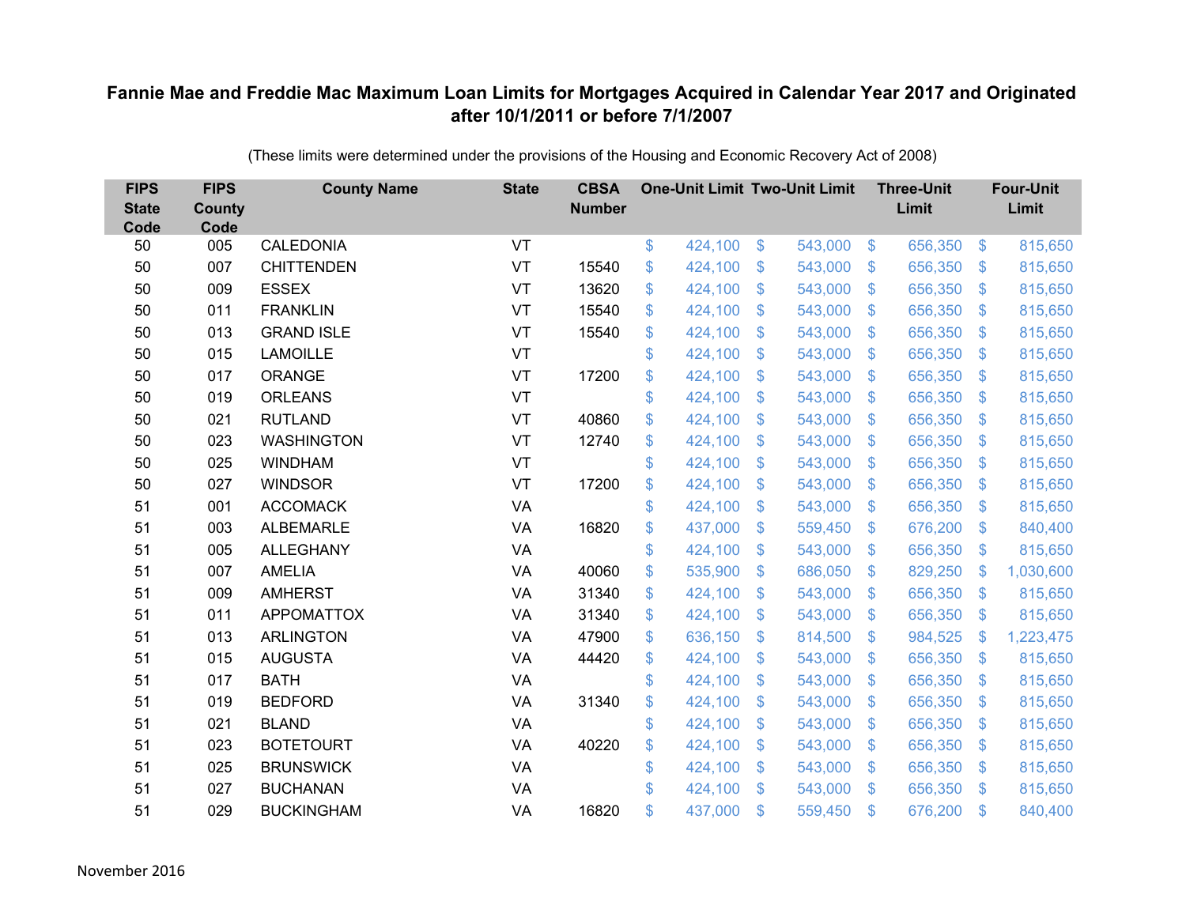# Fannie Mae and Freddie Mac Maximum Loan Limits for Mortgages Acquired in Calendar Year 2017 and Originated after 10/1/2011 or before 7/1/2007

(These limits were determined under the provisions of the Housing and Economic Recovery Act of 2008)

| FIPS State Code | FIPS County Code | County Name | State | CBSA Number | One-Unit Limit | Two-Unit Limit | Three-Unit Limit | Four-Unit Limit |
|---|---|---|---|---|---|---|---|---|
| 50 | 005 | CALEDONIA | VT | | $ 424,100 | $ 543,000 | $ 656,350 | $ 815,650 |
| 50 | 007 | CHITTENDEN | VT | 15540 | $ 424,100 | $ 543,000 | $ 656,350 | $ 815,650 |
| 50 | 009 | ESSEX | VT | 13620 | $ 424,100 | $ 543,000 | $ 656,350 | $ 815,650 |
| 50 | 011 | FRANKLIN | VT | 15540 | $ 424,100 | $ 543,000 | $ 656,350 | $ 815,650 |
| 50 | 013 | GRAND ISLE | VT | 15540 | $ 424,100 | $ 543,000 | $ 656,350 | $ 815,650 |
| 50 | 015 | LAMOILLE | VT | | $ 424,100 | $ 543,000 | $ 656,350 | $ 815,650 |
| 50 | 017 | ORANGE | VT | 17200 | $ 424,100 | $ 543,000 | $ 656,350 | $ 815,650 |
| 50 | 019 | ORLEANS | VT | | $ 424,100 | $ 543,000 | $ 656,350 | $ 815,650 |
| 50 | 021 | RUTLAND | VT | 40860 | $ 424,100 | $ 543,000 | $ 656,350 | $ 815,650 |
| 50 | 023 | WASHINGTON | VT | 12740 | $ 424,100 | $ 543,000 | $ 656,350 | $ 815,650 |
| 50 | 025 | WINDHAM | VT | | $ 424,100 | $ 543,000 | $ 656,350 | $ 815,650 |
| 50 | 027 | WINDSOR | VT | 17200 | $ 424,100 | $ 543,000 | $ 656,350 | $ 815,650 |
| 51 | 001 | ACCOMACK | VA | | $ 424,100 | $ 543,000 | $ 656,350 | $ 815,650 |
| 51 | 003 | ALBEMARLE | VA | 16820 | $ 437,000 | $ 559,450 | $ 676,200 | $ 840,400 |
| 51 | 005 | ALLEGHANY | VA | | $ 424,100 | $ 543,000 | $ 656,350 | $ 815,650 |
| 51 | 007 | AMELIA | VA | 40060 | $ 535,900 | $ 686,050 | $ 829,250 | $ 1,030,600 |
| 51 | 009 | AMHERST | VA | 31340 | $ 424,100 | $ 543,000 | $ 656,350 | $ 815,650 |
| 51 | 011 | APPOMATTOX | VA | 31340 | $ 424,100 | $ 543,000 | $ 656,350 | $ 815,650 |
| 51 | 013 | ARLINGTON | VA | 47900 | $ 636,150 | $ 814,500 | $ 984,525 | $ 1,223,475 |
| 51 | 015 | AUGUSTA | VA | 44420 | $ 424,100 | $ 543,000 | $ 656,350 | $ 815,650 |
| 51 | 017 | BATH | VA | | $ 424,100 | $ 543,000 | $ 656,350 | $ 815,650 |
| 51 | 019 | BEDFORD | VA | 31340 | $ 424,100 | $ 543,000 | $ 656,350 | $ 815,650 |
| 51 | 021 | BLAND | VA | | $ 424,100 | $ 543,000 | $ 656,350 | $ 815,650 |
| 51 | 023 | BOTETOURT | VA | 40220 | $ 424,100 | $ 543,000 | $ 656,350 | $ 815,650 |
| 51 | 025 | BRUNSWICK | VA | | $ 424,100 | $ 543,000 | $ 656,350 | $ 815,650 |
| 51 | 027 | BUCHANAN | VA | | $ 424,100 | $ 543,000 | $ 656,350 | $ 815,650 |
| 51 | 029 | BUCKINGHAM | VA | 16820 | $ 437,000 | $ 559,450 | $ 676,200 | $ 840,400 |

November 2016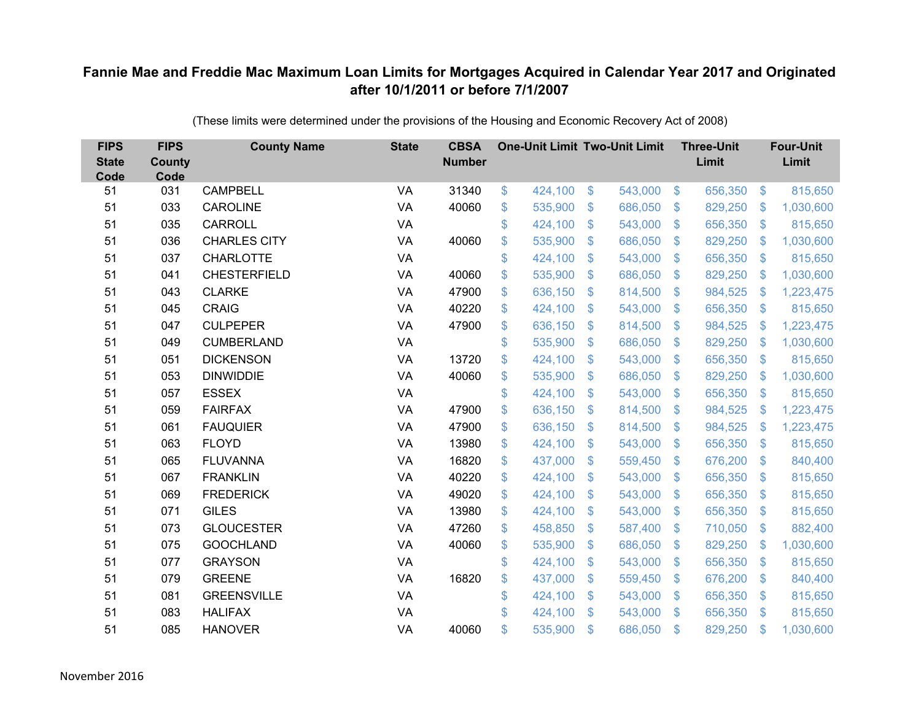# Fannie Mae and Freddie Mac Maximum Loan Limits for Mortgages Acquired in Calendar Year 2017 and Originated after 10/1/2011 or before 7/1/2007

(These limits were determined under the provisions of the Housing and Economic Recovery Act of 2008)

| FIPS State Code | FIPS County Code | County Name | State | CBSA Number | One-Unit Limit | Two-Unit Limit | Three-Unit Limit | Four-Unit Limit |
|---|---|---|---|---|---|---|---|---|
| 51 | 031 | CAMPBELL | VA | 31340 | $ 424,100 | $ 543,000 | $ 656,350 | $ 815,650 |
| 51 | 033 | CAROLINE | VA | 40060 | $ 535,900 | $ 686,050 | $ 829,250 | $ 1,030,600 |
| 51 | 035 | CARROLL | VA | | $ 424,100 | $ 543,000 | $ 656,350 | $ 815,650 |
| 51 | 036 | CHARLES CITY | VA | 40060 | $ 535,900 | $ 686,050 | $ 829,250 | $ 1,030,600 |
| 51 | 037 | CHARLOTTE | VA | | $ 424,100 | $ 543,000 | $ 656,350 | $ 815,650 |
| 51 | 041 | CHESTERFIELD | VA | 40060 | $ 535,900 | $ 686,050 | $ 829,250 | $ 1,030,600 |
| 51 | 043 | CLARKE | VA | 47900 | $ 636,150 | $ 814,500 | $ 984,525 | $ 1,223,475 |
| 51 | 045 | CRAIG | VA | 40220 | $ 424,100 | $ 543,000 | $ 656,350 | $ 815,650 |
| 51 | 047 | CULPEPER | VA | 47900 | $ 636,150 | $ 814,500 | $ 984,525 | $ 1,223,475 |
| 51 | 049 | CUMBERLAND | VA | | $ 535,900 | $ 686,050 | $ 829,250 | $ 1,030,600 |
| 51 | 051 | DICKENSON | VA | 13720 | $ 424,100 | $ 543,000 | $ 656,350 | $ 815,650 |
| 51 | 053 | DINWIDDIE | VA | 40060 | $ 535,900 | $ 686,050 | $ 829,250 | $ 1,030,600 |
| 51 | 057 | ESSEX | VA | | $ 424,100 | $ 543,000 | $ 656,350 | $ 815,650 |
| 51 | 059 | FAIRFAX | VA | 47900 | $ 636,150 | $ 814,500 | $ 984,525 | $ 1,223,475 |
| 51 | 061 | FAUQUIER | VA | 47900 | $ 636,150 | $ 814,500 | $ 984,525 | $ 1,223,475 |
| 51 | 063 | FLOYD | VA | 13980 | $ 424,100 | $ 543,000 | $ 656,350 | $ 815,650 |
| 51 | 065 | FLUVANNA | VA | 16820 | $ 437,000 | $ 559,450 | $ 676,200 | $ 840,400 |
| 51 | 067 | FRANKLIN | VA | 40220 | $ 424,100 | $ 543,000 | $ 656,350 | $ 815,650 |
| 51 | 069 | FREDERICK | VA | 49020 | $ 424,100 | $ 543,000 | $ 656,350 | $ 815,650 |
| 51 | 071 | GILES | VA | 13980 | $ 424,100 | $ 543,000 | $ 656,350 | $ 815,650 |
| 51 | 073 | GLOUCESTER | VA | 47260 | $ 458,850 | $ 587,400 | $ 710,050 | $ 882,400 |
| 51 | 075 | GOOCHLAND | VA | 40060 | $ 535,900 | $ 686,050 | $ 829,250 | $ 1,030,600 |
| 51 | 077 | GRAYSON | VA | | $ 424,100 | $ 543,000 | $ 656,350 | $ 815,650 |
| 51 | 079 | GREENE | VA | 16820 | $ 437,000 | $ 559,450 | $ 676,200 | $ 840,400 |
| 51 | 081 | GREENSVILLE | VA | | $ 424,100 | $ 543,000 | $ 656,350 | $ 815,650 |
| 51 | 083 | HALIFAX | VA | | $ 424,100 | $ 543,000 | $ 656,350 | $ 815,650 |
| 51 | 085 | HANOVER | VA | 40060 | $ 535,900 | $ 686,050 | $ 829,250 | $ 1,030,600 |

November 2016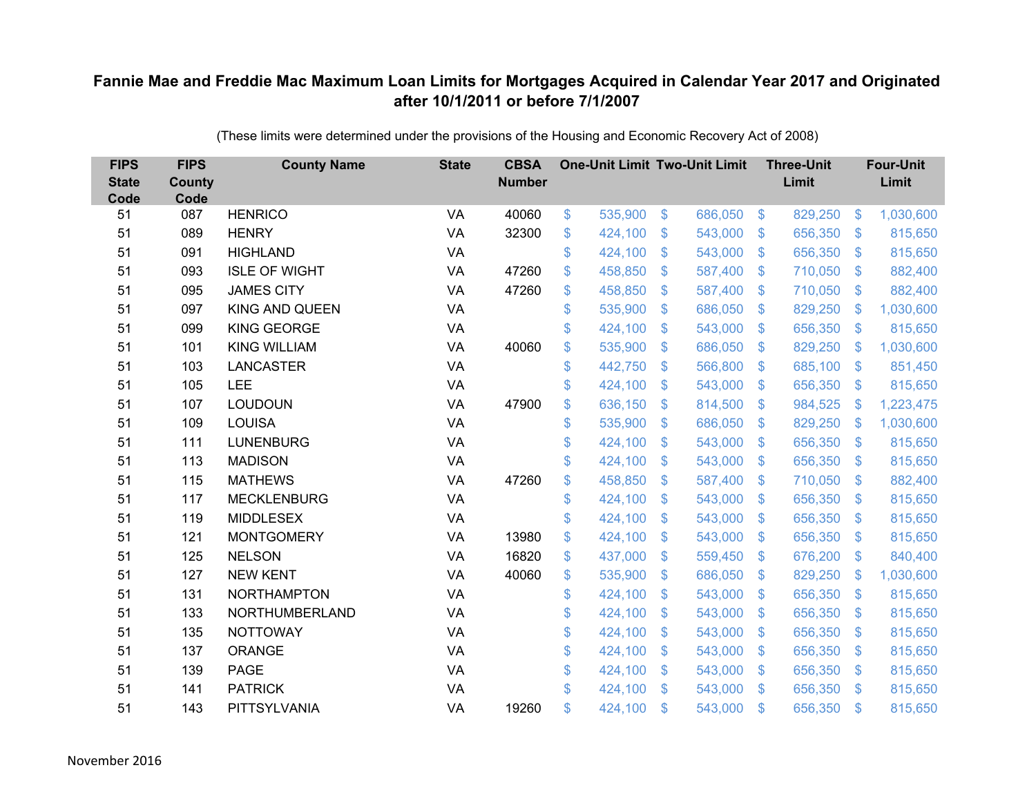# Fannie Mae and Freddie Mac Maximum Loan Limits for Mortgages Acquired in Calendar Year 2017 and Originated after 10/1/2011 or before 7/1/2007

(These limits were determined under the provisions of the Housing and Economic Recovery Act of 2008)

| FIPS State Code | FIPS County Code | County Name | State | CBSA Number | One-Unit Limit | Two-Unit Limit | Three-Unit Limit | Four-Unit Limit |
|---|---|---|---|---|---|---|---|---|
| 51 | 087 | HENRICO | VA | 40060 | $ 535,900 | $ 686,050 | $ 829,250 | $ 1,030,600 |
| 51 | 089 | HENRY | VA | 32300 | $ 424,100 | $ 543,000 | $ 656,350 | $ 815,650 |
| 51 | 091 | HIGHLAND | VA | | $ 424,100 | $ 543,000 | $ 656,350 | $ 815,650 |
| 51 | 093 | ISLE OF WIGHT | VA | 47260 | $ 458,850 | $ 587,400 | $ 710,050 | $ 882,400 |
| 51 | 095 | JAMES CITY | VA | 47260 | $ 458,850 | $ 587,400 | $ 710,050 | $ 882,400 |
| 51 | 097 | KING AND QUEEN | VA | | $ 535,900 | $ 686,050 | $ 829,250 | $ 1,030,600 |
| 51 | 099 | KING GEORGE | VA | | $ 424,100 | $ 543,000 | $ 656,350 | $ 815,650 |
| 51 | 101 | KING WILLIAM | VA | 40060 | $ 535,900 | $ 686,050 | $ 829,250 | $ 1,030,600 |
| 51 | 103 | LANCASTER | VA | | $ 442,750 | $ 566,800 | $ 685,100 | $ 851,450 |
| 51 | 105 | LEE | VA | | $ 424,100 | $ 543,000 | $ 656,350 | $ 815,650 |
| 51 | 107 | LOUDOUN | VA | 47900 | $ 636,150 | $ 814,500 | $ 984,525 | $ 1,223,475 |
| 51 | 109 | LOUISA | VA | | $ 535,900 | $ 686,050 | $ 829,250 | $ 1,030,600 |
| 51 | 111 | LUNENBURG | VA | | $ 424,100 | $ 543,000 | $ 656,350 | $ 815,650 |
| 51 | 113 | MADISON | VA | | $ 424,100 | $ 543,000 | $ 656,350 | $ 815,650 |
| 51 | 115 | MATHEWS | VA | 47260 | $ 458,850 | $ 587,400 | $ 710,050 | $ 882,400 |
| 51 | 117 | MECKLENBURG | VA | | $ 424,100 | $ 543,000 | $ 656,350 | $ 815,650 |
| 51 | 119 | MIDDLESEX | VA | | $ 424,100 | $ 543,000 | $ 656,350 | $ 815,650 |
| 51 | 121 | MONTGOMERY | VA | 13980 | $ 424,100 | $ 543,000 | $ 656,350 | $ 815,650 |
| 51 | 125 | NELSON | VA | 16820 | $ 437,000 | $ 559,450 | $ 676,200 | $ 840,400 |
| 51 | 127 | NEW KENT | VA | 40060 | $ 535,900 | $ 686,050 | $ 829,250 | $ 1,030,600 |
| 51 | 131 | NORTHAMPTON | VA | | $ 424,100 | $ 543,000 | $ 656,350 | $ 815,650 |
| 51 | 133 | NORTHUMBERLAND | VA | | $ 424,100 | $ 543,000 | $ 656,350 | $ 815,650 |
| 51 | 135 | NOTTOWAY | VA | | $ 424,100 | $ 543,000 | $ 656,350 | $ 815,650 |
| 51 | 137 | ORANGE | VA | | $ 424,100 | $ 543,000 | $ 656,350 | $ 815,650 |
| 51 | 139 | PAGE | VA | | $ 424,100 | $ 543,000 | $ 656,350 | $ 815,650 |
| 51 | 141 | PATRICK | VA | | $ 424,100 | $ 543,000 | $ 656,350 | $ 815,650 |
| 51 | 143 | PITTSYLVANIA | VA | 19260 | $ 424,100 | $ 543,000 | $ 656,350 | $ 815,650 |

November 2016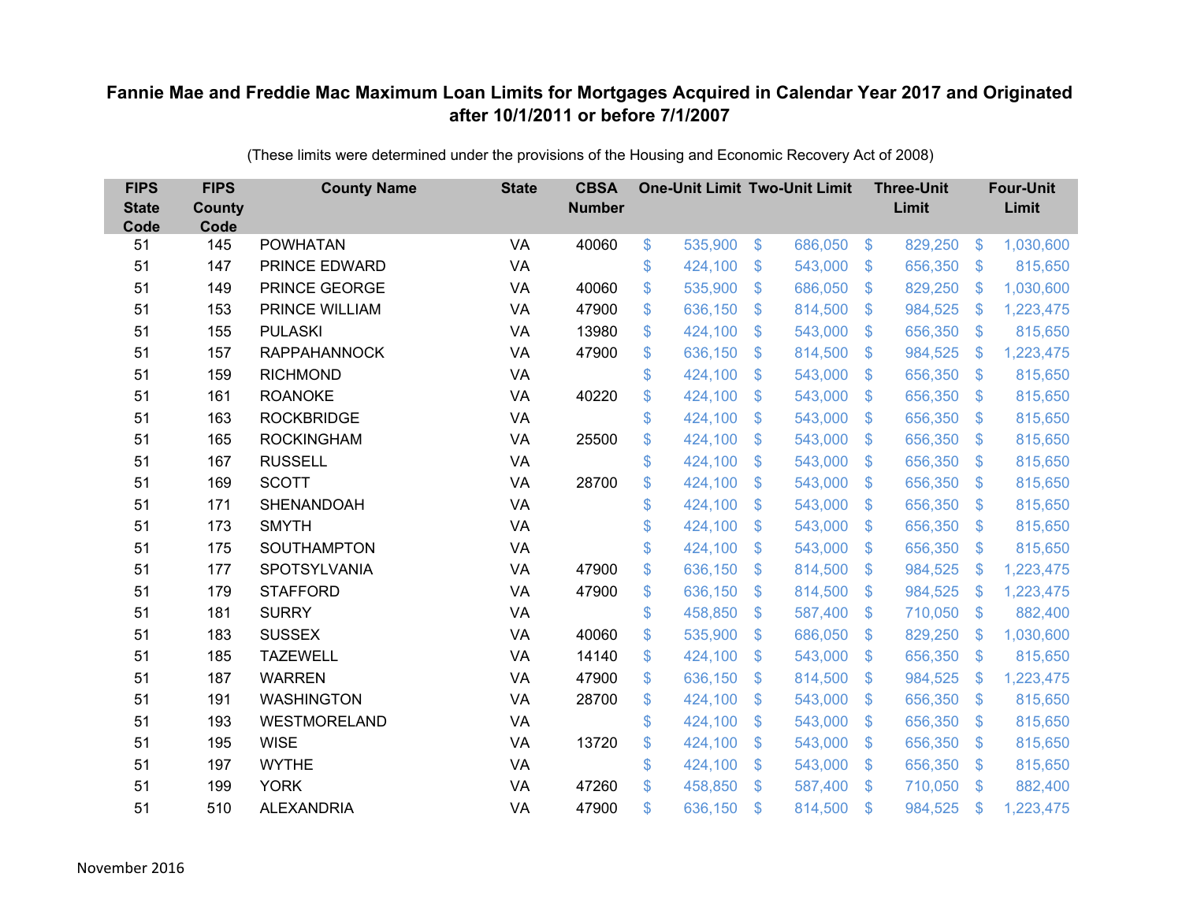# Fannie Mae and Freddie Mac Maximum Loan Limits for Mortgages Acquired in Calendar Year 2017 and Originated after 10/1/2011 or before 7/1/2007

(These limits were determined under the provisions of the Housing and Economic Recovery Act of 2008)

| FIPS State Code | FIPS County Code | County Name | State | CBSA Number | One-Unit Limit | Two-Unit Limit | Three-Unit Limit | Four-Unit Limit |
|---|---|---|---|---|---|---|---|---|
| 51 | 145 | POWHATAN | VA | 40060 | $ 535,900 | $ 686,050 | $ 829,250 | $ 1,030,600 |
| 51 | 147 | PRINCE EDWARD | VA | | $ 424,100 | $ 543,000 | $ 656,350 | $ 815,650 |
| 51 | 149 | PRINCE GEORGE | VA | 40060 | $ 535,900 | $ 686,050 | $ 829,250 | $ 1,030,600 |
| 51 | 153 | PRINCE WILLIAM | VA | 47900 | $ 636,150 | $ 814,500 | $ 984,525 | $ 1,223,475 |
| 51 | 155 | PULASKI | VA | 13980 | $ 424,100 | $ 543,000 | $ 656,350 | $ 815,650 |
| 51 | 157 | RAPPAHANNOCK | VA | 47900 | $ 636,150 | $ 814,500 | $ 984,525 | $ 1,223,475 |
| 51 | 159 | RICHMOND | VA | | $ 424,100 | $ 543,000 | $ 656,350 | $ 815,650 |
| 51 | 161 | ROANOKE | VA | 40220 | $ 424,100 | $ 543,000 | $ 656,350 | $ 815,650 |
| 51 | 163 | ROCKBRIDGE | VA | | $ 424,100 | $ 543,000 | $ 656,350 | $ 815,650 |
| 51 | 165 | ROCKINGHAM | VA | 25500 | $ 424,100 | $ 543,000 | $ 656,350 | $ 815,650 |
| 51 | 167 | RUSSELL | VA | | $ 424,100 | $ 543,000 | $ 656,350 | $ 815,650 |
| 51 | 169 | SCOTT | VA | 28700 | $ 424,100 | $ 543,000 | $ 656,350 | $ 815,650 |
| 51 | 171 | SHENANDOAH | VA | | $ 424,100 | $ 543,000 | $ 656,350 | $ 815,650 |
| 51 | 173 | SMYTH | VA | | $ 424,100 | $ 543,000 | $ 656,350 | $ 815,650 |
| 51 | 175 | SOUTHAMPTON | VA | | $ 424,100 | $ 543,000 | $ 656,350 | $ 815,650 |
| 51 | 177 | SPOTSYLVANIA | VA | 47900 | $ 636,150 | $ 814,500 | $ 984,525 | $ 1,223,475 |
| 51 | 179 | STAFFORD | VA | 47900 | $ 636,150 | $ 814,500 | $ 984,525 | $ 1,223,475 |
| 51 | 181 | SURRY | VA | | $ 458,850 | $ 587,400 | $ 710,050 | $ 882,400 |
| 51 | 183 | SUSSEX | VA | 40060 | $ 535,900 | $ 686,050 | $ 829,250 | $ 1,030,600 |
| 51 | 185 | TAZEWELL | VA | 14140 | $ 424,100 | $ 543,000 | $ 656,350 | $ 815,650 |
| 51 | 187 | WARREN | VA | 47900 | $ 636,150 | $ 814,500 | $ 984,525 | $ 1,223,475 |
| 51 | 191 | WASHINGTON | VA | 28700 | $ 424,100 | $ 543,000 | $ 656,350 | $ 815,650 |
| 51 | 193 | WESTMORELAND | VA | | $ 424,100 | $ 543,000 | $ 656,350 | $ 815,650 |
| 51 | 195 | WISE | VA | 13720 | $ 424,100 | $ 543,000 | $ 656,350 | $ 815,650 |
| 51 | 197 | WYTHE | VA | | $ 424,100 | $ 543,000 | $ 656,350 | $ 815,650 |
| 51 | 199 | YORK | VA | 47260 | $ 458,850 | $ 587,400 | $ 710,050 | $ 882,400 |
| 51 | 510 | ALEXANDRIA | VA | 47900 | $ 636,150 | $ 814,500 | $ 984,525 | $ 1,223,475 |

November 2016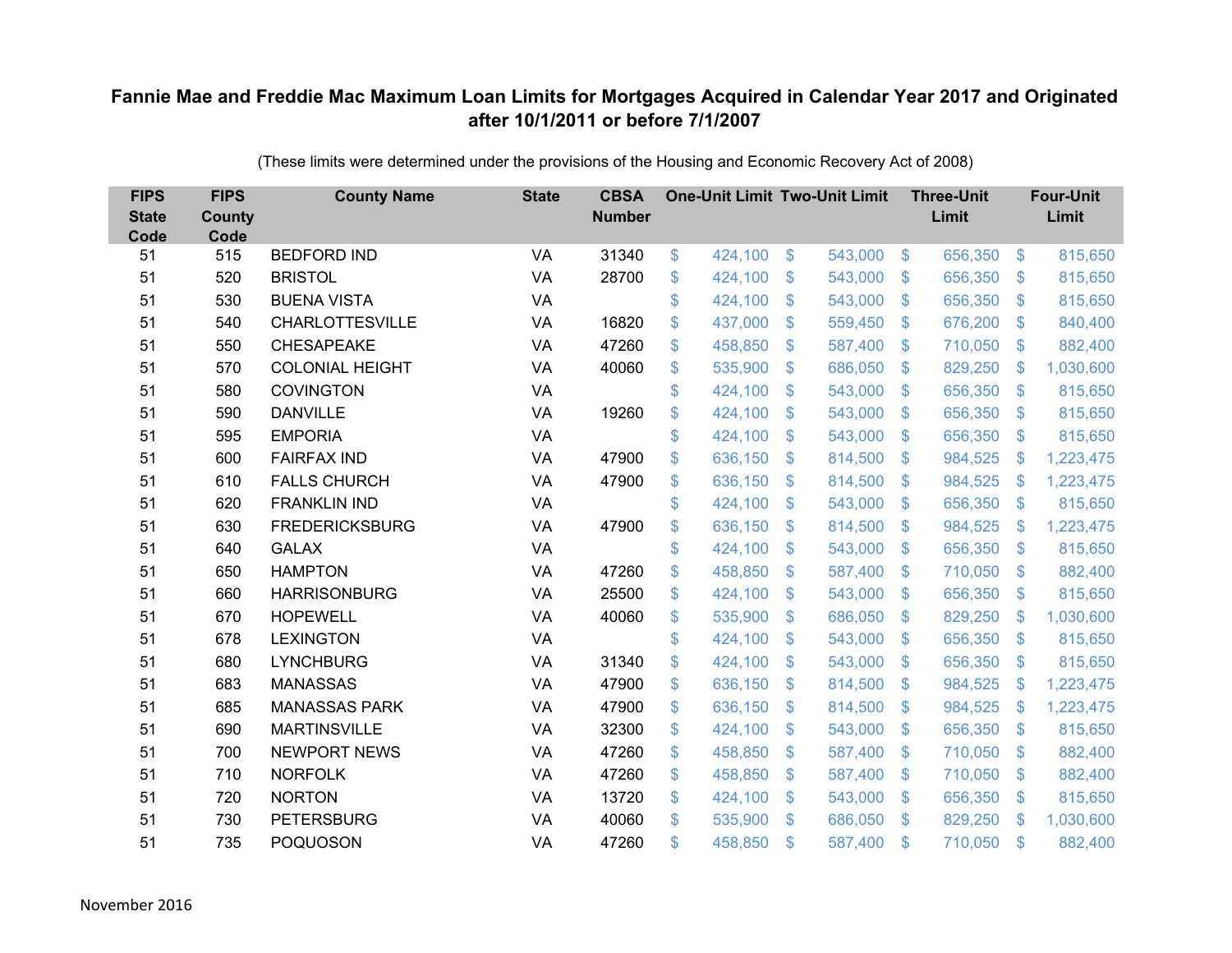# Fannie Mae and Freddie Mac Maximum Loan Limits for Mortgages Acquired in Calendar Year 2017 and Originated after 10/1/2011 or before 7/1/2007

(These limits were determined under the provisions of the Housing and Economic Recovery Act of 2008)

| FIPS State Code | FIPS County Code | County Name | State | CBSA Number | One-Unit Limit | Two-Unit Limit | Three-Unit Limit | Four-Unit Limit |
|---|---|---|---|---|---|---|---|---|
| 51 | 515 | BEDFORD IND | VA | 31340 | $ 424,100 | $ 543,000 | $ 656,350 | $ 815,650 |
| 51 | 520 | BRISTOL | VA | 28700 | $ 424,100 | $ 543,000 | $ 656,350 | $ 815,650 |
| 51 | 530 | BUENA VISTA | VA | | $ 424,100 | $ 543,000 | $ 656,350 | $ 815,650 |
| 51 | 540 | CHARLOTTESVILLE | VA | 16820 | $ 437,000 | $ 559,450 | $ 676,200 | $ 840,400 |
| 51 | 550 | CHESAPEAKE | VA | 47260 | $ 458,850 | $ 587,400 | $ 710,050 | $ 882,400 |
| 51 | 570 | COLONIAL HEIGHT | VA | 40060 | $ 535,900 | $ 686,050 | $ 829,250 | $ 1,030,600 |
| 51 | 580 | COVINGTON | VA | | $ 424,100 | $ 543,000 | $ 656,350 | $ 815,650 |
| 51 | 590 | DANVILLE | VA | 19260 | $ 424,100 | $ 543,000 | $ 656,350 | $ 815,650 |
| 51 | 595 | EMPORIA | VA | | $ 424,100 | $ 543,000 | $ 656,350 | $ 815,650 |
| 51 | 600 | FAIRFAX IND | VA | 47900 | $ 636,150 | $ 814,500 | $ 984,525 | $ 1,223,475 |
| 51 | 610 | FALLS CHURCH | VA | 47900 | $ 636,150 | $ 814,500 | $ 984,525 | $ 1,223,475 |
| 51 | 620 | FRANKLIN IND | VA | | $ 424,100 | $ 543,000 | $ 656,350 | $ 815,650 |
| 51 | 630 | FREDERICKSBURG | VA | 47900 | $ 636,150 | $ 814,500 | $ 984,525 | $ 1,223,475 |
| 51 | 640 | GALAX | VA | | $ 424,100 | $ 543,000 | $ 656,350 | $ 815,650 |
| 51 | 650 | HAMPTON | VA | 47260 | $ 458,850 | $ 587,400 | $ 710,050 | $ 882,400 |
| 51 | 660 | HARRISONBURG | VA | 25500 | $ 424,100 | $ 543,000 | $ 656,350 | $ 815,650 |
| 51 | 670 | HOPEWELL | VA | 40060 | $ 535,900 | $ 686,050 | $ 829,250 | $ 1,030,600 |
| 51 | 678 | LEXINGTON | VA | | $ 424,100 | $ 543,000 | $ 656,350 | $ 815,650 |
| 51 | 680 | LYNCHBURG | VA | 31340 | $ 424,100 | $ 543,000 | $ 656,350 | $ 815,650 |
| 51 | 683 | MANASSAS | VA | 47900 | $ 636,150 | $ 814,500 | $ 984,525 | $ 1,223,475 |
| 51 | 685 | MANASSAS PARK | VA | 47900 | $ 636,150 | $ 814,500 | $ 984,525 | $ 1,223,475 |
| 51 | 690 | MARTINSVILLE | VA | 32300 | $ 424,100 | $ 543,000 | $ 656,350 | $ 815,650 |
| 51 | 700 | NEWPORT NEWS | VA | 47260 | $ 458,850 | $ 587,400 | $ 710,050 | $ 882,400 |
| 51 | 710 | NORFOLK | VA | 47260 | $ 458,850 | $ 587,400 | $ 710,050 | $ 882,400 |
| 51 | 720 | NORTON | VA | 13720 | $ 424,100 | $ 543,000 | $ 656,350 | $ 815,650 |
| 51 | 730 | PETERSBURG | VA | 40060 | $ 535,900 | $ 686,050 | $ 829,250 | $ 1,030,600 |
| 51 | 735 | POQUOSON | VA | 47260 | $ 458,850 | $ 587,400 | $ 710,050 | $ 882,400 |

November 2016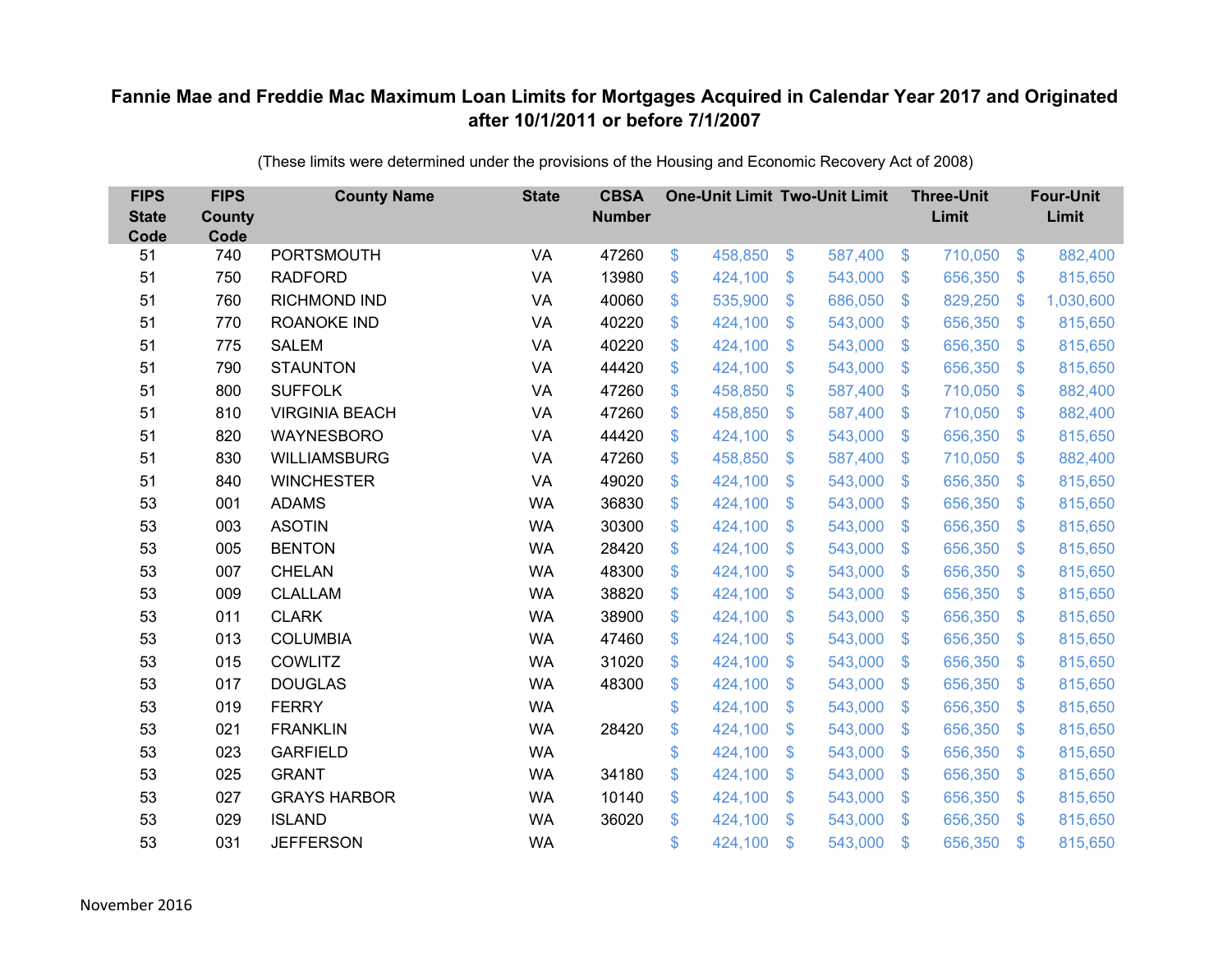# Fannie Mae and Freddie Mac Maximum Loan Limits for Mortgages Acquired in Calendar Year 2017 and Originated after 10/1/2011 or before 7/1/2007

(These limits were determined under the provisions of the Housing and Economic Recovery Act of 2008)

| FIPS State Code | FIPS County Code | County Name | State | CBSA Number | One-Unit Limit | Two-Unit Limit | Three-Unit Limit | Four-Unit Limit |
|---|---|---|---|---|---|---|---|---|
| 51 | 740 | PORTSMOUTH | VA | 47260 | $ 458,850 | $ 587,400 | $ 710,050 | $ 882,400 |
| 51 | 750 | RADFORD | VA | 13980 | $ 424,100 | $ 543,000 | $ 656,350 | $ 815,650 |
| 51 | 760 | RICHMOND IND | VA | 40060 | $ 535,900 | $ 686,050 | $ 829,250 | $ 1,030,600 |
| 51 | 770 | ROANOKE IND | VA | 40220 | $ 424,100 | $ 543,000 | $ 656,350 | $ 815,650 |
| 51 | 775 | SALEM | VA | 40220 | $ 424,100 | $ 543,000 | $ 656,350 | $ 815,650 |
| 51 | 790 | STAUNTON | VA | 44420 | $ 424,100 | $ 543,000 | $ 656,350 | $ 815,650 |
| 51 | 800 | SUFFOLK | VA | 47260 | $ 458,850 | $ 587,400 | $ 710,050 | $ 882,400 |
| 51 | 810 | VIRGINIA BEACH | VA | 47260 | $ 458,850 | $ 587,400 | $ 710,050 | $ 882,400 |
| 51 | 820 | WAYNESBORO | VA | 44420 | $ 424,100 | $ 543,000 | $ 656,350 | $ 815,650 |
| 51 | 830 | WILLIAMSBURG | VA | 47260 | $ 458,850 | $ 587,400 | $ 710,050 | $ 882,400 |
| 51 | 840 | WINCHESTER | VA | 49020 | $ 424,100 | $ 543,000 | $ 656,350 | $ 815,650 |
| 53 | 001 | ADAMS | WA | 36830 | $ 424,100 | $ 543,000 | $ 656,350 | $ 815,650 |
| 53 | 003 | ASOTIN | WA | 30300 | $ 424,100 | $ 543,000 | $ 656,350 | $ 815,650 |
| 53 | 005 | BENTON | WA | 28420 | $ 424,100 | $ 543,000 | $ 656,350 | $ 815,650 |
| 53 | 007 | CHELAN | WA | 48300 | $ 424,100 | $ 543,000 | $ 656,350 | $ 815,650 |
| 53 | 009 | CLALLAM | WA | 38820 | $ 424,100 | $ 543,000 | $ 656,350 | $ 815,650 |
| 53 | 011 | CLARK | WA | 38900 | $ 424,100 | $ 543,000 | $ 656,350 | $ 815,650 |
| 53 | 013 | COLUMBIA | WA | 47460 | $ 424,100 | $ 543,000 | $ 656,350 | $ 815,650 |
| 53 | 015 | COWLITZ | WA | 31020 | $ 424,100 | $ 543,000 | $ 656,350 | $ 815,650 |
| 53 | 017 | DOUGLAS | WA | 48300 | $ 424,100 | $ 543,000 | $ 656,350 | $ 815,650 |
| 53 | 019 | FERRY | WA | | $ 424,100 | $ 543,000 | $ 656,350 | $ 815,650 |
| 53 | 021 | FRANKLIN | WA | 28420 | $ 424,100 | $ 543,000 | $ 656,350 | $ 815,650 |
| 53 | 023 | GARFIELD | WA | | $ 424,100 | $ 543,000 | $ 656,350 | $ 815,650 |
| 53 | 025 | GRANT | WA | 34180 | $ 424,100 | $ 543,000 | $ 656,350 | $ 815,650 |
| 53 | 027 | GRAYS HARBOR | WA | 10140 | $ 424,100 | $ 543,000 | $ 656,350 | $ 815,650 |
| 53 | 029 | ISLAND | WA | 36020 | $ 424,100 | $ 543,000 | $ 656,350 | $ 815,650 |
| 53 | 031 | JEFFERSON | WA | | $ 424,100 | $ 543,000 | $ 656,350 | $ 815,650 |

November 2016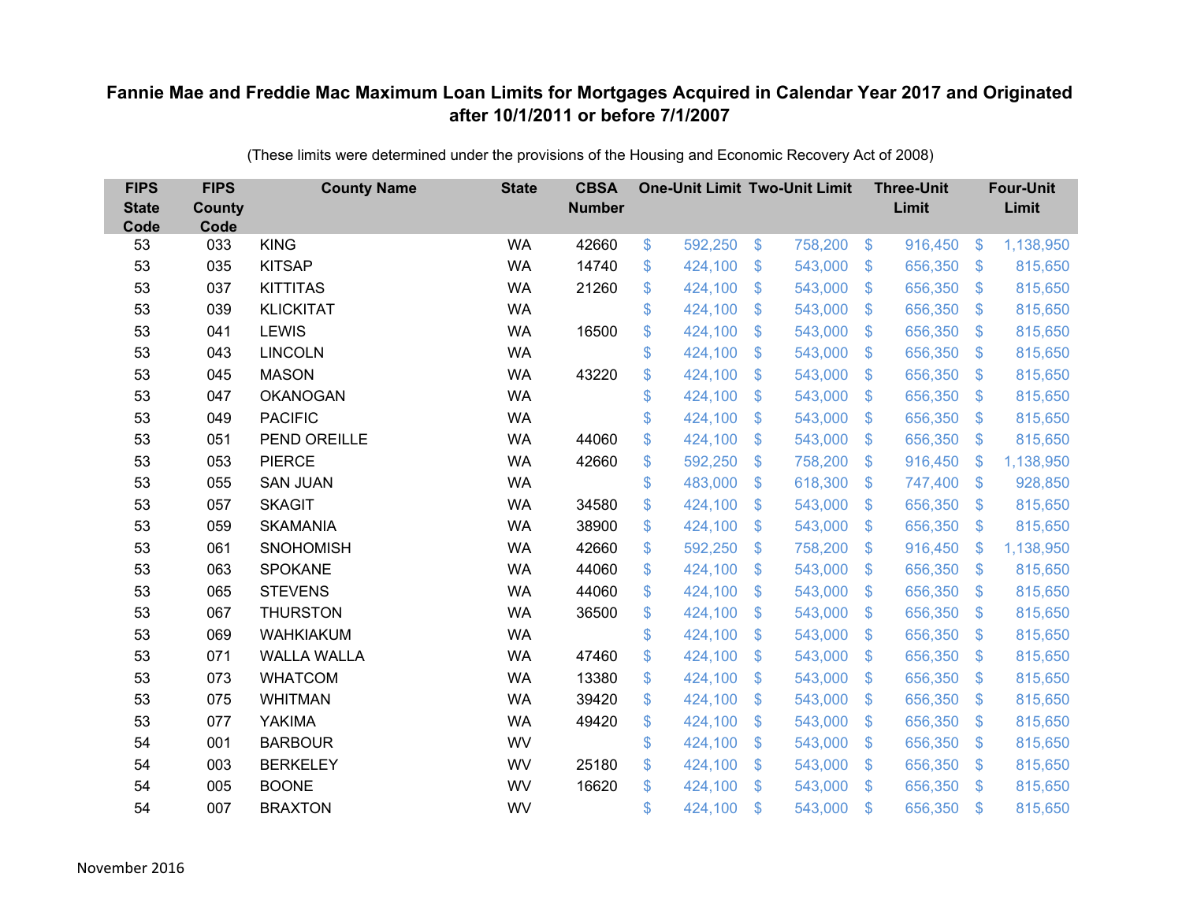# Fannie Mae and Freddie Mac Maximum Loan Limits for Mortgages Acquired in Calendar Year 2017 and Originated after 10/1/2011 or before 7/1/2007

(These limits were determined under the provisions of the Housing and Economic Recovery Act of 2008)

| FIPS State Code | FIPS County Code | County Name | State | CBSA Number | One-Unit Limit | Two-Unit Limit | Three-Unit Limit | Four-Unit Limit |
|---|---|---|---|---|---|---|---|---|
| 53 | 033 | KING | WA | 42660 | $ 592,250 | $ 758,200 | $ 916,450 | $ 1,138,950 |
| 53 | 035 | KITSAP | WA | 14740 | $ 424,100 | $ 543,000 | $ 656,350 | $ 815,650 |
| 53 | 037 | KITTITAS | WA | 21260 | $ 424,100 | $ 543,000 | $ 656,350 | $ 815,650 |
| 53 | 039 | KLICKITAT | WA | | $ 424,100 | $ 543,000 | $ 656,350 | $ 815,650 |
| 53 | 041 | LEWIS | WA | 16500 | $ 424,100 | $ 543,000 | $ 656,350 | $ 815,650 |
| 53 | 043 | LINCOLN | WA | | $ 424,100 | $ 543,000 | $ 656,350 | $ 815,650 |
| 53 | 045 | MASON | WA | 43220 | $ 424,100 | $ 543,000 | $ 656,350 | $ 815,650 |
| 53 | 047 | OKANOGAN | WA | | $ 424,100 | $ 543,000 | $ 656,350 | $ 815,650 |
| 53 | 049 | PACIFIC | WA | | $ 424,100 | $ 543,000 | $ 656,350 | $ 815,650 |
| 53 | 051 | PEND OREILLE | WA | 44060 | $ 424,100 | $ 543,000 | $ 656,350 | $ 815,650 |
| 53 | 053 | PIERCE | WA | 42660 | $ 592,250 | $ 758,200 | $ 916,450 | $ 1,138,950 |
| 53 | 055 | SAN JUAN | WA | | $ 483,000 | $ 618,300 | $ 747,400 | $ 928,850 |
| 53 | 057 | SKAGIT | WA | 34580 | $ 424,100 | $ 543,000 | $ 656,350 | $ 815,650 |
| 53 | 059 | SKAMANIA | WA | 38900 | $ 424,100 | $ 543,000 | $ 656,350 | $ 815,650 |
| 53 | 061 | SNOHOMISH | WA | 42660 | $ 592,250 | $ 758,200 | $ 916,450 | $ 1,138,950 |
| 53 | 063 | SPOKANE | WA | 44060 | $ 424,100 | $ 543,000 | $ 656,350 | $ 815,650 |
| 53 | 065 | STEVENS | WA | 44060 | $ 424,100 | $ 543,000 | $ 656,350 | $ 815,650 |
| 53 | 067 | THURSTON | WA | 36500 | $ 424,100 | $ 543,000 | $ 656,350 | $ 815,650 |
| 53 | 069 | WAHKIAKUM | WA | | $ 424,100 | $ 543,000 | $ 656,350 | $ 815,650 |
| 53 | 071 | WALLA WALLA | WA | 47460 | $ 424,100 | $ 543,000 | $ 656,350 | $ 815,650 |
| 53 | 073 | WHATCOM | WA | 13380 | $ 424,100 | $ 543,000 | $ 656,350 | $ 815,650 |
| 53 | 075 | WHITMAN | WA | 39420 | $ 424,100 | $ 543,000 | $ 656,350 | $ 815,650 |
| 53 | 077 | YAKIMA | WA | 49420 | $ 424,100 | $ 543,000 | $ 656,350 | $ 815,650 |
| 54 | 001 | BARBOUR | WV | | $ 424,100 | $ 543,000 | $ 656,350 | $ 815,650 |
| 54 | 003 | BERKELEY | WV | 25180 | $ 424,100 | $ 543,000 | $ 656,350 | $ 815,650 |
| 54 | 005 | BOONE | WV | 16620 | $ 424,100 | $ 543,000 | $ 656,350 | $ 815,650 |
| 54 | 007 | BRAXTON | WV | | $ 424,100 | $ 543,000 | $ 656,350 | $ 815,650 |

November 2016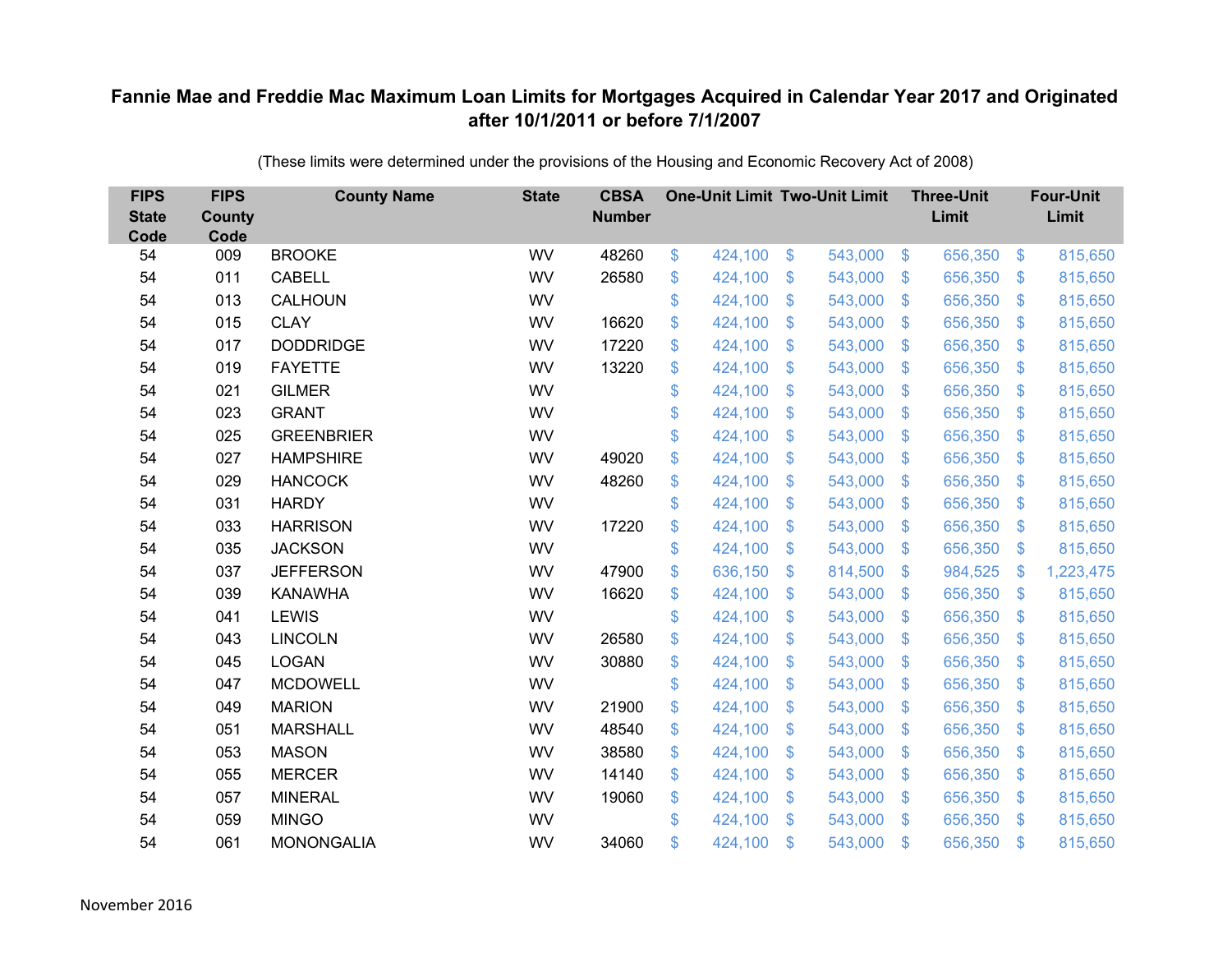**Fannie Mae and Freddie Mac Maximum Loan Limits for Mortgages Acquired in Calendar Year 2017 and Originated after 10/1/2011 or before 7/1/2007**

(These limits were determined under the provisions of the Housing and Economic Recovery Act of 2008)

| FIPS State Code | FIPS County Code | County Name | State | CBSA Number | One-Unit Limit | Two-Unit Limit | Three-Unit Limit | Four-Unit Limit |
|---|---|---|---|---|---|---|---|---|
| 54 | 009 | BROOKE | WV | 48260 | $ 424,100 | $ 543,000 | $ 656,350 | $ 815,650 |
| 54 | 011 | CABELL | WV | 26580 | $ 424,100 | $ 543,000 | $ 656,350 | $ 815,650 |
| 54 | 013 | CALHOUN | WV | | $ 424,100 | $ 543,000 | $ 656,350 | $ 815,650 |
| 54 | 015 | CLAY | WV | 16620 | $ 424,100 | $ 543,000 | $ 656,350 | $ 815,650 |
| 54 | 017 | DODDRIDGE | WV | 17220 | $ 424,100 | $ 543,000 | $ 656,350 | $ 815,650 |
| 54 | 019 | FAYETTE | WV | 13220 | $ 424,100 | $ 543,000 | $ 656,350 | $ 815,650 |
| 54 | 021 | GILMER | WV | | $ 424,100 | $ 543,000 | $ 656,350 | $ 815,650 |
| 54 | 023 | GRANT | WV | | $ 424,100 | $ 543,000 | $ 656,350 | $ 815,650 |
| 54 | 025 | GREENBRIER | WV | | $ 424,100 | $ 543,000 | $ 656,350 | $ 815,650 |
| 54 | 027 | HAMPSHIRE | WV | 49020 | $ 424,100 | $ 543,000 | $ 656,350 | $ 815,650 |
| 54 | 029 | HANCOCK | WV | 48260 | $ 424,100 | $ 543,000 | $ 656,350 | $ 815,650 |
| 54 | 031 | HARDY | WV | | $ 424,100 | $ 543,000 | $ 656,350 | $ 815,650 |
| 54 | 033 | HARRISON | WV | 17220 | $ 424,100 | $ 543,000 | $ 656,350 | $ 815,650 |
| 54 | 035 | JACKSON | WV | | $ 424,100 | $ 543,000 | $ 656,350 | $ 815,650 |
| 54 | 037 | JEFFERSON | WV | 47900 | $ 636,150 | $ 814,500 | $ 984,525 | $ 1,223,475 |
| 54 | 039 | KANAWHA | WV | 16620 | $ 424,100 | $ 543,000 | $ 656,350 | $ 815,650 |
| 54 | 041 | LEWIS | WV | | $ 424,100 | $ 543,000 | $ 656,350 | $ 815,650 |
| 54 | 043 | LINCOLN | WV | 26580 | $ 424,100 | $ 543,000 | $ 656,350 | $ 815,650 |
| 54 | 045 | LOGAN | WV | 30880 | $ 424,100 | $ 543,000 | $ 656,350 | $ 815,650 |
| 54 | 047 | MCDOWELL | WV | | $ 424,100 | $ 543,000 | $ 656,350 | $ 815,650 |
| 54 | 049 | MARION | WV | 21900 | $ 424,100 | $ 543,000 | $ 656,350 | $ 815,650 |
| 54 | 051 | MARSHALL | WV | 48540 | $ 424,100 | $ 543,000 | $ 656,350 | $ 815,650 |
| 54 | 053 | MASON | WV | 38580 | $ 424,100 | $ 543,000 | $ 656,350 | $ 815,650 |
| 54 | 055 | MERCER | WV | 14140 | $ 424,100 | $ 543,000 | $ 656,350 | $ 815,650 |
| 54 | 057 | MINERAL | WV | 19060 | $ 424,100 | $ 543,000 | $ 656,350 | $ 815,650 |
| 54 | 059 | MINGO | WV | | $ 424,100 | $ 543,000 | $ 656,350 | $ 815,650 |
| 54 | 061 | MONONGALIA | WV | 34060 | $ 424,100 | $ 543,000 | $ 656,350 | $ 815,650 |

November 2016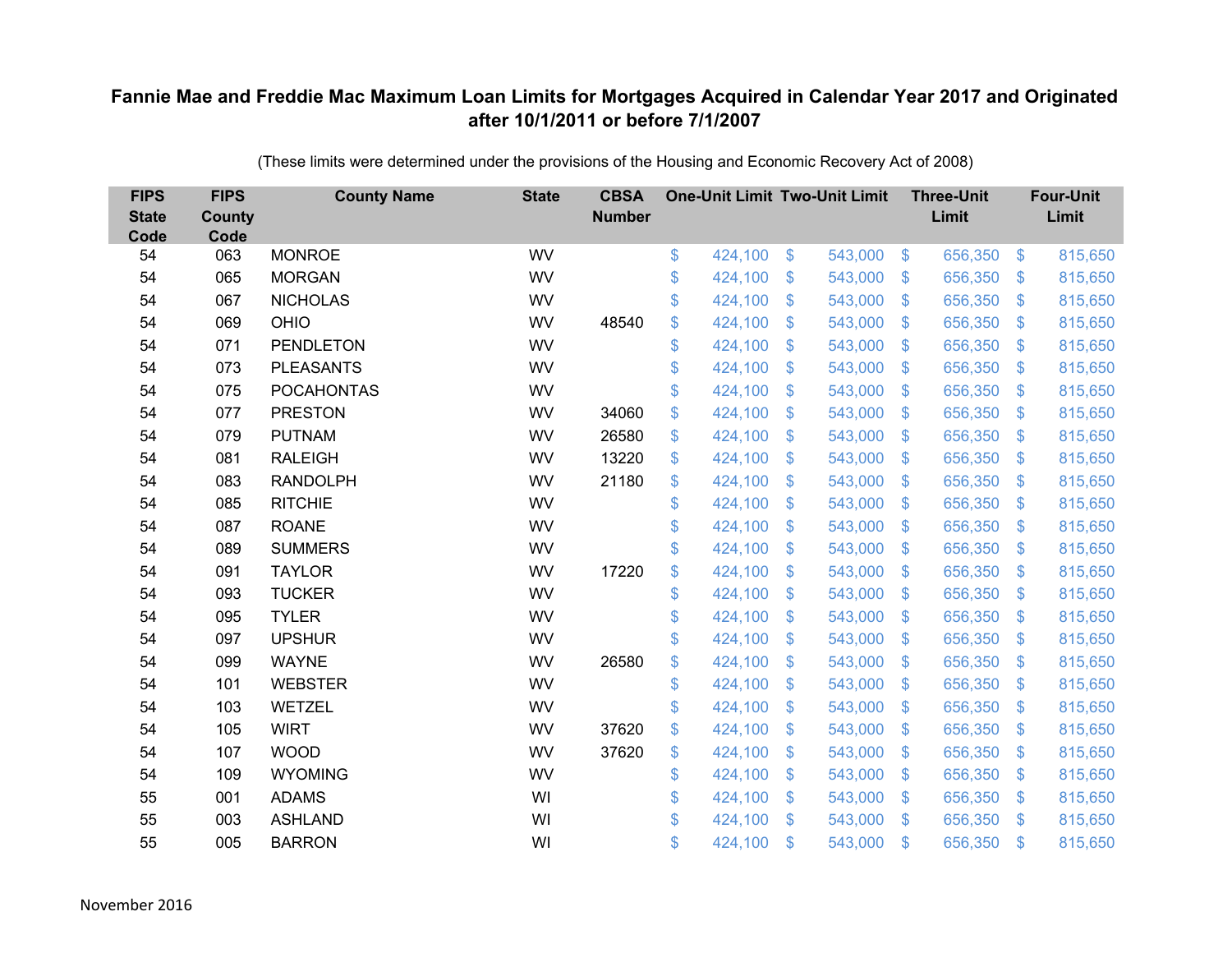# Fannie Mae and Freddie Mac Maximum Loan Limits for Mortgages Acquired in Calendar Year 2017 and Originated after 10/1/2011 or before 7/1/2007

(These limits were determined under the provisions of the Housing and Economic Recovery Act of 2008)

| FIPS State Code | FIPS County Code | County Name | State | CBSA Number | One-Unit Limit | Two-Unit Limit | Three-Unit Limit | Four-Unit Limit |
|---|---|---|---|---|---|---|---|---|
| 54 | 063 | MONROE | WV | | $ 424,100 | $ 543,000 | $ 656,350 | $ 815,650 |
| 54 | 065 | MORGAN | WV | | $ 424,100 | $ 543,000 | $ 656,350 | $ 815,650 |
| 54 | 067 | NICHOLAS | WV | | $ 424,100 | $ 543,000 | $ 656,350 | $ 815,650 |
| 54 | 069 | OHIO | WV | 48540 | $ 424,100 | $ 543,000 | $ 656,350 | $ 815,650 |
| 54 | 071 | PENDLETON | WV | | $ 424,100 | $ 543,000 | $ 656,350 | $ 815,650 |
| 54 | 073 | PLEASANTS | WV | | $ 424,100 | $ 543,000 | $ 656,350 | $ 815,650 |
| 54 | 075 | POCAHONTAS | WV | | $ 424,100 | $ 543,000 | $ 656,350 | $ 815,650 |
| 54 | 077 | PRESTON | WV | 34060 | $ 424,100 | $ 543,000 | $ 656,350 | $ 815,650 |
| 54 | 079 | PUTNAM | WV | 26580 | $ 424,100 | $ 543,000 | $ 656,350 | $ 815,650 |
| 54 | 081 | RALEIGH | WV | 13220 | $ 424,100 | $ 543,000 | $ 656,350 | $ 815,650 |
| 54 | 083 | RANDOLPH | WV | 21180 | $ 424,100 | $ 543,000 | $ 656,350 | $ 815,650 |
| 54 | 085 | RITCHIE | WV | | $ 424,100 | $ 543,000 | $ 656,350 | $ 815,650 |
| 54 | 087 | ROANE | WV | | $ 424,100 | $ 543,000 | $ 656,350 | $ 815,650 |
| 54 | 089 | SUMMERS | WV | | $ 424,100 | $ 543,000 | $ 656,350 | $ 815,650 |
| 54 | 091 | TAYLOR | WV | 17220 | $ 424,100 | $ 543,000 | $ 656,350 | $ 815,650 |
| 54 | 093 | TUCKER | WV | | $ 424,100 | $ 543,000 | $ 656,350 | $ 815,650 |
| 54 | 095 | TYLER | WV | | $ 424,100 | $ 543,000 | $ 656,350 | $ 815,650 |
| 54 | 097 | UPSHUR | WV | | $ 424,100 | $ 543,000 | $ 656,350 | $ 815,650 |
| 54 | 099 | WAYNE | WV | 26580 | $ 424,100 | $ 543,000 | $ 656,350 | $ 815,650 |
| 54 | 101 | WEBSTER | WV | | $ 424,100 | $ 543,000 | $ 656,350 | $ 815,650 |
| 54 | 103 | WETZEL | WV | | $ 424,100 | $ 543,000 | $ 656,350 | $ 815,650 |
| 54 | 105 | WIRT | WV | 37620 | $ 424,100 | $ 543,000 | $ 656,350 | $ 815,650 |
| 54 | 107 | WOOD | WV | 37620 | $ 424,100 | $ 543,000 | $ 656,350 | $ 815,650 |
| 54 | 109 | WYOMING | WV | | $ 424,100 | $ 543,000 | $ 656,350 | $ 815,650 |
| 55 | 001 | ADAMS | WI | | $ 424,100 | $ 543,000 | $ 656,350 | $ 815,650 |
| 55 | 003 | ASHLAND | WI | | $ 424,100 | $ 543,000 | $ 656,350 | $ 815,650 |
| 55 | 005 | BARRON | WI | | $ 424,100 | $ 543,000 | $ 656,350 | $ 815,650 |

November 2016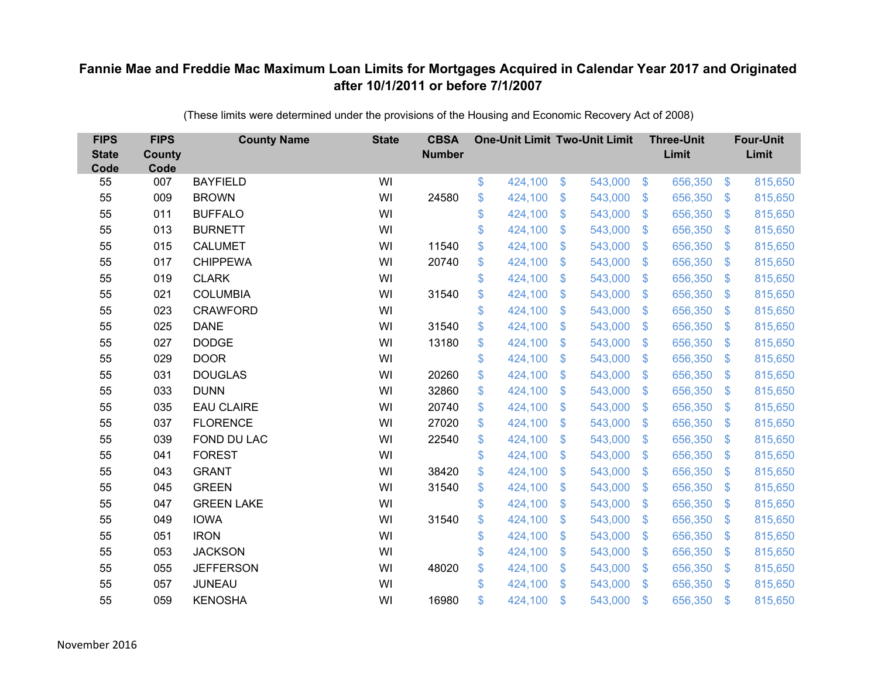**Fannie Mae and Freddie Mac Maximum Loan Limits for Mortgages Acquired in Calendar Year 2017 and Originated after 10/1/2011 or before 7/1/2007**

(These limits were determined under the provisions of the Housing and Economic Recovery Act of 2008)

| FIPS State Code | FIPS County Code | County Name | State | CBSA Number | One-Unit Limit | Two-Unit Limit | Three-Unit Limit | Four-Unit Limit |
|---|---|---|---|---|---|---|---|---|
| 55 | 007 | BAYFIELD | WI | | $ 424,100 | $ 543,000 | $ 656,350 | $ 815,650 |
| 55 | 009 | BROWN | WI | 24580 | $ 424,100 | $ 543,000 | $ 656,350 | $ 815,650 |
| 55 | 011 | BUFFALO | WI | | $ 424,100 | $ 543,000 | $ 656,350 | $ 815,650 |
| 55 | 013 | BURNETT | WI | | $ 424,100 | $ 543,000 | $ 656,350 | $ 815,650 |
| 55 | 015 | CALUMET | WI | 11540 | $ 424,100 | $ 543,000 | $ 656,350 | $ 815,650 |
| 55 | 017 | CHIPPEWA | WI | 20740 | $ 424,100 | $ 543,000 | $ 656,350 | $ 815,650 |
| 55 | 019 | CLARK | WI | | $ 424,100 | $ 543,000 | $ 656,350 | $ 815,650 |
| 55 | 021 | COLUMBIA | WI | 31540 | $ 424,100 | $ 543,000 | $ 656,350 | $ 815,650 |
| 55 | 023 | CRAWFORD | WI | | $ 424,100 | $ 543,000 | $ 656,350 | $ 815,650 |
| 55 | 025 | DANE | WI | 31540 | $ 424,100 | $ 543,000 | $ 656,350 | $ 815,650 |
| 55 | 027 | DODGE | WI | 13180 | $ 424,100 | $ 543,000 | $ 656,350 | $ 815,650 |
| 55 | 029 | DOOR | WI | | $ 424,100 | $ 543,000 | $ 656,350 | $ 815,650 |
| 55 | 031 | DOUGLAS | WI | 20260 | $ 424,100 | $ 543,000 | $ 656,350 | $ 815,650 |
| 55 | 033 | DUNN | WI | 32860 | $ 424,100 | $ 543,000 | $ 656,350 | $ 815,650 |
| 55 | 035 | EAU CLAIRE | WI | 20740 | $ 424,100 | $ 543,000 | $ 656,350 | $ 815,650 |
| 55 | 037 | FLORENCE | WI | 27020 | $ 424,100 | $ 543,000 | $ 656,350 | $ 815,650 |
| 55 | 039 | FOND DU LAC | WI | 22540 | $ 424,100 | $ 543,000 | $ 656,350 | $ 815,650 |
| 55 | 041 | FOREST | WI | | $ 424,100 | $ 543,000 | $ 656,350 | $ 815,650 |
| 55 | 043 | GRANT | WI | 38420 | $ 424,100 | $ 543,000 | $ 656,350 | $ 815,650 |
| 55 | 045 | GREEN | WI | 31540 | $ 424,100 | $ 543,000 | $ 656,350 | $ 815,650 |
| 55 | 047 | GREEN LAKE | WI | | $ 424,100 | $ 543,000 | $ 656,350 | $ 815,650 |
| 55 | 049 | IOWA | WI | 31540 | $ 424,100 | $ 543,000 | $ 656,350 | $ 815,650 |
| 55 | 051 | IRON | WI | | $ 424,100 | $ 543,000 | $ 656,350 | $ 815,650 |
| 55 | 053 | JACKSON | WI | | $ 424,100 | $ 543,000 | $ 656,350 | $ 815,650 |
| 55 | 055 | JEFFERSON | WI | 48020 | $ 424,100 | $ 543,000 | $ 656,350 | $ 815,650 |
| 55 | 057 | JUNEAU | WI | | $ 424,100 | $ 543,000 | $ 656,350 | $ 815,650 |
| 55 | 059 | KENOSHA | WI | 16980 | $ 424,100 | $ 543,000 | $ 656,350 | $ 815,650 |

November 2016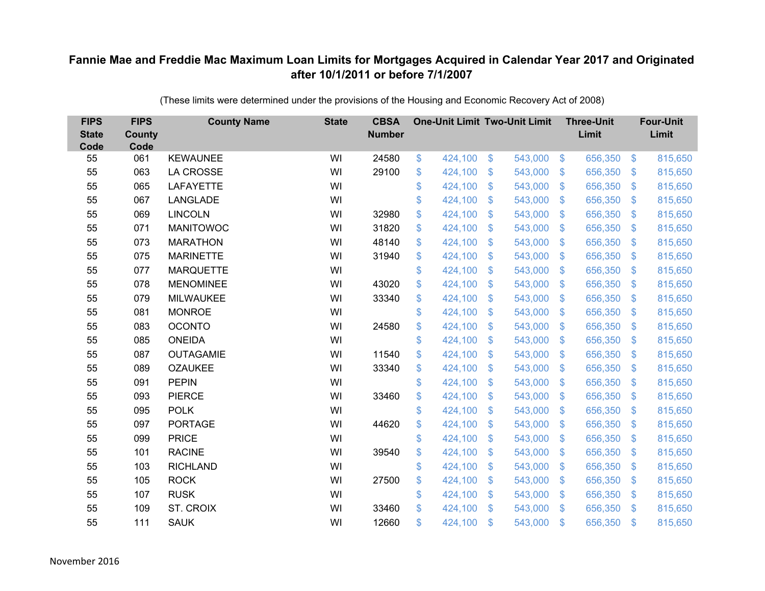# Fannie Mae and Freddie Mac Maximum Loan Limits for Mortgages Acquired in Calendar Year 2017 and Originated after 10/1/2011 or before 7/1/2007

(These limits were determined under the provisions of the Housing and Economic Recovery Act of 2008)

| FIPS State Code | FIPS County Code | County Name | State | CBSA Number | One-Unit Limit | Two-Unit Limit | Three-Unit Limit | Four-Unit Limit |
|---|---|---|---|---|---|---|---|---|
| 55 | 061 | KEWAUNEE | WI | 24580 | $ 424,100 | $ 543,000 | $ 656,350 | $ 815,650 |
| 55 | 063 | LA CROSSE | WI | 29100 | $ 424,100 | $ 543,000 | $ 656,350 | $ 815,650 |
| 55 | 065 | LAFAYETTE | WI | | $ 424,100 | $ 543,000 | $ 656,350 | $ 815,650 |
| 55 | 067 | LANGLADE | WI | | $ 424,100 | $ 543,000 | $ 656,350 | $ 815,650 |
| 55 | 069 | LINCOLN | WI | 32980 | $ 424,100 | $ 543,000 | $ 656,350 | $ 815,650 |
| 55 | 071 | MANITOWOC | WI | 31820 | $ 424,100 | $ 543,000 | $ 656,350 | $ 815,650 |
| 55 | 073 | MARATHON | WI | 48140 | $ 424,100 | $ 543,000 | $ 656,350 | $ 815,650 |
| 55 | 075 | MARINETTE | WI | 31940 | $ 424,100 | $ 543,000 | $ 656,350 | $ 815,650 |
| 55 | 077 | MARQUETTE | WI | | $ 424,100 | $ 543,000 | $ 656,350 | $ 815,650 |
| 55 | 078 | MENOMINEE | WI | 43020 | $ 424,100 | $ 543,000 | $ 656,350 | $ 815,650 |
| 55 | 079 | MILWAUKEE | WI | 33340 | $ 424,100 | $ 543,000 | $ 656,350 | $ 815,650 |
| 55 | 081 | MONROE | WI | | $ 424,100 | $ 543,000 | $ 656,350 | $ 815,650 |
| 55 | 083 | OCONTO | WI | 24580 | $ 424,100 | $ 543,000 | $ 656,350 | $ 815,650 |
| 55 | 085 | ONEIDA | WI | | $ 424,100 | $ 543,000 | $ 656,350 | $ 815,650 |
| 55 | 087 | OUTAGAMIE | WI | 11540 | $ 424,100 | $ 543,000 | $ 656,350 | $ 815,650 |
| 55 | 089 | OZAUKEE | WI | 33340 | $ 424,100 | $ 543,000 | $ 656,350 | $ 815,650 |
| 55 | 091 | PEPIN | WI | | $ 424,100 | $ 543,000 | $ 656,350 | $ 815,650 |
| 55 | 093 | PIERCE | WI | 33460 | $ 424,100 | $ 543,000 | $ 656,350 | $ 815,650 |
| 55 | 095 | POLK | WI | | $ 424,100 | $ 543,000 | $ 656,350 | $ 815,650 |
| 55 | 097 | PORTAGE | WI | 44620 | $ 424,100 | $ 543,000 | $ 656,350 | $ 815,650 |
| 55 | 099 | PRICE | WI | | $ 424,100 | $ 543,000 | $ 656,350 | $ 815,650 |
| 55 | 101 | RACINE | WI | 39540 | $ 424,100 | $ 543,000 | $ 656,350 | $ 815,650 |
| 55 | 103 | RICHLAND | WI | | $ 424,100 | $ 543,000 | $ 656,350 | $ 815,650 |
| 55 | 105 | ROCK | WI | 27500 | $ 424,100 | $ 543,000 | $ 656,350 | $ 815,650 |
| 55 | 107 | RUSK | WI | | $ 424,100 | $ 543,000 | $ 656,350 | $ 815,650 |
| 55 | 109 | ST. CROIX | WI | 33460 | $ 424,100 | $ 543,000 | $ 656,350 | $ 815,650 |
| 55 | 111 | SAUK | WI | 12660 | $ 424,100 | $ 543,000 | $ 656,350 | $ 815,650 |

November 2016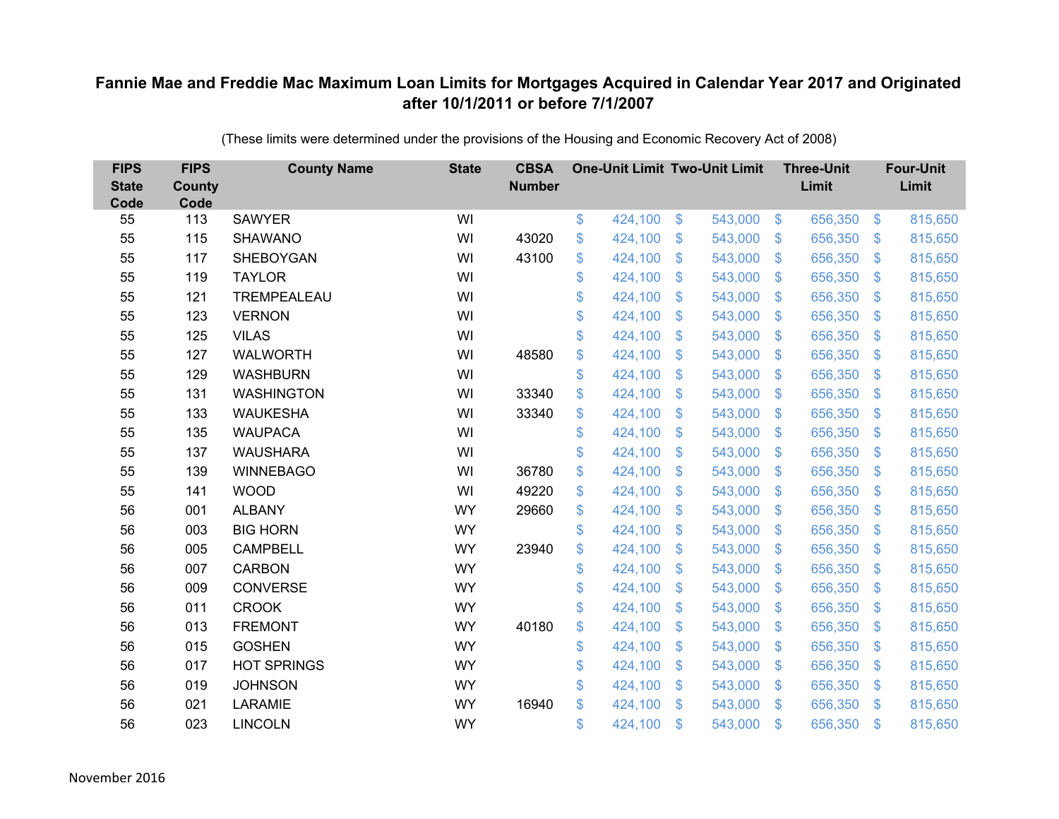# Fannie Mae and Freddie Mac Maximum Loan Limits for Mortgages Acquired in Calendar Year 2017 and Originated after 10/1/2011 or before 7/1/2007

(These limits were determined under the provisions of the Housing and Economic Recovery Act of 2008)

| FIPS State Code | FIPS County Code | County Name | State | CBSA Number | One-Unit Limit | Two-Unit Limit | Three-Unit Limit | Four-Unit Limit |
|---|---|---|---|---|---|---|---|---|
| 55 | 113 | SAWYER | WI | | $ 424,100 | $ 543,000 | $ 656,350 | $ 815,650 |
| 55 | 115 | SHAWANO | WI | 43020 | $ 424,100 | $ 543,000 | $ 656,350 | $ 815,650 |
| 55 | 117 | SHEBOYGAN | WI | 43100 | $ 424,100 | $ 543,000 | $ 656,350 | $ 815,650 |
| 55 | 119 | TAYLOR | WI | | $ 424,100 | $ 543,000 | $ 656,350 | $ 815,650 |
| 55 | 121 | TREMPEALEAU | WI | | $ 424,100 | $ 543,000 | $ 656,350 | $ 815,650 |
| 55 | 123 | VERNON | WI | | $ 424,100 | $ 543,000 | $ 656,350 | $ 815,650 |
| 55 | 125 | VILAS | WI | | $ 424,100 | $ 543,000 | $ 656,350 | $ 815,650 |
| 55 | 127 | WALWORTH | WI | 48580 | $ 424,100 | $ 543,000 | $ 656,350 | $ 815,650 |
| 55 | 129 | WASHBURN | WI | | $ 424,100 | $ 543,000 | $ 656,350 | $ 815,650 |
| 55 | 131 | WASHINGTON | WI | 33340 | $ 424,100 | $ 543,000 | $ 656,350 | $ 815,650 |
| 55 | 133 | WAUKESHA | WI | 33340 | $ 424,100 | $ 543,000 | $ 656,350 | $ 815,650 |
| 55 | 135 | WAUPACA | WI | | $ 424,100 | $ 543,000 | $ 656,350 | $ 815,650 |
| 55 | 137 | WAUSHARA | WI | | $ 424,100 | $ 543,000 | $ 656,350 | $ 815,650 |
| 55 | 139 | WINNEBAGO | WI | 36780 | $ 424,100 | $ 543,000 | $ 656,350 | $ 815,650 |
| 55 | 141 | WOOD | WI | 49220 | $ 424,100 | $ 543,000 | $ 656,350 | $ 815,650 |
| 56 | 001 | ALBANY | WY | 29660 | $ 424,100 | $ 543,000 | $ 656,350 | $ 815,650 |
| 56 | 003 | BIG HORN | WY | | $ 424,100 | $ 543,000 | $ 656,350 | $ 815,650 |
| 56 | 005 | CAMPBELL | WY | 23940 | $ 424,100 | $ 543,000 | $ 656,350 | $ 815,650 |
| 56 | 007 | CARBON | WY | | $ 424,100 | $ 543,000 | $ 656,350 | $ 815,650 |
| 56 | 009 | CONVERSE | WY | | $ 424,100 | $ 543,000 | $ 656,350 | $ 815,650 |
| 56 | 011 | CROOK | WY | | $ 424,100 | $ 543,000 | $ 656,350 | $ 815,650 |
| 56 | 013 | FREMONT | WY | 40180 | $ 424,100 | $ 543,000 | $ 656,350 | $ 815,650 |
| 56 | 015 | GOSHEN | WY | | $ 424,100 | $ 543,000 | $ 656,350 | $ 815,650 |
| 56 | 017 | HOT SPRINGS | WY | | $ 424,100 | $ 543,000 | $ 656,350 | $ 815,650 |
| 56 | 019 | JOHNSON | WY | | $ 424,100 | $ 543,000 | $ 656,350 | $ 815,650 |
| 56 | 021 | LARAMIE | WY | 16940 | $ 424,100 | $ 543,000 | $ 656,350 | $ 815,650 |
| 56 | 023 | LINCOLN | WY | | $ 424,100 | $ 543,000 | $ 656,350 | $ 815,650 |

November 2016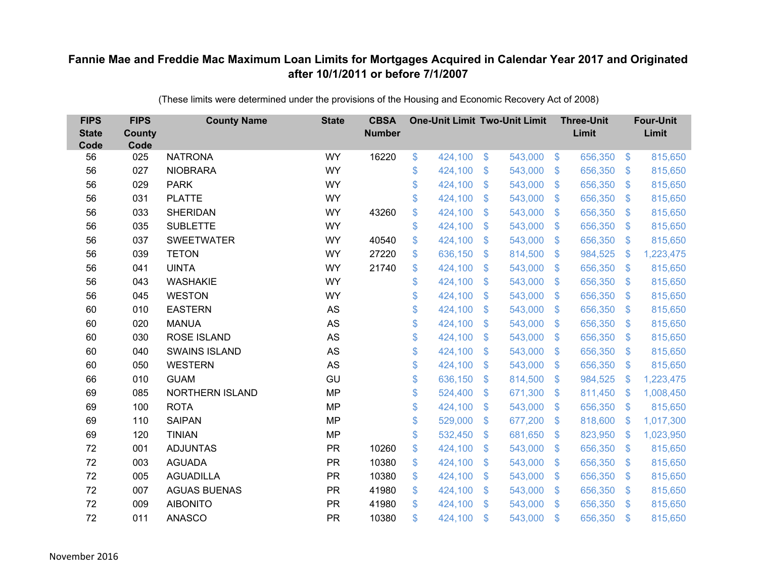# Fannie Mae and Freddie Mac Maximum Loan Limits for Mortgages Acquired in Calendar Year 2017 and Originated after 10/1/2011 or before 7/1/2007

(These limits were determined under the provisions of the Housing and Economic Recovery Act of 2008)

| FIPS State Code | FIPS County Code | County Name | State | CBSA Number | One-Unit Limit | Two-Unit Limit | Three-Unit Limit | Four-Unit Limit |
|---|---|---|---|---|---|---|---|---|
| 56 | 025 | NATRONA | WY | 16220 | $ 424,100 | $ 543,000 | $ 656,350 | $ 815,650 |
| 56 | 027 | NIOBRARA | WY | | $ 424,100 | $ 543,000 | $ 656,350 | $ 815,650 |
| 56 | 029 | PARK | WY | | $ 424,100 | $ 543,000 | $ 656,350 | $ 815,650 |
| 56 | 031 | PLATTE | WY | | $ 424,100 | $ 543,000 | $ 656,350 | $ 815,650 |
| 56 | 033 | SHERIDAN | WY | 43260 | $ 424,100 | $ 543,000 | $ 656,350 | $ 815,650 |
| 56 | 035 | SUBLETTE | WY | | $ 424,100 | $ 543,000 | $ 656,350 | $ 815,650 |
| 56 | 037 | SWEETWATER | WY | 40540 | $ 424,100 | $ 543,000 | $ 656,350 | $ 815,650 |
| 56 | 039 | TETON | WY | 27220 | $ 636,150 | $ 814,500 | $ 984,525 | $ 1,223,475 |
| 56 | 041 | UINTA | WY | 21740 | $ 424,100 | $ 543,000 | $ 656,350 | $ 815,650 |
| 56 | 043 | WASHAKIE | WY | | $ 424,100 | $ 543,000 | $ 656,350 | $ 815,650 |
| 56 | 045 | WESTON | WY | | $ 424,100 | $ 543,000 | $ 656,350 | $ 815,650 |
| 60 | 010 | EASTERN | AS | | $ 424,100 | $ 543,000 | $ 656,350 | $ 815,650 |
| 60 | 020 | MANUA | AS | | $ 424,100 | $ 543,000 | $ 656,350 | $ 815,650 |
| 60 | 030 | ROSE ISLAND | AS | | $ 424,100 | $ 543,000 | $ 656,350 | $ 815,650 |
| 60 | 040 | SWAINS ISLAND | AS | | $ 424,100 | $ 543,000 | $ 656,350 | $ 815,650 |
| 60 | 050 | WESTERN | AS | | $ 424,100 | $ 543,000 | $ 656,350 | $ 815,650 |
| 66 | 010 | GUAM | GU | | $ 636,150 | $ 814,500 | $ 984,525 | $ 1,223,475 |
| 69 | 085 | NORTHERN ISLAND | MP | | $ 524,400 | $ 671,300 | $ 811,450 | $ 1,008,450 |
| 69 | 100 | ROTA | MP | | $ 424,100 | $ 543,000 | $ 656,350 | $ 815,650 |
| 69 | 110 | SAIPAN | MP | | $ 529,000 | $ 677,200 | $ 818,600 | $ 1,017,300 |
| 69 | 120 | TINIAN | MP | | $ 532,450 | $ 681,650 | $ 823,950 | $ 1,023,950 |
| 72 | 001 | ADJUNTAS | PR | 10260 | $ 424,100 | $ 543,000 | $ 656,350 | $ 815,650 |
| 72 | 003 | AGUADA | PR | 10380 | $ 424,100 | $ 543,000 | $ 656,350 | $ 815,650 |
| 72 | 005 | AGUADILLA | PR | 10380 | $ 424,100 | $ 543,000 | $ 656,350 | $ 815,650 |
| 72 | 007 | AGUAS BUENAS | PR | 41980 | $ 424,100 | $ 543,000 | $ 656,350 | $ 815,650 |
| 72 | 009 | AIBONITO | PR | 41980 | $ 424,100 | $ 543,000 | $ 656,350 | $ 815,650 |
| 72 | 011 | ANASCO | PR | 10380 | $ 424,100 | $ 543,000 | $ 656,350 | $ 815,650 |

November 2016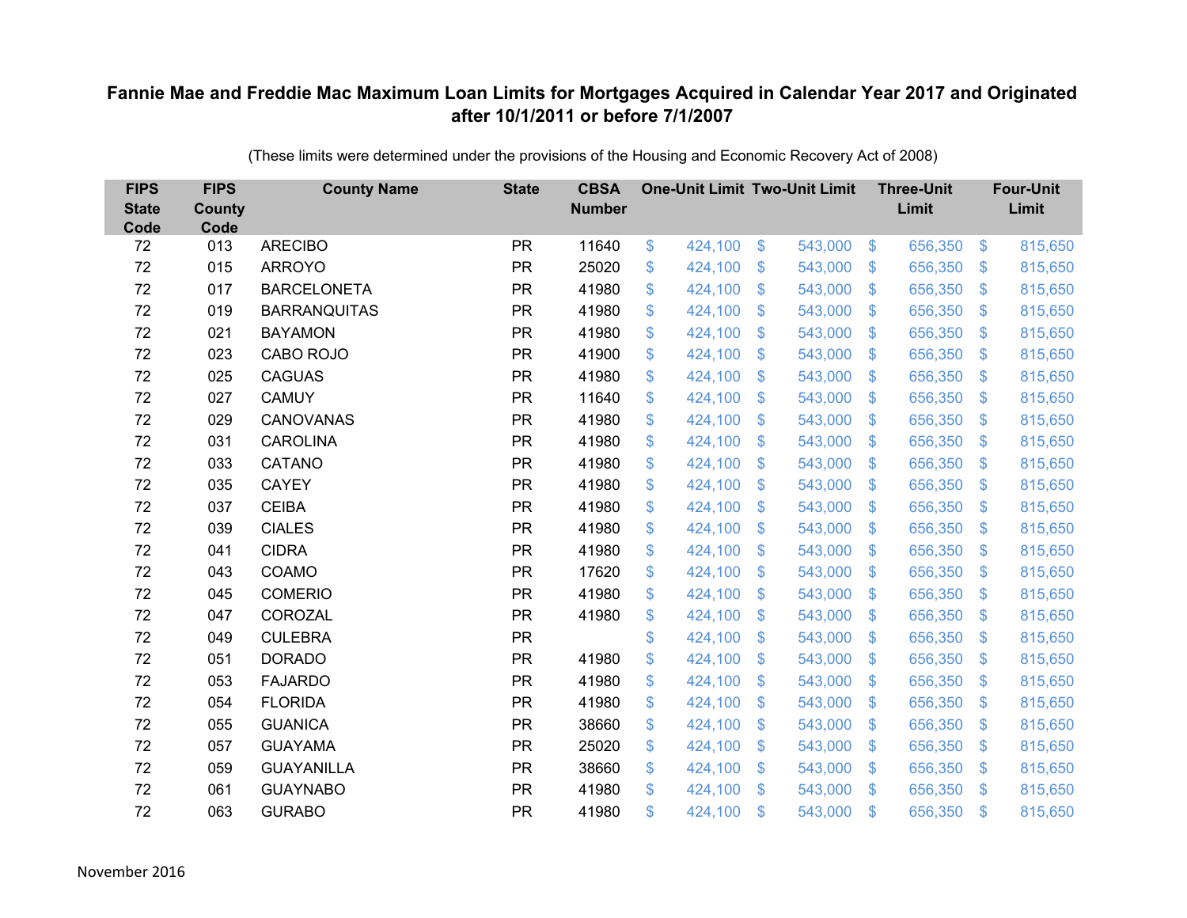# Fannie Mae and Freddie Mac Maximum Loan Limits for Mortgages Acquired in Calendar Year 2017 and Originated after 10/1/2011 or before 7/1/2007

(These limits were determined under the provisions of the Housing and Economic Recovery Act of 2008)

| FIPS State Code | FIPS County Code | County Name | State | CBSA Number | One-Unit Limit | Two-Unit Limit | Three-Unit Limit | Four-Unit Limit |
|---|---|---|---|---|---|---|---|---|
| 72 | 013 | ARECIBO | PR | 11640 | $ 424,100 | $ 543,000 | $ 656,350 | $ 815,650 |
| 72 | 015 | ARROYO | PR | 25020 | $ 424,100 | $ 543,000 | $ 656,350 | $ 815,650 |
| 72 | 017 | BARCELONETA | PR | 41980 | $ 424,100 | $ 543,000 | $ 656,350 | $ 815,650 |
| 72 | 019 | BARRANQUITAS | PR | 41980 | $ 424,100 | $ 543,000 | $ 656,350 | $ 815,650 |
| 72 | 021 | BAYAMON | PR | 41980 | $ 424,100 | $ 543,000 | $ 656,350 | $ 815,650 |
| 72 | 023 | CABO ROJO | PR | 41900 | $ 424,100 | $ 543,000 | $ 656,350 | $ 815,650 |
| 72 | 025 | CAGUAS | PR | 41980 | $ 424,100 | $ 543,000 | $ 656,350 | $ 815,650 |
| 72 | 027 | CAMUY | PR | 11640 | $ 424,100 | $ 543,000 | $ 656,350 | $ 815,650 |
| 72 | 029 | CANOVANAS | PR | 41980 | $ 424,100 | $ 543,000 | $ 656,350 | $ 815,650 |
| 72 | 031 | CAROLINA | PR | 41980 | $ 424,100 | $ 543,000 | $ 656,350 | $ 815,650 |
| 72 | 033 | CATANO | PR | 41980 | $ 424,100 | $ 543,000 | $ 656,350 | $ 815,650 |
| 72 | 035 | CAYEY | PR | 41980 | $ 424,100 | $ 543,000 | $ 656,350 | $ 815,650 |
| 72 | 037 | CEIBA | PR | 41980 | $ 424,100 | $ 543,000 | $ 656,350 | $ 815,650 |
| 72 | 039 | CIALES | PR | 41980 | $ 424,100 | $ 543,000 | $ 656,350 | $ 815,650 |
| 72 | 041 | CIDRA | PR | 41980 | $ 424,100 | $ 543,000 | $ 656,350 | $ 815,650 |
| 72 | 043 | COAMO | PR | 17620 | $ 424,100 | $ 543,000 | $ 656,350 | $ 815,650 |
| 72 | 045 | COMERIO | PR | 41980 | $ 424,100 | $ 543,000 | $ 656,350 | $ 815,650 |
| 72 | 047 | COROZAL | PR | 41980 | $ 424,100 | $ 543,000 | $ 656,350 | $ 815,650 |
| 72 | 049 | CULEBRA | PR | | $ 424,100 | $ 543,000 | $ 656,350 | $ 815,650 |
| 72 | 051 | DORADO | PR | 41980 | $ 424,100 | $ 543,000 | $ 656,350 | $ 815,650 |
| 72 | 053 | FAJARDO | PR | 41980 | $ 424,100 | $ 543,000 | $ 656,350 | $ 815,650 |
| 72 | 054 | FLORIDA | PR | 41980 | $ 424,100 | $ 543,000 | $ 656,350 | $ 815,650 |
| 72 | 055 | GUANICA | PR | 38660 | $ 424,100 | $ 543,000 | $ 656,350 | $ 815,650 |
| 72 | 057 | GUAYAMA | PR | 25020 | $ 424,100 | $ 543,000 | $ 656,350 | $ 815,650 |
| 72 | 059 | GUAYANILLA | PR | 38660 | $ 424,100 | $ 543,000 | $ 656,350 | $ 815,650 |
| 72 | 061 | GUAYNABO | PR | 41980 | $ 424,100 | $ 543,000 | $ 656,350 | $ 815,650 |
| 72 | 063 | GURABO | PR | 41980 | $ 424,100 | $ 543,000 | $ 656,350 | $ 815,650 |

November 2016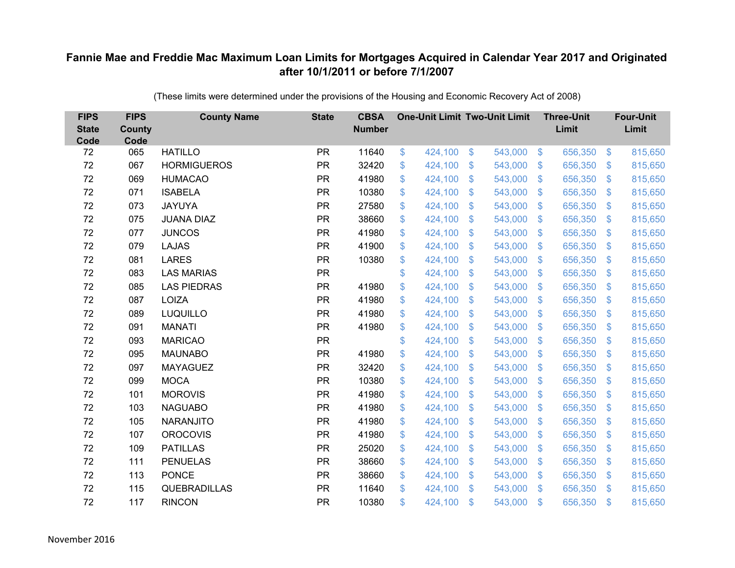# Fannie Mae and Freddie Mac Maximum Loan Limits for Mortgages Acquired in Calendar Year 2017 and Originated after 10/1/2011 or before 7/1/2007

(These limits were determined under the provisions of the Housing and Economic Recovery Act of 2008)

| FIPS State Code | FIPS County Code | County Name | State | CBSA Number | One-Unit Limit | Two-Unit Limit | Three-Unit Limit | Four-Unit Limit |
|---|---|---|---|---|---|---|---|---|
| 72 | 065 | HATILLO | PR | 11640 | $ 424,100 | $ 543,000 | $ 656,350 | $ 815,650 |
| 72 | 067 | HORMIGUEROS | PR | 32420 | $ 424,100 | $ 543,000 | $ 656,350 | $ 815,650 |
| 72 | 069 | HUMACAO | PR | 41980 | $ 424,100 | $ 543,000 | $ 656,350 | $ 815,650 |
| 72 | 071 | ISABELA | PR | 10380 | $ 424,100 | $ 543,000 | $ 656,350 | $ 815,650 |
| 72 | 073 | JAYUYA | PR | 27580 | $ 424,100 | $ 543,000 | $ 656,350 | $ 815,650 |
| 72 | 075 | JUANA DIAZ | PR | 38660 | $ 424,100 | $ 543,000 | $ 656,350 | $ 815,650 |
| 72 | 077 | JUNCOS | PR | 41980 | $ 424,100 | $ 543,000 | $ 656,350 | $ 815,650 |
| 72 | 079 | LAJAS | PR | 41900 | $ 424,100 | $ 543,000 | $ 656,350 | $ 815,650 |
| 72 | 081 | LARES | PR | 10380 | $ 424,100 | $ 543,000 | $ 656,350 | $ 815,650 |
| 72 | 083 | LAS MARIAS | PR | | $ 424,100 | $ 543,000 | $ 656,350 | $ 815,650 |
| 72 | 085 | LAS PIEDRAS | PR | 41980 | $ 424,100 | $ 543,000 | $ 656,350 | $ 815,650 |
| 72 | 087 | LOIZA | PR | 41980 | $ 424,100 | $ 543,000 | $ 656,350 | $ 815,650 |
| 72 | 089 | LUQUILLO | PR | 41980 | $ 424,100 | $ 543,000 | $ 656,350 | $ 815,650 |
| 72 | 091 | MANATI | PR | 41980 | $ 424,100 | $ 543,000 | $ 656,350 | $ 815,650 |
| 72 | 093 | MARICAO | PR | | $ 424,100 | $ 543,000 | $ 656,350 | $ 815,650 |
| 72 | 095 | MAUNABO | PR | 41980 | $ 424,100 | $ 543,000 | $ 656,350 | $ 815,650 |
| 72 | 097 | MAYAGUEZ | PR | 32420 | $ 424,100 | $ 543,000 | $ 656,350 | $ 815,650 |
| 72 | 099 | MOCA | PR | 10380 | $ 424,100 | $ 543,000 | $ 656,350 | $ 815,650 |
| 72 | 101 | MOROVIS | PR | 41980 | $ 424,100 | $ 543,000 | $ 656,350 | $ 815,650 |
| 72 | 103 | NAGUABO | PR | 41980 | $ 424,100 | $ 543,000 | $ 656,350 | $ 815,650 |
| 72 | 105 | NARANJITO | PR | 41980 | $ 424,100 | $ 543,000 | $ 656,350 | $ 815,650 |
| 72 | 107 | OROCOVIS | PR | 41980 | $ 424,100 | $ 543,000 | $ 656,350 | $ 815,650 |
| 72 | 109 | PATILLAS | PR | 25020 | $ 424,100 | $ 543,000 | $ 656,350 | $ 815,650 |
| 72 | 111 | PENUELAS | PR | 38660 | $ 424,100 | $ 543,000 | $ 656,350 | $ 815,650 |
| 72 | 113 | PONCE | PR | 38660 | $ 424,100 | $ 543,000 | $ 656,350 | $ 815,650 |
| 72 | 115 | QUEBRADILLAS | PR | 11640 | $ 424,100 | $ 543,000 | $ 656,350 | $ 815,650 |
| 72 | 117 | RINCON | PR | 10380 | $ 424,100 | $ 543,000 | $ 656,350 | $ 815,650 |

November 2016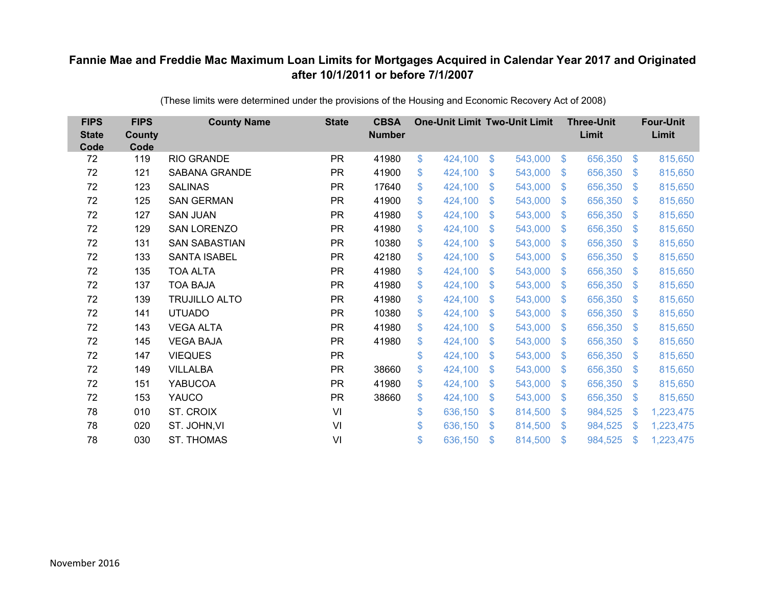**Fannie Mae and Freddie Mac Maximum Loan Limits for Mortgages Acquired in Calendar Year 2017 and Originated after 10/1/2011 or before 7/1/2007**

(These limits were determined under the provisions of the Housing and Economic Recovery Act of 2008)

| FIPS State Code | FIPS County Code | County Name | State | CBSA Number | One-Unit Limit | Two-Unit Limit | Three-Unit Limit | Four-Unit Limit |
|---|---|---|---|---|---|---|---|---|
| 72 | 119 | RIO GRANDE | PR | 41980 | $ 424,100 | $ 543,000 | $ 656,350 | $ 815,650 |
| 72 | 121 | SABANA GRANDE | PR | 41900 | $ 424,100 | $ 543,000 | $ 656,350 | $ 815,650 |
| 72 | 123 | SALINAS | PR | 17640 | $ 424,100 | $ 543,000 | $ 656,350 | $ 815,650 |
| 72 | 125 | SAN GERMAN | PR | 41900 | $ 424,100 | $ 543,000 | $ 656,350 | $ 815,650 |
| 72 | 127 | SAN JUAN | PR | 41980 | $ 424,100 | $ 543,000 | $ 656,350 | $ 815,650 |
| 72 | 129 | SAN LORENZO | PR | 41980 | $ 424,100 | $ 543,000 | $ 656,350 | $ 815,650 |
| 72 | 131 | SAN SABASTIAN | PR | 10380 | $ 424,100 | $ 543,000 | $ 656,350 | $ 815,650 |
| 72 | 133 | SANTA ISABEL | PR | 42180 | $ 424,100 | $ 543,000 | $ 656,350 | $ 815,650 |
| 72 | 135 | TOA ALTA | PR | 41980 | $ 424,100 | $ 543,000 | $ 656,350 | $ 815,650 |
| 72 | 137 | TOA BAJA | PR | 41980 | $ 424,100 | $ 543,000 | $ 656,350 | $ 815,650 |
| 72 | 139 | TRUJILLO ALTO | PR | 41980 | $ 424,100 | $ 543,000 | $ 656,350 | $ 815,650 |
| 72 | 141 | UTUADO | PR | 10380 | $ 424,100 | $ 543,000 | $ 656,350 | $ 815,650 |
| 72 | 143 | VEGA ALTA | PR | 41980 | $ 424,100 | $ 543,000 | $ 656,350 | $ 815,650 |
| 72 | 145 | VEGA BAJA | PR | 41980 | $ 424,100 | $ 543,000 | $ 656,350 | $ 815,650 |
| 72 | 147 | VIEQUES | PR | | $ 424,100 | $ 543,000 | $ 656,350 | $ 815,650 |
| 72 | 149 | VILLALBA | PR | 38660 | $ 424,100 | $ 543,000 | $ 656,350 | $ 815,650 |
| 72 | 151 | YABUCOA | PR | 41980 | $ 424,100 | $ 543,000 | $ 656,350 | $ 815,650 |
| 72 | 153 | YAUCO | PR | 38660 | $ 424,100 | $ 543,000 | $ 656,350 | $ 815,650 |
| 78 | 010 | ST. CROIX | VI | | $ 636,150 | $ 814,500 | $ 984,525 | $ 1,223,475 |
| 78 | 020 | ST. JOHN,VI | VI | | $ 636,150 | $ 814,500 | $ 984,525 | $ 1,223,475 |
| 78 | 030 | ST. THOMAS | VI | | $ 636,150 | $ 814,500 | $ 984,525 | $ 1,223,475 |

November 2016